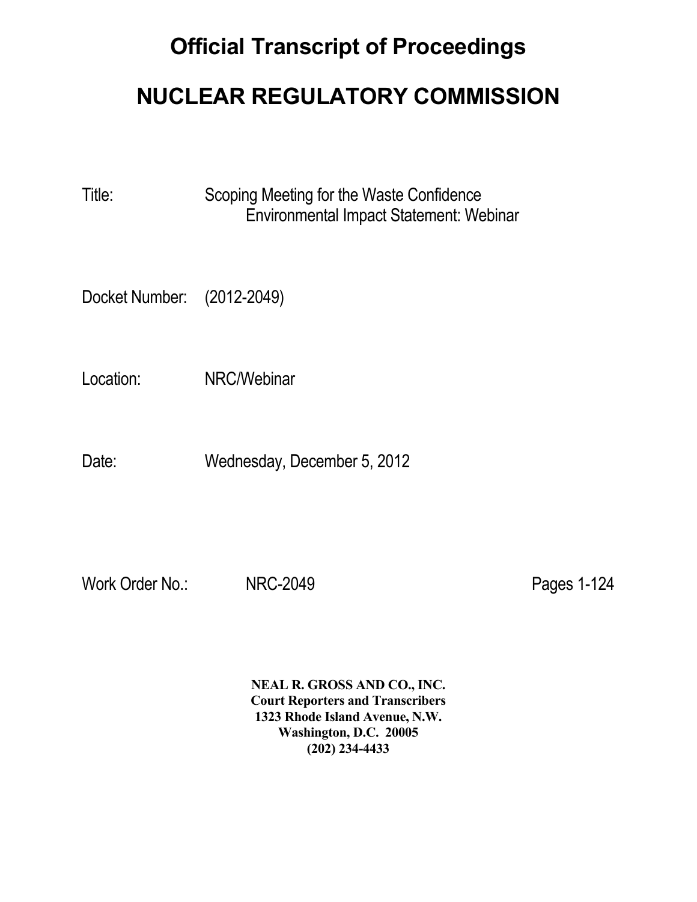# Official Transcript of Proceedings

# NUCLEAR REGULATORY COMMISSION

Title: Scoping Meeting for the Waste Confidence Environmental Impact Statement: Webinar

Docket Number: (2012-2049)

Location: NRC/Webinar

Date: Wednesday, December 5, 2012

Work Order No.: NRC-2049 Pages 1-124

**NEAL R. GROSS AND CO., INC.**
**Court Reporters and Transcribers**
**1323 Rhode Island Avenue, N.W.**
**Washington, D.C. 20005**
**(202) 234-4433**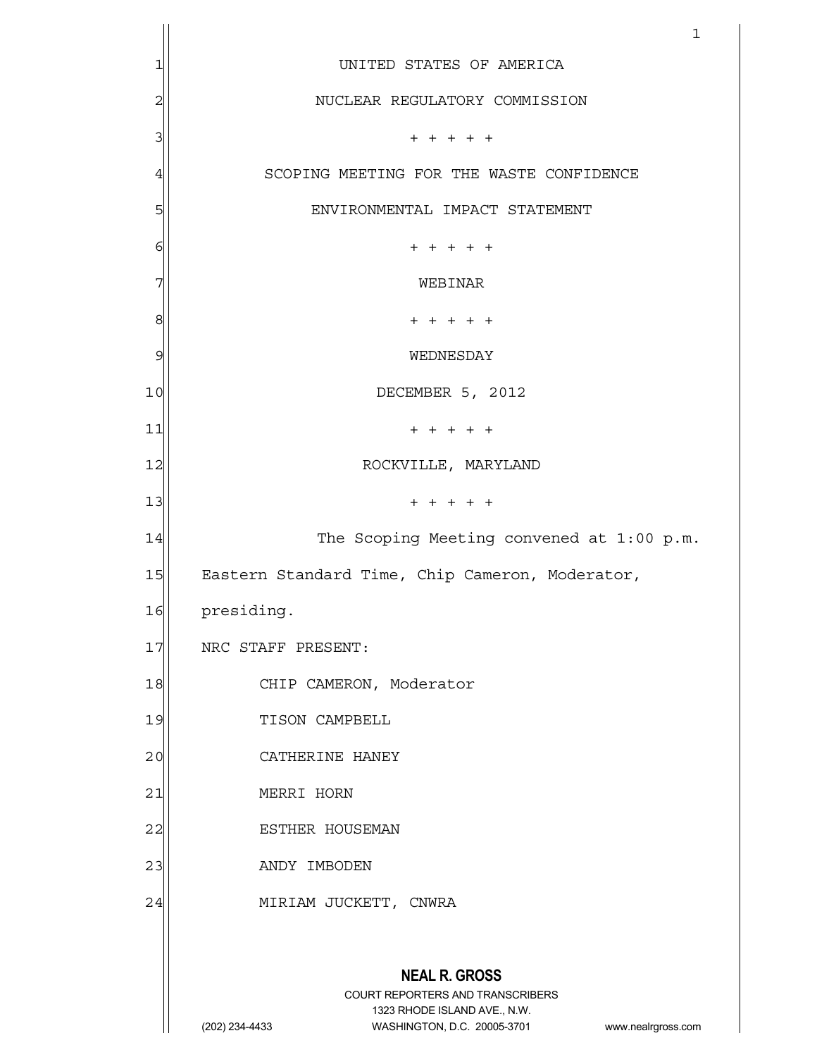UNITED STATES OF AMERICA

NUCLEAR REGULATORY COMMISSION

+ + + + +

SCOPING MEETING FOR THE WASTE CONFIDENCE

ENVIRONMENTAL IMPACT STATEMENT

+ + + + +

WEBINAR

+ + + + +

WEDNESDAY

DECEMBER 5, 2012

+ + + + +

ROCKVILLE, MARYLAND

+ + + + +

The Scoping Meeting convened at 1:00 p.m. Eastern Standard Time, Chip Cameron, Moderator, presiding.

NRC STAFF PRESENT:

CHIP CAMERON, Moderator

TISON CAMPBELL

CATHERINE HANEY

MERRI HORN

ESTHER HOUSEMAN

ANDY IMBODEN

MIRIAM JUCKETT, CNWRA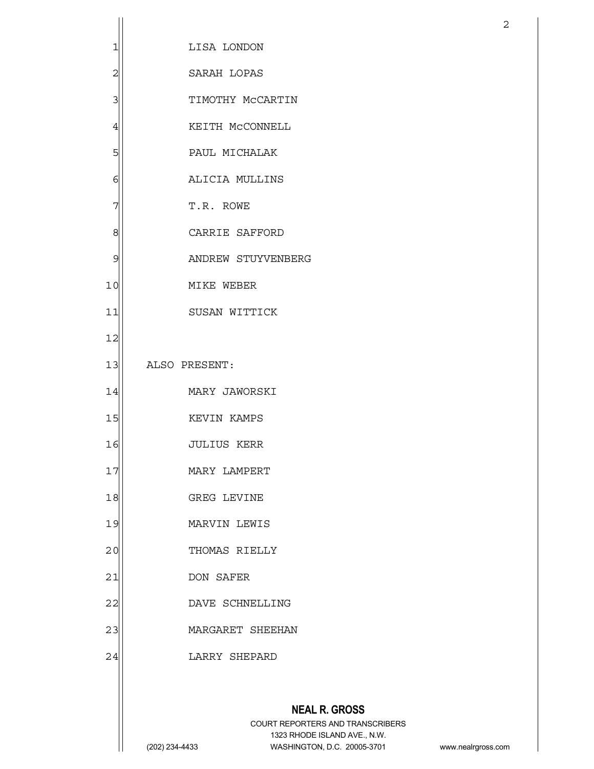LISA LONDON

SARAH LOPAS

TIMOTHY McCARTIN

KEITH McCONNELL

PAUL MICHALAK

ALICIA MULLINS

T.R. ROWE

CARRIE SAFFORD

ANDREW STUYVENBERG

MIKE WEBER

SUSAN WITTICK

ALSO PRESENT:

MARY JAWORSKI

KEVIN KAMPS

JULIUS KERR

MARY LAMPERT

GREG LEVINE

MARVIN LEWIS

THOMAS RIELLY

DON SAFER

DAVE SCHNELLING

MARGARET SHEEHAN

LARRY SHEPARD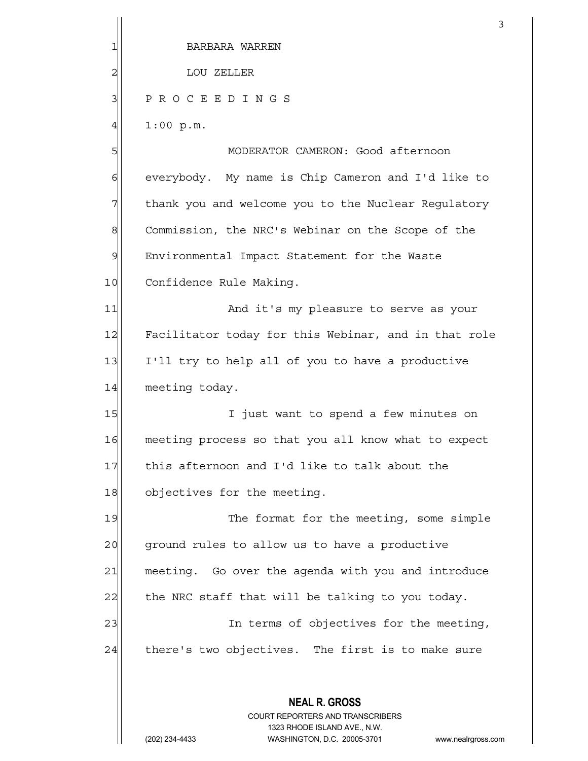BARBARA WARREN

LOU ZELLER

P R O C E E D I N G S

1:00 p.m.

MODERATOR CAMERON: Good afternoon everybody. My name is Chip Cameron and I'd like to thank you and welcome you to the Nuclear Regulatory Commission, the NRC's Webinar on the Scope of the Environmental Impact Statement for the Waste Confidence Rule Making.

And it's my pleasure to serve as your Facilitator today for this Webinar, and in that role I'll try to help all of you to have a productive meeting today.

I just want to spend a few minutes on meeting process so that you all know what to expect this afternoon and I'd like to talk about the objectives for the meeting.

The format for the meeting, some simple ground rules to allow us to have a productive meeting. Go over the agenda with you and introduce the NRC staff that will be talking to you today.

In terms of objectives for the meeting, there's two objectives. The first is to make sure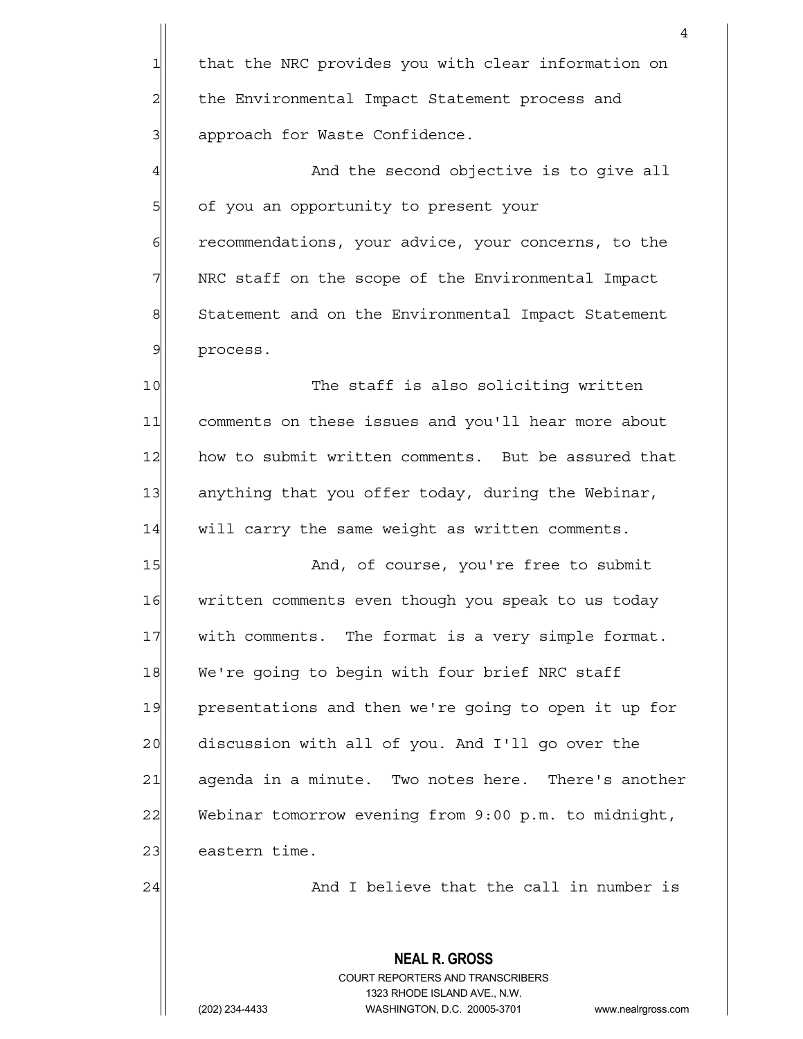that the NRC provides you with clear information on the Environmental Impact Statement process and approach for Waste Confidence.

And the second objective is to give all of you an opportunity to present your recommendations, your advice, your concerns, to the NRC staff on the scope of the Environmental Impact Statement and on the Environmental Impact Statement process.

The staff is also soliciting written comments on these issues and you'll hear more about how to submit written comments. But be assured that anything that you offer today, during the Webinar, will carry the same weight as written comments.

And, of course, you're free to submit written comments even though you speak to us today with comments. The format is a very simple format. We're going to begin with four brief NRC staff presentations and then we're going to open it up for discussion with all of you. And I'll go over the agenda in a minute. Two notes here. There's another Webinar tomorrow evening from 9:00 p.m. to midnight, eastern time.

And I believe that the call in number is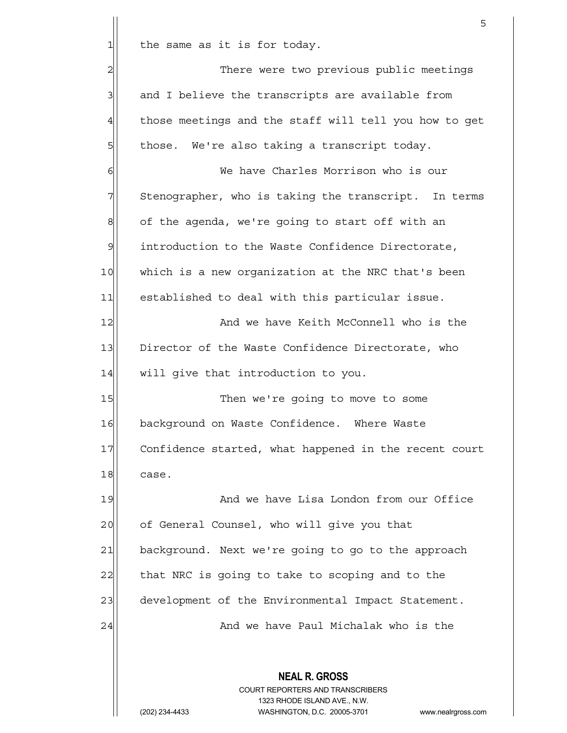the same as it is for today.

There were two previous public meetings and I believe the transcripts are available from those meetings and the staff will tell you how to get those. We're also taking a transcript today.

We have Charles Morrison who is our Stenographer, who is taking the transcript. In terms of the agenda, we're going to start off with an introduction to the Waste Confidence Directorate, which is a new organization at the NRC that's been established to deal with this particular issue.

And we have Keith McConnell who is the Director of the Waste Confidence Directorate, who will give that introduction to you.

Then we're going to move to some background on Waste Confidence. Where Waste Confidence started, what happened in the recent court case.

And we have Lisa London from our Office of General Counsel, who will give you that background. Next we're going to go to the approach that NRC is going to take to scoping and to the development of the Environmental Impact Statement.

And we have Paul Michalak who is the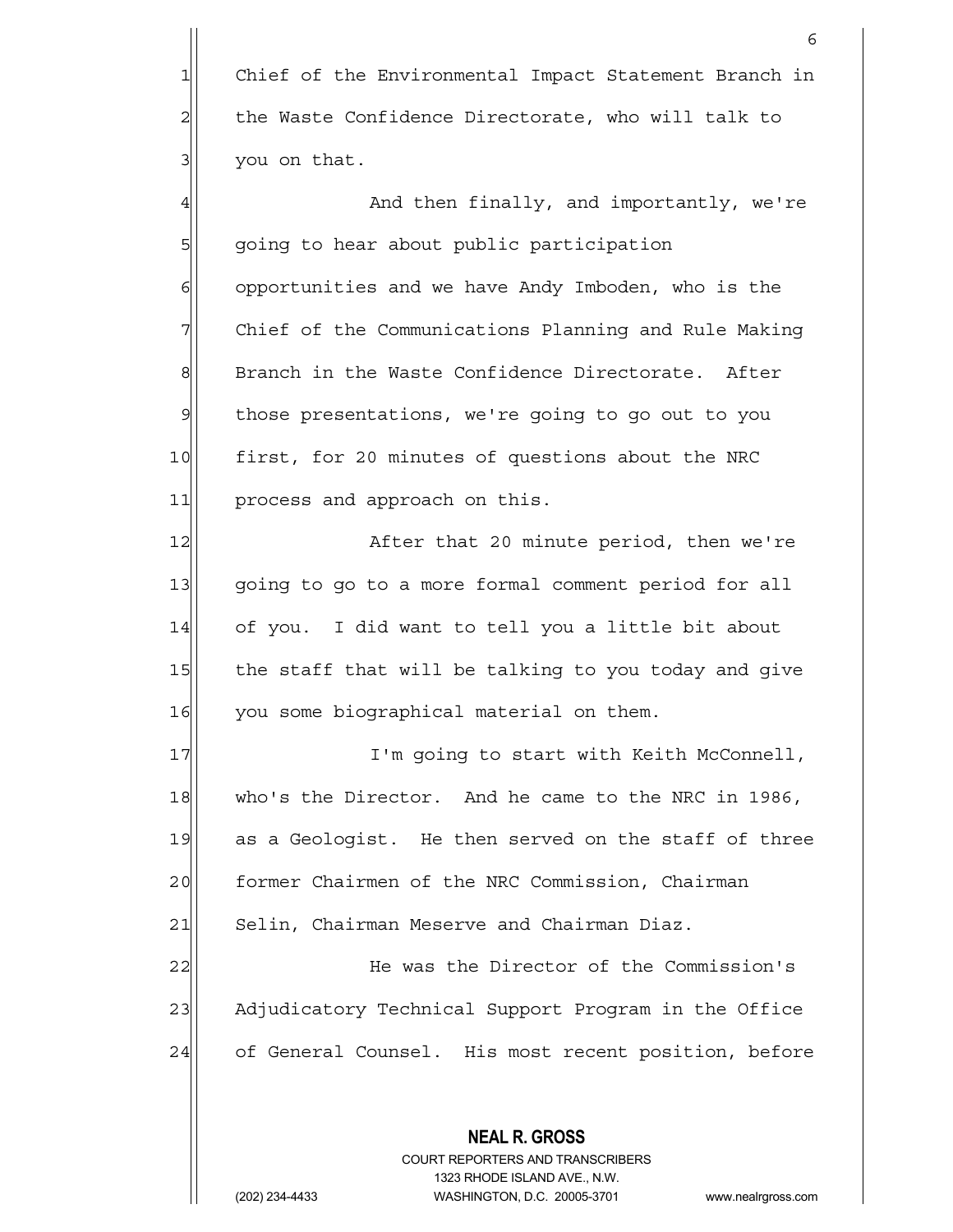Chief of the Environmental Impact Statement Branch in the Waste Confidence Directorate, who will talk to you on that.

And then finally, and importantly, we're going to hear about public participation opportunities and we have Andy Imboden, who is the Chief of the Communications Planning and Rule Making Branch in the Waste Confidence Directorate. After those presentations, we're going to go out to you first, for 20 minutes of questions about the NRC process and approach on this.

After that 20 minute period, then we're going to go to a more formal comment period for all of you. I did want to tell you a little bit about the staff that will be talking to you today and give you some biographical material on them.

I'm going to start with Keith McConnell, who's the Director. And he came to the NRC in 1986, as a Geologist. He then served on the staff of three former Chairmen of the NRC Commission, Chairman Selin, Chairman Meserve and Chairman Diaz.

He was the Director of the Commission's Adjudicatory Technical Support Program in the Office of General Counsel. His most recent position, before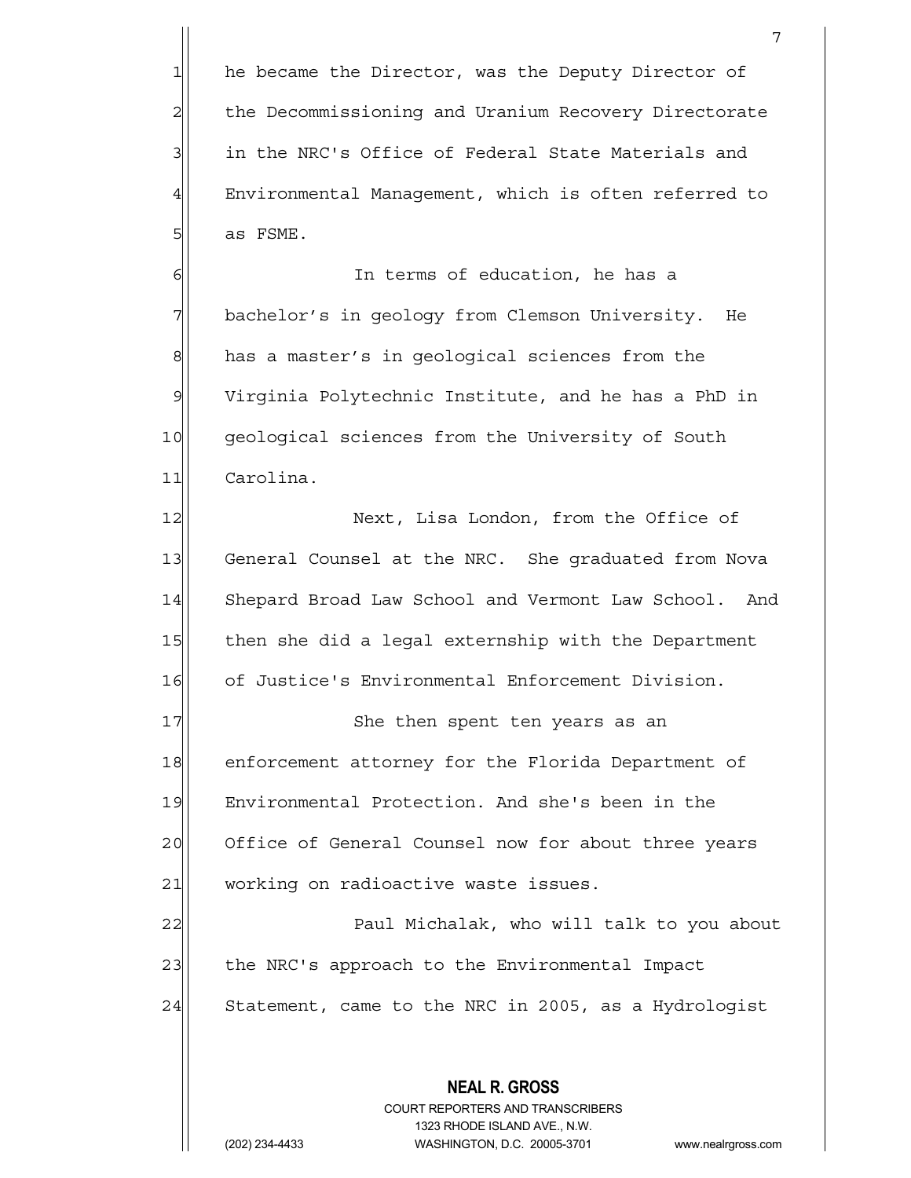he became the Director, was the Deputy Director of the Decommissioning and Uranium Recovery Directorate in the NRC's Office of Federal State Materials and Environmental Management, which is often referred to as FSME.

In terms of education, he has a bachelor's in geology from Clemson University. He has a master's in geological sciences from the Virginia Polytechnic Institute, and he has a PhD in geological sciences from the University of South Carolina.

Next, Lisa London, from the Office of General Counsel at the NRC. She graduated from Nova Shepard Broad Law School and Vermont Law School. And then she did a legal externship with the Department of Justice's Environmental Enforcement Division.

She then spent ten years as an enforcement attorney for the Florida Department of Environmental Protection. And she's been in the Office of General Counsel now for about three years working on radioactive waste issues.

Paul Michalak, who will talk to you about the NRC's approach to the Environmental Impact Statement, came to the NRC in 2005, as a Hydrologist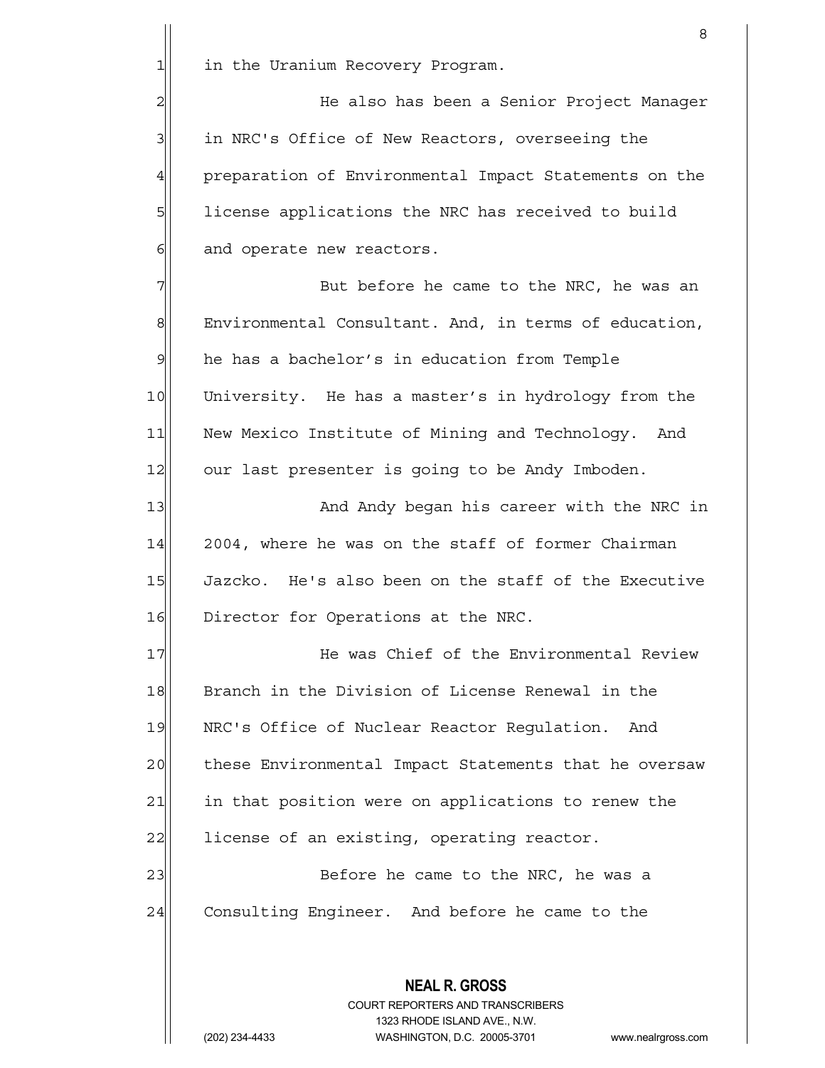in the Uranium Recovery Program.

He also has been a Senior Project Manager in NRC's Office of New Reactors, overseeing the preparation of Environmental Impact Statements on the license applications the NRC has received to build and operate new reactors.

But before he came to the NRC, he was an Environmental Consultant. And, in terms of education, he has a bachelor's in education from Temple University. He has a master's in hydrology from the New Mexico Institute of Mining and Technology. And our last presenter is going to be Andy Imboden.

And Andy began his career with the NRC in 2004, where he was on the staff of former Chairman Jazcko. He's also been on the staff of the Executive Director for Operations at the NRC.

He was Chief of the Environmental Review Branch in the Division of License Renewal in the NRC's Office of Nuclear Reactor Regulation. And these Environmental Impact Statements that he oversaw in that position were on applications to renew the license of an existing, operating reactor.

Before he came to the NRC, he was a Consulting Engineer. And before he came to the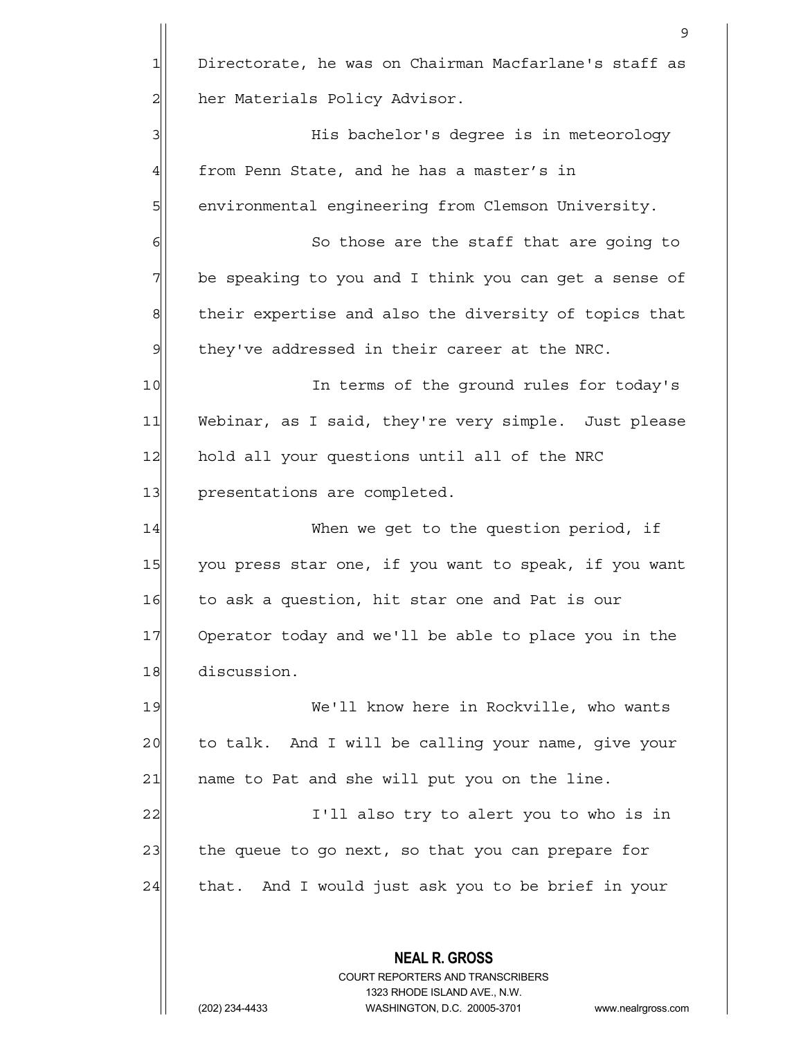Directorate, he was on Chairman Macfarlane's staff as her Materials Policy Advisor.

His bachelor's degree is in meteorology from Penn State, and he has a master's in environmental engineering from Clemson University.

So those are the staff that are going to be speaking to you and I think you can get a sense of their expertise and also the diversity of topics that they've addressed in their career at the NRC.

In terms of the ground rules for today's Webinar, as I said, they're very simple. Just please hold all your questions until all of the NRC presentations are completed.

When we get to the question period, if you press star one, if you want to speak, if you want to ask a question, hit star one and Pat is our Operator today and we'll be able to place you in the discussion.

We'll know here in Rockville, who wants to talk. And I will be calling your name, give your name to Pat and she will put you on the line.

I'll also try to alert you to who is in the queue to go next, so that you can prepare for that. And I would just ask you to be brief in your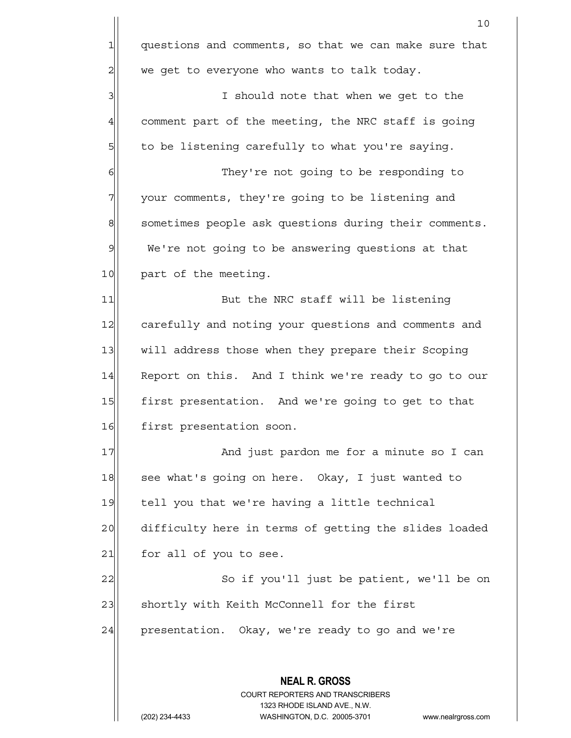questions and comments, so that we can make sure that we get to everyone who wants to talk today.

I should note that when we get to the comment part of the meeting, the NRC staff is going to be listening carefully to what you're saying.

They're not going to be responding to your comments, they're going to be listening and sometimes people ask questions during their comments. We're not going to be answering questions at that part of the meeting.

But the NRC staff will be listening carefully and noting your questions and comments and will address those when they prepare their Scoping Report on this. And I think we're ready to go to our first presentation. And we're going to get to that first presentation soon.

And just pardon me for a minute so I can see what's going on here. Okay, I just wanted to tell you that we're having a little technical difficulty here in terms of getting the slides loaded for all of you to see.

So if you'll just be patient, we'll be on shortly with Keith McConnell for the first presentation. Okay, we're ready to go and we're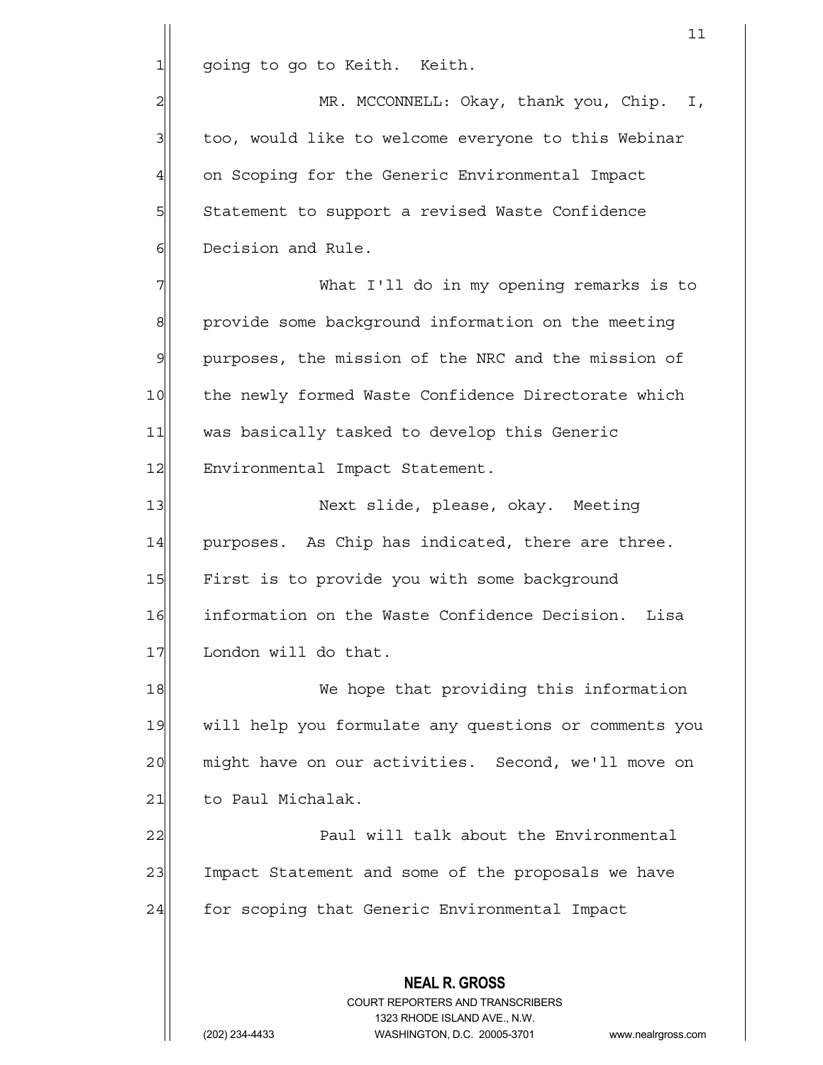going to go to Keith. Keith.

MR. MCCONNELL: Okay, thank you, Chip. I, too, would like to welcome everyone to this Webinar on Scoping for the Generic Environmental Impact Statement to support a revised Waste Confidence Decision and Rule.

What I'll do in my opening remarks is to provide some background information on the meeting purposes, the mission of the NRC and the mission of the newly formed Waste Confidence Directorate which was basically tasked to develop this Generic Environmental Impact Statement.

Next slide, please, okay. Meeting purposes. As Chip has indicated, there are three. First is to provide you with some background information on the Waste Confidence Decision. Lisa London will do that.

We hope that providing this information will help you formulate any questions or comments you might have on our activities. Second, we'll move on to Paul Michalak.

Paul will talk about the Environmental Impact Statement and some of the proposals we have for scoping that Generic Environmental Impact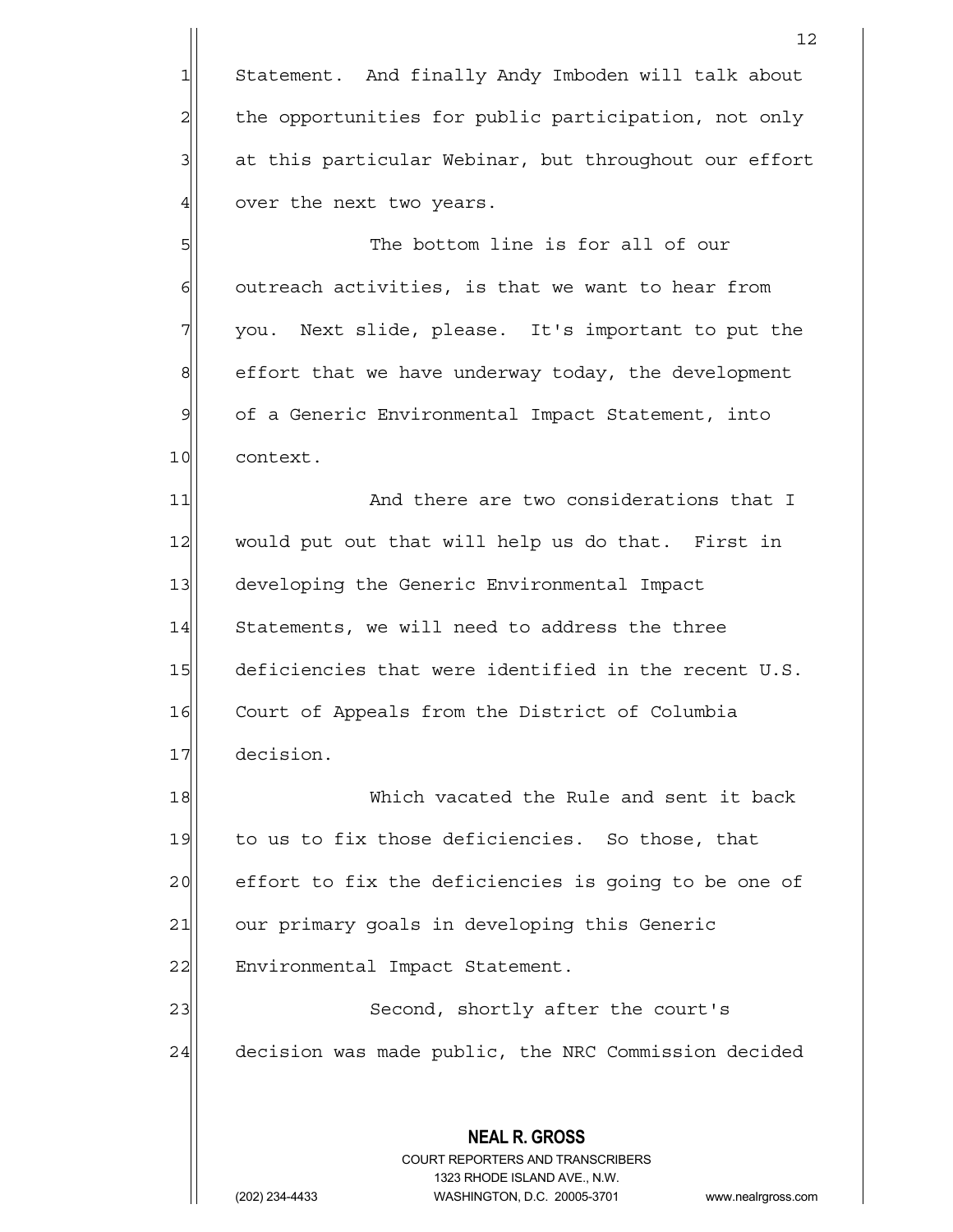Statement. And finally Andy Imboden will talk about the opportunities for public participation, not only at this particular Webinar, but throughout our effort over the next two years.

The bottom line is for all of our outreach activities, is that we want to hear from you. Next slide, please. It's important to put the effort that we have underway today, the development of a Generic Environmental Impact Statement, into context.

And there are two considerations that I would put out that will help us do that. First in developing the Generic Environmental Impact Statements, we will need to address the three deficiencies that were identified in the recent U.S. Court of Appeals from the District of Columbia decision.

Which vacated the Rule and sent it back to us to fix those deficiencies. So those, that effort to fix the deficiencies is going to be one of our primary goals in developing this Generic Environmental Impact Statement.

Second, shortly after the court's decision was made public, the NRC Commission decided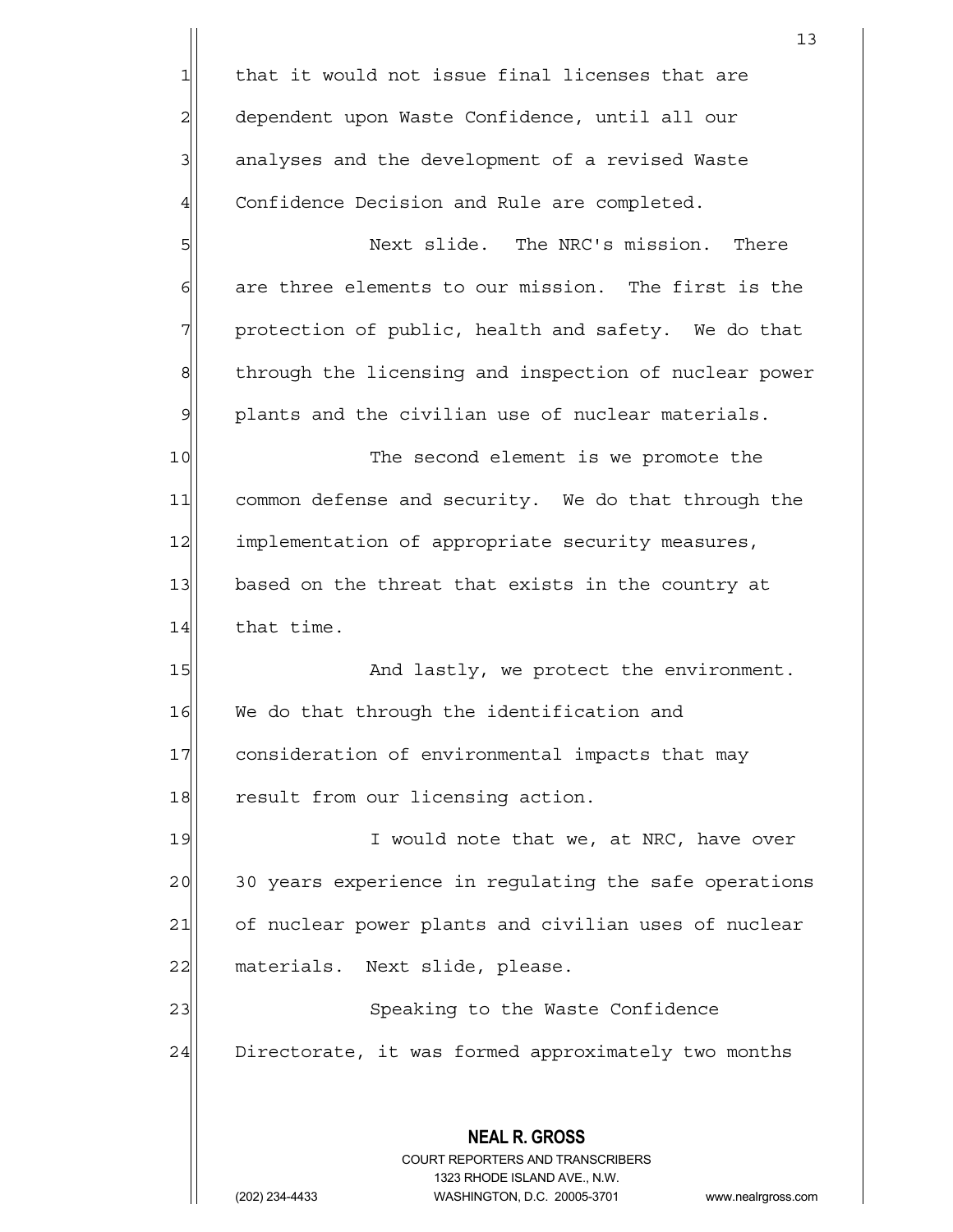that it would not issue final licenses that are dependent upon Waste Confidence, until all our analyses and the development of a revised Waste Confidence Decision and Rule are completed.

Next slide. The NRC's mission. There are three elements to our mission. The first is the protection of public, health and safety. We do that through the licensing and inspection of nuclear power plants and the civilian use of nuclear materials.

The second element is we promote the common defense and security. We do that through the implementation of appropriate security measures, based on the threat that exists in the country at that time.

And lastly, we protect the environment. We do that through the identification and consideration of environmental impacts that may result from our licensing action.

I would note that we, at NRC, have over 30 years experience in regulating the safe operations of nuclear power plants and civilian uses of nuclear materials. Next slide, please.

Speaking to the Waste Confidence Directorate, it was formed approximately two months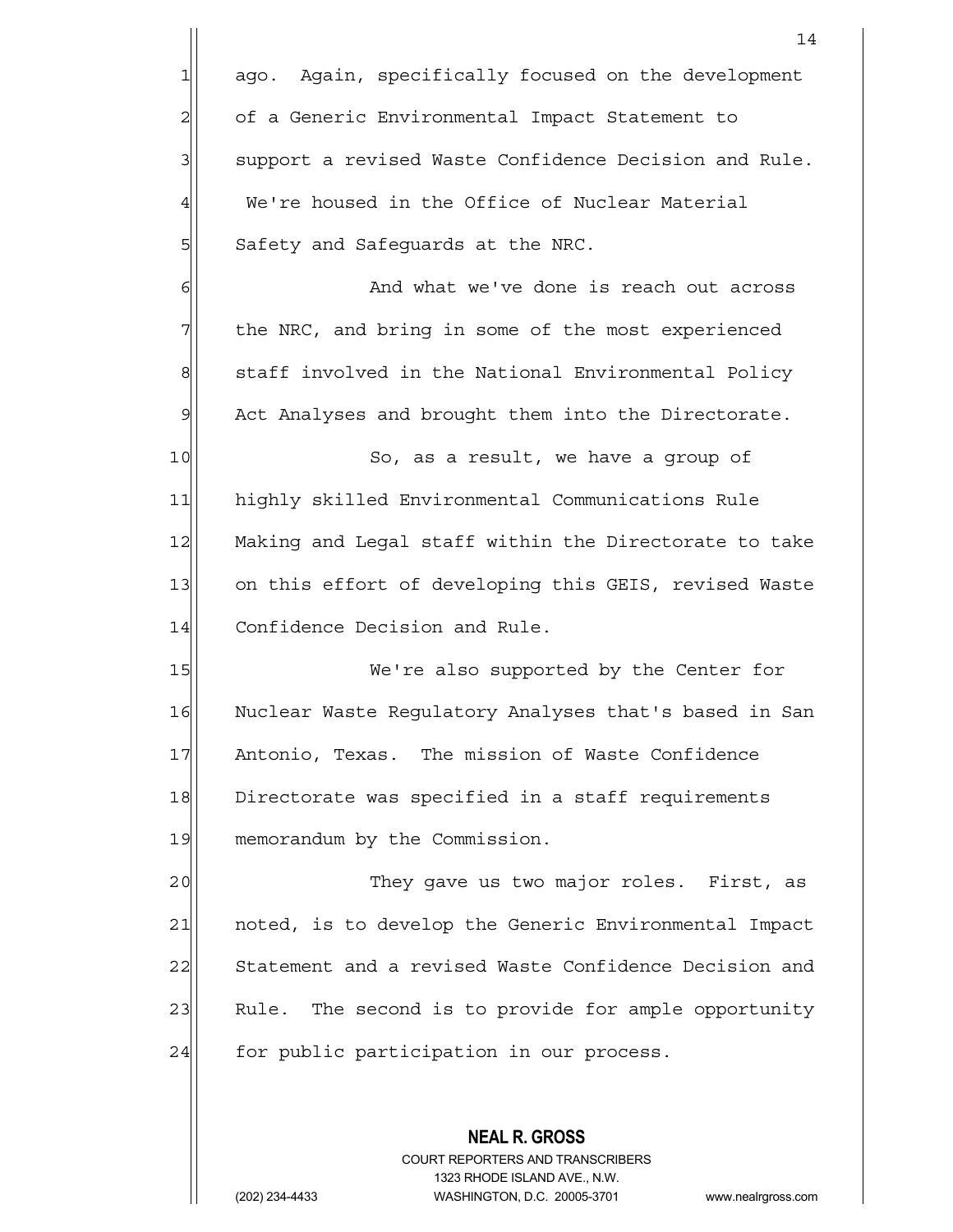ago. Again, specifically focused on the development of a Generic Environmental Impact Statement to support a revised Waste Confidence Decision and Rule. We're housed in the Office of Nuclear Material Safety and Safeguards at the NRC.

And what we've done is reach out across the NRC, and bring in some of the most experienced staff involved in the National Environmental Policy Act Analyses and brought them into the Directorate.

So, as a result, we have a group of highly skilled Environmental Communications Rule Making and Legal staff within the Directorate to take on this effort of developing this GEIS, revised Waste Confidence Decision and Rule.

We're also supported by the Center for Nuclear Waste Regulatory Analyses that's based in San Antonio, Texas. The mission of Waste Confidence Directorate was specified in a staff requirements memorandum by the Commission.

They gave us two major roles. First, as noted, is to develop the Generic Environmental Impact Statement and a revised Waste Confidence Decision and Rule. The second is to provide for ample opportunity for public participation in our process.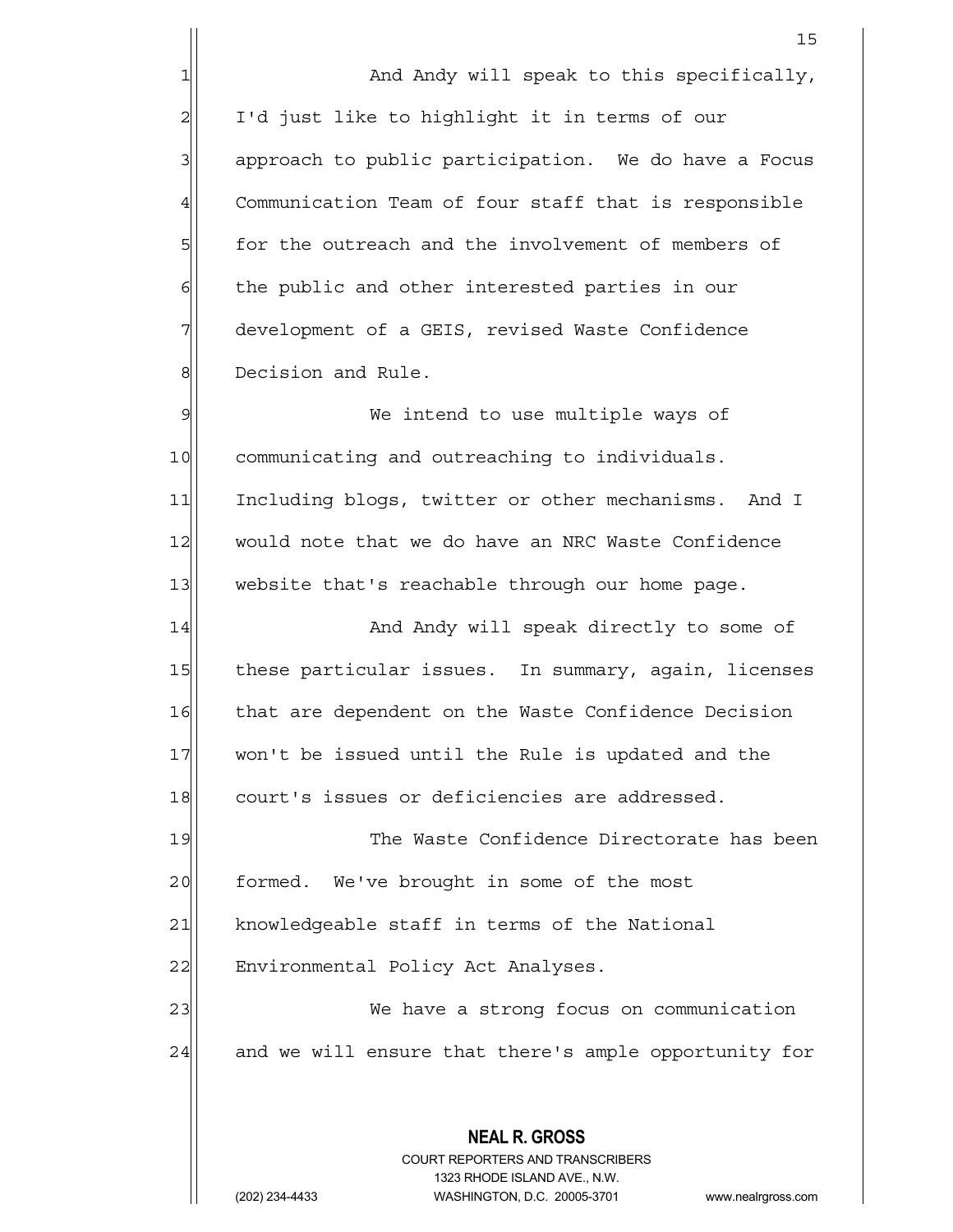And Andy will speak to this specifically, I'd just like to highlight it in terms of our approach to public participation. We do have a Focus Communication Team of four staff that is responsible for the outreach and the involvement of members of the public and other interested parties in our development of a GEIS, revised Waste Confidence Decision and Rule.

We intend to use multiple ways of communicating and outreaching to individuals. Including blogs, twitter or other mechanisms. And I would note that we do have an NRC Waste Confidence website that's reachable through our home page.

And Andy will speak directly to some of these particular issues. In summary, again, licenses that are dependent on the Waste Confidence Decision won't be issued until the Rule is updated and the court's issues or deficiencies are addressed.

The Waste Confidence Directorate has been formed. We've brought in some of the most knowledgeable staff in terms of the National Environmental Policy Act Analyses.

We have a strong focus on communication and we will ensure that there's ample opportunity for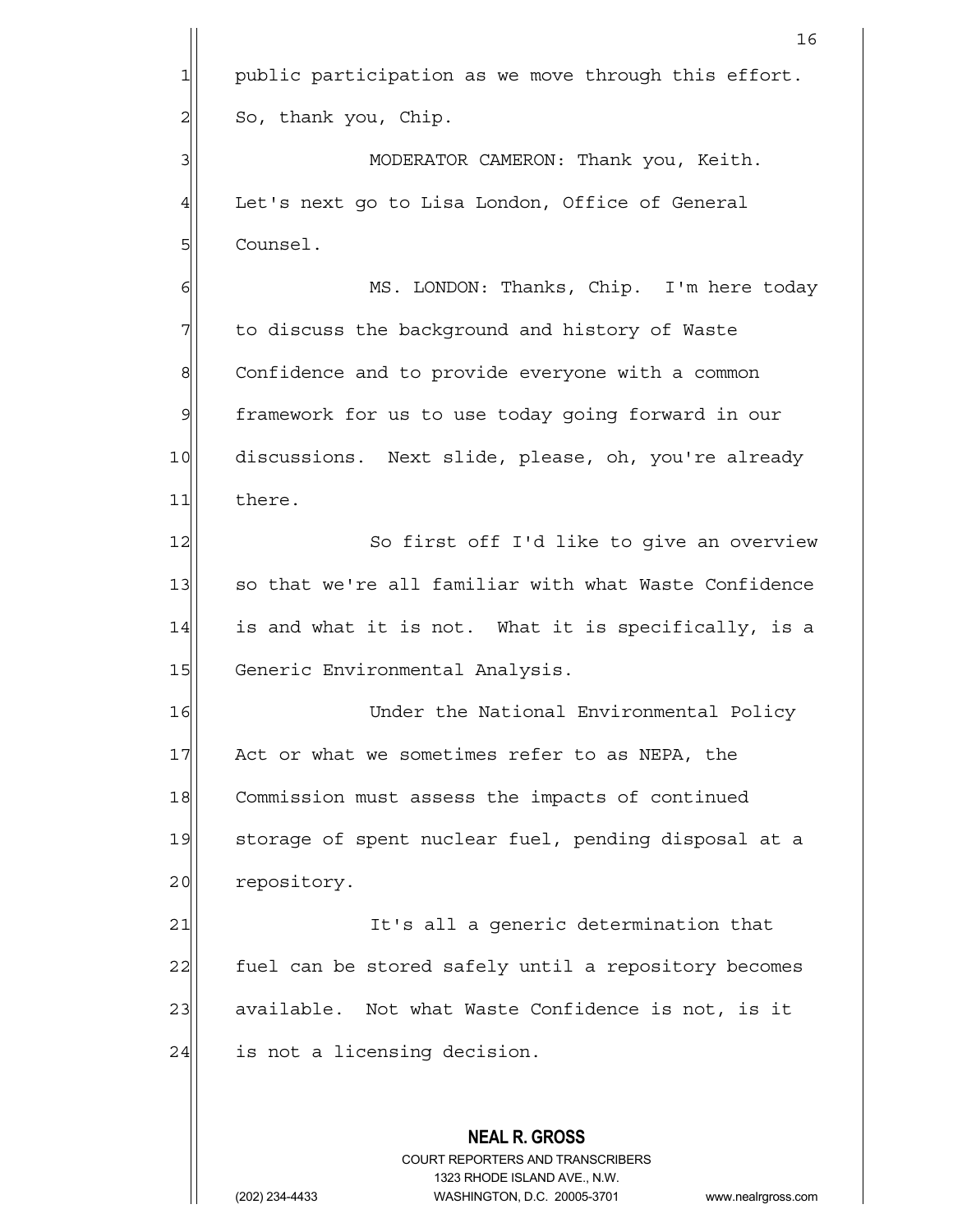public participation as we move through this effort. So, thank you, Chip.

MODERATOR CAMERON: Thank you, Keith. Let's next go to Lisa London, Office of General Counsel.

MS. LONDON: Thanks, Chip. I'm here today to discuss the background and history of Waste Confidence and to provide everyone with a common framework for us to use today going forward in our discussions. Next slide, please, oh, you're already there.

So first off I'd like to give an overview so that we're all familiar with what Waste Confidence is and what it is not. What it is specifically, is a Generic Environmental Analysis.

Under the National Environmental Policy Act or what we sometimes refer to as NEPA, the Commission must assess the impacts of continued storage of spent nuclear fuel, pending disposal at a repository.

It's all a generic determination that fuel can be stored safely until a repository becomes available. Not what Waste Confidence is not, is it is not a licensing decision.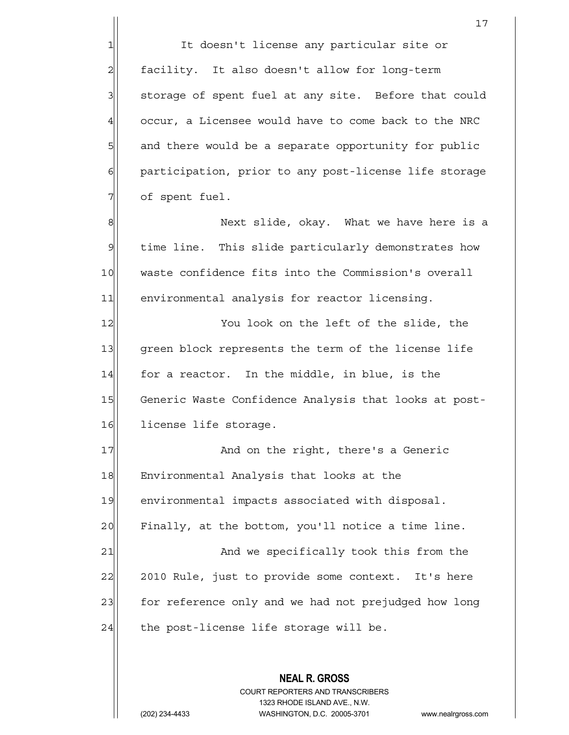It doesn't license any particular site or facility. It also doesn't allow for long-term storage of spent fuel at any site. Before that could occur, a Licensee would have to come back to the NRC and there would be a separate opportunity for public participation, prior to any post-license life storage of spent fuel.

Next slide, okay. What we have here is a time line. This slide particularly demonstrates how waste confidence fits into the Commission's overall environmental analysis for reactor licensing.

You look on the left of the slide, the green block represents the term of the license life for a reactor. In the middle, in blue, is the Generic Waste Confidence Analysis that looks at post-license life storage.

And on the right, there's a Generic Environmental Analysis that looks at the environmental impacts associated with disposal. Finally, at the bottom, you'll notice a time line.

And we specifically took this from the 2010 Rule, just to provide some context. It's here for reference only and we had not prejudged how long the post-license life storage will be.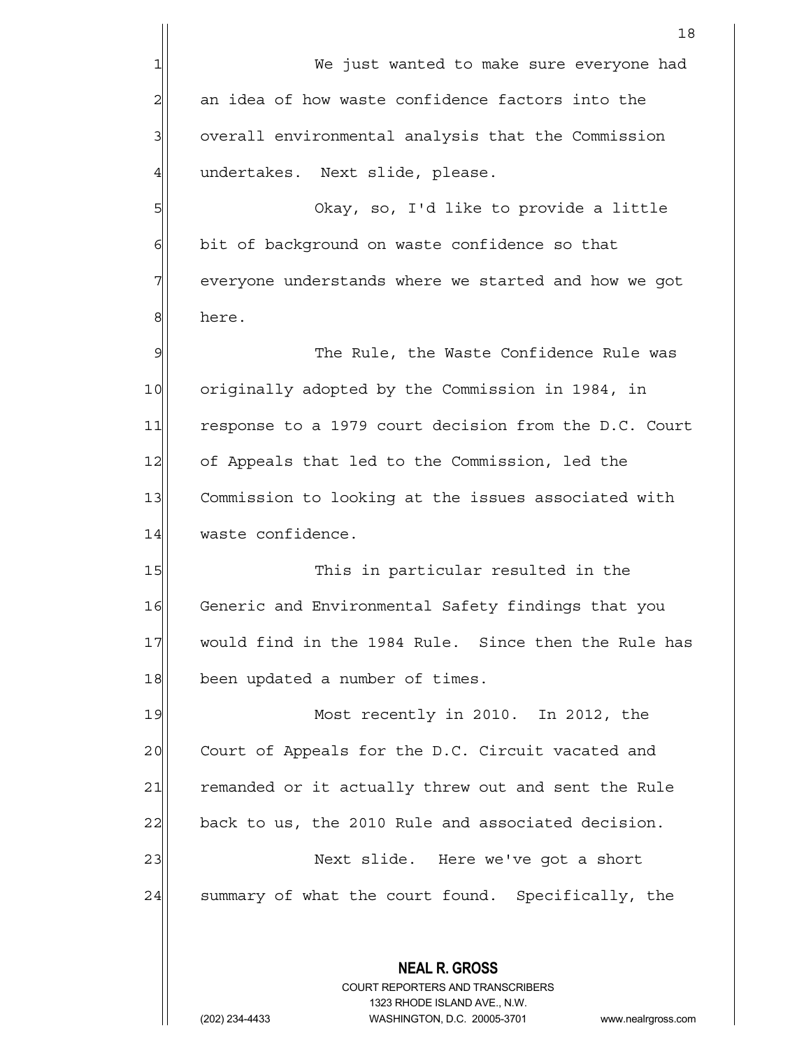We just wanted to make sure everyone had an idea of how waste confidence factors into the overall environmental analysis that the Commission undertakes. Next slide, please.

Okay, so, I'd like to provide a little bit of background on waste confidence so that everyone understands where we started and how we got here.

The Rule, the Waste Confidence Rule was originally adopted by the Commission in 1984, in response to a 1979 court decision from the D.C. Court of Appeals that led to the Commission, led the Commission to looking at the issues associated with waste confidence.

This in particular resulted in the Generic and Environmental Safety findings that you would find in the 1984 Rule. Since then the Rule has been updated a number of times.

Most recently in 2010. In 2012, the Court of Appeals for the D.C. Circuit vacated and remanded or it actually threw out and sent the Rule back to us, the 2010 Rule and associated decision.

Next slide. Here we've got a short summary of what the court found. Specifically, the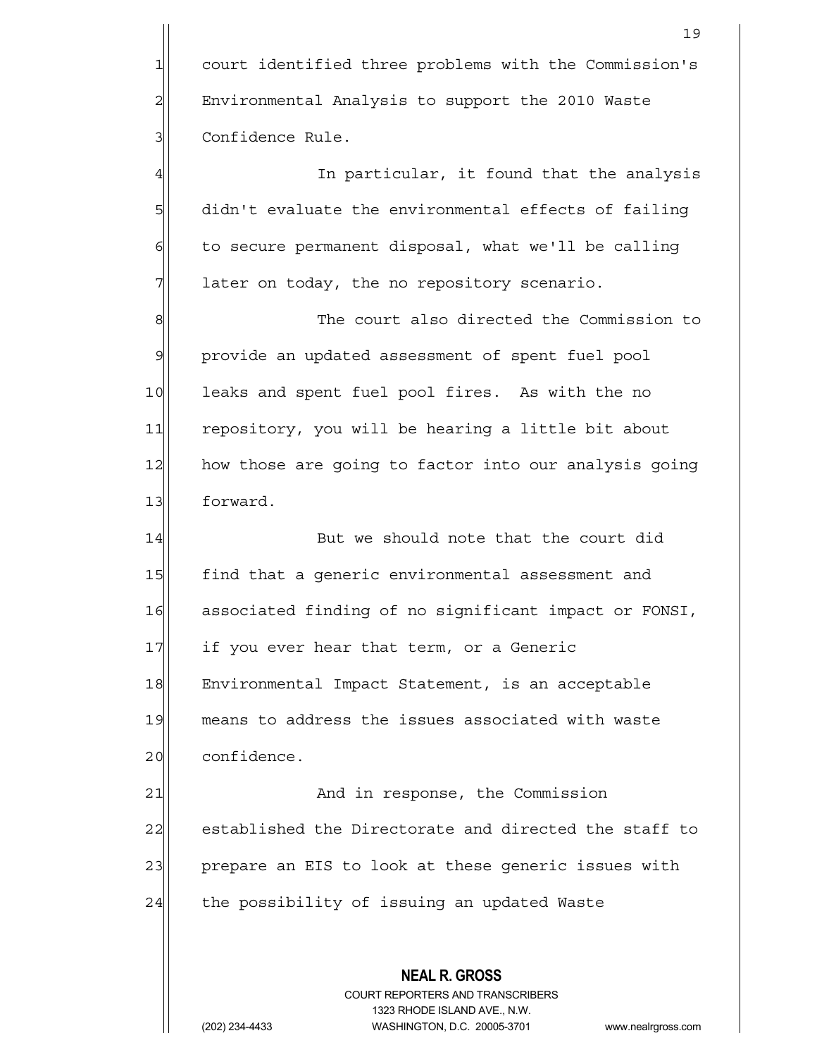court identified three problems with the Commission's Environmental Analysis to support the 2010 Waste Confidence Rule.

In particular, it found that the analysis didn't evaluate the environmental effects of failing to secure permanent disposal, what we'll be calling later on today, the no repository scenario.

The court also directed the Commission to provide an updated assessment of spent fuel pool leaks and spent fuel pool fires. As with the no repository, you will be hearing a little bit about how those are going to factor into our analysis going forward.

But we should note that the court did find that a generic environmental assessment and associated finding of no significant impact or FONSI, if you ever hear that term, or a Generic Environmental Impact Statement, is an acceptable means to address the issues associated with waste confidence.

And in response, the Commission established the Directorate and directed the staff to prepare an EIS to look at these generic issues with the possibility of issuing an updated Waste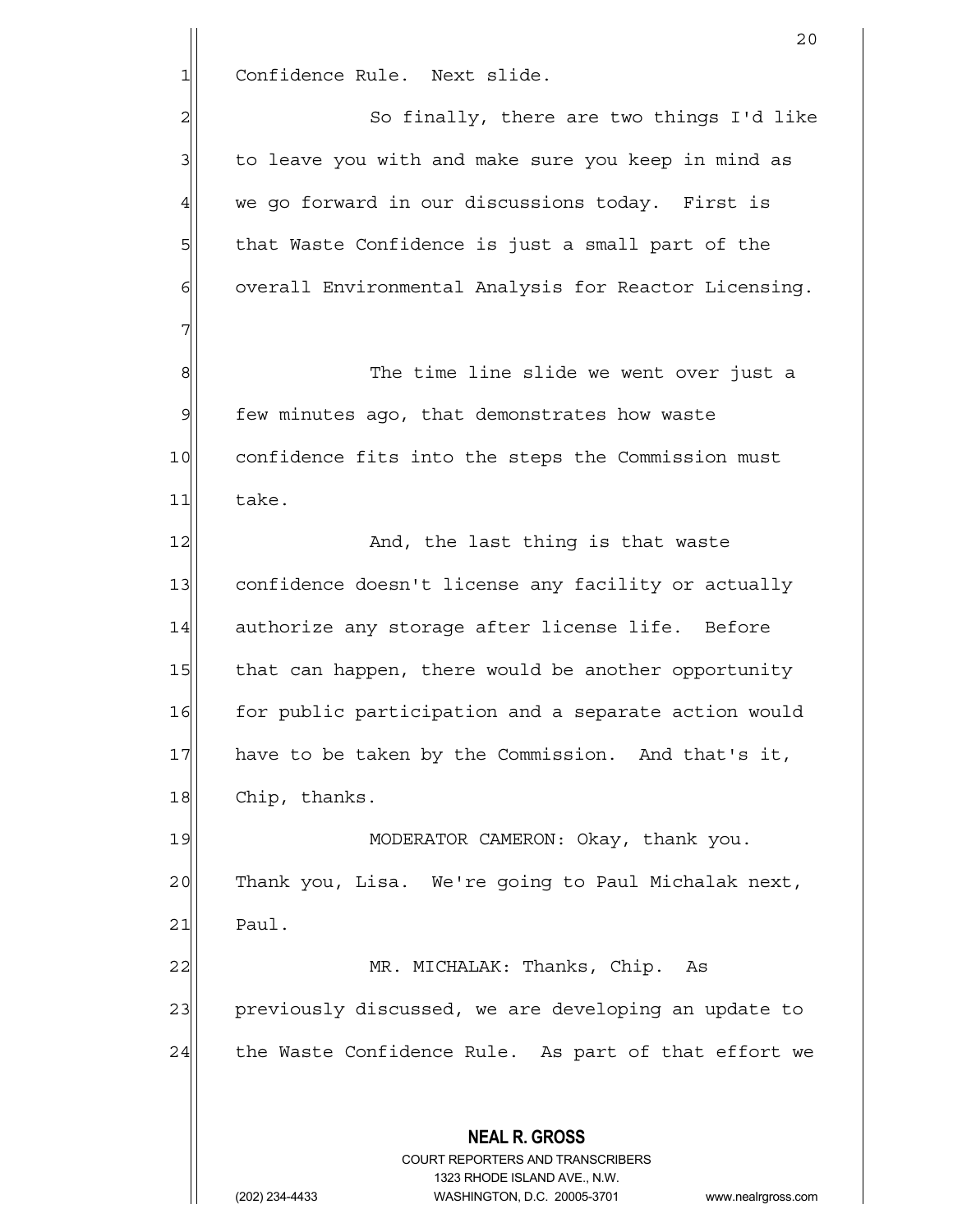Confidence Rule. Next slide.

So finally, there are two things I'd like to leave you with and make sure you keep in mind as we go forward in our discussions today. First is that Waste Confidence is just a small part of the overall Environmental Analysis for Reactor Licensing.

The time line slide we went over just a few minutes ago, that demonstrates how waste confidence fits into the steps the Commission must take.

And, the last thing is that waste confidence doesn't license any facility or actually authorize any storage after license life. Before that can happen, there would be another opportunity for public participation and a separate action would have to be taken by the Commission. And that's it, Chip, thanks.

MODERATOR CAMERON: Okay, thank you. Thank you, Lisa. We're going to Paul Michalak next, Paul.

MR. MICHALAK: Thanks, Chip. As previously discussed, we are developing an update to the Waste Confidence Rule. As part of that effort we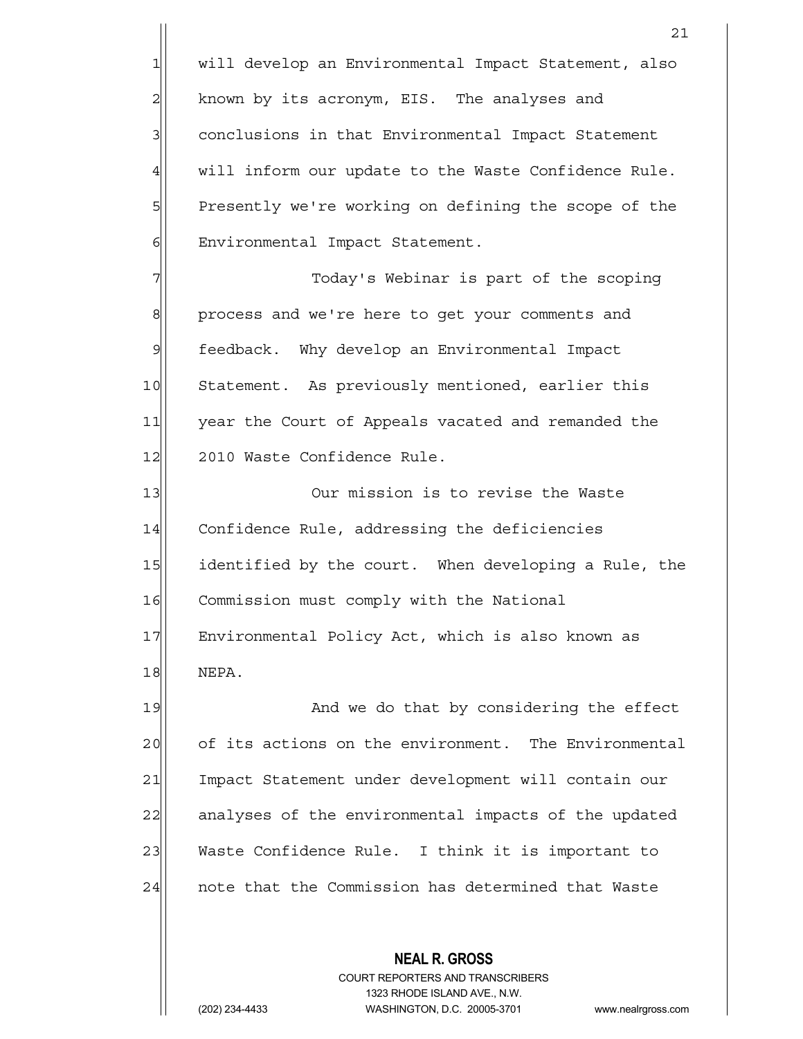will develop an Environmental Impact Statement, also known by its acronym, EIS. The analyses and conclusions in that Environmental Impact Statement will inform our update to the Waste Confidence Rule. Presently we're working on defining the scope of the Environmental Impact Statement.

Today's Webinar is part of the scoping process and we're here to get your comments and feedback. Why develop an Environmental Impact Statement. As previously mentioned, earlier this year the Court of Appeals vacated and remanded the 2010 Waste Confidence Rule.

Our mission is to revise the Waste Confidence Rule, addressing the deficiencies identified by the court. When developing a Rule, the Commission must comply with the National Environmental Policy Act, which is also known as NEPA.

And we do that by considering the effect of its actions on the environment. The Environmental Impact Statement under development will contain our analyses of the environmental impacts of the updated Waste Confidence Rule. I think it is important to note that the Commission has determined that Waste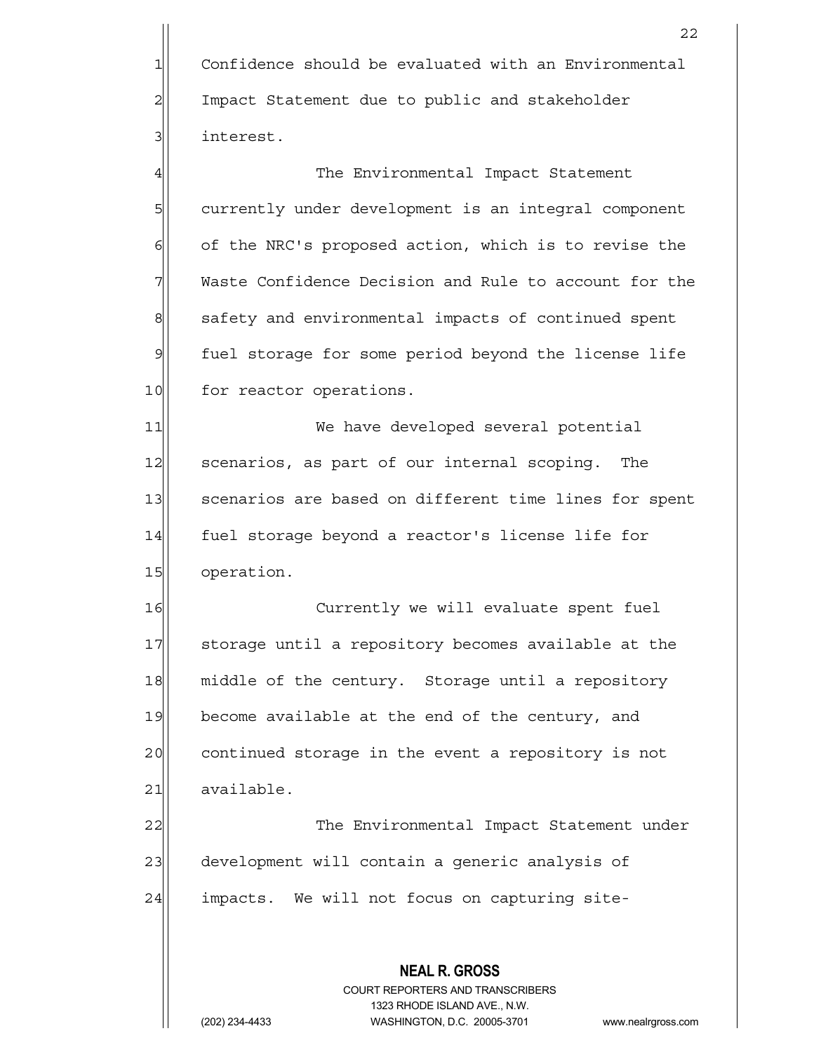Confidence should be evaluated with an Environmental Impact Statement due to public and stakeholder interest.

The Environmental Impact Statement currently under development is an integral component of the NRC's proposed action, which is to revise the Waste Confidence Decision and Rule to account for the safety and environmental impacts of continued spent fuel storage for some period beyond the license life for reactor operations.

We have developed several potential scenarios, as part of our internal scoping. The scenarios are based on different time lines for spent fuel storage beyond a reactor's license life for operation.

Currently we will evaluate spent fuel storage until a repository becomes available at the middle of the century. Storage until a repository become available at the end of the century, and continued storage in the event a repository is not available.

The Environmental Impact Statement under development will contain a generic analysis of impacts. We will not focus on capturing site-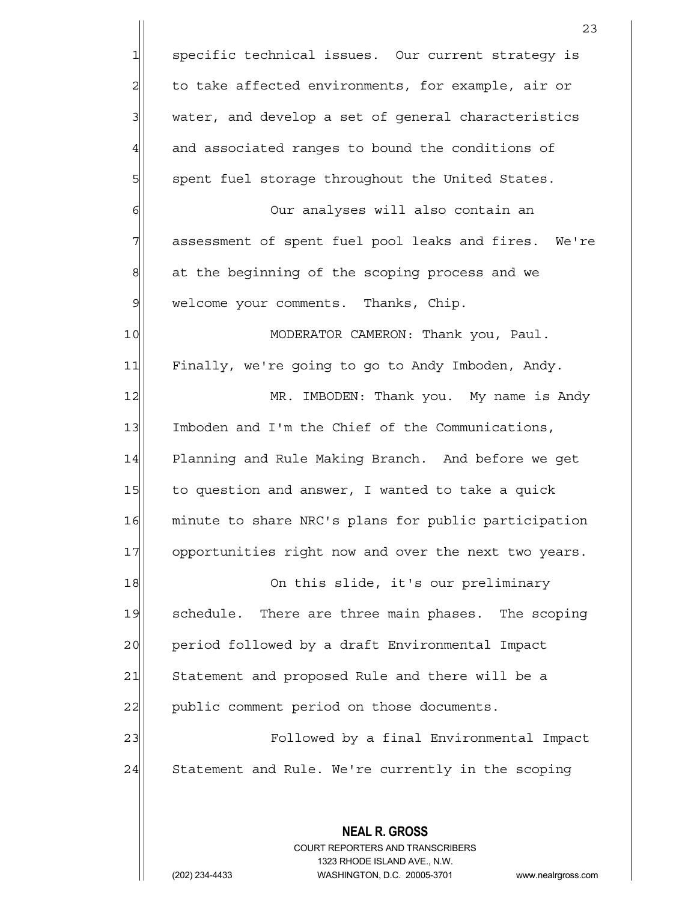specific technical issues. Our current strategy is to take affected environments, for example, air or water, and develop a set of general characteristics and associated ranges to bound the conditions of spent fuel storage throughout the United States.

Our analyses will also contain an assessment of spent fuel pool leaks and fires. We're at the beginning of the scoping process and we welcome your comments. Thanks, Chip.

MODERATOR CAMERON: Thank you, Paul. Finally, we're going to go to Andy Imboden, Andy.

MR. IMBODEN: Thank you. My name is Andy Imboden and I'm the Chief of the Communications, Planning and Rule Making Branch. And before we get to question and answer, I wanted to take a quick minute to share NRC's plans for public participation opportunities right now and over the next two years.

On this slide, it's our preliminary schedule. There are three main phases. The scoping period followed by a draft Environmental Impact Statement and proposed Rule and there will be a public comment period on those documents.

Followed by a final Environmental Impact Statement and Rule. We're currently in the scoping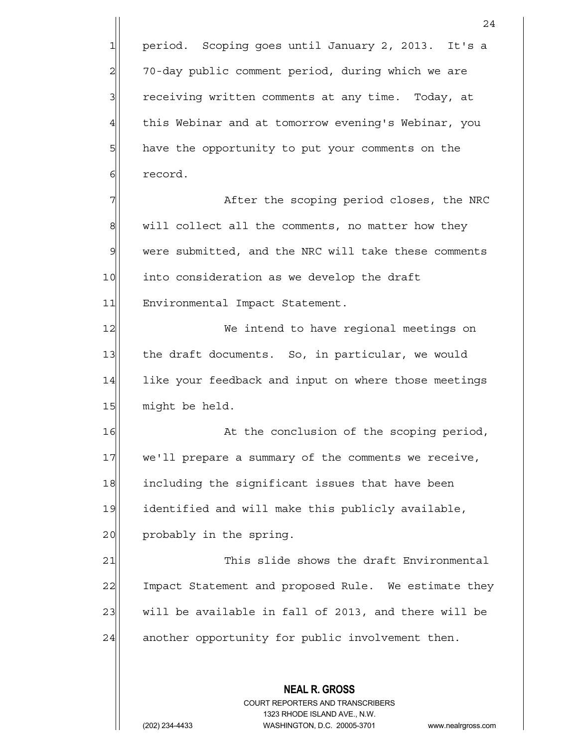period. Scoping goes until January 2, 2013. It's a 70-day public comment period, during which we are receiving written comments at any time. Today, at this Webinar and at tomorrow evening's Webinar, you have the opportunity to put your comments on the record.

After the scoping period closes, the NRC will collect all the comments, no matter how they were submitted, and the NRC will take these comments into consideration as we develop the draft Environmental Impact Statement.

We intend to have regional meetings on the draft documents. So, in particular, we would like your feedback and input on where those meetings might be held.

At the conclusion of the scoping period, we'll prepare a summary of the comments we receive, including the significant issues that have been identified and will make this publicly available, probably in the spring.

This slide shows the draft Environmental Impact Statement and proposed Rule. We estimate they will be available in fall of 2013, and there will be another opportunity for public involvement then.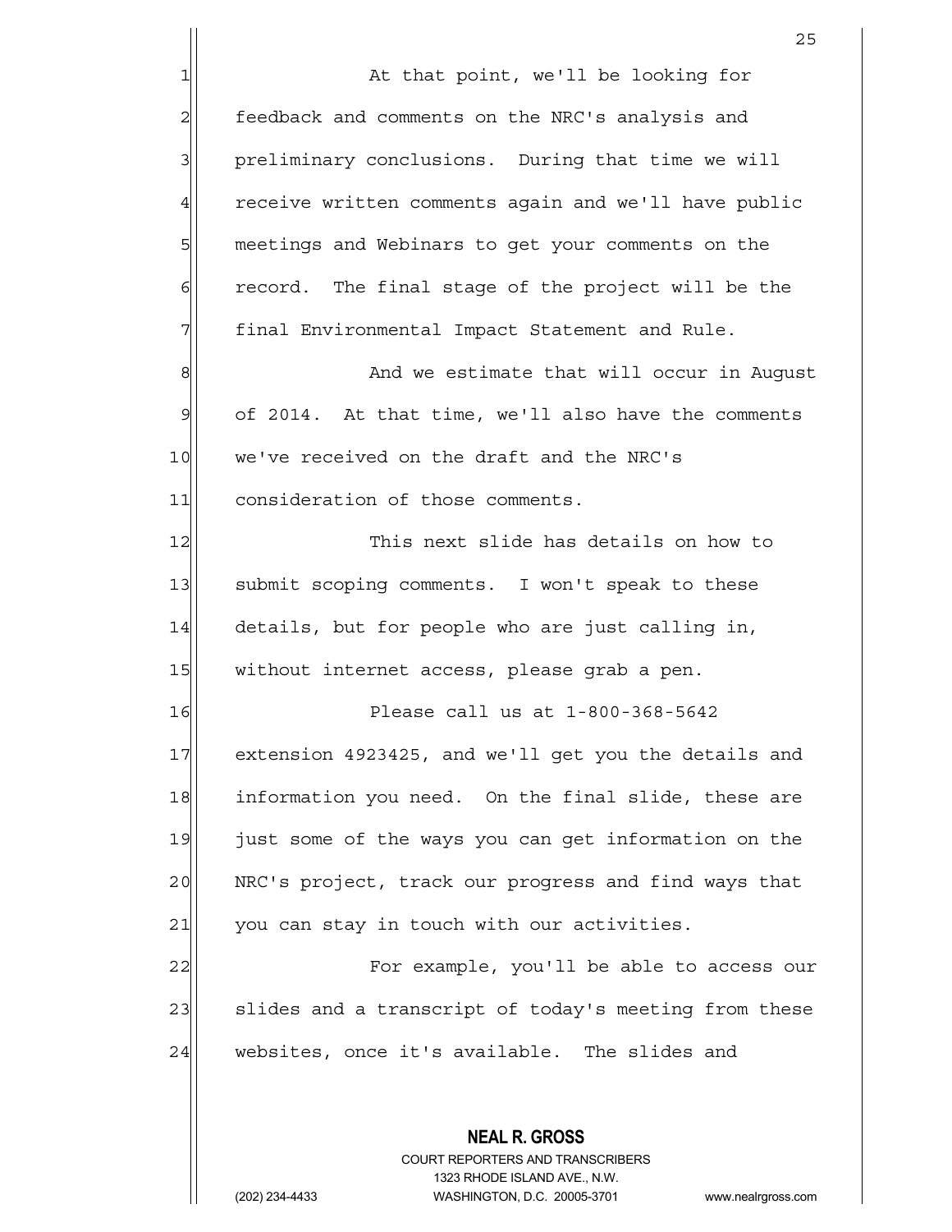At that point, we'll be looking for feedback and comments on the NRC's analysis and preliminary conclusions. During that time we will receive written comments again and we'll have public meetings and Webinars to get your comments on the record. The final stage of the project will be the final Environmental Impact Statement and Rule.

And we estimate that will occur in August of 2014. At that time, we'll also have the comments we've received on the draft and the NRC's consideration of those comments.

This next slide has details on how to submit scoping comments. I won't speak to these details, but for people who are just calling in, without internet access, please grab a pen.

Please call us at 1-800-368-5642 extension 4923425, and we'll get you the details and information you need. On the final slide, these are just some of the ways you can get information on the NRC's project, track our progress and find ways that you can stay in touch with our activities.

For example, you'll be able to access our slides and a transcript of today's meeting from these websites, once it's available. The slides and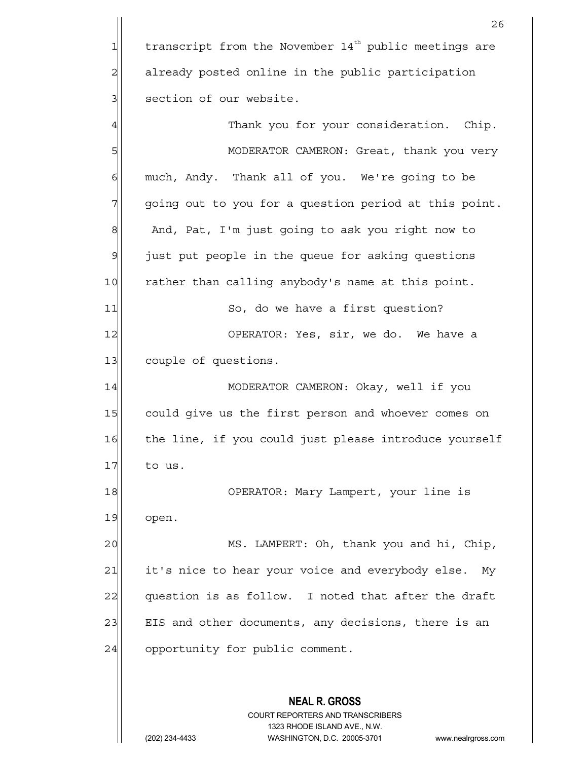transcript from the November 14th public meetings are already posted online in the public participation section of our website.

Thank you for your consideration. Chip.

MODERATOR CAMERON: Great, thank you very much, Andy. Thank all of you. We're going to be going out to you for a question period at this point. And, Pat, I'm just going to ask you right now to just put people in the queue for asking questions rather than calling anybody's name at this point.

So, do we have a first question?

OPERATOR: Yes, sir, we do. We have a couple of questions.

MODERATOR CAMERON: Okay, well if you could give us the first person and whoever comes on the line, if you could just please introduce yourself to us.

OPERATOR: Mary Lampert, your line is open.

MS. LAMPERT: Oh, thank you and hi, Chip, it's nice to hear your voice and everybody else. My question is as follow. I noted that after the draft EIS and other documents, any decisions, there is an opportunity for public comment.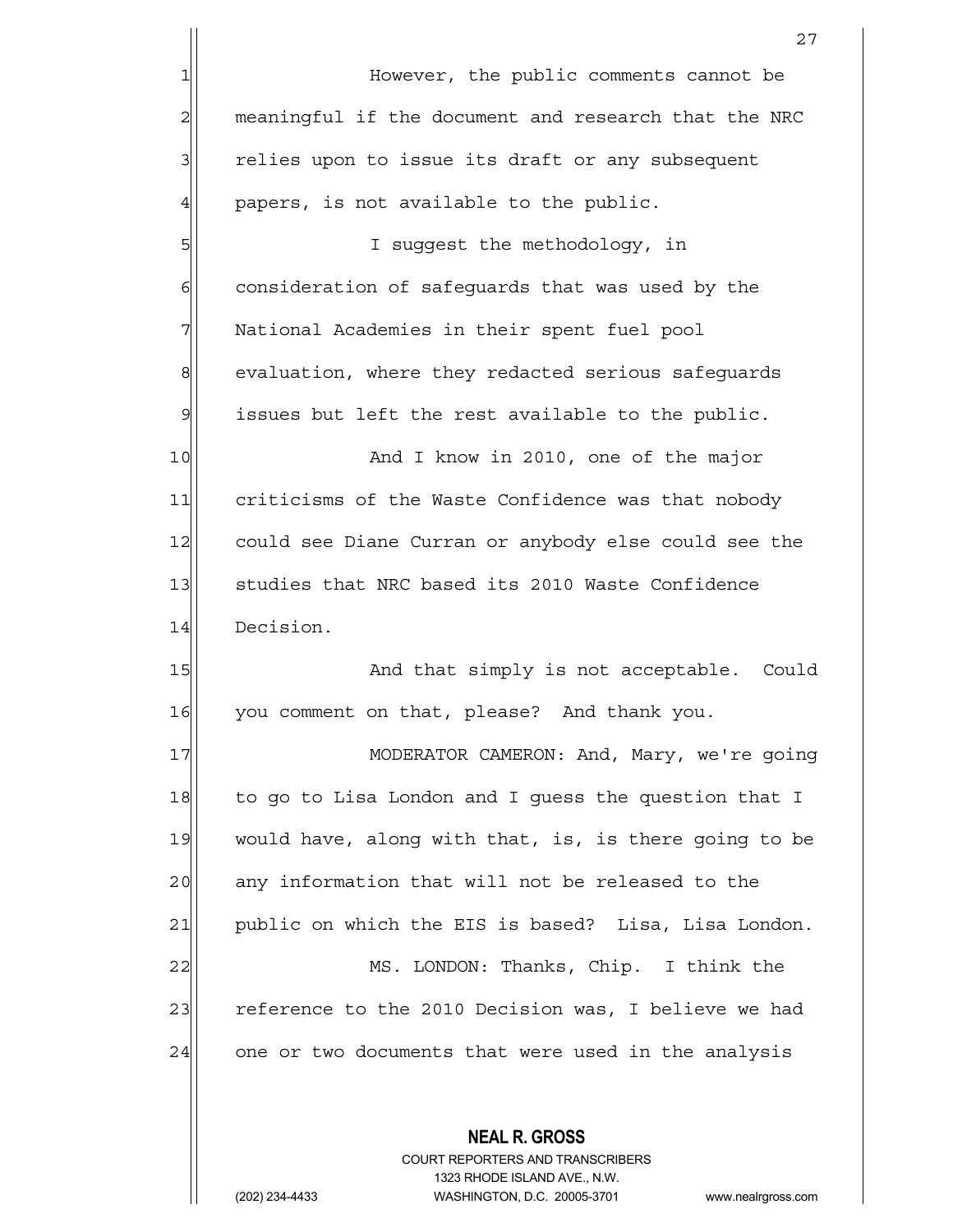However, the public comments cannot be meaningful if the document and research that the NRC relies upon to issue its draft or any subsequent papers, is not available to the public.

I suggest the methodology, in consideration of safeguards that was used by the National Academies in their spent fuel pool evaluation, where they redacted serious safeguards issues but left the rest available to the public.

And I know in 2010, one of the major criticisms of the Waste Confidence was that nobody could see Diane Curran or anybody else could see the studies that NRC based its 2010 Waste Confidence Decision.

And that simply is not acceptable. Could you comment on that, please? And thank you.

MODERATOR CAMERON: And, Mary, we're going to go to Lisa London and I guess the question that I would have, along with that, is, is there going to be any information that will not be released to the public on which the EIS is based? Lisa, Lisa London.

MS. LONDON: Thanks, Chip. I think the reference to the 2010 Decision was, I believe we had one or two documents that were used in the analysis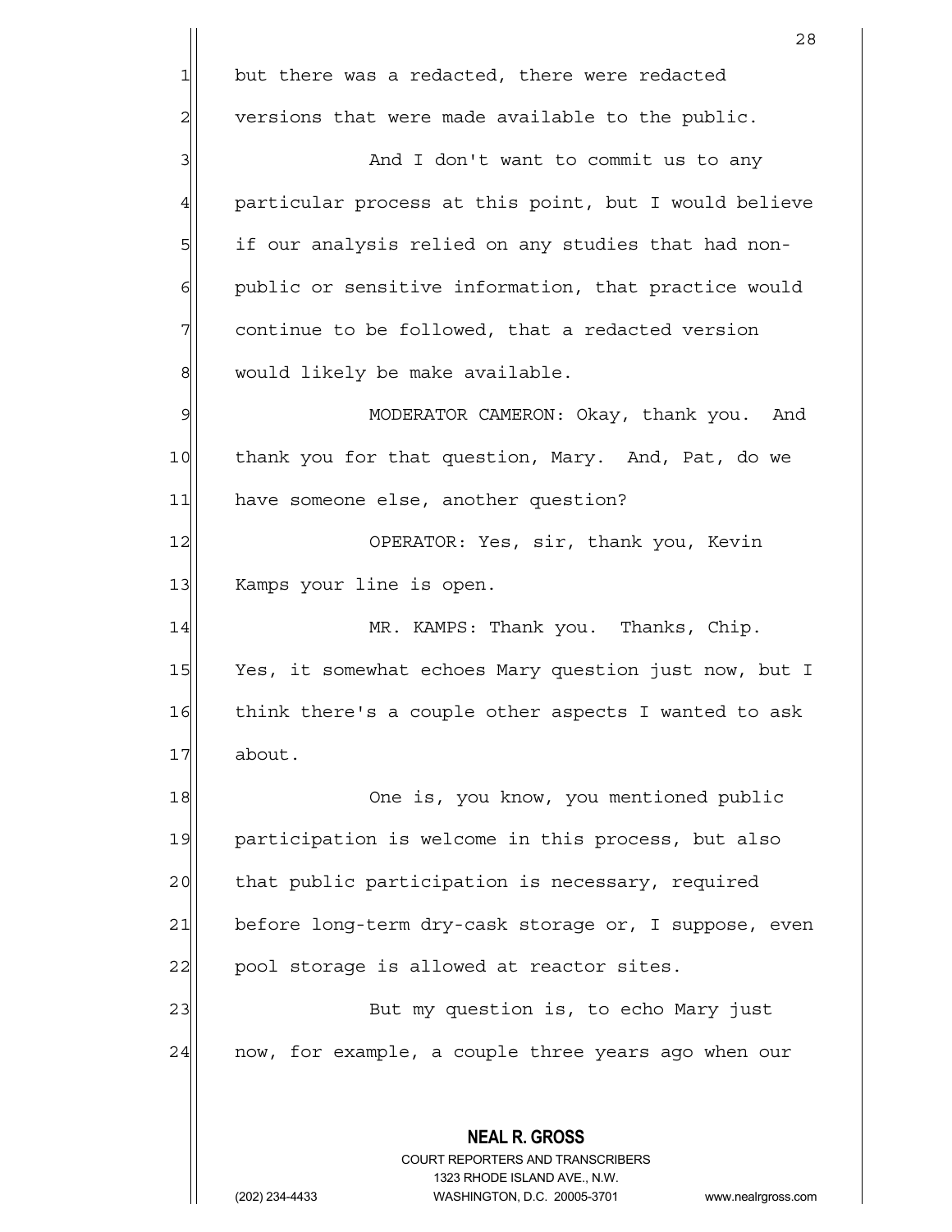but there was a redacted, there were redacted versions that were made available to the public.

And I don't want to commit us to any particular process at this point, but I would believe if our analysis relied on any studies that had non-public or sensitive information, that practice would continue to be followed, that a redacted version would likely be make available.

MODERATOR CAMERON: Okay, thank you. And thank you for that question, Mary. And, Pat, do we have someone else, another question?

OPERATOR: Yes, sir, thank you, Kevin Kamps your line is open.

MR. KAMPS: Thank you. Thanks, Chip. Yes, it somewhat echoes Mary question just now, but I think there's a couple other aspects I wanted to ask about.

One is, you know, you mentioned public participation is welcome in this process, but also that public participation is necessary, required before long-term dry-cask storage or, I suppose, even pool storage is allowed at reactor sites.

But my question is, to echo Mary just now, for example, a couple three years ago when our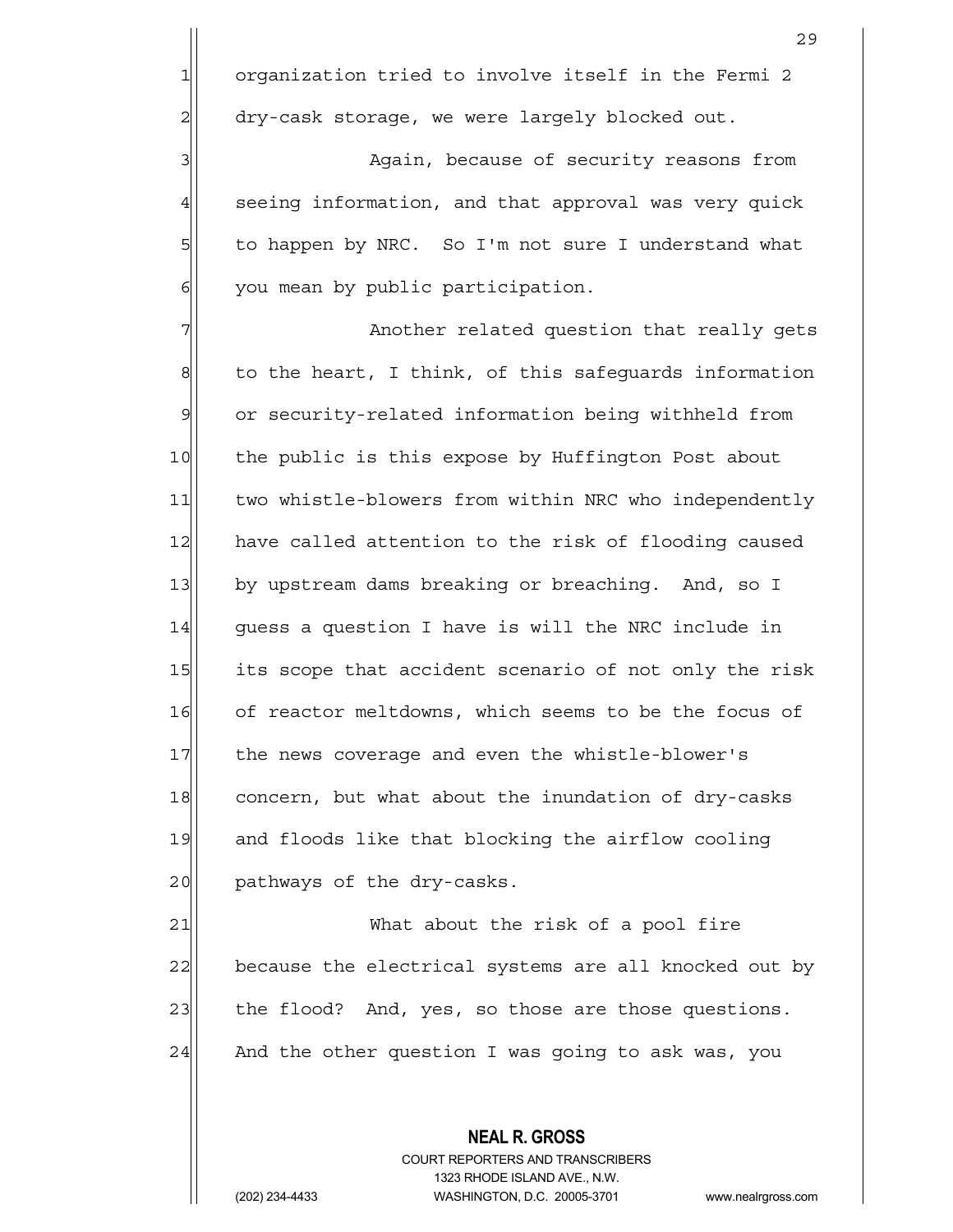organization tried to involve itself in the Fermi 2 dry-cask storage, we were largely blocked out.

Again, because of security reasons from seeing information, and that approval was very quick to happen by NRC. So I'm not sure I understand what you mean by public participation.

Another related question that really gets to the heart, I think, of this safeguards information or security-related information being withheld from the public is this expose by Huffington Post about two whistle-blowers from within NRC who independently have called attention to the risk of flooding caused by upstream dams breaking or breaching. And, so I guess a question I have is will the NRC include in its scope that accident scenario of not only the risk of reactor meltdowns, which seems to be the focus of the news coverage and even the whistle-blower's concern, but what about the inundation of dry-casks and floods like that blocking the airflow cooling pathways of the dry-casks.

What about the risk of a pool fire because the electrical systems are all knocked out by the flood? And, yes, so those are those questions. And the other question I was going to ask was, you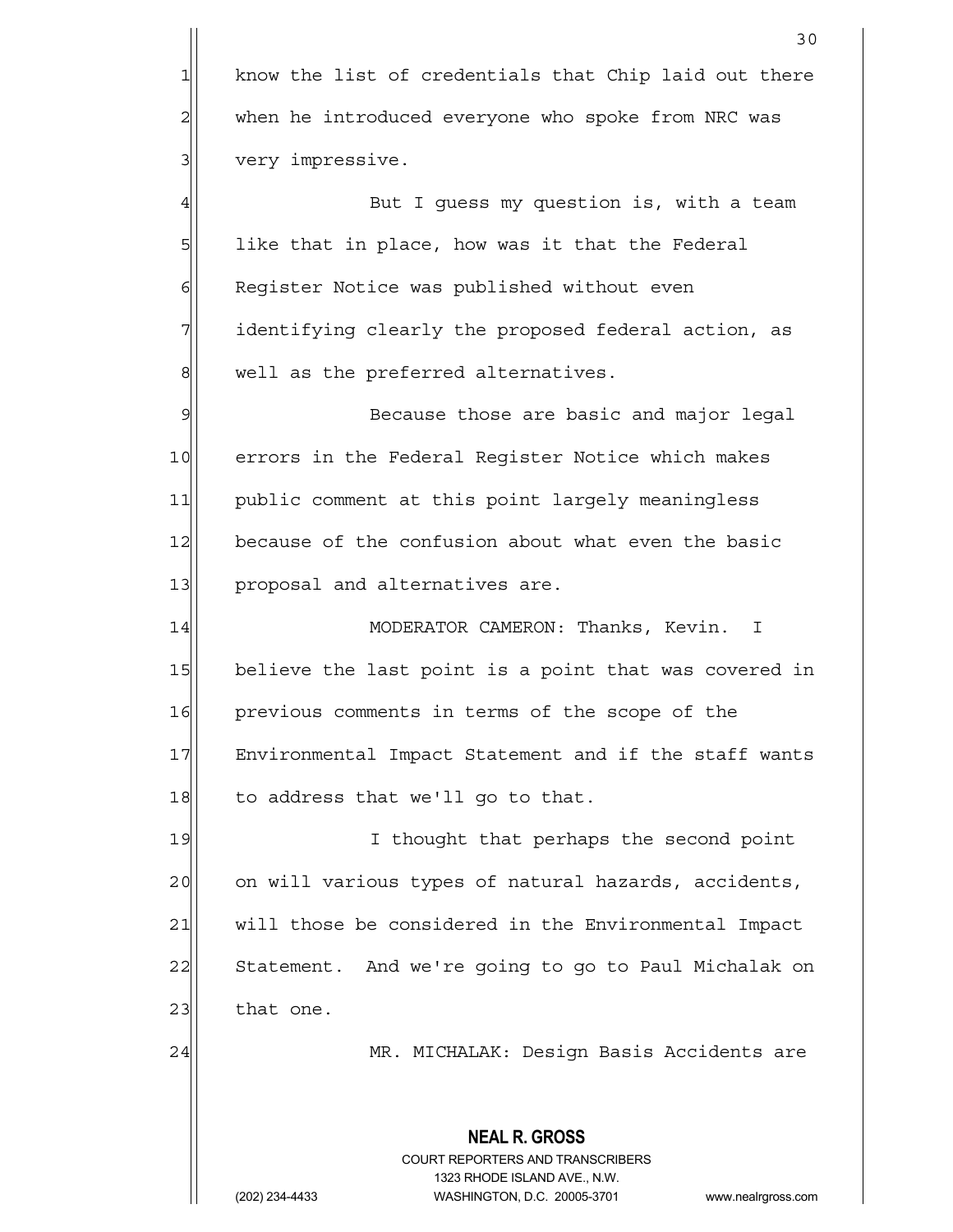know the list of credentials that Chip laid out there when he introduced everyone who spoke from NRC was very impressive.

But I guess my question is, with a team like that in place, how was it that the Federal Register Notice was published without even identifying clearly the proposed federal action, as well as the preferred alternatives.

Because those are basic and major legal errors in the Federal Register Notice which makes public comment at this point largely meaningless because of the confusion about what even the basic proposal and alternatives are.

MODERATOR CAMERON: Thanks, Kevin. I believe the last point is a point that was covered in previous comments in terms of the scope of the Environmental Impact Statement and if the staff wants to address that we'll go to that.

I thought that perhaps the second point on will various types of natural hazards, accidents, will those be considered in the Environmental Impact Statement. And we're going to go to Paul Michalak on that one.

MR. MICHALAK: Design Basis Accidents are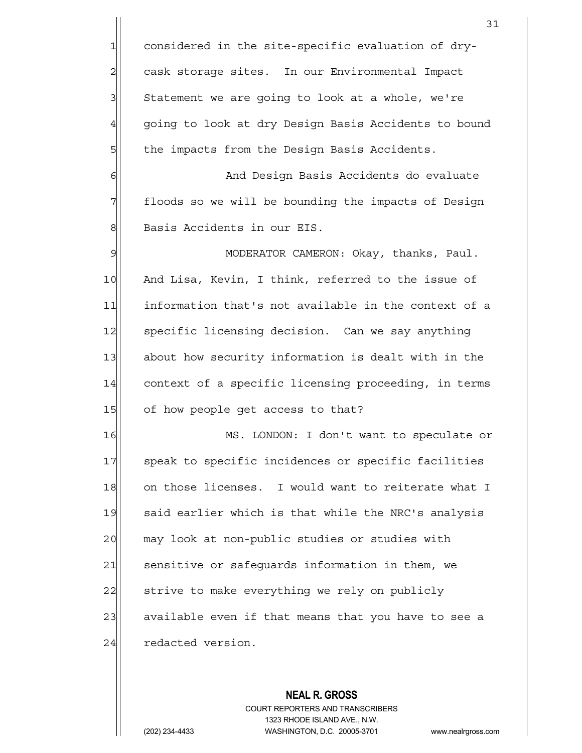considered in the site-specific evaluation of dry-cask storage sites. In our Environmental Impact Statement we are going to look at a whole, we're going to look at dry Design Basis Accidents to bound the impacts from the Design Basis Accidents.

And Design Basis Accidents do evaluate floods so we will be bounding the impacts of Design Basis Accidents in our EIS.

MODERATOR CAMERON: Okay, thanks, Paul. And Lisa, Kevin, I think, referred to the issue of information that's not available in the context of a specific licensing decision. Can we say anything about how security information is dealt with in the context of a specific licensing proceeding, in terms of how people get access to that?

MS. LONDON: I don't want to speculate or speak to specific incidences or specific facilities on those licenses. I would want to reiterate what I said earlier which is that while the NRC's analysis may look at non-public studies or studies with sensitive or safeguards information in them, we strive to make everything we rely on publicly available even if that means that you have to see a redacted version.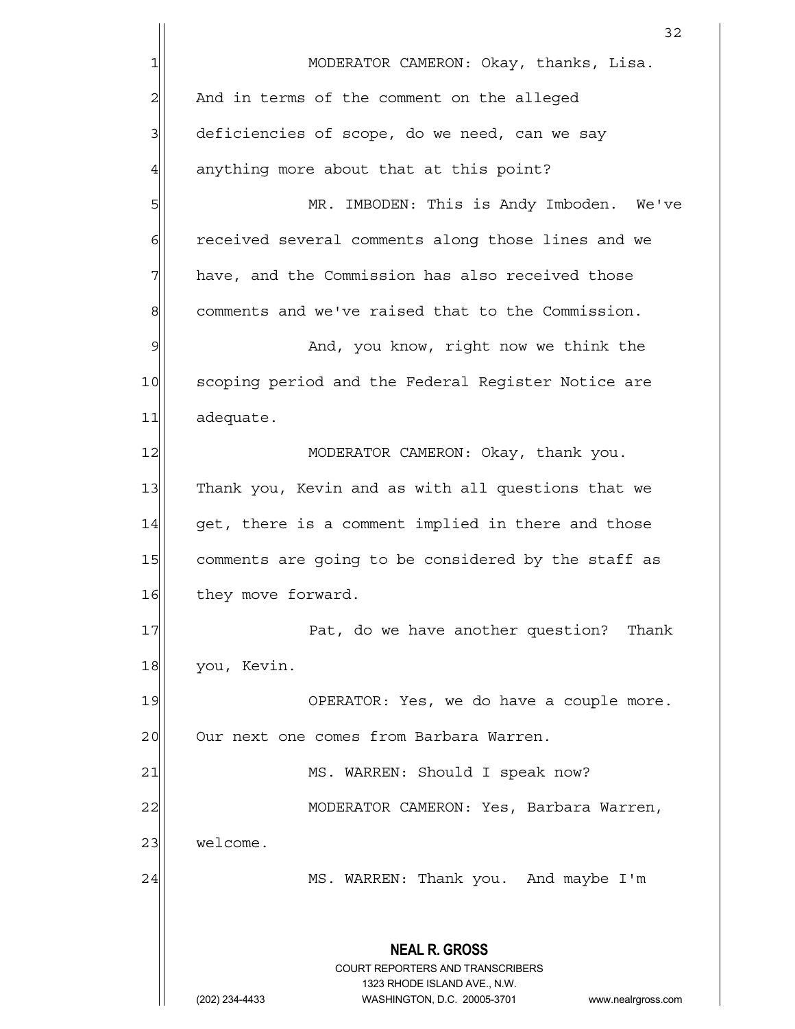MODERATOR CAMERON: Okay, thanks, Lisa. And in terms of the comment on the alleged deficiencies of scope, do we need, can we say anything more about that at this point?

MR. IMBODEN: This is Andy Imboden. We've received several comments along those lines and we have, and the Commission has also received those comments and we've raised that to the Commission.

And, you know, right now we think the scoping period and the Federal Register Notice are adequate.

MODERATOR CAMERON: Okay, thank you. Thank you, Kevin and as with all questions that we get, there is a comment implied in there and those comments are going to be considered by the staff as they move forward.

Pat, do we have another question? Thank you, Kevin.

OPERATOR: Yes, we do have a couple more. Our next one comes from Barbara Warren.

MS. WARREN: Should I speak now?

MODERATOR CAMERON: Yes, Barbara Warren, welcome.

MS. WARREN: Thank you. And maybe I'm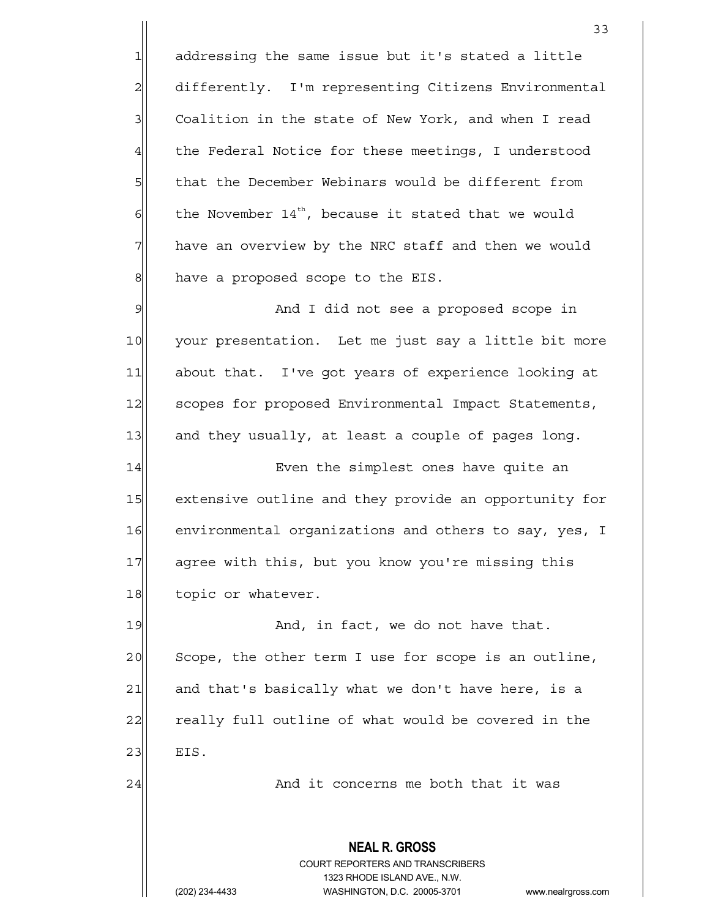addressing the same issue but it's stated a little differently. I'm representing Citizens Environmental Coalition in the state of New York, and when I read the Federal Notice for these meetings, I understood that the December Webinars would be different from the November 14th, because it stated that we would have an overview by the NRC staff and then we would have a proposed scope to the EIS.

And I did not see a proposed scope in your presentation. Let me just say a little bit more about that. I've got years of experience looking at scopes for proposed Environmental Impact Statements, and they usually, at least a couple of pages long.

Even the simplest ones have quite an extensive outline and they provide an opportunity for environmental organizations and others to say, yes, I agree with this, but you know you're missing this topic or whatever.

And, in fact, we do not have that. Scope, the other term I use for scope is an outline, and that's basically what we don't have here, is a really full outline of what would be covered in the EIS.

And it concerns me both that it was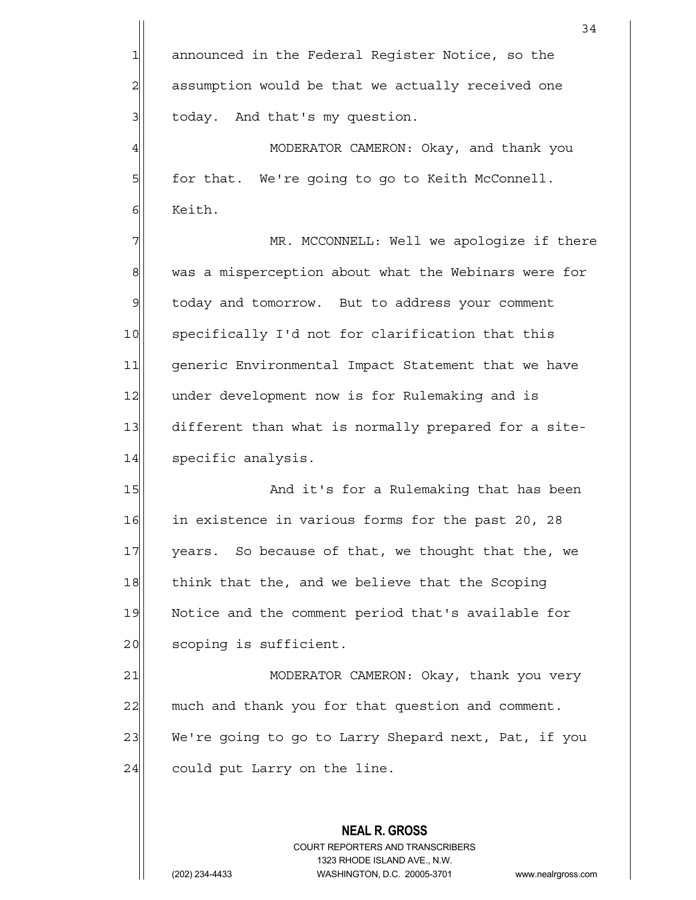announced in the Federal Register Notice, so the assumption would be that we actually received one today. And that's my question.

MODERATOR CAMERON: Okay, and thank you for that. We're going to go to Keith McConnell. Keith.

MR. MCCONNELL: Well we apologize if there was a misperception about what the Webinars were for today and tomorrow. But to address your comment specifically I'd not for clarification that this generic Environmental Impact Statement that we have under development now is for Rulemaking and is different than what is normally prepared for a site-specific analysis.

And it's for a Rulemaking that has been in existence in various forms for the past 20, 28 years. So because of that, we thought that the, we think that the, and we believe that the Scoping Notice and the comment period that's available for scoping is sufficient.

MODERATOR CAMERON: Okay, thank you very much and thank you for that question and comment. We're going to go to Larry Shepard next, Pat, if you could put Larry on the line.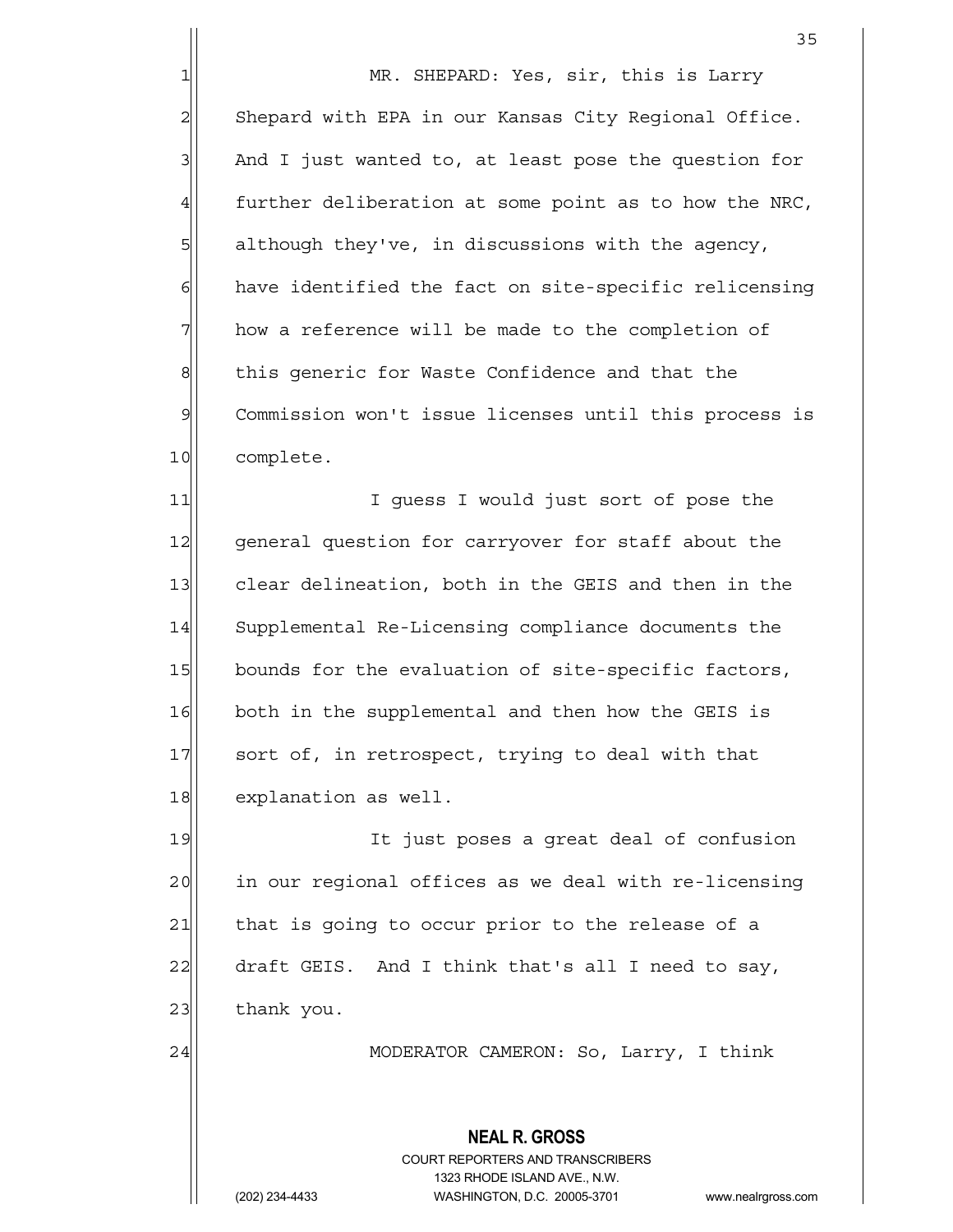MR. SHEPARD: Yes, sir, this is Larry Shepard with EPA in our Kansas City Regional Office. And I just wanted to, at least pose the question for further deliberation at some point as to how the NRC, although they've, in discussions with the agency, have identified the fact on site-specific relicensing how a reference will be made to the completion of this generic for Waste Confidence and that the Commission won't issue licenses until this process is complete.

I guess I would just sort of pose the general question for carryover for staff about the clear delineation, both in the GEIS and then in the Supplemental Re-Licensing compliance documents the bounds for the evaluation of site-specific factors, both in the supplemental and then how the GEIS is sort of, in retrospect, trying to deal with that explanation as well.

It just poses a great deal of confusion in our regional offices as we deal with re-licensing that is going to occur prior to the release of a draft GEIS. And I think that's all I need to say, thank you.

MODERATOR CAMERON: So, Larry, I think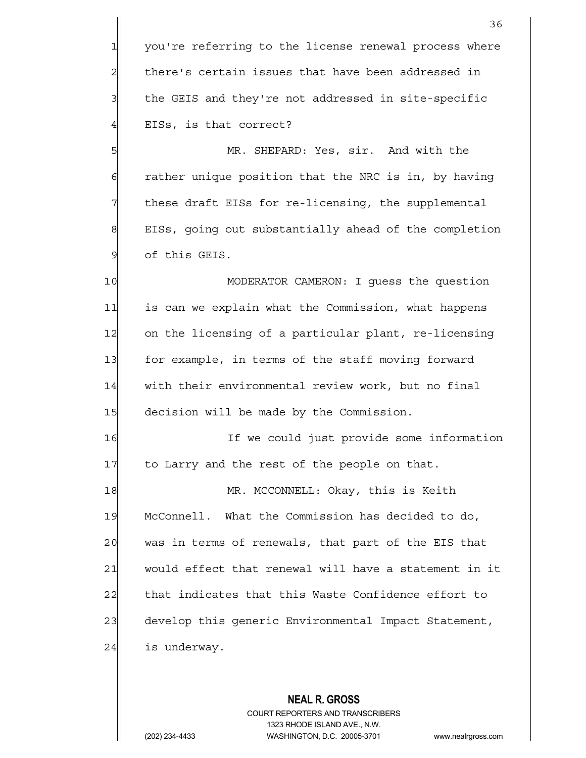you're referring to the license renewal process where there's certain issues that have been addressed in the GEIS and they're not addressed in site-specific EISs, is that correct?

MR. SHEPARD: Yes, sir. And with the rather unique position that the NRC is in, by having these draft EISs for re-licensing, the supplemental EISs, going out substantially ahead of the completion of this GEIS.

MODERATOR CAMERON: I guess the question is can we explain what the Commission, what happens on the licensing of a particular plant, re-licensing for example, in terms of the staff moving forward with their environmental review work, but no final decision will be made by the Commission.

If we could just provide some information to Larry and the rest of the people on that.

MR. MCCONNELL: Okay, this is Keith McConnell. What the Commission has decided to do, was in terms of renewals, that part of the EIS that would effect that renewal will have a statement in it that indicates that this Waste Confidence effort to develop this generic Environmental Impact Statement, is underway.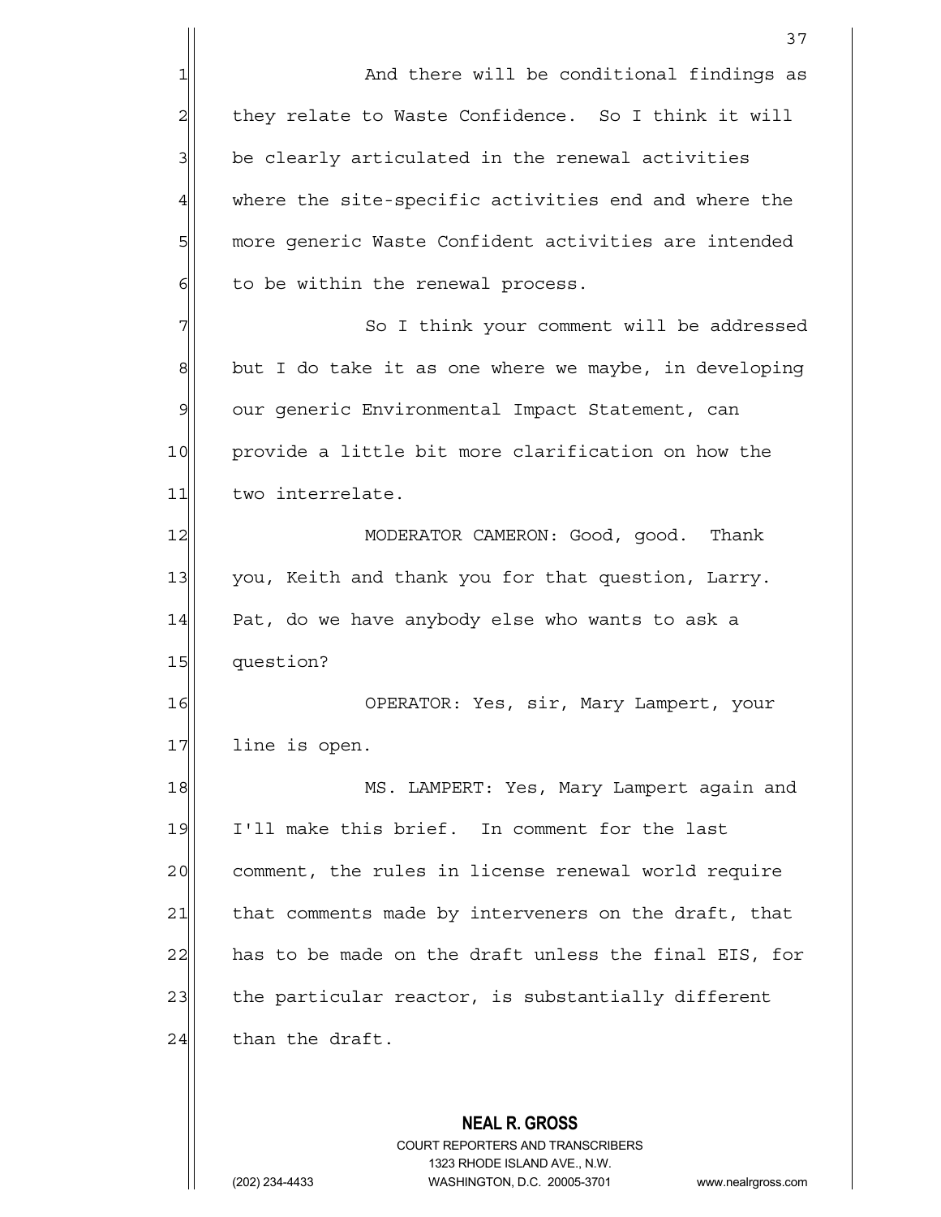And there will be conditional findings as they relate to Waste Confidence. So I think it will be clearly articulated in the renewal activities where the site-specific activities end and where the more generic Waste Confident activities are intended to be within the renewal process.

So I think your comment will be addressed but I do take it as one where we maybe, in developing our generic Environmental Impact Statement, can provide a little bit more clarification on how the two interrelate.

MODERATOR CAMERON: Good, good. Thank you, Keith and thank you for that question, Larry. Pat, do we have anybody else who wants to ask a question?

OPERATOR: Yes, sir, Mary Lampert, your line is open.

MS. LAMPERT: Yes, Mary Lampert again and I'll make this brief. In comment for the last comment, the rules in license renewal world require that comments made by interveners on the draft, that has to be made on the draft unless the final EIS, for the particular reactor, is substantially different than the draft.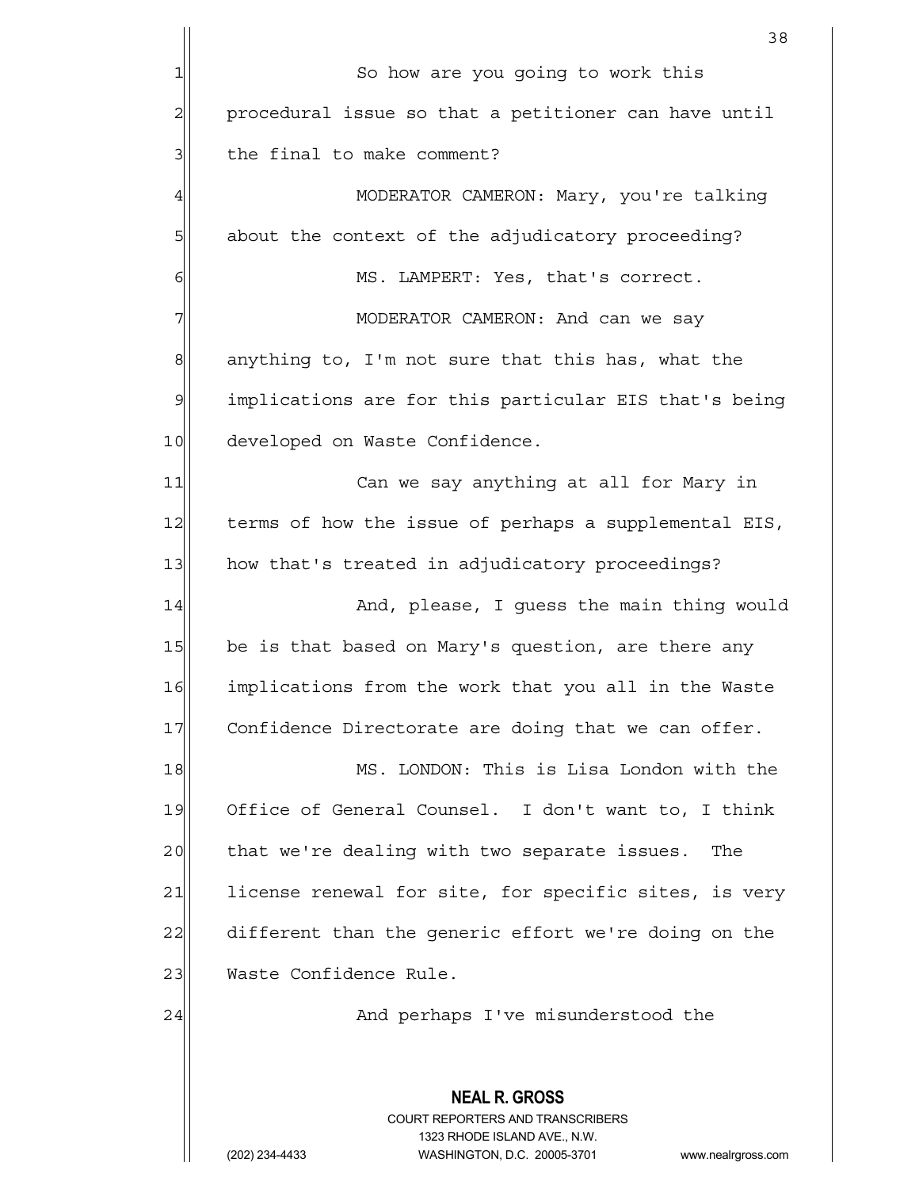So how are you going to work this procedural issue so that a petitioner can have until the final to make comment?

MODERATOR CAMERON: Mary, you're talking about the context of the adjudicatory proceeding?

MS. LAMPERT: Yes, that's correct.

MODERATOR CAMERON: And can we say anything to, I'm not sure that this has, what the implications are for this particular EIS that's being developed on Waste Confidence.

Can we say anything at all for Mary in terms of how the issue of perhaps a supplemental EIS, how that's treated in adjudicatory proceedings?

And, please, I guess the main thing would be is that based on Mary's question, are there any implications from the work that you all in the Waste Confidence Directorate are doing that we can offer.

MS. LONDON: This is Lisa London with the Office of General Counsel. I don't want to, I think that we're dealing with two separate issues. The license renewal for site, for specific sites, is very different than the generic effort we're doing on the Waste Confidence Rule.

And perhaps I've misunderstood the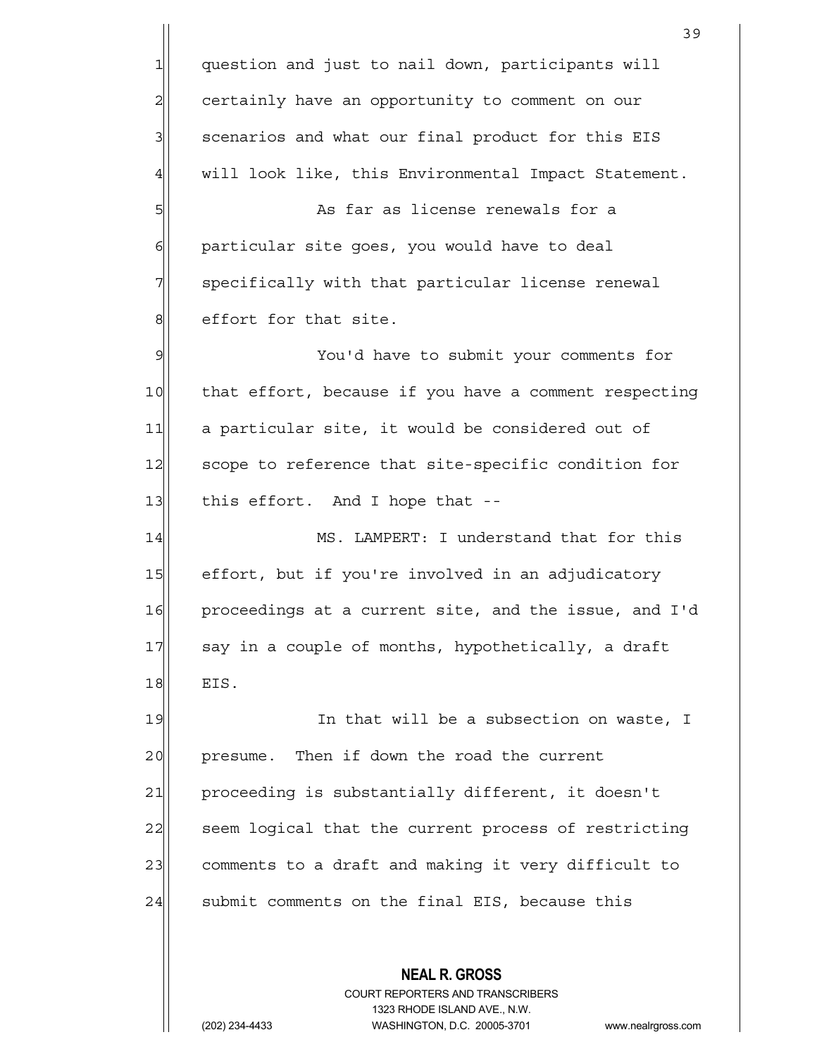question and just to nail down, participants will certainly have an opportunity to comment on our scenarios and what our final product for this EIS will look like, this Environmental Impact Statement.

As far as license renewals for a particular site goes, you would have to deal specifically with that particular license renewal effort for that site.

You'd have to submit your comments for that effort, because if you have a comment respecting a particular site, it would be considered out of scope to reference that site-specific condition for this effort. And I hope that --

MS. LAMPERT: I understand that for this effort, but if you're involved in an adjudicatory proceedings at a current site, and the issue, and I'd say in a couple of months, hypothetically, a draft EIS.

In that will be a subsection on waste, I presume. Then if down the road the current proceeding is substantially different, it doesn't seem logical that the current process of restricting comments to a draft and making it very difficult to submit comments on the final EIS, because this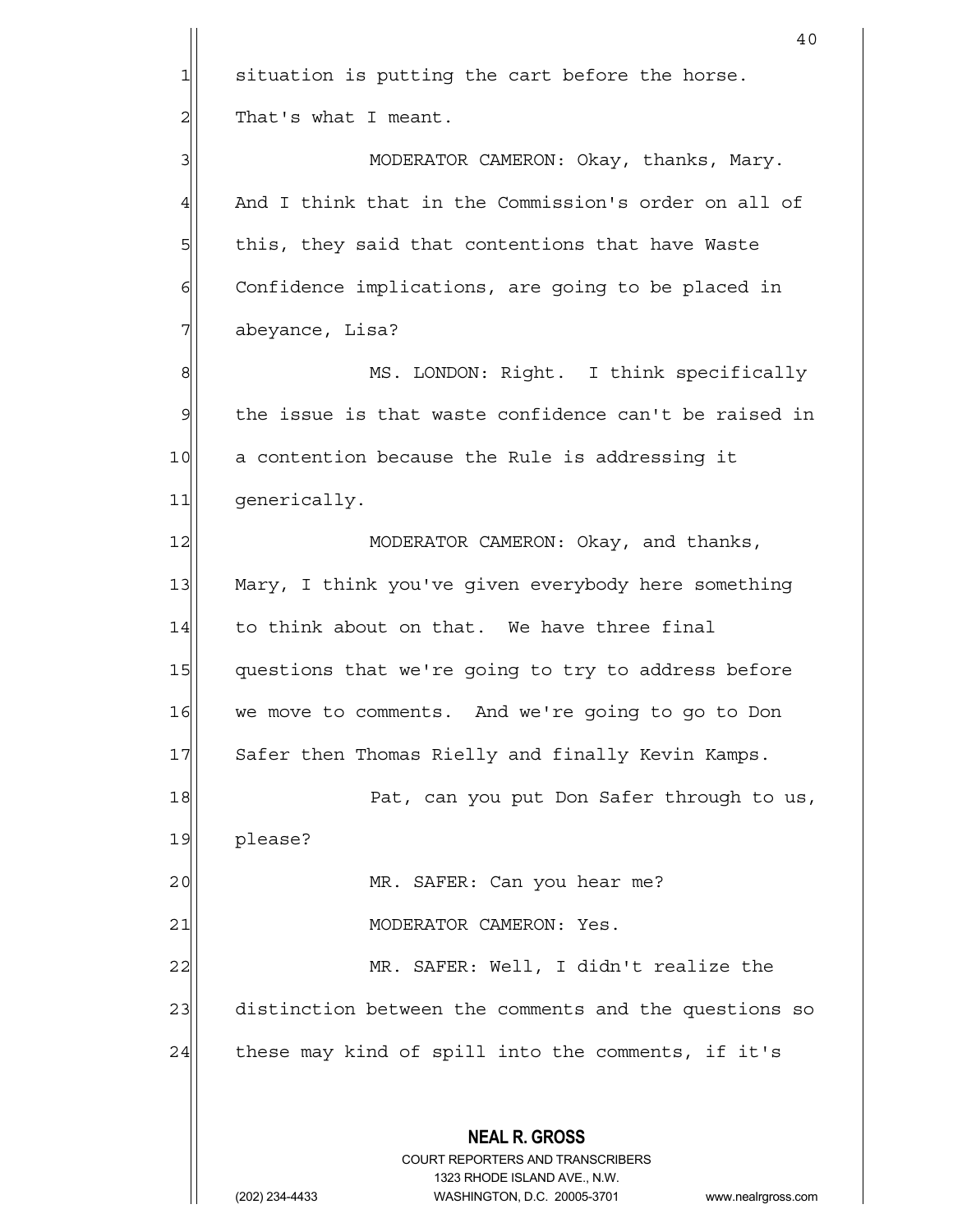situation is putting the cart before the horse. That's what I meant.

MODERATOR CAMERON: Okay, thanks, Mary. And I think that in the Commission's order on all of this, they said that contentions that have Waste Confidence implications, are going to be placed in abeyance, Lisa?

MS. LONDON: Right. I think specifically the issue is that waste confidence can't be raised in a contention because the Rule is addressing it generically.

MODERATOR CAMERON: Okay, and thanks, Mary, I think you've given everybody here something to think about on that. We have three final questions that we're going to try to address before we move to comments. And we're going to go to Don Safer then Thomas Rielly and finally Kevin Kamps.

Pat, can you put Don Safer through to us, please?

MR. SAFER: Can you hear me?

MODERATOR CAMERON: Yes.

MR. SAFER: Well, I didn't realize the distinction between the comments and the questions so these may kind of spill into the comments, if it's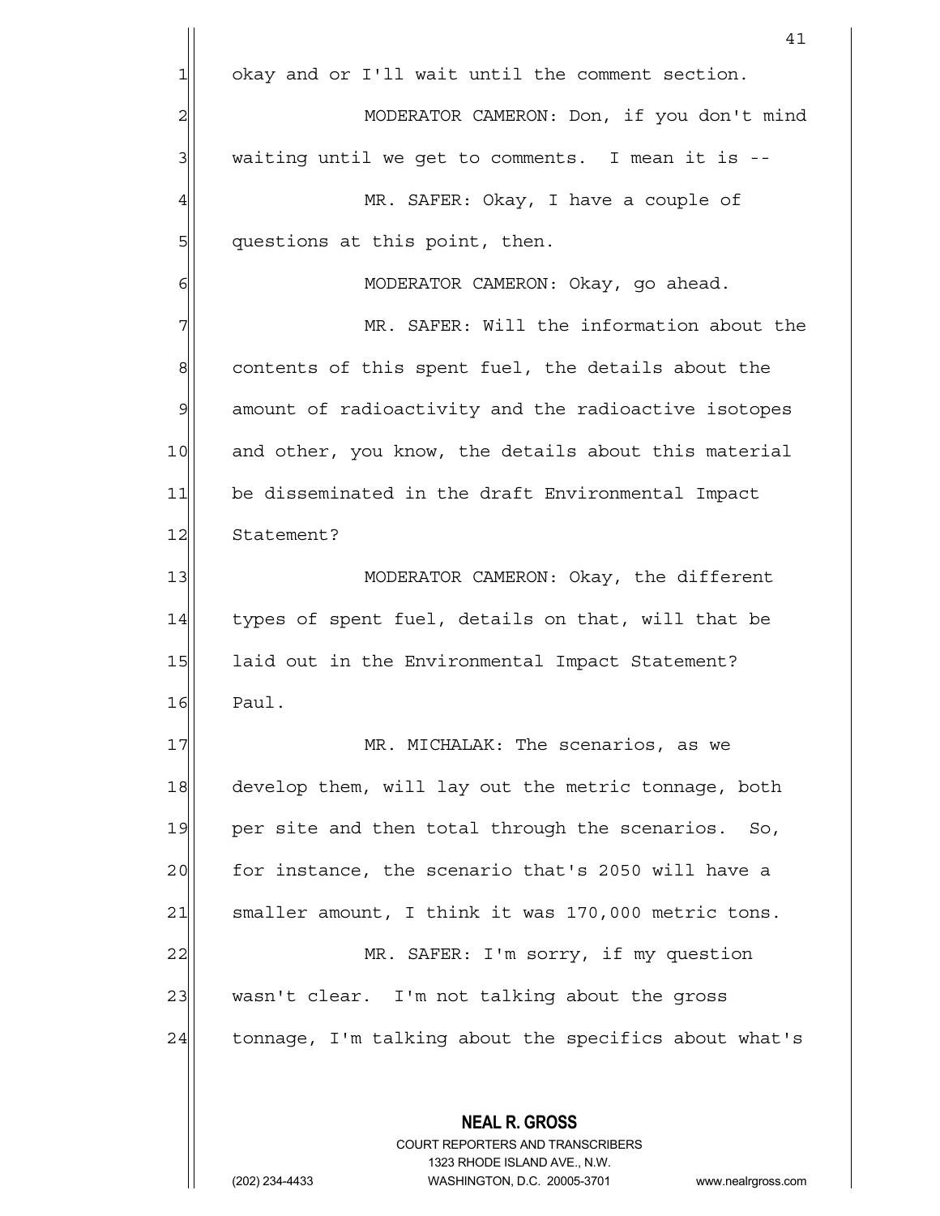okay and or I'll wait until the comment section.

MODERATOR CAMERON: Don, if you don't mind waiting until we get to comments. I mean it is --

MR. SAFER: Okay, I have a couple of questions at this point, then.

MODERATOR CAMERON: Okay, go ahead.

MR. SAFER: Will the information about the contents of this spent fuel, the details about the amount of radioactivity and the radioactive isotopes and other, you know, the details about this material be disseminated in the draft Environmental Impact Statement?

MODERATOR CAMERON: Okay, the different types of spent fuel, details on that, will that be laid out in the Environmental Impact Statement? Paul.

MR. MICHALAK: The scenarios, as we develop them, will lay out the metric tonnage, both per site and then total through the scenarios. So, for instance, the scenario that's 2050 will have a smaller amount, I think it was 170,000 metric tons.

MR. SAFER: I'm sorry, if my question wasn't clear. I'm not talking about the gross tonnage, I'm talking about the specifics about what's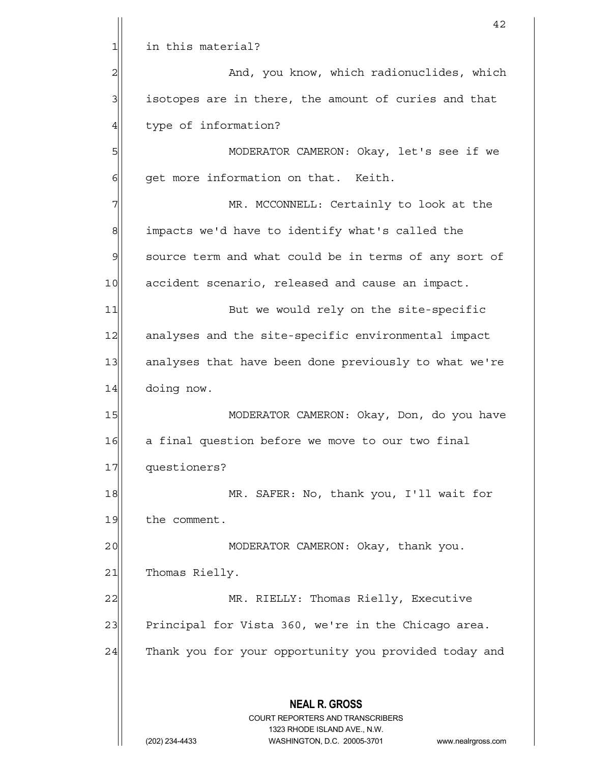in this material?

And, you know, which radionuclides, which isotopes are in there, the amount of curies and that type of information?

MODERATOR CAMERON: Okay, let's see if we get more information on that. Keith.

MR. MCCONNELL: Certainly to look at the impacts we'd have to identify what's called the source term and what could be in terms of any sort of accident scenario, released and cause an impact.

But we would rely on the site-specific analyses and the site-specific environmental impact analyses that have been done previously to what we're doing now.

MODERATOR CAMERON: Okay, Don, do you have a final question before we move to our two final questioners?

MR. SAFER: No, thank you, I'll wait for the comment.

MODERATOR CAMERON: Okay, thank you. Thomas Rielly.

MR. RIELLY: Thomas Rielly, Executive Principal for Vista 360, we're in the Chicago area. Thank you for your opportunity you provided today and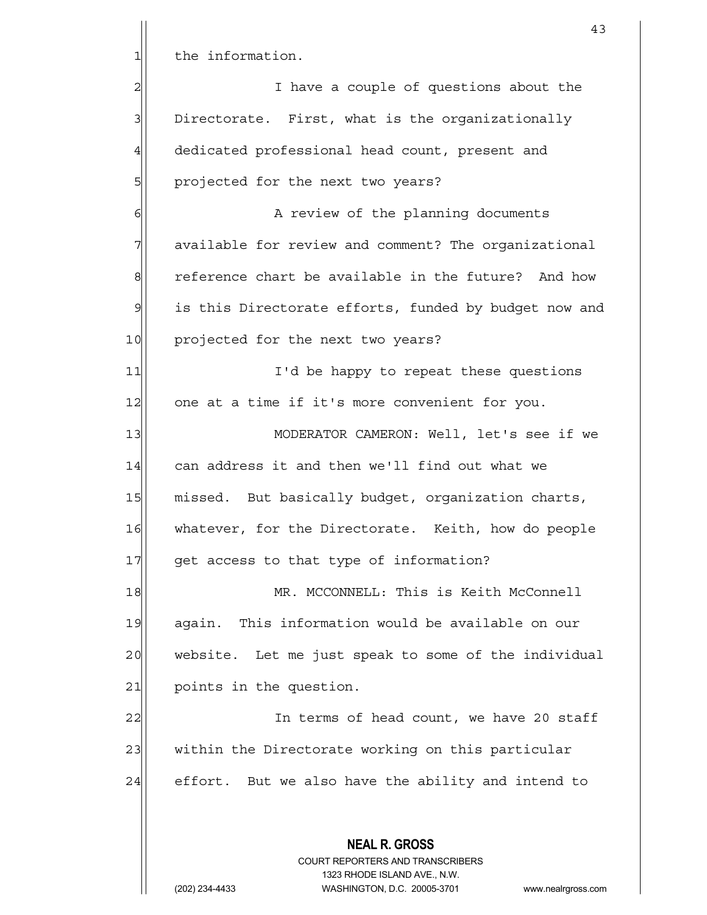the information.

I have a couple of questions about the Directorate. First, what is the organizationally dedicated professional head count, present and projected for the next two years?

A review of the planning documents available for review and comment? The organizational reference chart be available in the future? And how is this Directorate efforts, funded by budget now and projected for the next two years?

I'd be happy to repeat these questions one at a time if it's more convenient for you.

MODERATOR CAMERON: Well, let's see if we can address it and then we'll find out what we missed. But basically budget, organization charts, whatever, for the Directorate. Keith, how do people get access to that type of information?

MR. MCCONNELL: This is Keith McConnell again. This information would be available on our website. Let me just speak to some of the individual points in the question.

In terms of head count, we have 20 staff within the Directorate working on this particular effort. But we also have the ability and intend to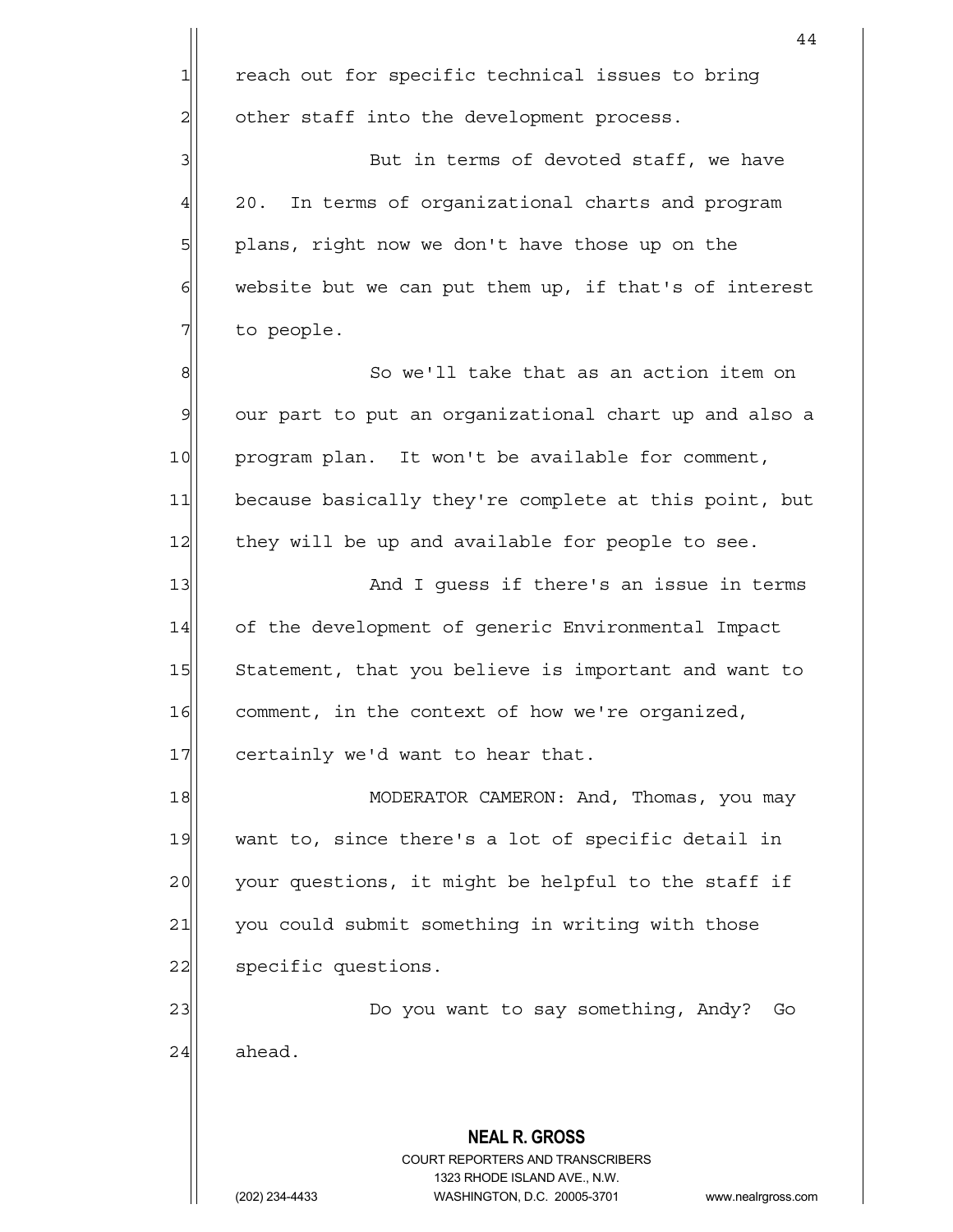reach out for specific technical issues to bring other staff into the development process.

But in terms of devoted staff, we have 20. In terms of organizational charts and program plans, right now we don't have those up on the website but we can put them up, if that's of interest to people.

So we'll take that as an action item on our part to put an organizational chart up and also a program plan. It won't be available for comment, because basically they're complete at this point, but they will be up and available for people to see.

And I guess if there's an issue in terms of the development of generic Environmental Impact Statement, that you believe is important and want to comment, in the context of how we're organized, certainly we'd want to hear that.

MODERATOR CAMERON: And, Thomas, you may want to, since there's a lot of specific detail in your questions, it might be helpful to the staff if you could submit something in writing with those specific questions.

Do you want to say something, Andy? Go ahead.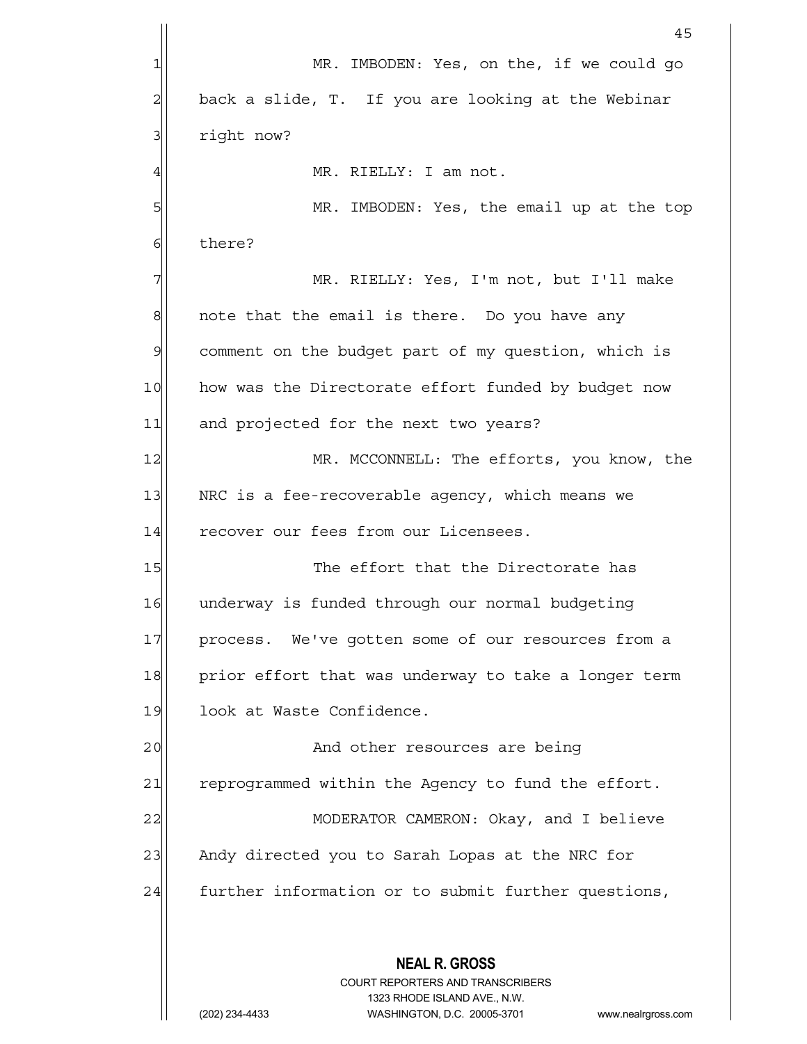MR. IMBODEN: Yes, on the, if we could go back a slide, T. If you are looking at the Webinar right now?

MR. RIELLY: I am not.

MR. IMBODEN: Yes, the email up at the top there?

MR. RIELLY: Yes, I'm not, but I'll make note that the email is there. Do you have any comment on the budget part of my question, which is how was the Directorate effort funded by budget now and projected for the next two years?

MR. MCCONNELL: The efforts, you know, the NRC is a fee-recoverable agency, which means we recover our fees from our Licensees.

The effort that the Directorate has underway is funded through our normal budgeting process. We've gotten some of our resources from a prior effort that was underway to take a longer term look at Waste Confidence.

And other resources are being reprogrammed within the Agency to fund the effort.

MODERATOR CAMERON: Okay, and I believe Andy directed you to Sarah Lopas at the NRC for further information or to submit further questions,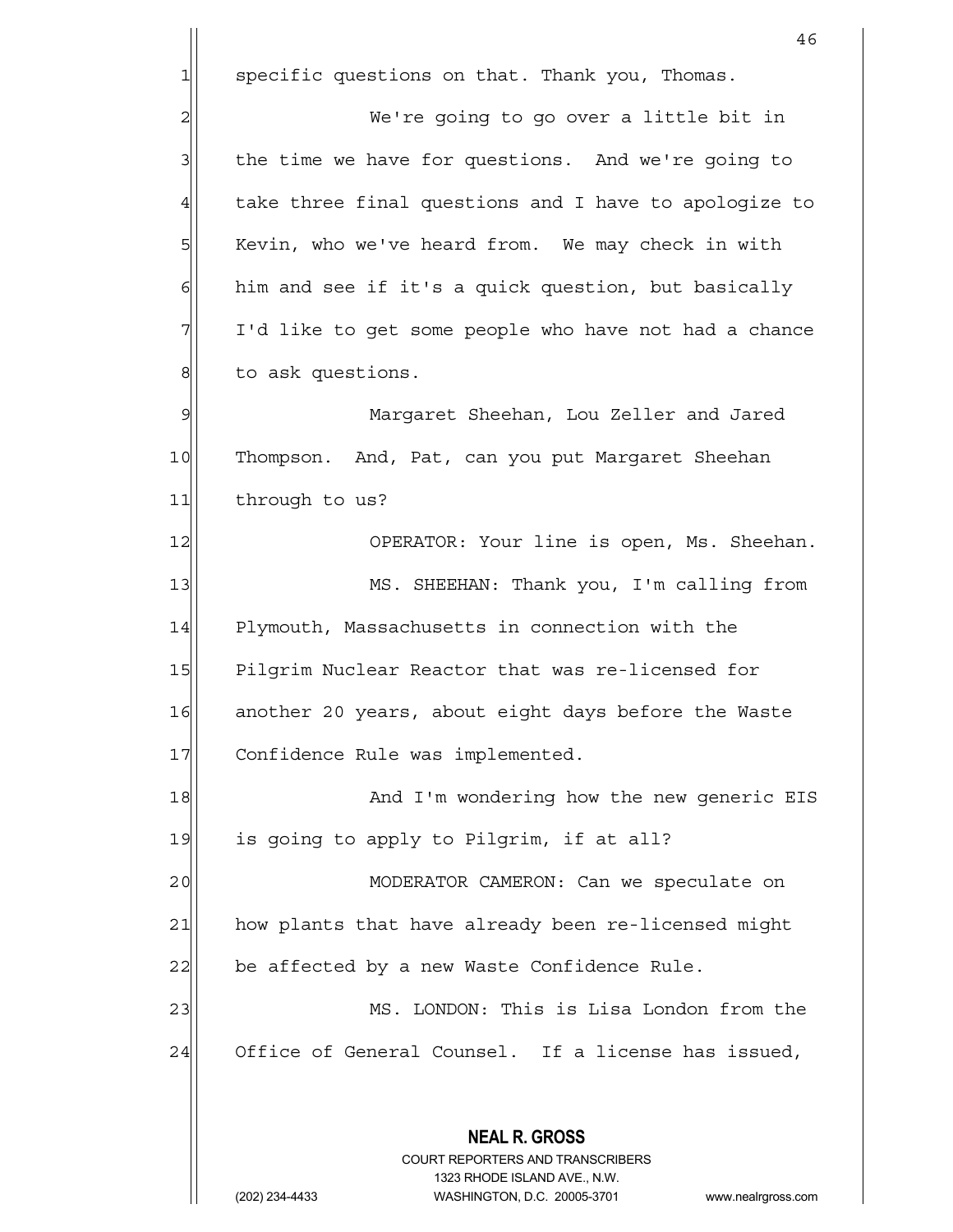specific questions on that. Thank you, Thomas.

We're going to go over a little bit in the time we have for questions. And we're going to take three final questions and I have to apologize to Kevin, who we've heard from. We may check in with him and see if it's a quick question, but basically I'd like to get some people who have not had a chance to ask questions.

Margaret Sheehan, Lou Zeller and Jared Thompson. And, Pat, can you put Margaret Sheehan through to us?

OPERATOR: Your line is open, Ms. Sheehan.

MS. SHEEHAN: Thank you, I'm calling from Plymouth, Massachusetts in connection with the Pilgrim Nuclear Reactor that was re-licensed for another 20 years, about eight days before the Waste Confidence Rule was implemented.

And I'm wondering how the new generic EIS is going to apply to Pilgrim, if at all?

MODERATOR CAMERON: Can we speculate on how plants that have already been re-licensed might be affected by a new Waste Confidence Rule.

MS. LONDON: This is Lisa London from the Office of General Counsel. If a license has issued,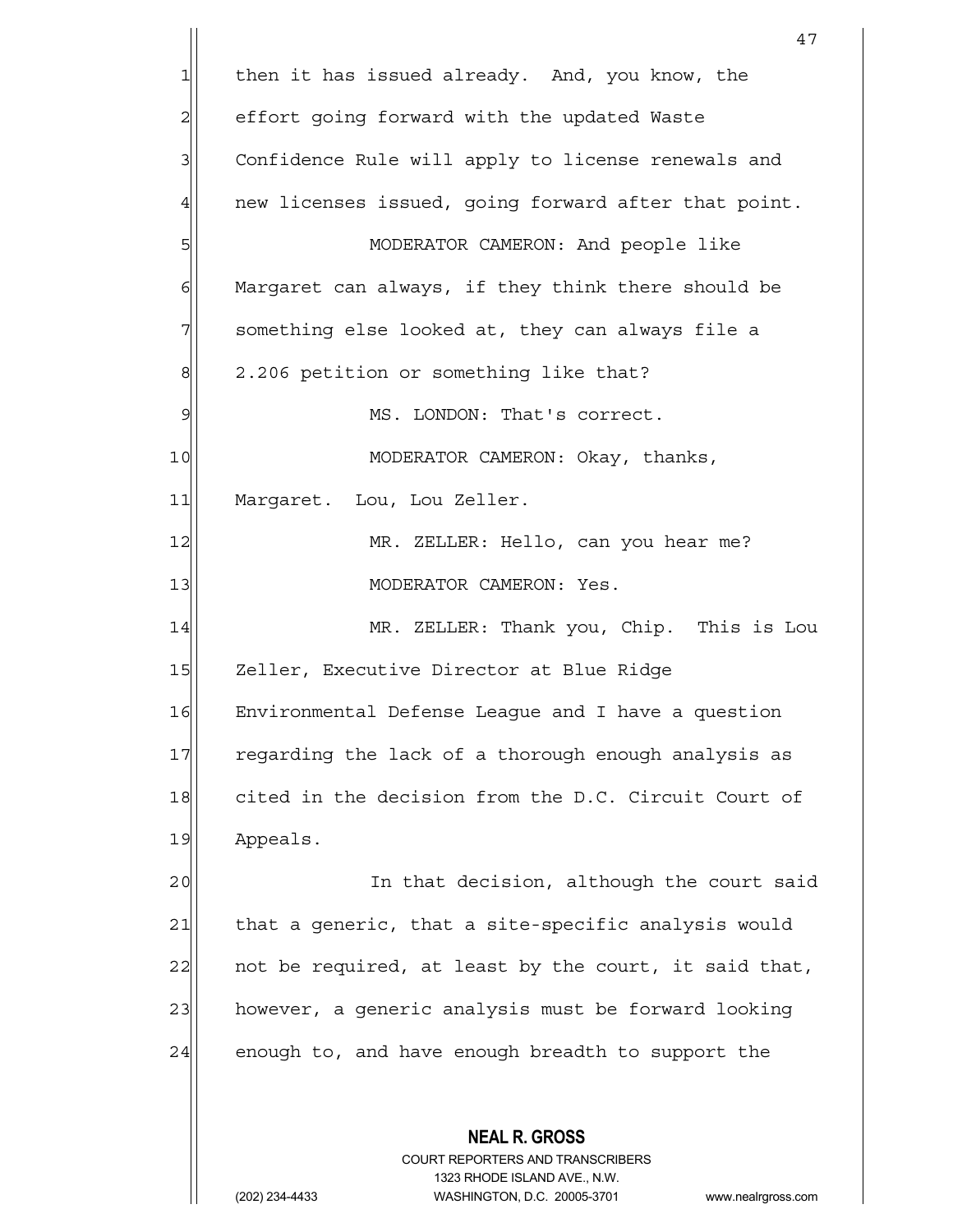then it has issued already. And, you know, the effort going forward with the updated Waste Confidence Rule will apply to license renewals and new licenses issued, going forward after that point.

MODERATOR CAMERON: And people like Margaret can always, if they think there should be something else looked at, they can always file a 2.206 petition or something like that?

MS. LONDON: That's correct.

MODERATOR CAMERON: Okay, thanks, Margaret. Lou, Lou Zeller.

MR. ZELLER: Hello, can you hear me?

MODERATOR CAMERON: Yes.

MR. ZELLER: Thank you, Chip. This is Lou Zeller, Executive Director at Blue Ridge Environmental Defense League and I have a question regarding the lack of a thorough enough analysis as cited in the decision from the D.C. Circuit Court of Appeals.

In that decision, although the court said that a generic, that a site-specific analysis would not be required, at least by the court, it said that, however, a generic analysis must be forward looking enough to, and have enough breadth to support the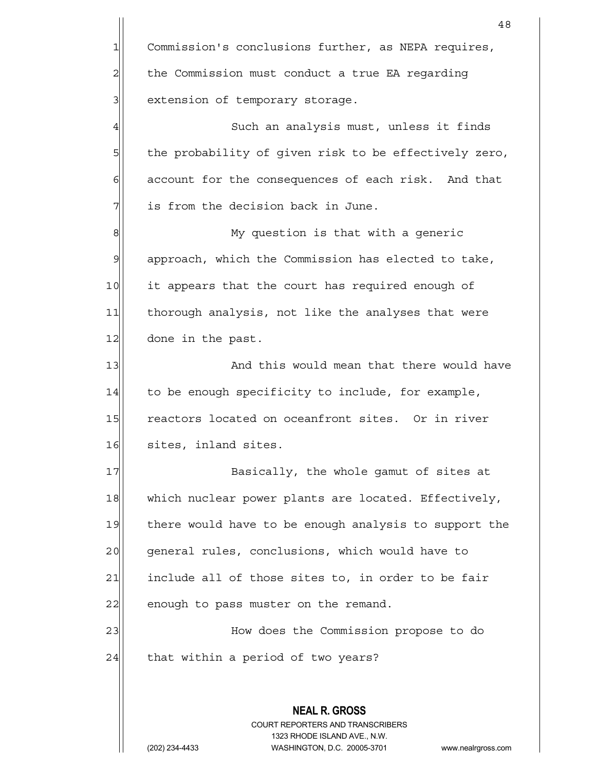Commission's conclusions further, as NEPA requires, the Commission must conduct a true EA regarding extension of temporary storage.

Such an analysis must, unless it finds the probability of given risk to be effectively zero, account for the consequences of each risk. And that is from the decision back in June.

My question is that with a generic approach, which the Commission has elected to take, it appears that the court has required enough of thorough analysis, not like the analyses that were done in the past.

And this would mean that there would have to be enough specificity to include, for example, reactors located on oceanfront sites. Or in river sites, inland sites.

Basically, the whole gamut of sites at which nuclear power plants are located. Effectively, there would have to be enough analysis to support the general rules, conclusions, which would have to include all of those sites to, in order to be fair enough to pass muster on the remand.

How does the Commission propose to do that within a period of two years?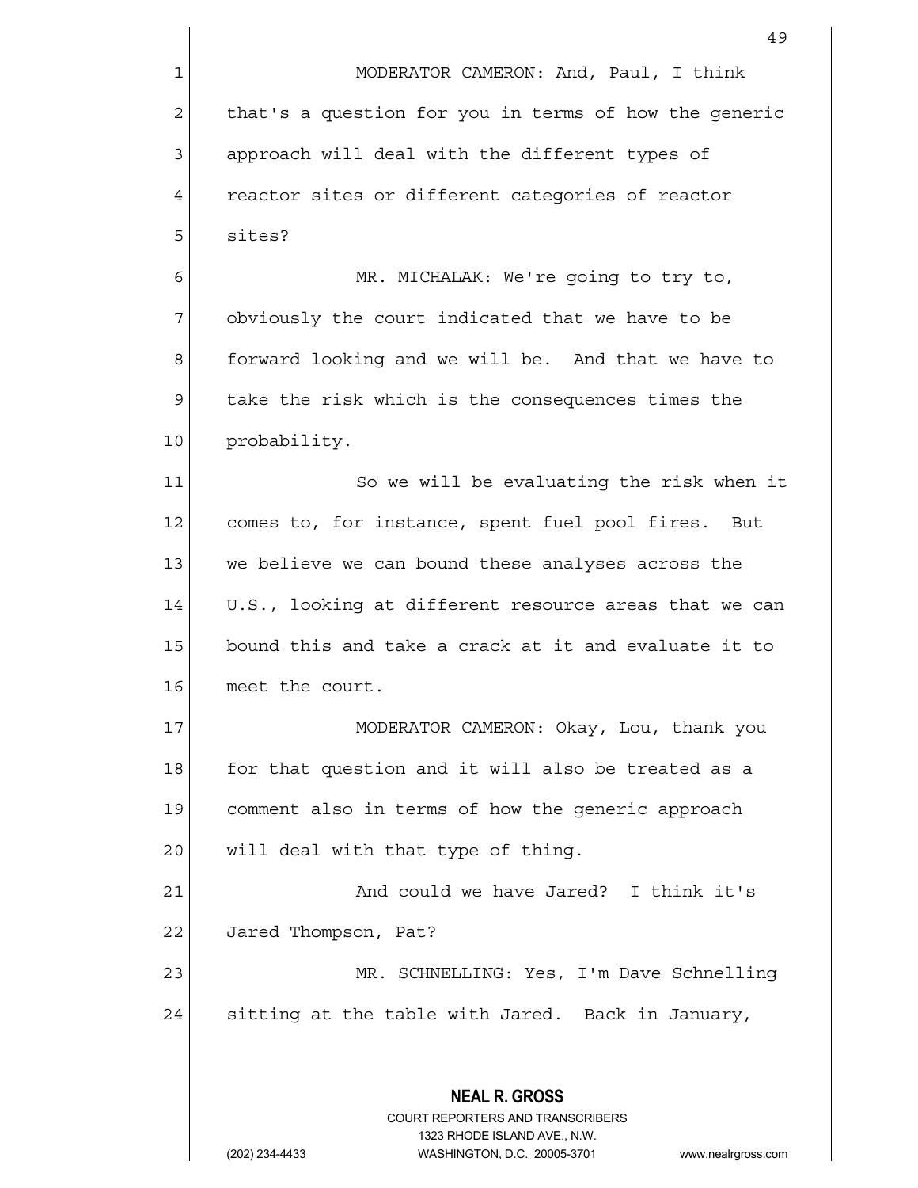MODERATOR CAMERON: And, Paul, I think that's a question for you in terms of how the generic approach will deal with the different types of reactor sites or different categories of reactor sites?

MR. MICHALAK: We're going to try to, obviously the court indicated that we have to be forward looking and we will be. And that we have to take the risk which is the consequences times the probability.

So we will be evaluating the risk when it comes to, for instance, spent fuel pool fires. But we believe we can bound these analyses across the U.S., looking at different resource areas that we can bound this and take a crack at it and evaluate it to meet the court.

MODERATOR CAMERON: Okay, Lou, thank you for that question and it will also be treated as a comment also in terms of how the generic approach will deal with that type of thing.

And could we have Jared? I think it's Jared Thompson, Pat?

MR. SCHNELLING: Yes, I'm Dave Schnelling sitting at the table with Jared. Back in January,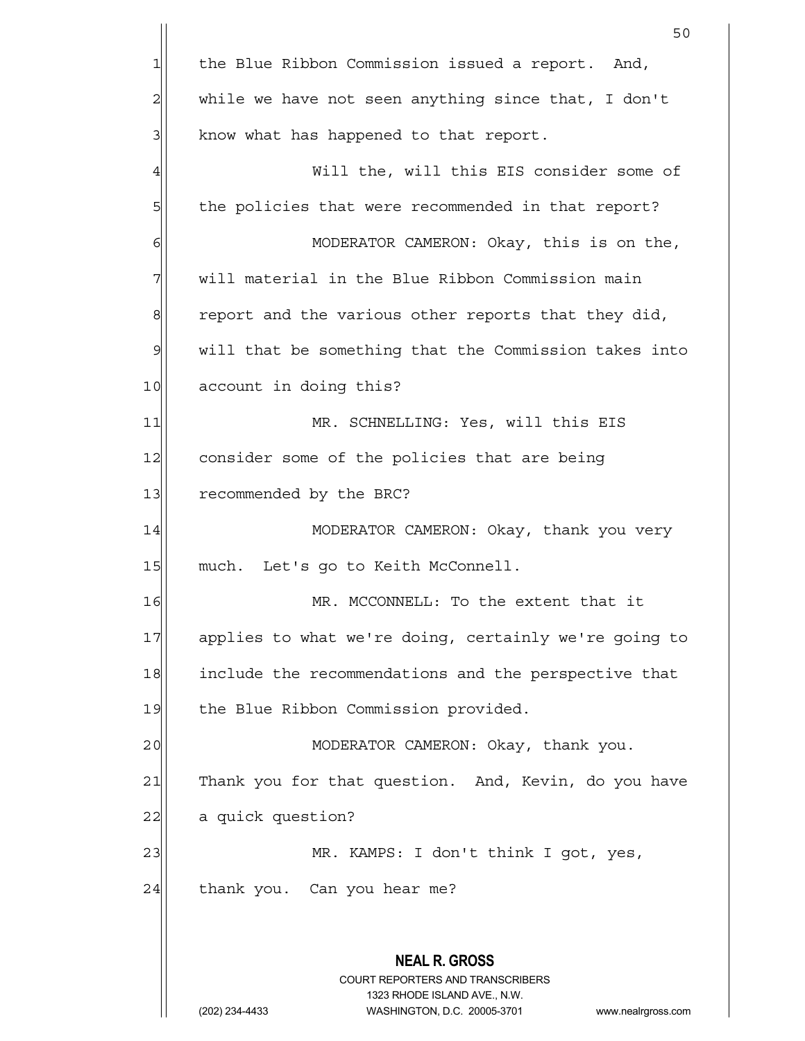the Blue Ribbon Commission issued a report. And, while we have not seen anything since that, I don't know what has happened to that report.

Will the, will this EIS consider some of the policies that were recommended in that report?

MODERATOR CAMERON: Okay, this is on the, will material in the Blue Ribbon Commission main report and the various other reports that they did, will that be something that the Commission takes into account in doing this?

MR. SCHNELLING: Yes, will this EIS consider some of the policies that are being recommended by the BRC?

MODERATOR CAMERON: Okay, thank you very much. Let's go to Keith McConnell.

MR. MCCONNELL: To the extent that it applies to what we're doing, certainly we're going to include the recommendations and the perspective that the Blue Ribbon Commission provided.

MODERATOR CAMERON: Okay, thank you. Thank you for that question. And, Kevin, do you have a quick question?

MR. KAMPS: I don't think I got, yes, thank you. Can you hear me?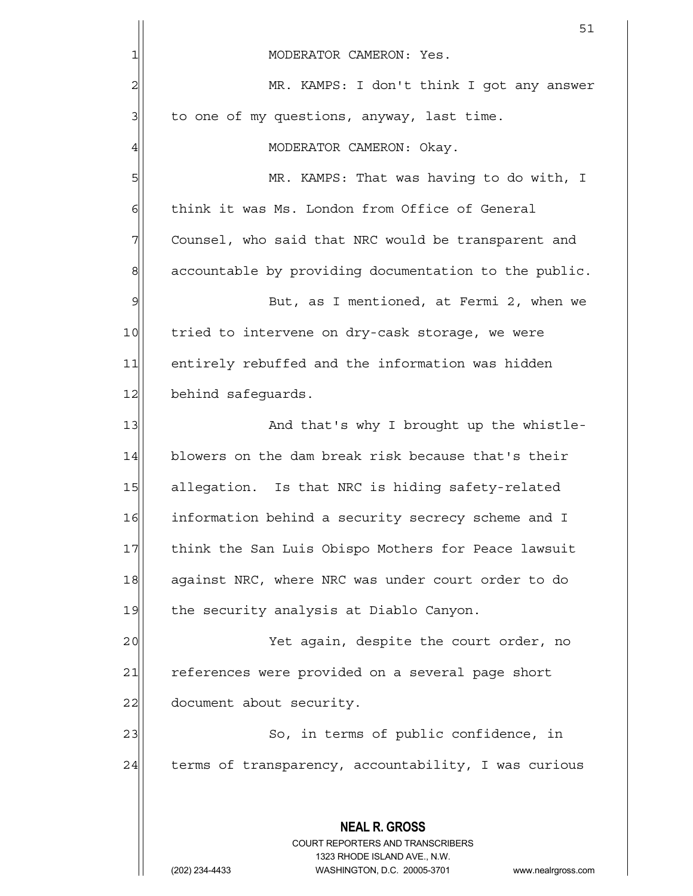MODERATOR CAMERON: Yes.

MR. KAMPS: I don't think I got any answer to one of my questions, anyway, last time.

MODERATOR CAMERON: Okay.

MR. KAMPS: That was having to do with, I think it was Ms. London from Office of General Counsel, who said that NRC would be transparent and accountable by providing documentation to the public.

But, as I mentioned, at Fermi 2, when we tried to intervene on dry-cask storage, we were entirely rebuffed and the information was hidden behind safeguards.

And that's why I brought up the whistle-blowers on the dam break risk because that's their allegation. Is that NRC is hiding safety-related information behind a security secrecy scheme and I think the San Luis Obispo Mothers for Peace lawsuit against NRC, where NRC was under court order to do the security analysis at Diablo Canyon.

Yet again, despite the court order, no references were provided on a several page short document about security.

So, in terms of public confidence, in terms of transparency, accountability, I was curious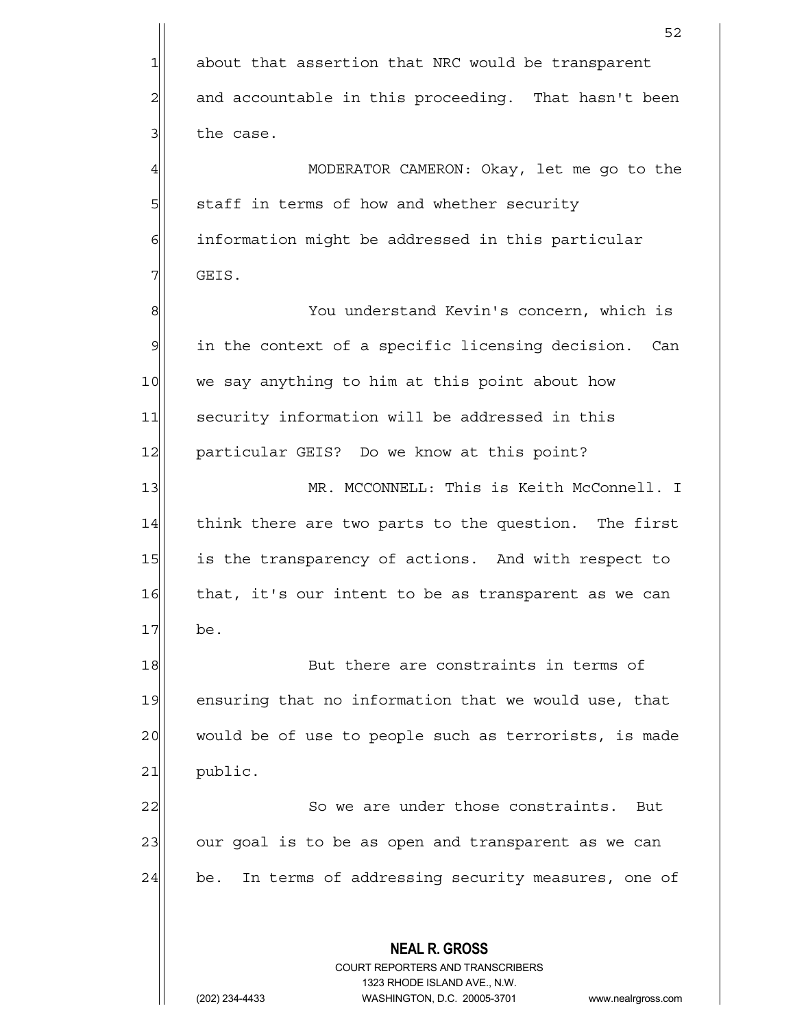about that assertion that NRC would be transparent and accountable in this proceeding. That hasn't been the case.

MODERATOR CAMERON: Okay, let me go to the staff in terms of how and whether security information might be addressed in this particular GEIS.

You understand Kevin's concern, which is in the context of a specific licensing decision. Can we say anything to him at this point about how security information will be addressed in this particular GEIS? Do we know at this point?

MR. MCCONNELL: This is Keith McConnell. I think there are two parts to the question. The first is the transparency of actions. And with respect to that, it's our intent to be as transparent as we can be.

But there are constraints in terms of ensuring that no information that we would use, that would be of use to people such as terrorists, is made public.

So we are under those constraints. But our goal is to be as open and transparent as we can be. In terms of addressing security measures, one of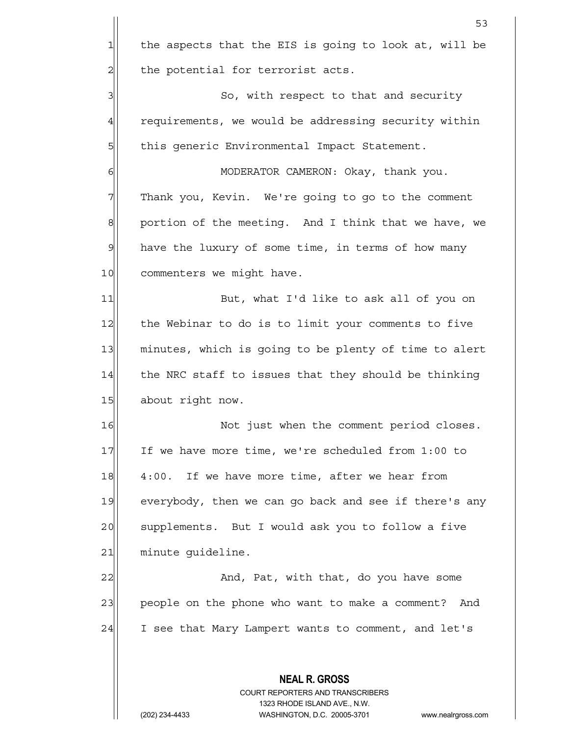the aspects that the EIS is going to look at, will be the potential for terrorist acts.

So, with respect to that and security requirements, we would be addressing security within this generic Environmental Impact Statement.

MODERATOR CAMERON: Okay, thank you. Thank you, Kevin. We're going to go to the comment portion of the meeting. And I think that we have, we have the luxury of some time, in terms of how many commenters we might have.

But, what I'd like to ask all of you on the Webinar to do is to limit your comments to five minutes, which is going to be plenty of time to alert the NRC staff to issues that they should be thinking about right now.

Not just when the comment period closes. If we have more time, we're scheduled from 1:00 to 4:00. If we have more time, after we hear from everybody, then we can go back and see if there's any supplements. But I would ask you to follow a five minute guideline.

And, Pat, with that, do you have some people on the phone who want to make a comment? And I see that Mary Lampert wants to comment, and let's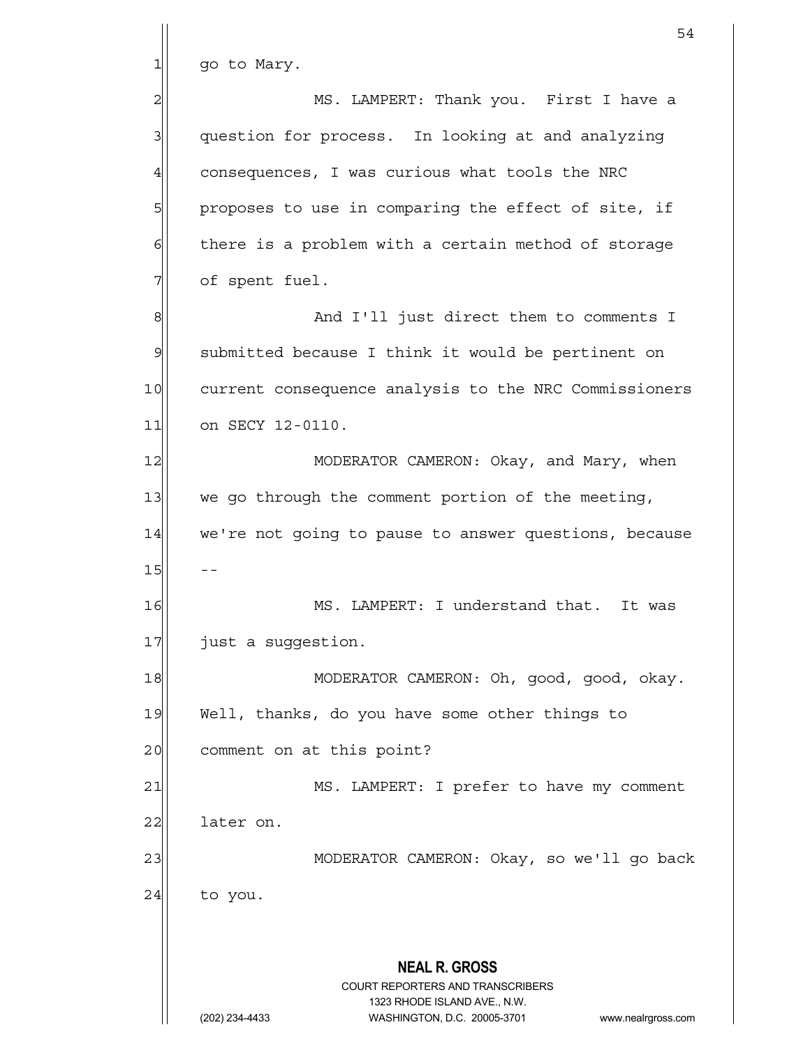go to Mary.

MS. LAMPERT: Thank you. First I have a question for process. In looking at and analyzing consequences, I was curious what tools the NRC proposes to use in comparing the effect of site, if there is a problem with a certain method of storage of spent fuel.

And I'll just direct them to comments I submitted because I think it would be pertinent on current consequence analysis to the NRC Commissioners on SECY 12-0110.

MODERATOR CAMERON: Okay, and Mary, when we go through the comment portion of the meeting, we're not going to pause to answer questions, because --

MS. LAMPERT: I understand that. It was just a suggestion.

MODERATOR CAMERON: Oh, good, good, okay. Well, thanks, do you have some other things to comment on at this point?

MS. LAMPERT: I prefer to have my comment later on.

MODERATOR CAMERON: Okay, so we'll go back to you.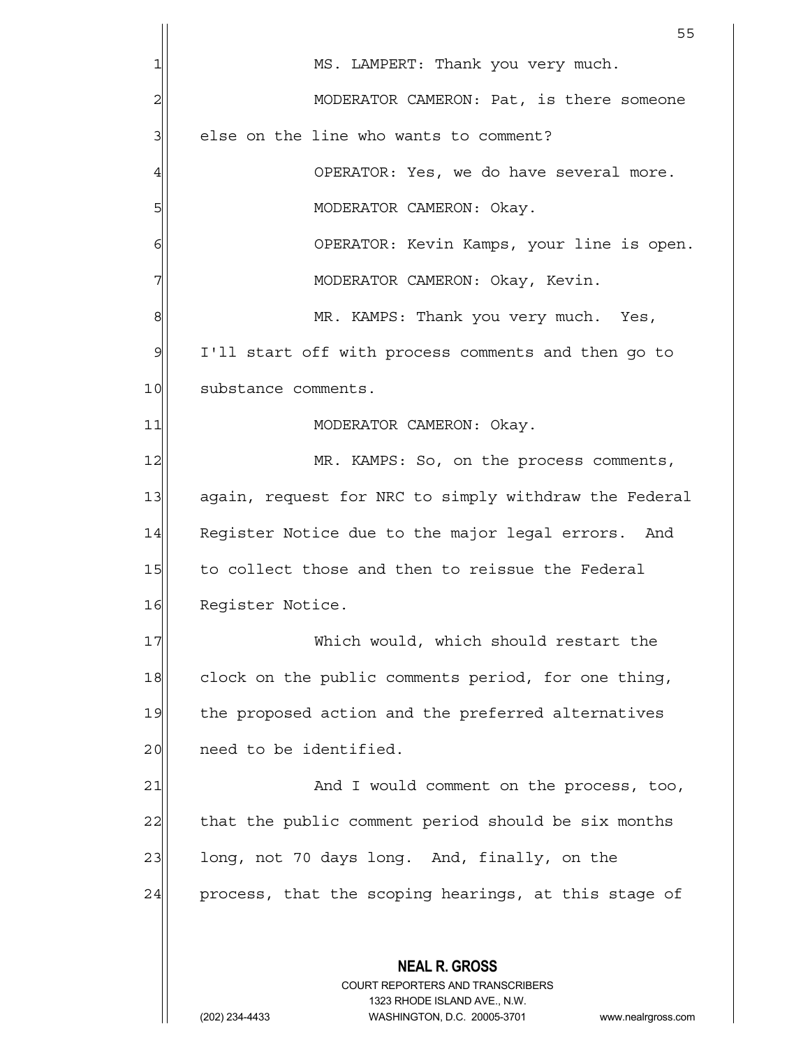MS. LAMPERT: Thank you very much.

MODERATOR CAMERON: Pat, is there someone else on the line who wants to comment?

OPERATOR: Yes, we do have several more.

MODERATOR CAMERON: Okay.

OPERATOR: Kevin Kamps, your line is open.

MODERATOR CAMERON: Okay, Kevin.

MR. KAMPS: Thank you very much. Yes, I'll start off with process comments and then go to substance comments.

MODERATOR CAMERON: Okay.

MR. KAMPS: So, on the process comments, again, request for NRC to simply withdraw the Federal Register Notice due to the major legal errors. And to collect those and then to reissue the Federal Register Notice.

Which would, which should restart the clock on the public comments period, for one thing, the proposed action and the preferred alternatives need to be identified.

And I would comment on the process, too, that the public comment period should be six months long, not 70 days long. And, finally, on the process, that the scoping hearings, at this stage of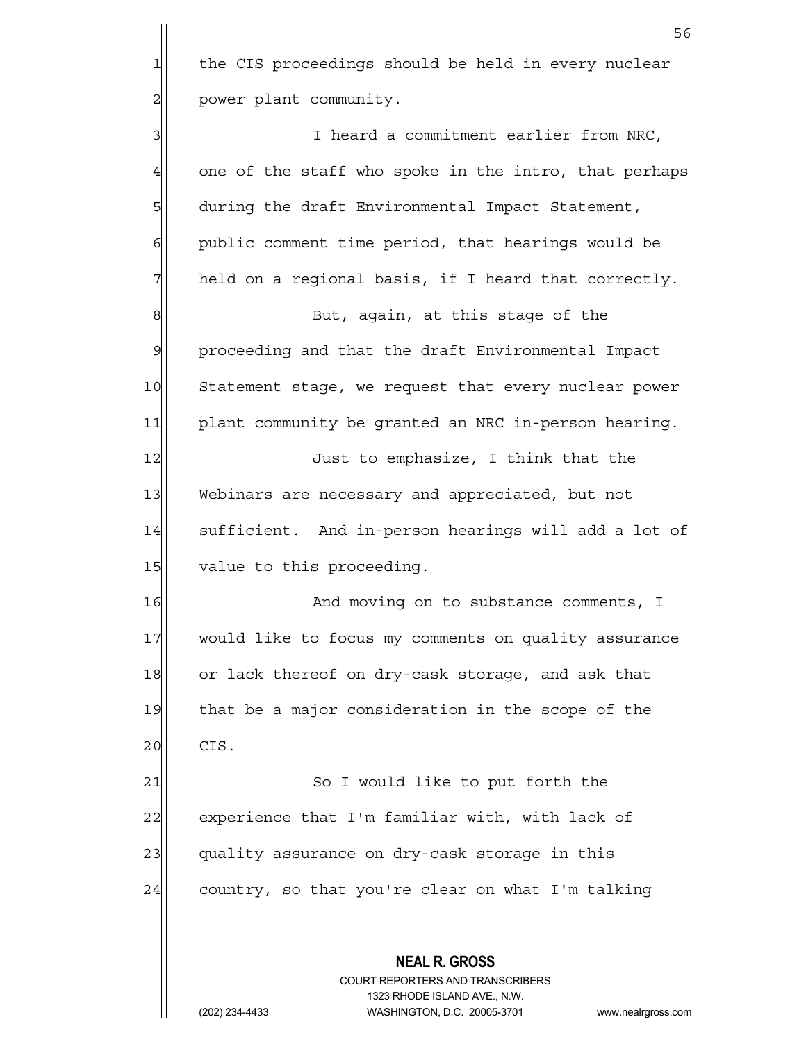the CIS proceedings should be held in every nuclear power plant community.

I heard a commitment earlier from NRC, one of the staff who spoke in the intro, that perhaps during the draft Environmental Impact Statement, public comment time period, that hearings would be held on a regional basis, if I heard that correctly.

But, again, at this stage of the proceeding and that the draft Environmental Impact Statement stage, we request that every nuclear power plant community be granted an NRC in-person hearing.

Just to emphasize, I think that the Webinars are necessary and appreciated, but not sufficient. And in-person hearings will add a lot of value to this proceeding.

And moving on to substance comments, I would like to focus my comments on quality assurance or lack thereof on dry-cask storage, and ask that that be a major consideration in the scope of the CIS.

So I would like to put forth the experience that I'm familiar with, with lack of quality assurance on dry-cask storage in this country, so that you're clear on what I'm talking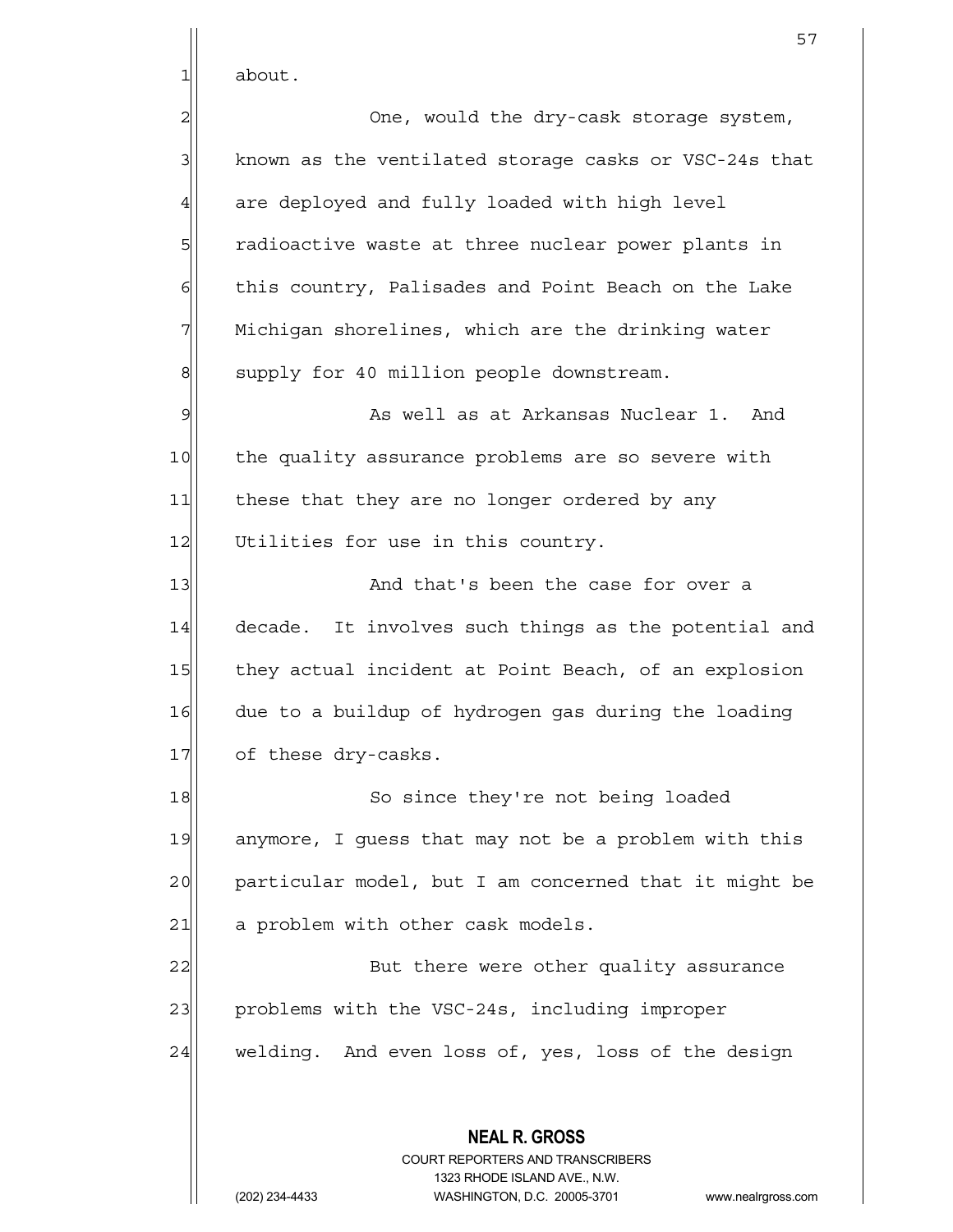about.

One, would the dry-cask storage system, known as the ventilated storage casks or VSC-24s that are deployed and fully loaded with high level radioactive waste at three nuclear power plants in this country, Palisades and Point Beach on the Lake Michigan shorelines, which are the drinking water supply for 40 million people downstream.

As well as at Arkansas Nuclear 1. And the quality assurance problems are so severe with these that they are no longer ordered by any Utilities for use in this country.

And that's been the case for over a decade. It involves such things as the potential and they actual incident at Point Beach, of an explosion due to a buildup of hydrogen gas during the loading of these dry-casks.

So since they're not being loaded anymore, I guess that may not be a problem with this particular model, but I am concerned that it might be a problem with other cask models.

But there were other quality assurance problems with the VSC-24s, including improper welding. And even loss of, yes, loss of the design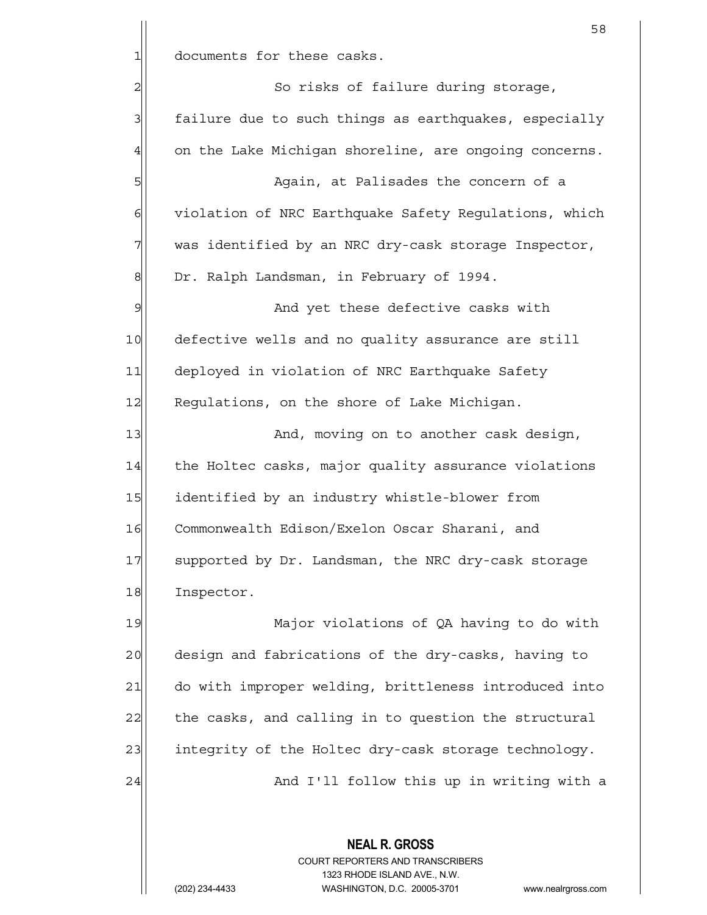documents for these casks.

So risks of failure during storage, failure due to such things as earthquakes, especially on the Lake Michigan shoreline, are ongoing concerns.

Again, at Palisades the concern of a violation of NRC Earthquake Safety Regulations, which was identified by an NRC dry-cask storage Inspector, Dr. Ralph Landsman, in February of 1994.

And yet these defective casks with defective wells and no quality assurance are still deployed in violation of NRC Earthquake Safety Regulations, on the shore of Lake Michigan.

And, moving on to another cask design, the Holtec casks, major quality assurance violations identified by an industry whistle-blower from Commonwealth Edison/Exelon Oscar Sharani, and supported by Dr. Landsman, the NRC dry-cask storage Inspector.

Major violations of QA having to do with design and fabrications of the dry-casks, having to do with improper welding, brittleness introduced into the casks, and calling in to question the structural integrity of the Holtec dry-cask storage technology.

And I'll follow this up in writing with a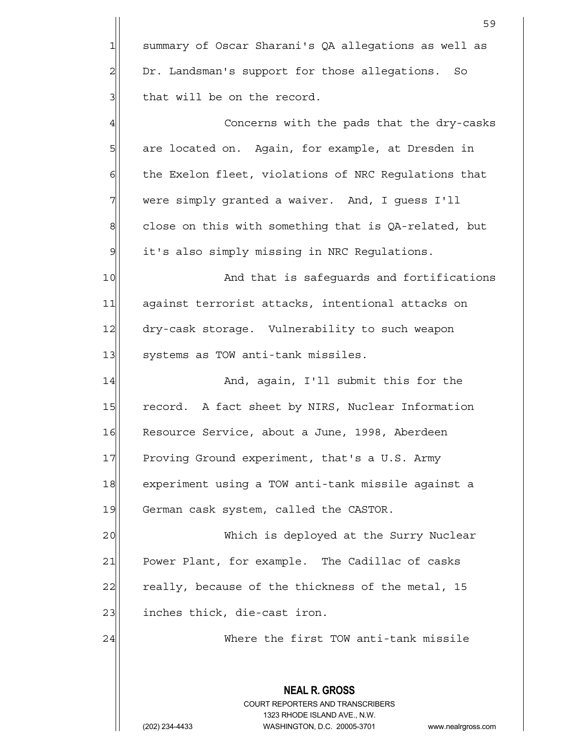summary of Oscar Sharani's QA allegations as well as Dr. Landsman's support for those allegations. So that will be on the record.

Concerns with the pads that the dry-casks are located on. Again, for example, at Dresden in the Exelon fleet, violations of NRC Regulations that were simply granted a waiver. And, I guess I'll close on this with something that is QA-related, but it's also simply missing in NRC Regulations.

And that is safeguards and fortifications against terrorist attacks, intentional attacks on dry-cask storage. Vulnerability to such weapon systems as TOW anti-tank missiles.

And, again, I'll submit this for the record. A fact sheet by NIRS, Nuclear Information Resource Service, about a June, 1998, Aberdeen Proving Ground experiment, that's a U.S. Army experiment using a TOW anti-tank missile against a German cask system, called the CASTOR.

Which is deployed at the Surry Nuclear Power Plant, for example. The Cadillac of casks really, because of the thickness of the metal, 15 inches thick, die-cast iron.

Where the first TOW anti-tank missile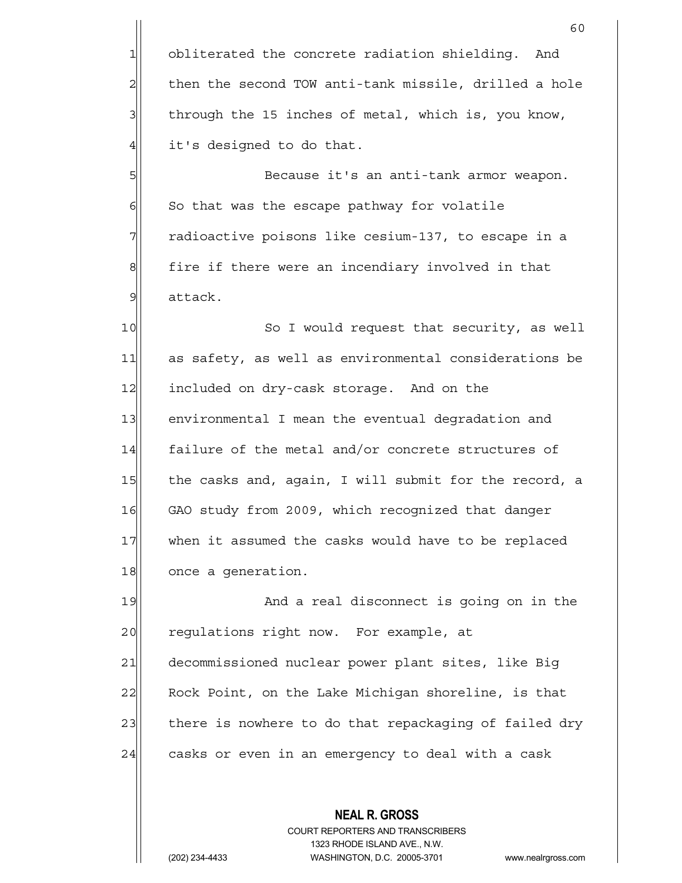obliterated the concrete radiation shielding. And then the second TOW anti-tank missile, drilled a hole through the 15 inches of metal, which is, you know, it's designed to do that.

Because it's an anti-tank armor weapon. So that was the escape pathway for volatile radioactive poisons like cesium-137, to escape in a fire if there were an incendiary involved in that attack.

So I would request that security, as well as safety, as well as environmental considerations be included on dry-cask storage. And on the environmental I mean the eventual degradation and failure of the metal and/or concrete structures of the casks and, again, I will submit for the record, a GAO study from 2009, which recognized that danger when it assumed the casks would have to be replaced once a generation.

And a real disconnect is going on in the regulations right now. For example, at decommissioned nuclear power plant sites, like Big Rock Point, on the Lake Michigan shoreline, is that there is nowhere to do that repackaging of failed dry casks or even in an emergency to deal with a cask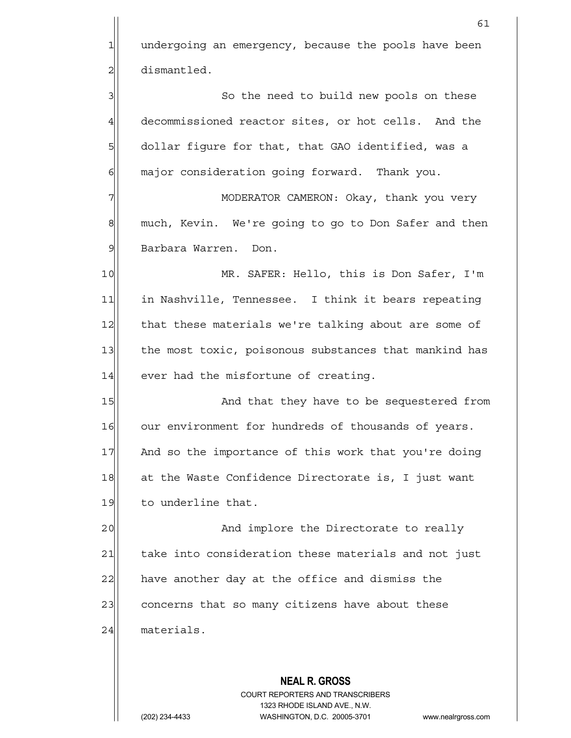undergoing an emergency, because the pools have been dismantled.

So the need to build new pools on these decommissioned reactor sites, or hot cells. And the dollar figure for that, that GAO identified, was a major consideration going forward. Thank you.

MODERATOR CAMERON: Okay, thank you very much, Kevin. We're going to go to Don Safer and then Barbara Warren. Don.

MR. SAFER: Hello, this is Don Safer, I'm in Nashville, Tennessee. I think it bears repeating that these materials we're talking about are some of the most toxic, poisonous substances that mankind has ever had the misfortune of creating.

And that they have to be sequestered from our environment for hundreds of thousands of years. And so the importance of this work that you're doing at the Waste Confidence Directorate is, I just want to underline that.

And implore the Directorate to really take into consideration these materials and not just have another day at the office and dismiss the concerns that so many citizens have about these materials.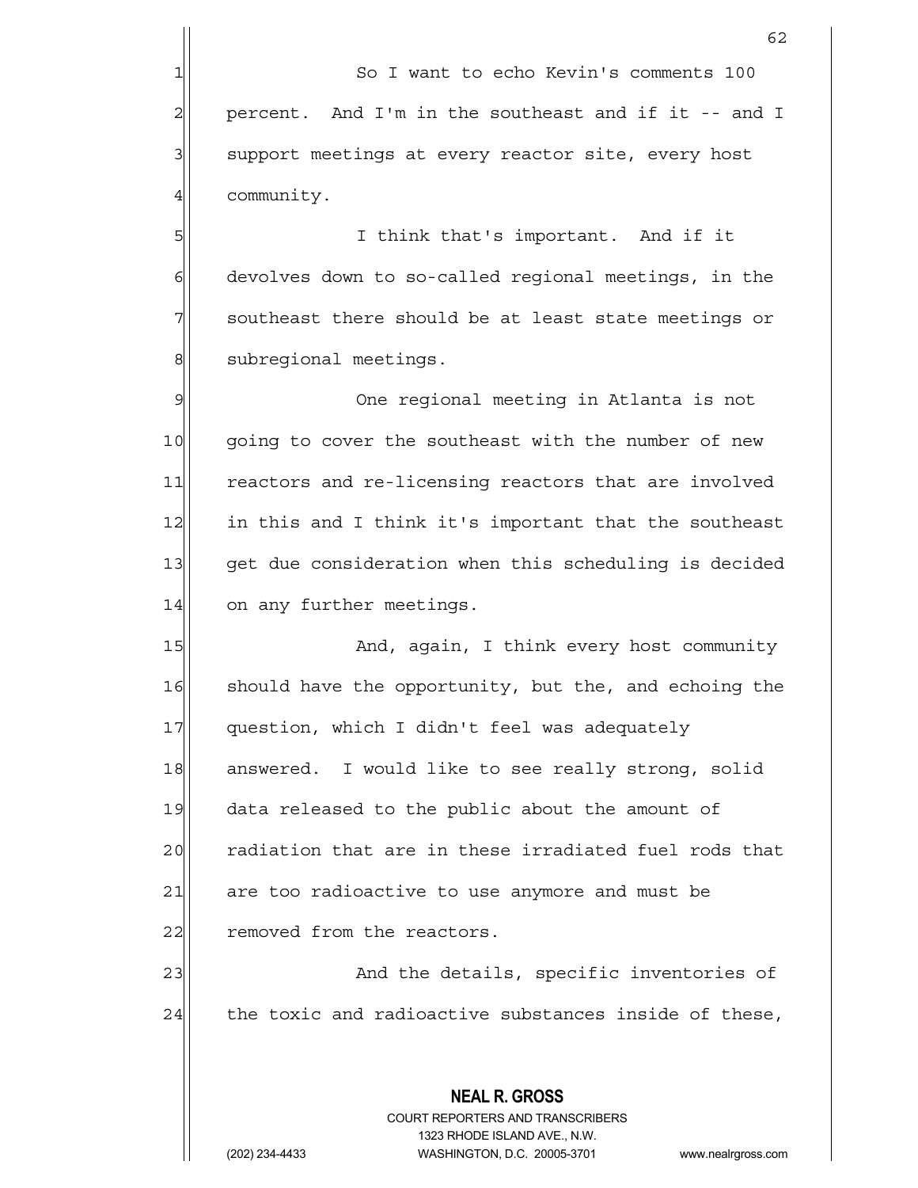So I want to echo Kevin's comments 100 percent. And I'm in the southeast and if it -- and I support meetings at every reactor site, every host community.

I think that's important. And if it devolves down to so-called regional meetings, in the southeast there should be at least state meetings or subregional meetings.

One regional meeting in Atlanta is not going to cover the southeast with the number of new reactors and re-licensing reactors that are involved in this and I think it's important that the southeast get due consideration when this scheduling is decided on any further meetings.

And, again, I think every host community should have the opportunity, but the, and echoing the question, which I didn't feel was adequately answered. I would like to see really strong, solid data released to the public about the amount of radiation that are in these irradiated fuel rods that are too radioactive to use anymore and must be removed from the reactors.

And the details, specific inventories of the toxic and radioactive substances inside of these,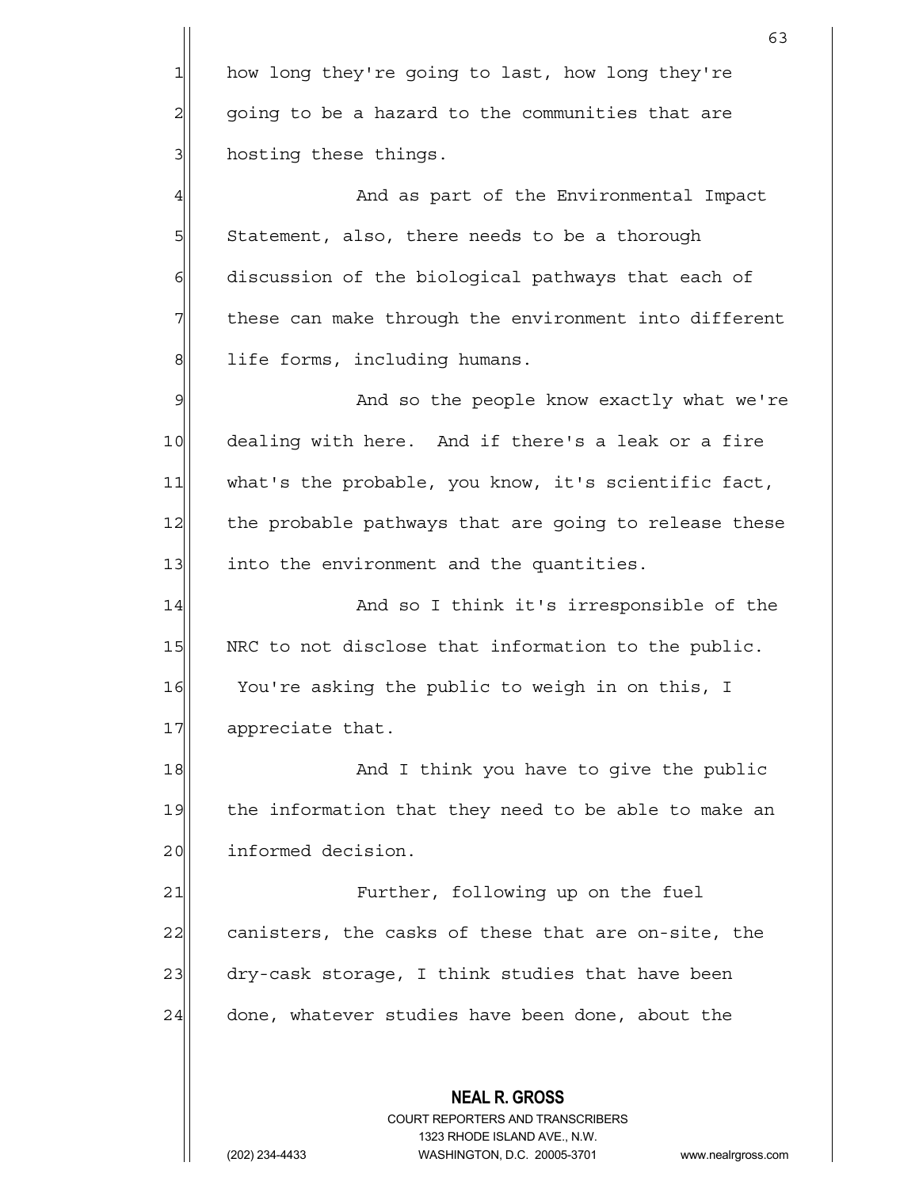how long they're going to last, how long they're going to be a hazard to the communities that are hosting these things.

And as part of the Environmental Impact Statement, also, there needs to be a thorough discussion of the biological pathways that each of these can make through the environment into different life forms, including humans.

And so the people know exactly what we're dealing with here. And if there's a leak or a fire what's the probable, you know, it's scientific fact, the probable pathways that are going to release these into the environment and the quantities.

And so I think it's irresponsible of the NRC to not disclose that information to the public. You're asking the public to weigh in on this, I appreciate that.

And I think you have to give the public the information that they need to be able to make an informed decision.

Further, following up on the fuel canisters, the casks of these that are on-site, the dry-cask storage, I think studies that have been done, whatever studies have been done, about the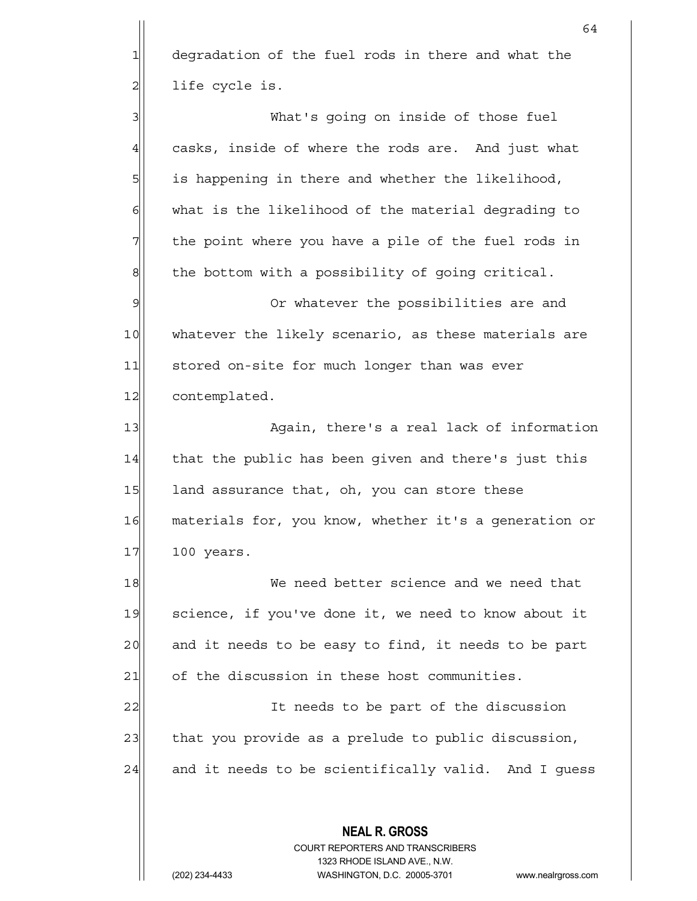degradation of the fuel rods in there and what the life cycle is.

What's going on inside of those fuel casks, inside of where the rods are. And just what is happening in there and whether the likelihood, what is the likelihood of the material degrading to the point where you have a pile of the fuel rods in the bottom with a possibility of going critical.

Or whatever the possibilities are and whatever the likely scenario, as these materials are stored on-site for much longer than was ever contemplated.

Again, there's a real lack of information that the public has been given and there's just this land assurance that, oh, you can store these materials for, you know, whether it's a generation or 100 years.

We need better science and we need that science, if you've done it, we need to know about it and it needs to be easy to find, it needs to be part of the discussion in these host communities.

It needs to be part of the discussion that you provide as a prelude to public discussion, and it needs to be scientifically valid. And I guess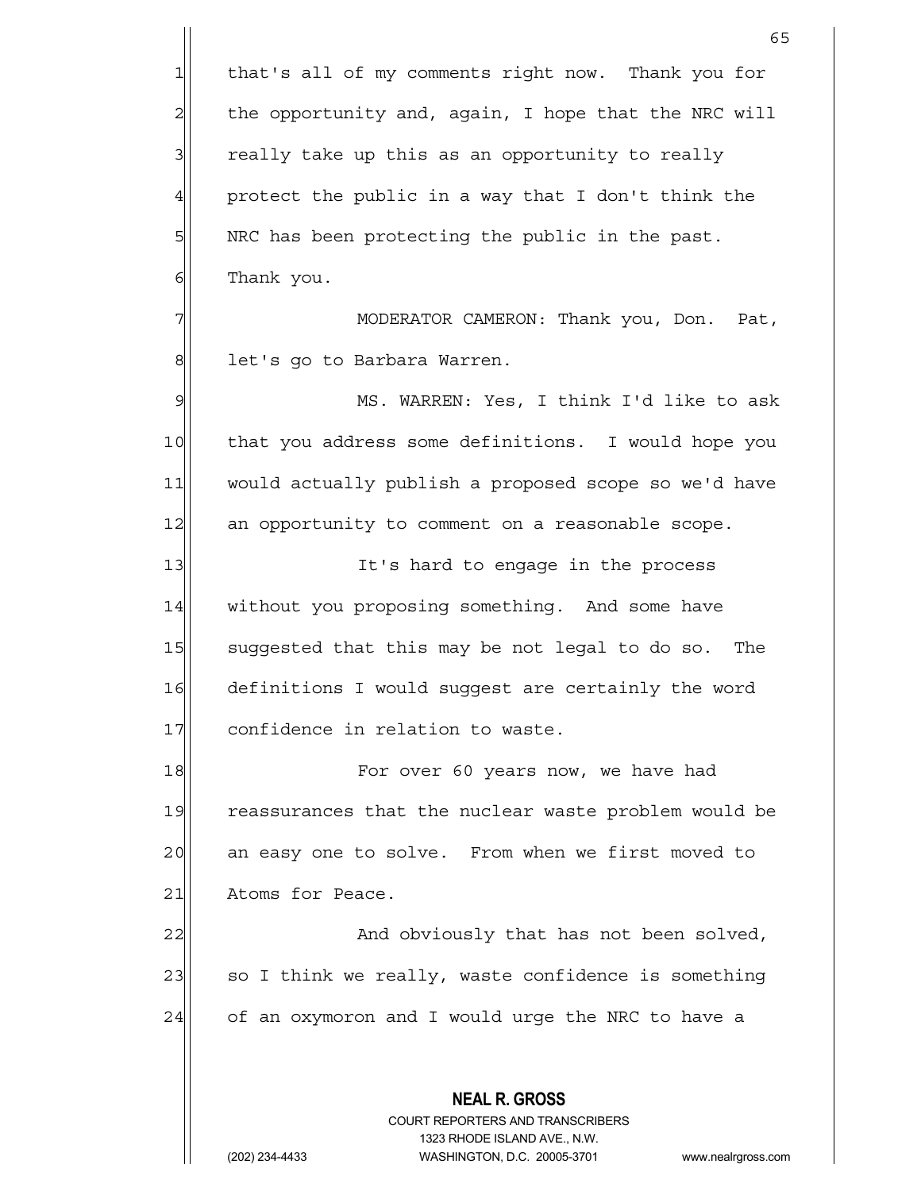that's all of my comments right now. Thank you for the opportunity and, again, I hope that the NRC will really take up this as an opportunity to really protect the public in a way that I don't think the NRC has been protecting the public in the past. Thank you.

MODERATOR CAMERON: Thank you, Don. Pat, let's go to Barbara Warren.

MS. WARREN: Yes, I think I'd like to ask that you address some definitions. I would hope you would actually publish a proposed scope so we'd have an opportunity to comment on a reasonable scope.

It's hard to engage in the process without you proposing something. And some have suggested that this may be not legal to do so. The definitions I would suggest are certainly the word confidence in relation to waste.

For over 60 years now, we have had reassurances that the nuclear waste problem would be an easy one to solve. From when we first moved to Atoms for Peace.

And obviously that has not been solved, so I think we really, waste confidence is something of an oxymoron and I would urge the NRC to have a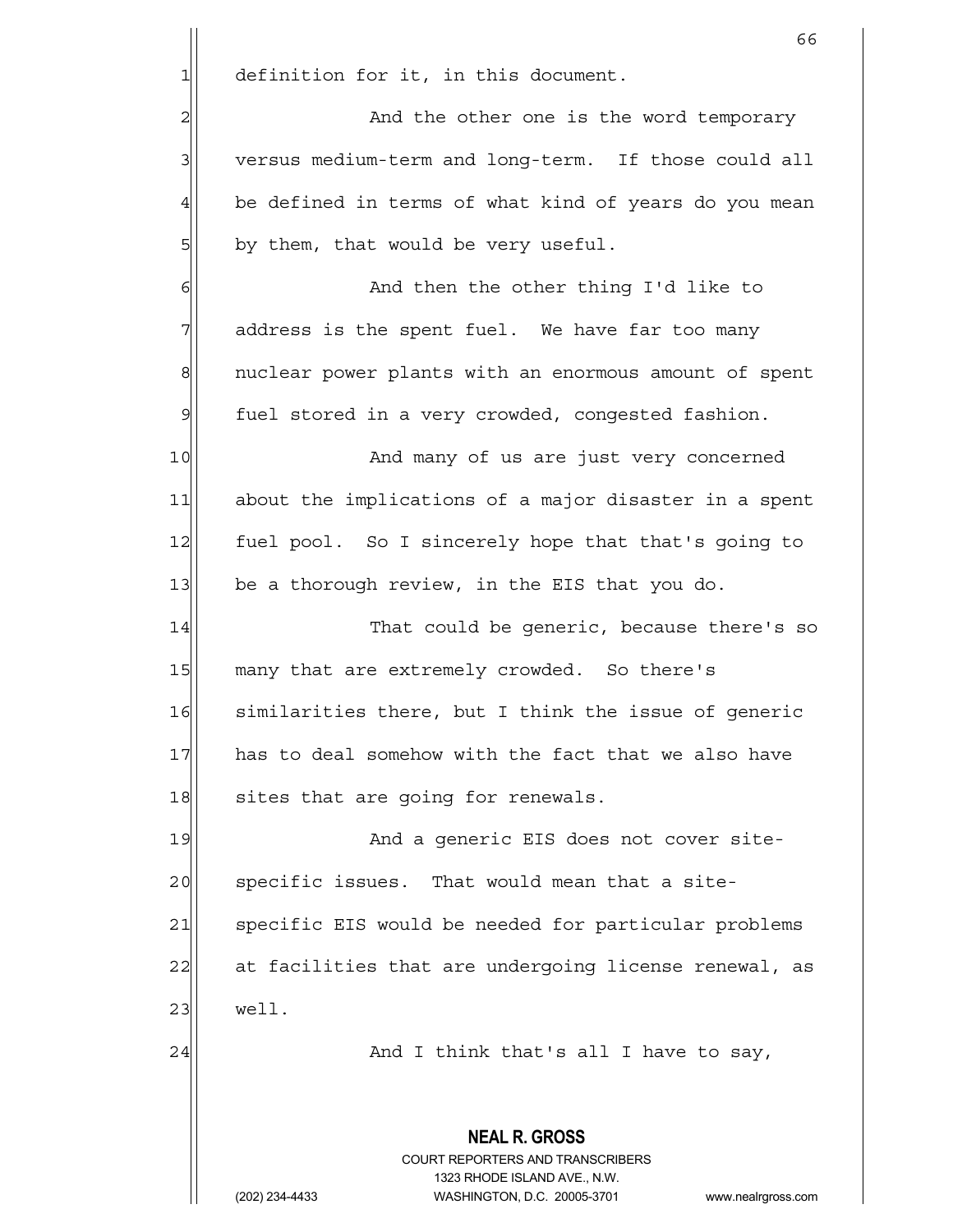definition for it, in this document.

And the other one is the word temporary versus medium-term and long-term. If those could all be defined in terms of what kind of years do you mean by them, that would be very useful.

And then the other thing I'd like to address is the spent fuel. We have far too many nuclear power plants with an enormous amount of spent fuel stored in a very crowded, congested fashion.

And many of us are just very concerned about the implications of a major disaster in a spent fuel pool. So I sincerely hope that that's going to be a thorough review, in the EIS that you do.

That could be generic, because there's so many that are extremely crowded. So there's similarities there, but I think the issue of generic has to deal somehow with the fact that we also have sites that are going for renewals.

And a generic EIS does not cover site-specific issues. That would mean that a site-specific EIS would be needed for particular problems at facilities that are undergoing license renewal, as well.

And I think that's all I have to say,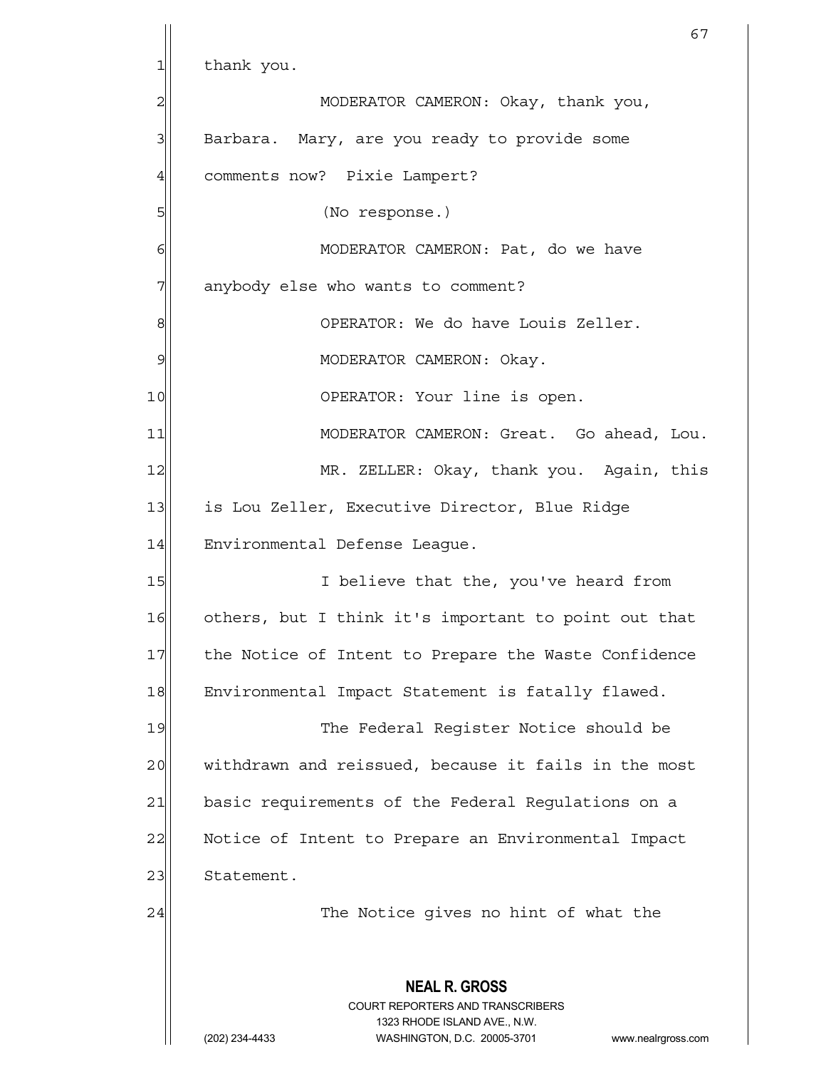thank you.

MODERATOR CAMERON: Okay, thank you, Barbara. Mary, are you ready to provide some comments now? Pixie Lampert?

(No response.)

MODERATOR CAMERON: Pat, do we have anybody else who wants to comment?

OPERATOR: We do have Louis Zeller.

MODERATOR CAMERON: Okay.

OPERATOR: Your line is open.

MODERATOR CAMERON: Great. Go ahead, Lou.

MR. ZELLER: Okay, thank you. Again, this is Lou Zeller, Executive Director, Blue Ridge Environmental Defense League.

I believe that the, you've heard from others, but I think it's important to point out that the Notice of Intent to Prepare the Waste Confidence Environmental Impact Statement is fatally flawed.

The Federal Register Notice should be withdrawn and reissued, because it fails in the most basic requirements of the Federal Regulations on a Notice of Intent to Prepare an Environmental Impact Statement.

The Notice gives no hint of what the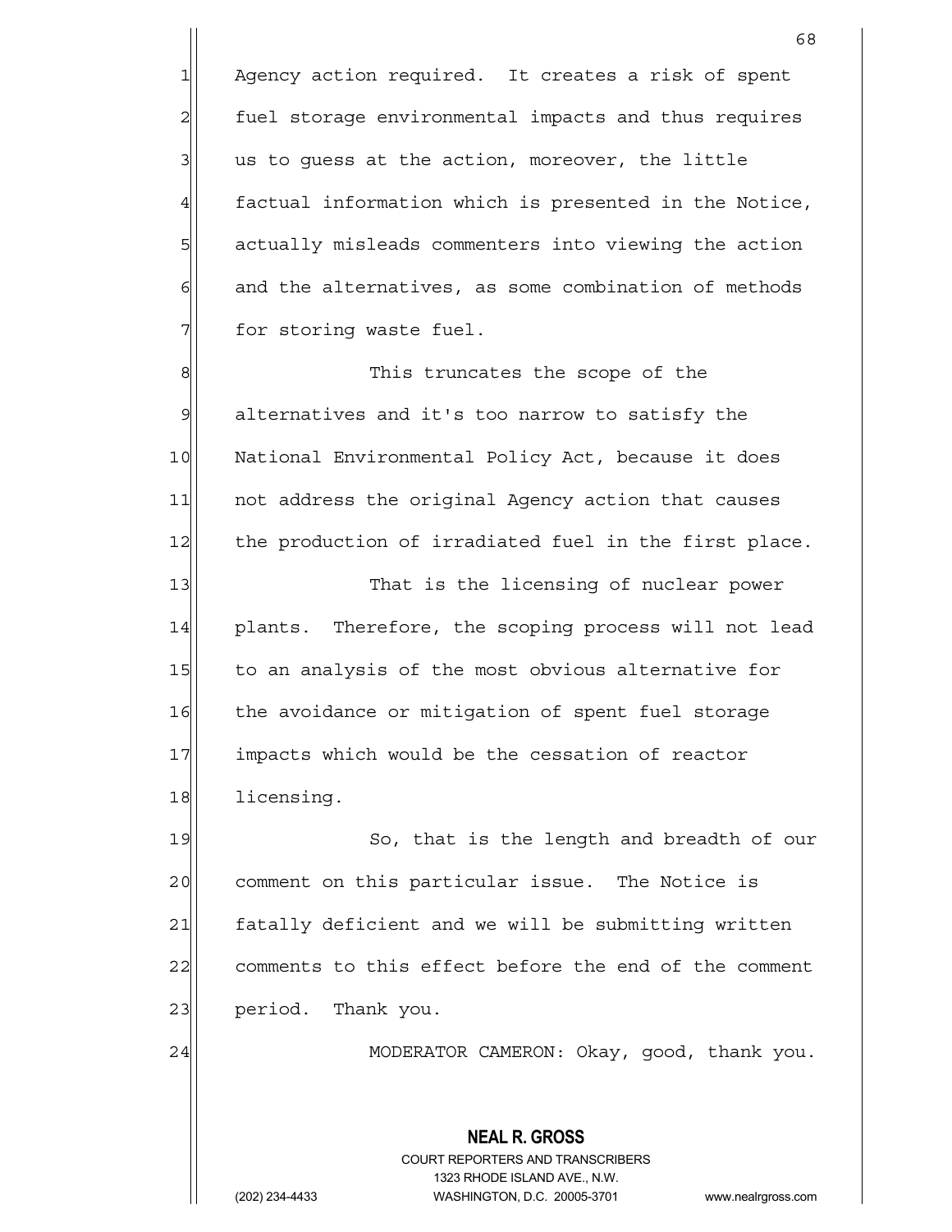Agency action required. It creates a risk of spent fuel storage environmental impacts and thus requires us to guess at the action, moreover, the little factual information which is presented in the Notice, actually misleads commenters into viewing the action and the alternatives, as some combination of methods for storing waste fuel.

This truncates the scope of the alternatives and it's too narrow to satisfy the National Environmental Policy Act, because it does not address the original Agency action that causes the production of irradiated fuel in the first place.

That is the licensing of nuclear power plants. Therefore, the scoping process will not lead to an analysis of the most obvious alternative for the avoidance or mitigation of spent fuel storage impacts which would be the cessation of reactor licensing.

So, that is the length and breadth of our comment on this particular issue. The Notice is fatally deficient and we will be submitting written comments to this effect before the end of the comment period. Thank you.

MODERATOR CAMERON: Okay, good, thank you.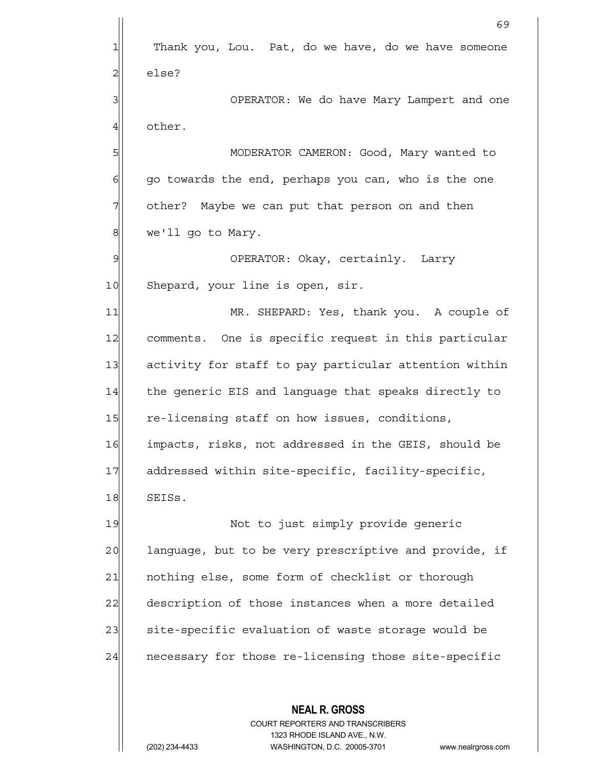Thank you, Lou. Pat, do we have, do we have someone else?

OPERATOR: We do have Mary Lampert and one other.

MODERATOR CAMERON: Good, Mary wanted to go towards the end, perhaps you can, who is the one other? Maybe we can put that person on and then we'll go to Mary.

OPERATOR: Okay, certainly. Larry Shepard, your line is open, sir.

MR. SHEPARD: Yes, thank you. A couple of comments. One is specific request in this particular activity for staff to pay particular attention within the generic EIS and language that speaks directly to re-licensing staff on how issues, conditions, impacts, risks, not addressed in the GEIS, should be addressed within site-specific, facility-specific, SEISs.

Not to just simply provide generic language, but to be very prescriptive and provide, if nothing else, some form of checklist or thorough description of those instances when a more detailed site-specific evaluation of waste storage would be necessary for those re-licensing those site-specific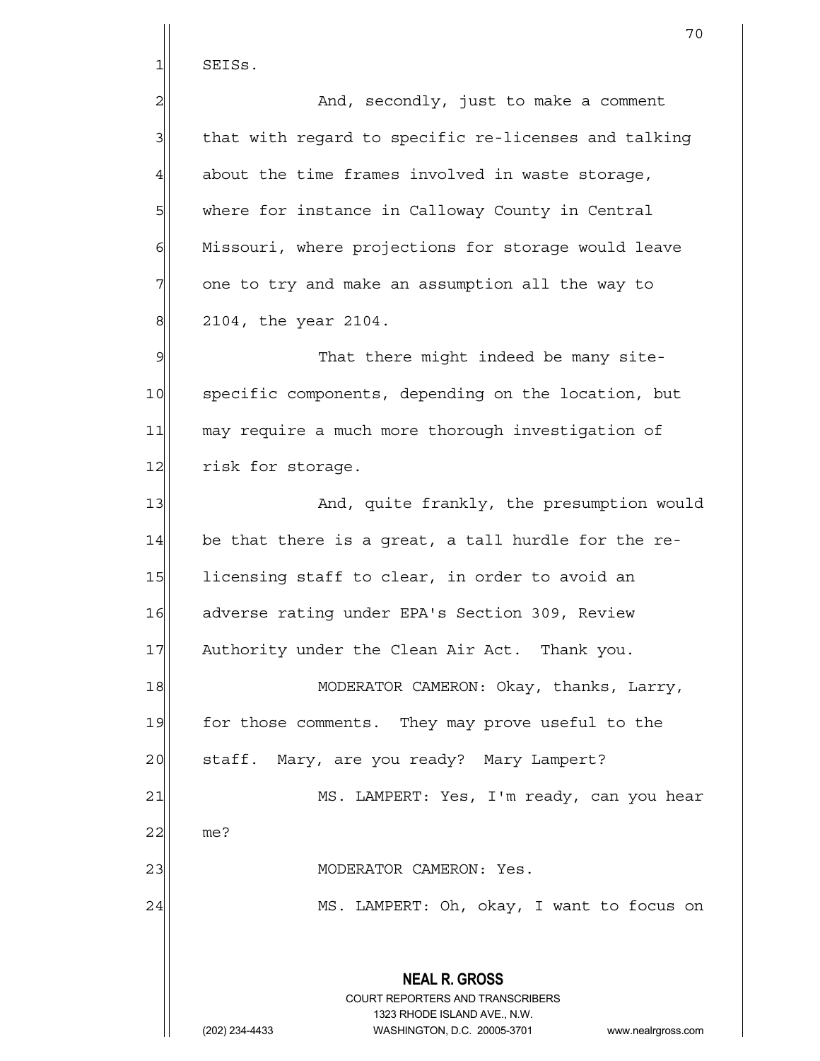SEISs.

And, secondly, just to make a comment that with regard to specific re-licenses and talking about the time frames involved in waste storage, where for instance in Calloway County in Central Missouri, where projections for storage would leave one to try and make an assumption all the way to 2104, the year 2104.

That there might indeed be many site-specific components, depending on the location, but may require a much more thorough investigation of risk for storage.

And, quite frankly, the presumption would be that there is a great, a tall hurdle for the re-licensing staff to clear, in order to avoid an adverse rating under EPA's Section 309, Review Authority under the Clean Air Act. Thank you.

MODERATOR CAMERON: Okay, thanks, Larry, for those comments. They may prove useful to the staff. Mary, are you ready? Mary Lampert?

MS. LAMPERT: Yes, I'm ready, can you hear me?

MODERATOR CAMERON: Yes.

MS. LAMPERT: Oh, okay, I want to focus on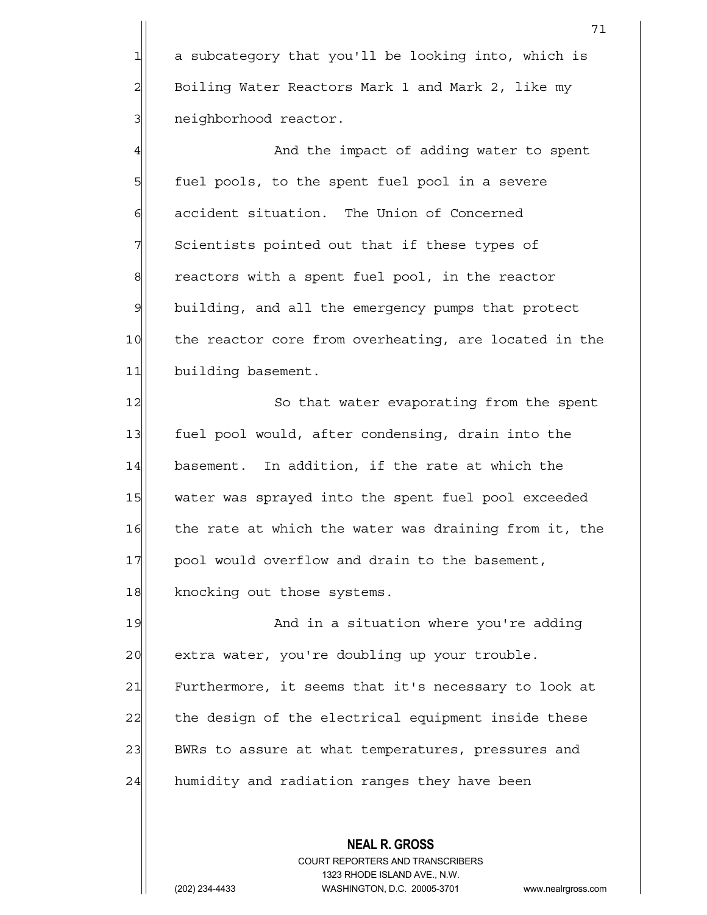a subcategory that you'll be looking into, which is Boiling Water Reactors Mark 1 and Mark 2, like my neighborhood reactor.

And the impact of adding water to spent fuel pools, to the spent fuel pool in a severe accident situation. The Union of Concerned Scientists pointed out that if these types of reactors with a spent fuel pool, in the reactor building, and all the emergency pumps that protect the reactor core from overheating, are located in the building basement.

So that water evaporating from the spent fuel pool would, after condensing, drain into the basement. In addition, if the rate at which the water was sprayed into the spent fuel pool exceeded the rate at which the water was draining from it, the pool would overflow and drain to the basement, knocking out those systems.

And in a situation where you're adding extra water, you're doubling up your trouble. Furthermore, it seems that it's necessary to look at the design of the electrical equipment inside these BWRs to assure at what temperatures, pressures and humidity and radiation ranges they have been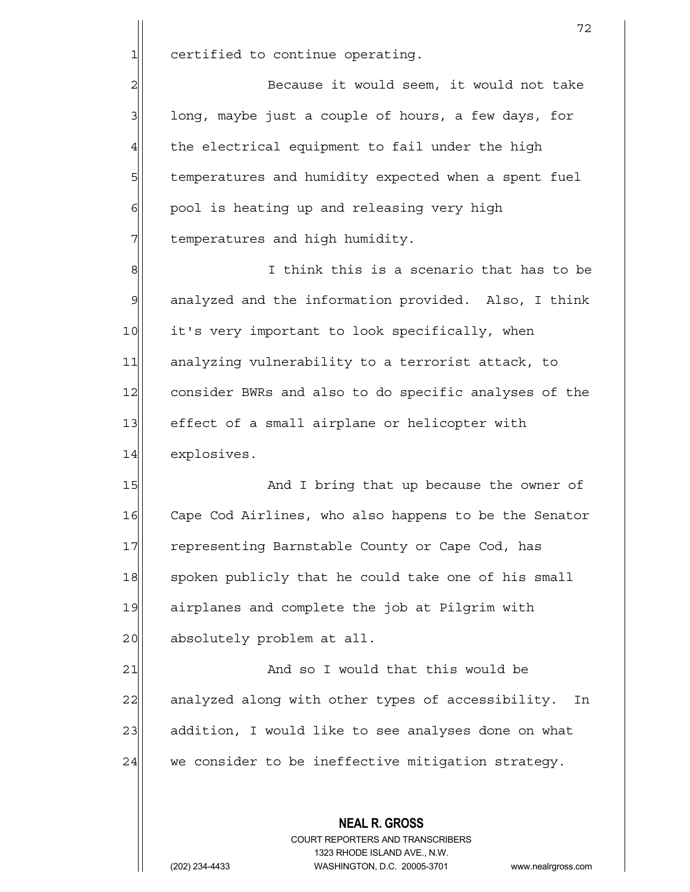certified to continue operating.

Because it would seem, it would not take long, maybe just a couple of hours, a few days, for the electrical equipment to fail under the high temperatures and humidity expected when a spent fuel pool is heating up and releasing very high temperatures and high humidity.

I think this is a scenario that has to be analyzed and the information provided. Also, I think it's very important to look specifically, when analyzing vulnerability to a terrorist attack, to consider BWRs and also to do specific analyses of the effect of a small airplane or helicopter with explosives.

And I bring that up because the owner of Cape Cod Airlines, who also happens to be the Senator representing Barnstable County or Cape Cod, has spoken publicly that he could take one of his small airplanes and complete the job at Pilgrim with absolutely problem at all.

And so I would that this would be analyzed along with other types of accessibility. In addition, I would like to see analyses done on what we consider to be ineffective mitigation strategy.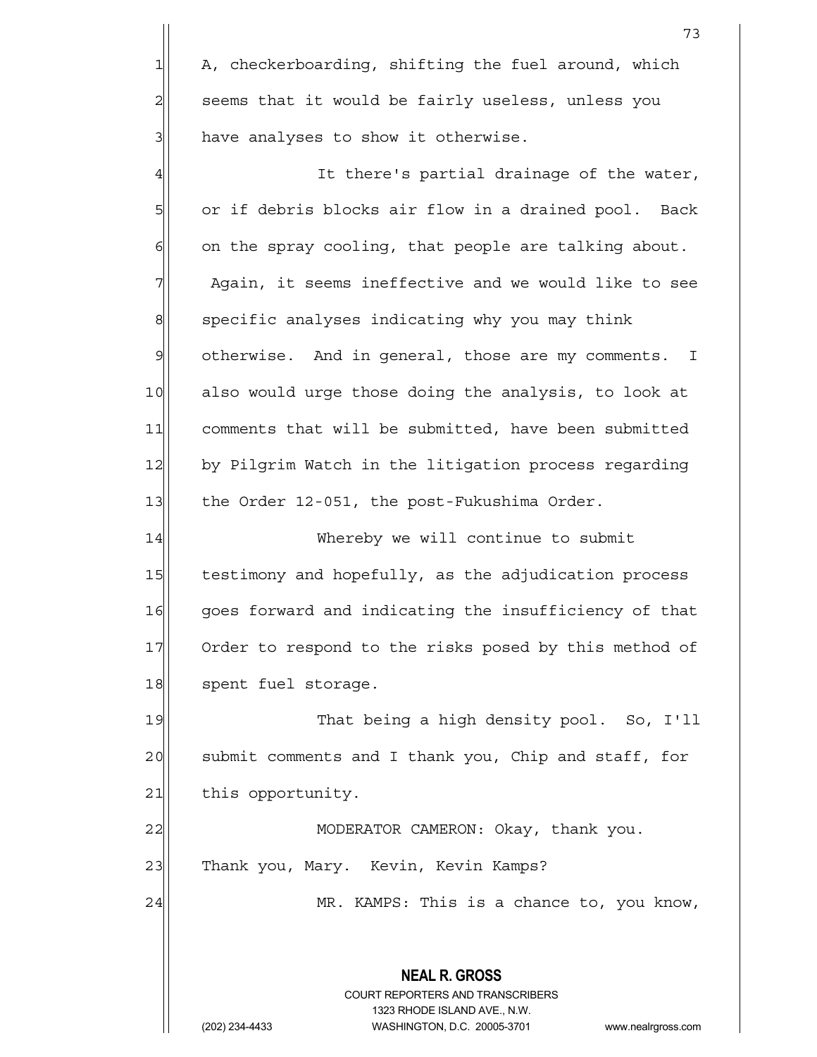A, checkerboarding, shifting the fuel around, which seems that it would be fairly useless, unless you have analyses to show it otherwise.

It there's partial drainage of the water, or if debris blocks air flow in a drained pool. Back on the spray cooling, that people are talking about. Again, it seems ineffective and we would like to see specific analyses indicating why you may think otherwise. And in general, those are my comments. I also would urge those doing the analysis, to look at comments that will be submitted, have been submitted by Pilgrim Watch in the litigation process regarding the Order 12-051, the post-Fukushima Order.

Whereby we will continue to submit testimony and hopefully, as the adjudication process goes forward and indicating the insufficiency of that Order to respond to the risks posed by this method of spent fuel storage.

That being a high density pool. So, I'll submit comments and I thank you, Chip and staff, for this opportunity.

MODERATOR CAMERON: Okay, thank you. Thank you, Mary. Kevin, Kevin Kamps?

MR. KAMPS: This is a chance to, you know,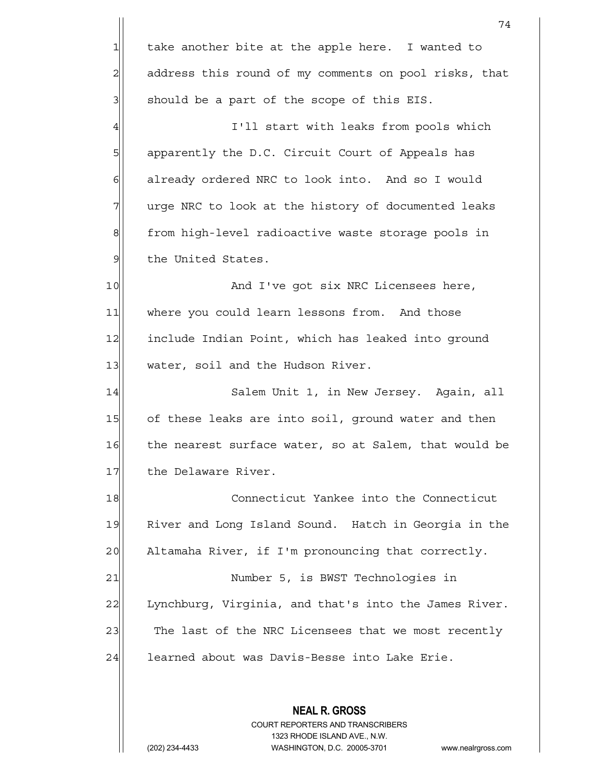take another bite at the apple here. I wanted to address this round of my comments on pool risks, that should be a part of the scope of this EIS.

I'll start with leaks from pools which apparently the D.C. Circuit Court of Appeals has already ordered NRC to look into. And so I would urge NRC to look at the history of documented leaks from high-level radioactive waste storage pools in the United States.

And I've got six NRC Licensees here, where you could learn lessons from. And those include Indian Point, which has leaked into ground water, soil and the Hudson River.

Salem Unit 1, in New Jersey. Again, all of these leaks are into soil, ground water and then the nearest surface water, so at Salem, that would be the Delaware River.

Connecticut Yankee into the Connecticut River and Long Island Sound. Hatch in Georgia in the Altamaha River, if I'm pronouncing that correctly.

Number 5, is BWST Technologies in Lynchburg, Virginia, and that's into the James River. The last of the NRC Licensees that we most recently learned about was Davis-Besse into Lake Erie.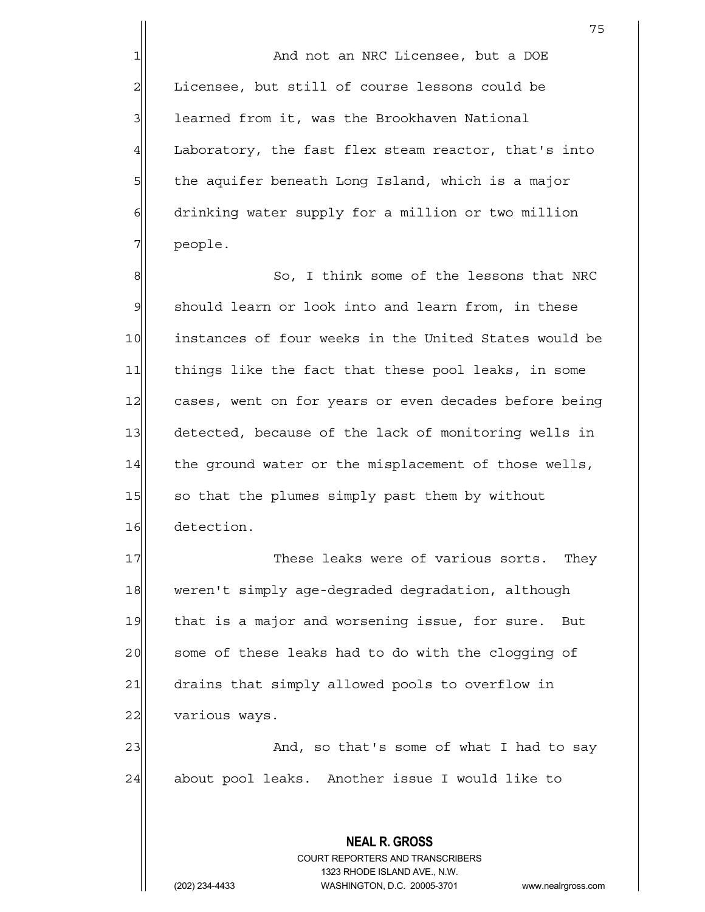And not an NRC Licensee, but a DOE Licensee, but still of course lessons could be learned from it, was the Brookhaven National Laboratory, the fast flex steam reactor, that's into the aquifer beneath Long Island, which is a major drinking water supply for a million or two million people.

So, I think some of the lessons that NRC should learn or look into and learn from, in these instances of four weeks in the United States would be things like the fact that these pool leaks, in some cases, went on for years or even decades before being detected, because of the lack of monitoring wells in the ground water or the misplacement of those wells, so that the plumes simply past them by without detection.

These leaks were of various sorts. They weren't simply age-degraded degradation, although that is a major and worsening issue, for sure. But some of these leaks had to do with the clogging of drains that simply allowed pools to overflow in various ways.

And, so that's some of what I had to say about pool leaks. Another issue I would like to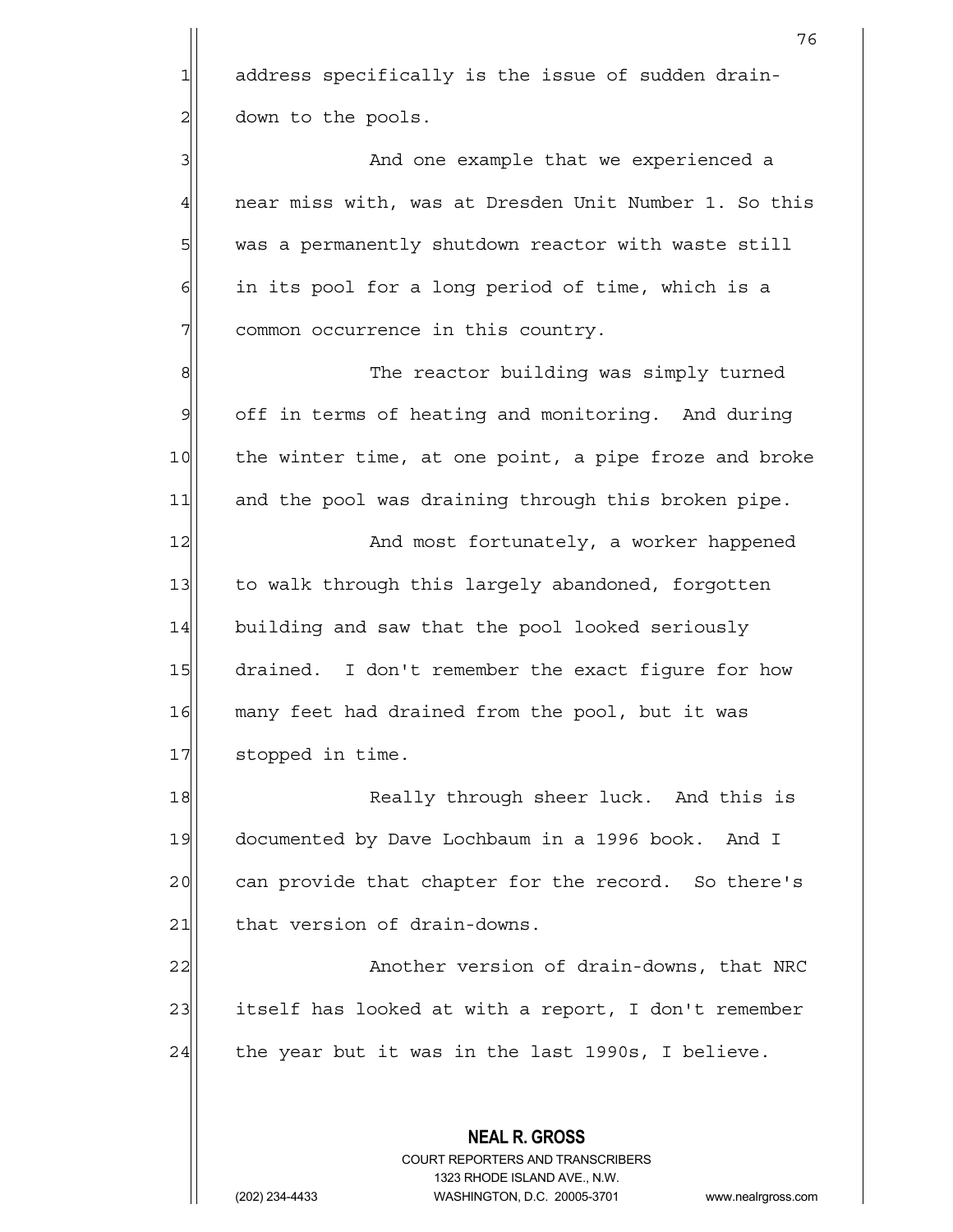address specifically is the issue of sudden drain-down to the pools.

And one example that we experienced a near miss with, was at Dresden Unit Number 1. So this was a permanently shutdown reactor with waste still in its pool for a long period of time, which is a common occurrence in this country.

The reactor building was simply turned off in terms of heating and monitoring. And during the winter time, at one point, a pipe froze and broke and the pool was draining through this broken pipe.

And most fortunately, a worker happened to walk through this largely abandoned, forgotten building and saw that the pool looked seriously drained. I don't remember the exact figure for how many feet had drained from the pool, but it was stopped in time.

Really through sheer luck. And this is documented by Dave Lochbaum in a 1996 book. And I can provide that chapter for the record. So there's that version of drain-downs.

Another version of drain-downs, that NRC itself has looked at with a report, I don't remember the year but it was in the last 1990s, I believe.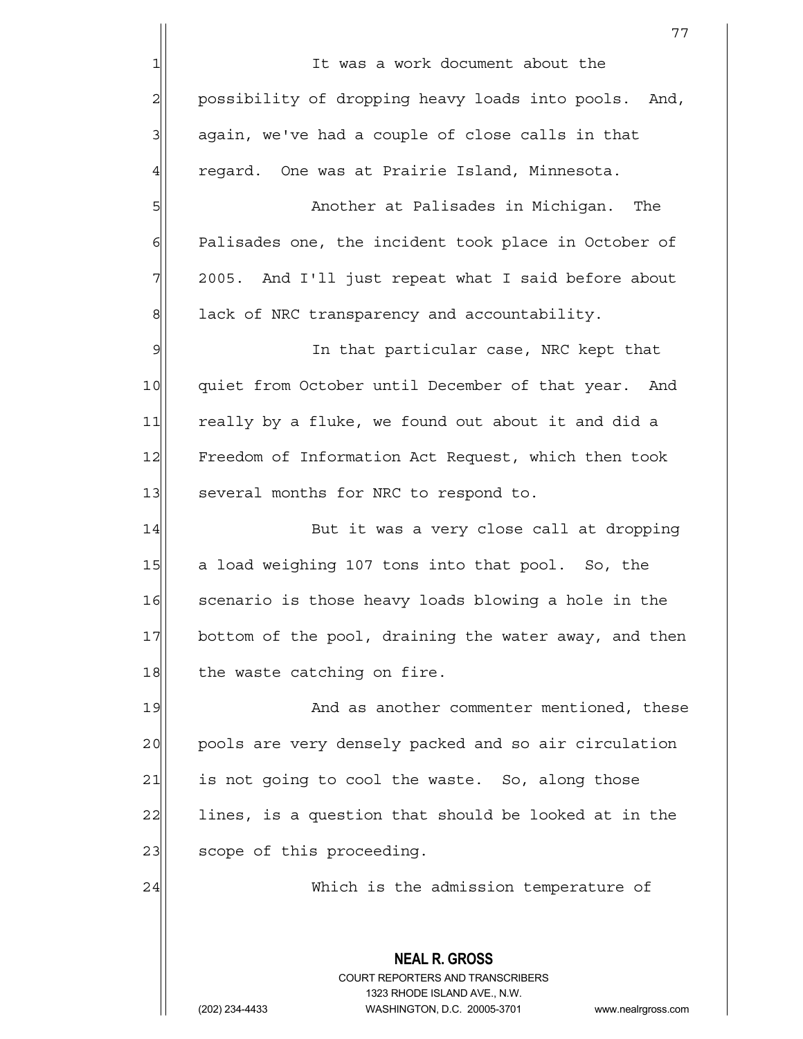It was a work document about the possibility of dropping heavy loads into pools. And, again, we've had a couple of close calls in that regard. One was at Prairie Island, Minnesota.

Another at Palisades in Michigan. The Palisades one, the incident took place in October of 2005. And I'll just repeat what I said before about lack of NRC transparency and accountability.

In that particular case, NRC kept that quiet from October until December of that year. And really by a fluke, we found out about it and did a Freedom of Information Act Request, which then took several months for NRC to respond to.

But it was a very close call at dropping a load weighing 107 tons into that pool. So, the scenario is those heavy loads blowing a hole in the bottom of the pool, draining the water away, and then the waste catching on fire.

And as another commenter mentioned, these pools are very densely packed and so air circulation is not going to cool the waste. So, along those lines, is a question that should be looked at in the scope of this proceeding.

Which is the admission temperature of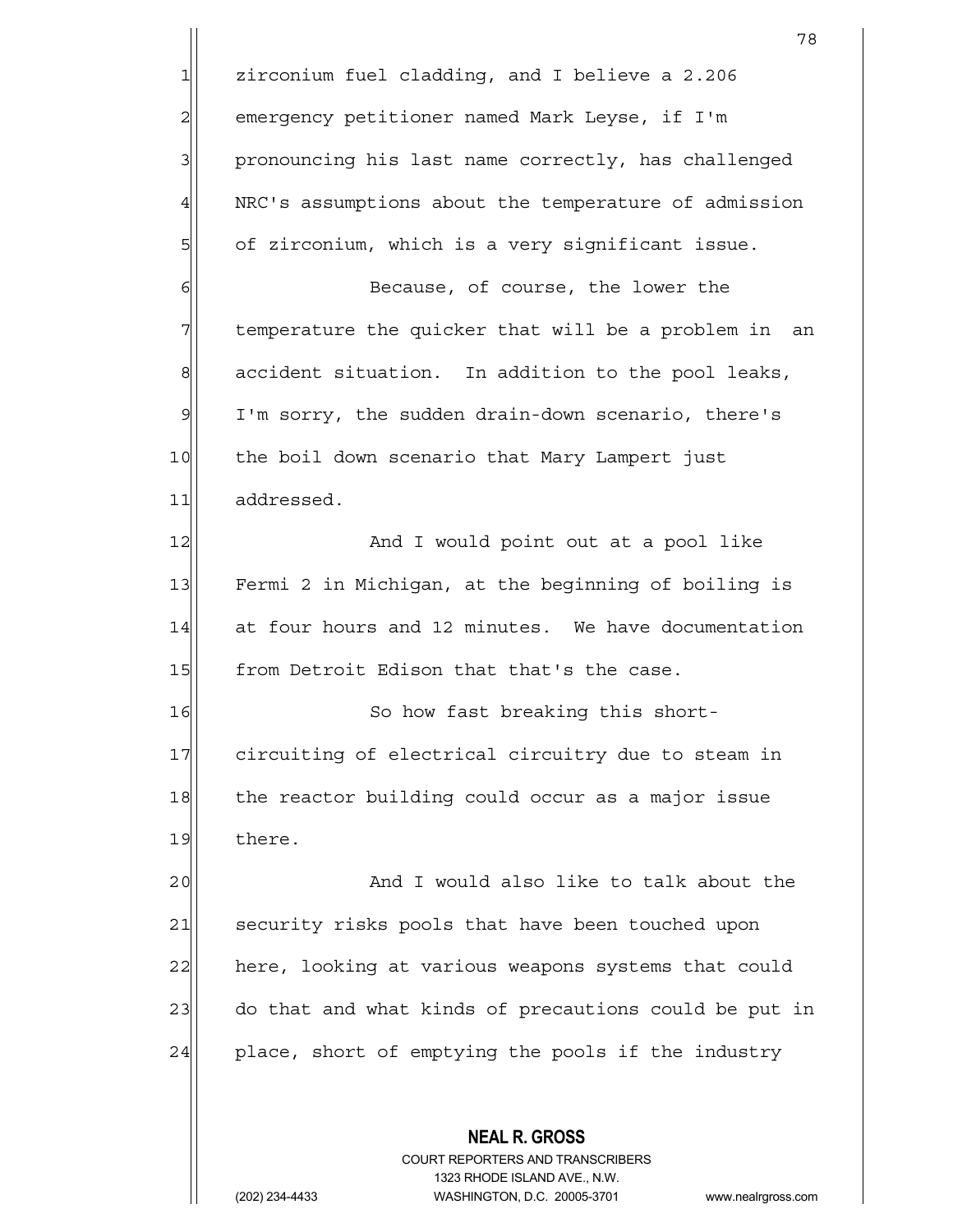zirconium fuel cladding, and I believe a 2.206 emergency petitioner named Mark Leyse, if I'm pronouncing his last name correctly, has challenged NRC's assumptions about the temperature of admission of zirconium, which is a very significant issue.

Because, of course, the lower the temperature the quicker that will be a problem in an accident situation. In addition to the pool leaks, I'm sorry, the sudden drain-down scenario, there's the boil down scenario that Mary Lampert just addressed.

And I would point out at a pool like Fermi 2 in Michigan, at the beginning of boiling is at four hours and 12 minutes. We have documentation from Detroit Edison that that's the case.

So how fast breaking this short-circuiting of electrical circuitry due to steam in the reactor building could occur as a major issue there.

And I would also like to talk about the security risks pools that have been touched upon here, looking at various weapons systems that could do that and what kinds of precautions could be put in place, short of emptying the pools if the industry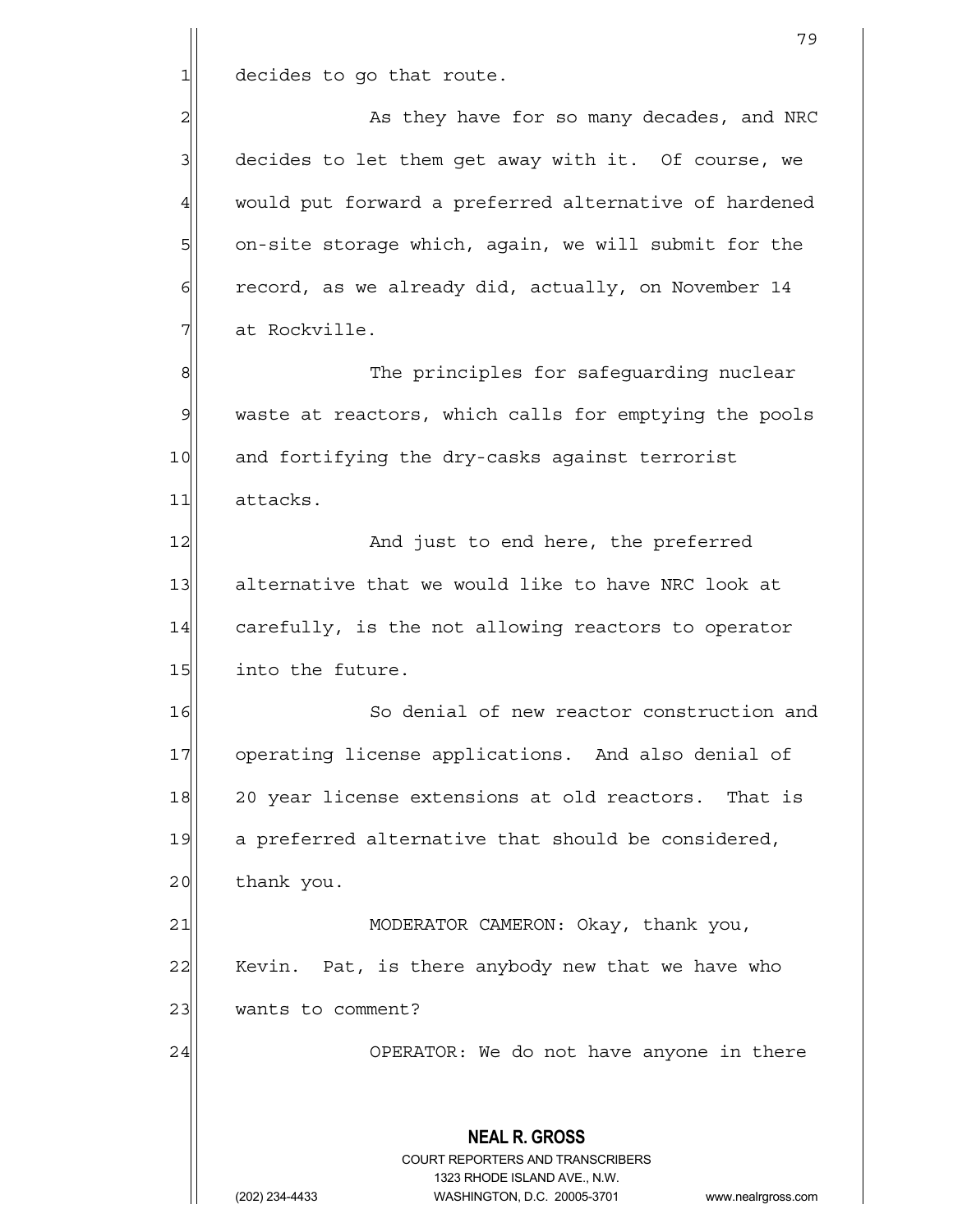decides to go that route.

As they have for so many decades, and NRC decides to let them get away with it. Of course, we would put forward a preferred alternative of hardened on-site storage which, again, we will submit for the record, as we already did, actually, on November 14 at Rockville.

The principles for safeguarding nuclear waste at reactors, which calls for emptying the pools and fortifying the dry-casks against terrorist attacks.

And just to end here, the preferred alternative that we would like to have NRC look at carefully, is the not allowing reactors to operator into the future.

So denial of new reactor construction and operating license applications. And also denial of 20 year license extensions at old reactors. That is a preferred alternative that should be considered, thank you.

MODERATOR CAMERON: Okay, thank you, Kevin. Pat, is there anybody new that we have who wants to comment?

OPERATOR: We do not have anyone in there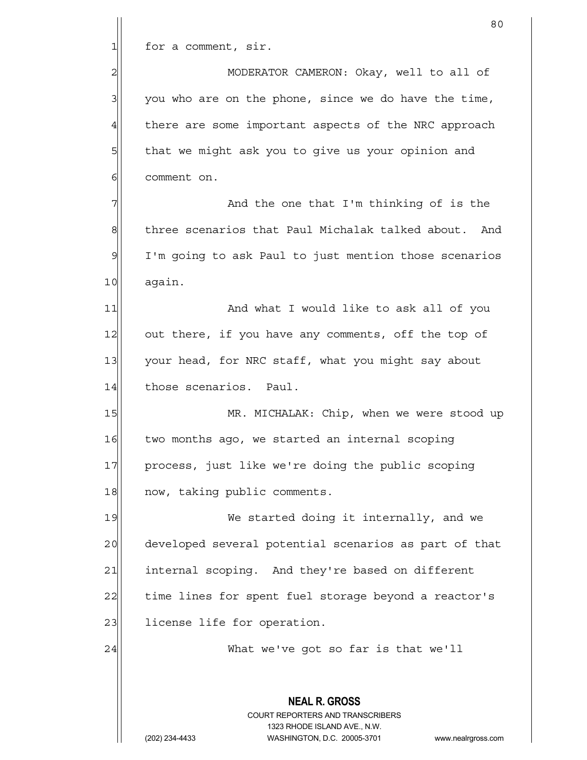for a comment, sir.

MODERATOR CAMERON: Okay, well to all of you who are on the phone, since we do have the time, there are some important aspects of the NRC approach that we might ask you to give us your opinion and comment on.

And the one that I'm thinking of is the three scenarios that Paul Michalak talked about. And I'm going to ask Paul to just mention those scenarios again.

And what I would like to ask all of you out there, if you have any comments, off the top of your head, for NRC staff, what you might say about those scenarios. Paul.

MR. MICHALAK: Chip, when we were stood up two months ago, we started an internal scoping process, just like we're doing the public scoping now, taking public comments.

We started doing it internally, and we developed several potential scenarios as part of that internal scoping. And they're based on different time lines for spent fuel storage beyond a reactor's license life for operation.

What we've got so far is that we'll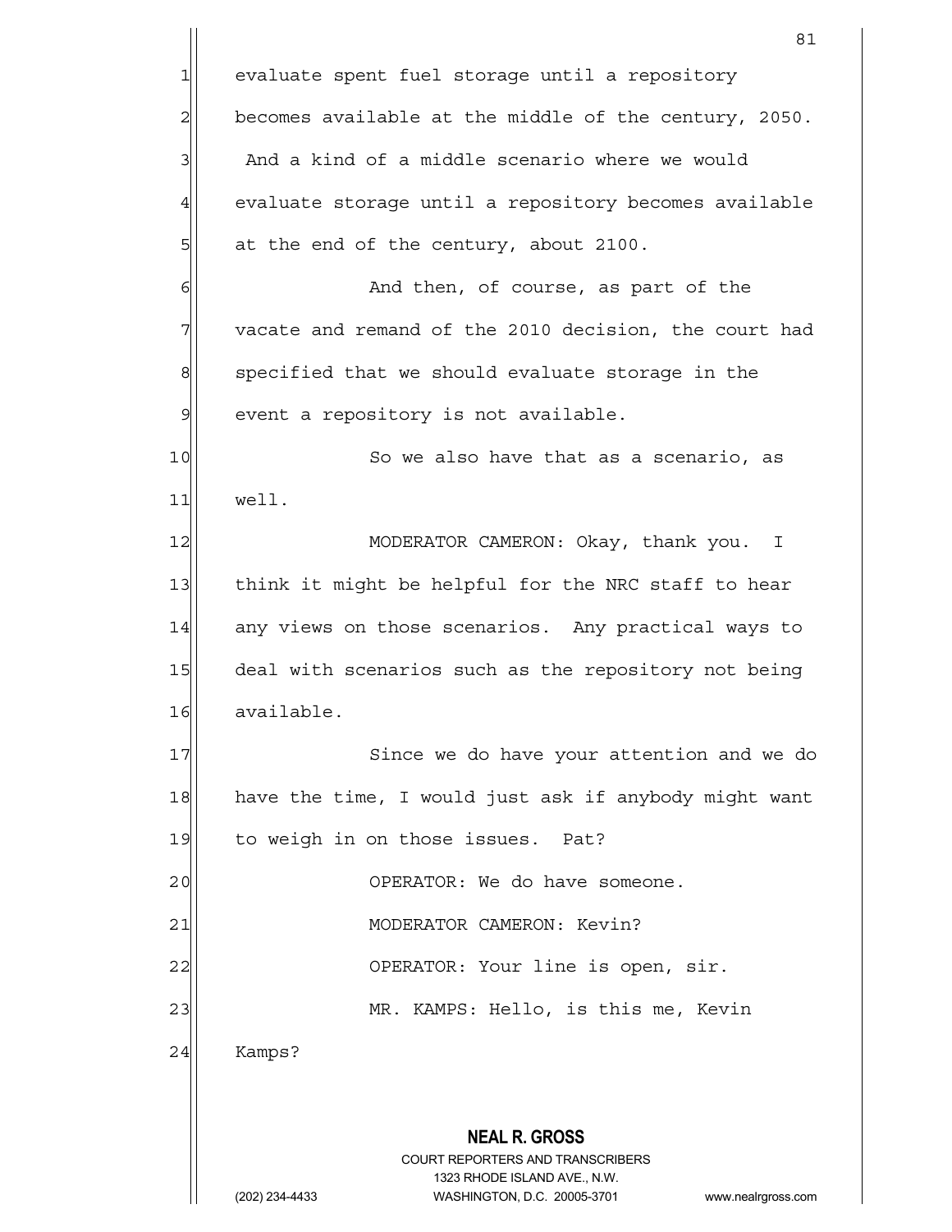evaluate spent fuel storage until a repository becomes available at the middle of the century, 2050. And a kind of a middle scenario where we would evaluate storage until a repository becomes available at the end of the century, about 2100.

And then, of course, as part of the vacate and remand of the 2010 decision, the court had specified that we should evaluate storage in the event a repository is not available.

So we also have that as a scenario, as well.

MODERATOR CAMERON: Okay, thank you. I think it might be helpful for the NRC staff to hear any views on those scenarios. Any practical ways to deal with scenarios such as the repository not being available.

Since we do have your attention and we do have the time, I would just ask if anybody might want to weigh in on those issues. Pat?

OPERATOR: We do have someone.

MODERATOR CAMERON: Kevin?

OPERATOR: Your line is open, sir.

MR. KAMPS: Hello, is this me, Kevin Kamps?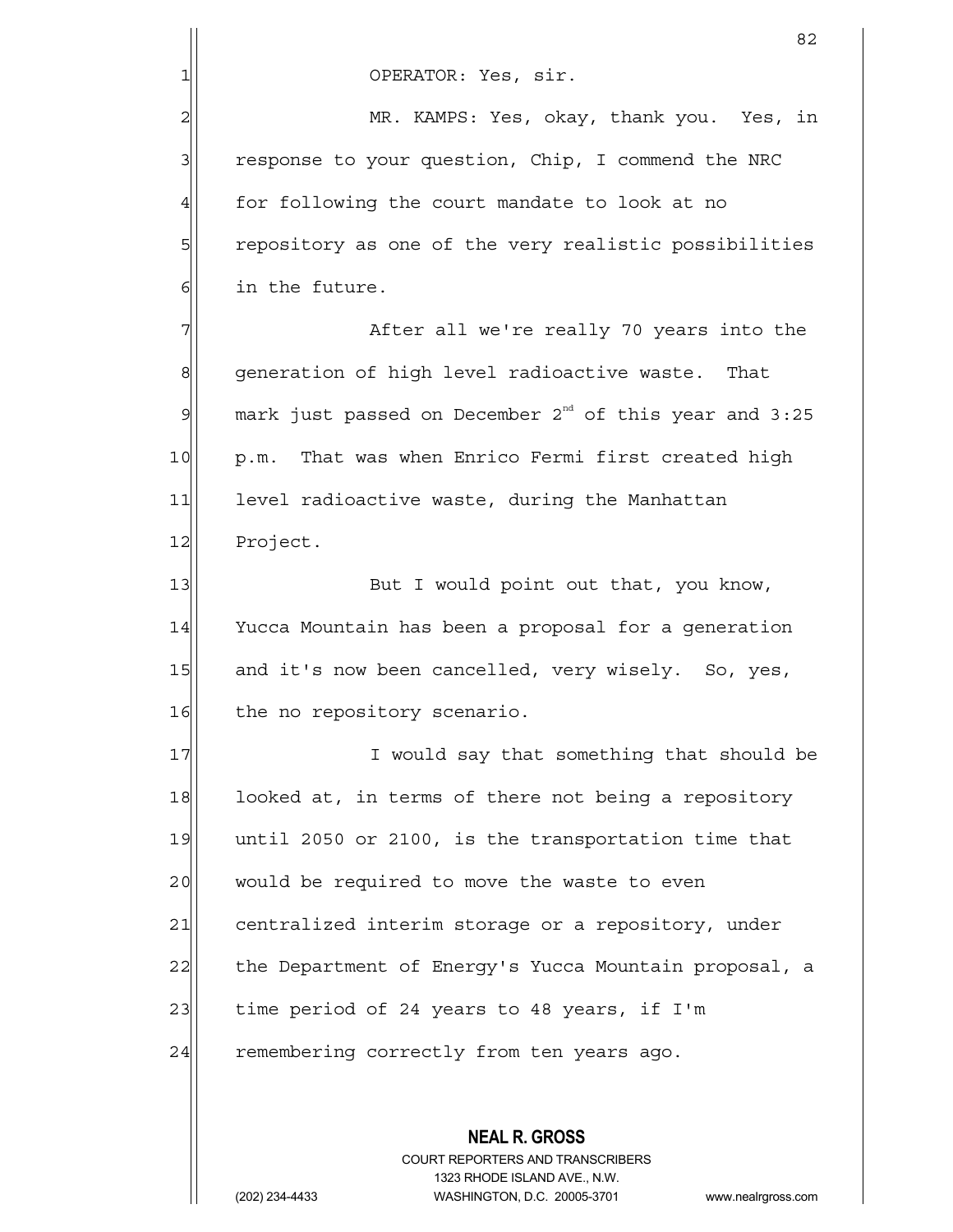OPERATOR: Yes, sir.

MR. KAMPS: Yes, okay, thank you. Yes, in response to your question, Chip, I commend the NRC for following the court mandate to look at no repository as one of the very realistic possibilities in the future.

After all we're really 70 years into the generation of high level radioactive waste. That mark just passed on December 2nd of this year and 3:25 p.m. That was when Enrico Fermi first created high level radioactive waste, during the Manhattan Project.

But I would point out that, you know, Yucca Mountain has been a proposal for a generation and it's now been cancelled, very wisely. So, yes, the no repository scenario.

I would say that something that should be looked at, in terms of there not being a repository until 2050 or 2100, is the transportation time that would be required to move the waste to even centralized interim storage or a repository, under the Department of Energy's Yucca Mountain proposal, a time period of 24 years to 48 years, if I'm remembering correctly from ten years ago.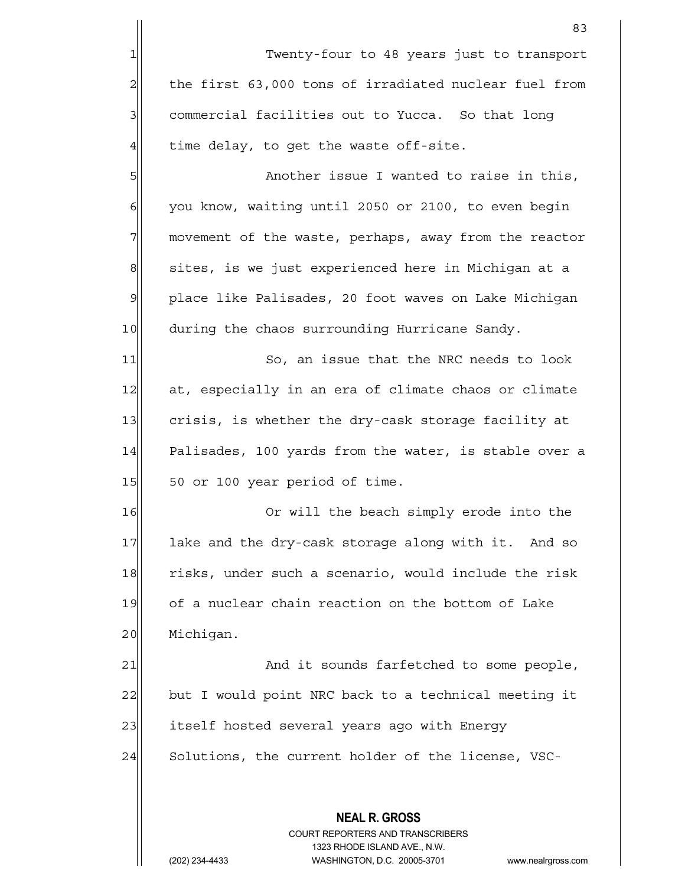Twenty-four to 48 years just to transport the first 63,000 tons of irradiated nuclear fuel from commercial facilities out to Yucca. So that long time delay, to get the waste off-site.

Another issue I wanted to raise in this, you know, waiting until 2050 or 2100, to even begin movement of the waste, perhaps, away from the reactor sites, is we just experienced here in Michigan at a place like Palisades, 20 foot waves on Lake Michigan during the chaos surrounding Hurricane Sandy.

So, an issue that the NRC needs to look at, especially in an era of climate chaos or climate crisis, is whether the dry-cask storage facility at Palisades, 100 yards from the water, is stable over a 50 or 100 year period of time.

Or will the beach simply erode into the lake and the dry-cask storage along with it. And so risks, under such a scenario, would include the risk of a nuclear chain reaction on the bottom of Lake Michigan.

And it sounds farfetched to some people, but I would point NRC back to a technical meeting it itself hosted several years ago with Energy Solutions, the current holder of the license, VSC-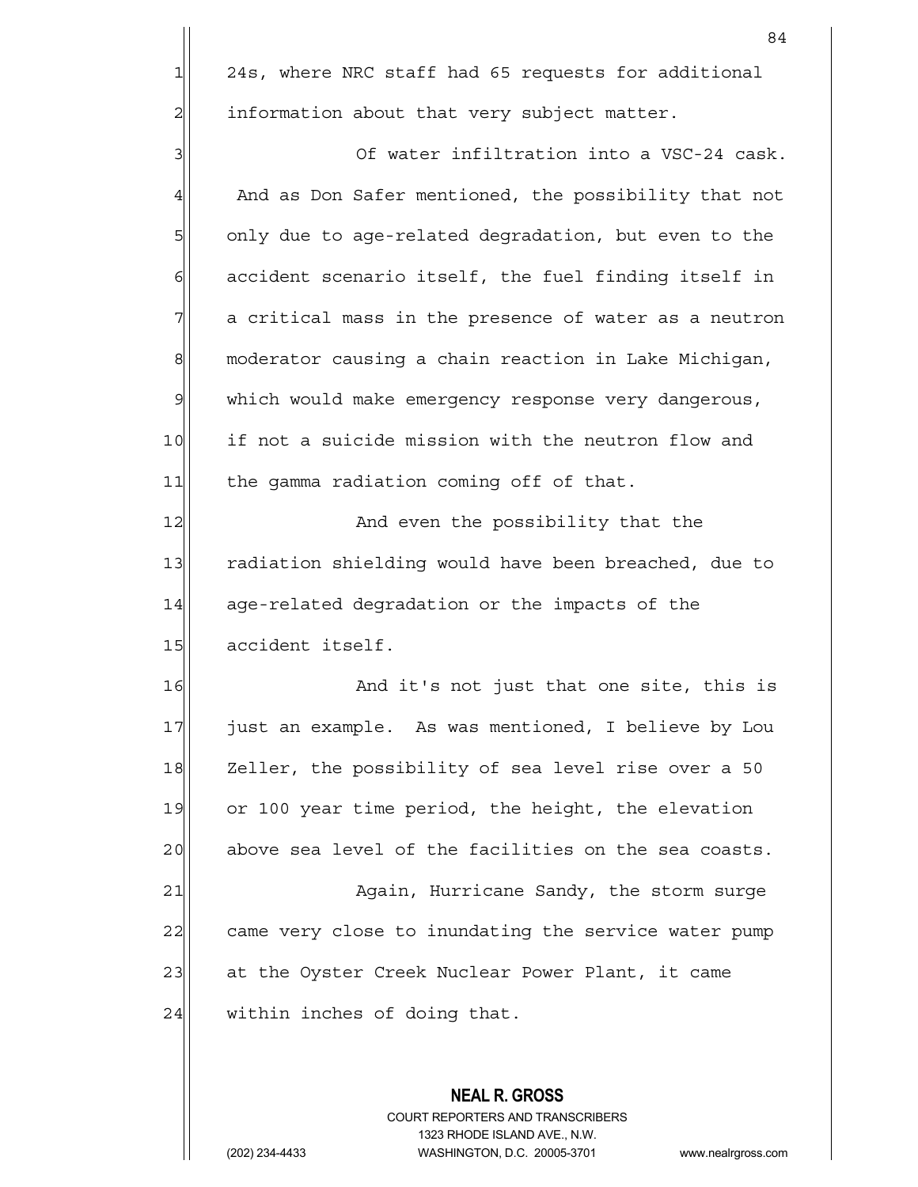24s, where NRC staff had 65 requests for additional information about that very subject matter.

Of water infiltration into a VSC-24 cask. And as Don Safer mentioned, the possibility that not only due to age-related degradation, but even to the accident scenario itself, the fuel finding itself in a critical mass in the presence of water as a neutron moderator causing a chain reaction in Lake Michigan, which would make emergency response very dangerous, if not a suicide mission with the neutron flow and the gamma radiation coming off of that.

And even the possibility that the radiation shielding would have been breached, due to age-related degradation or the impacts of the accident itself.

And it's not just that one site, this is just an example. As was mentioned, I believe by Lou Zeller, the possibility of sea level rise over a 50 or 100 year time period, the height, the elevation above sea level of the facilities on the sea coasts.

Again, Hurricane Sandy, the storm surge came very close to inundating the service water pump at the Oyster Creek Nuclear Power Plant, it came within inches of doing that.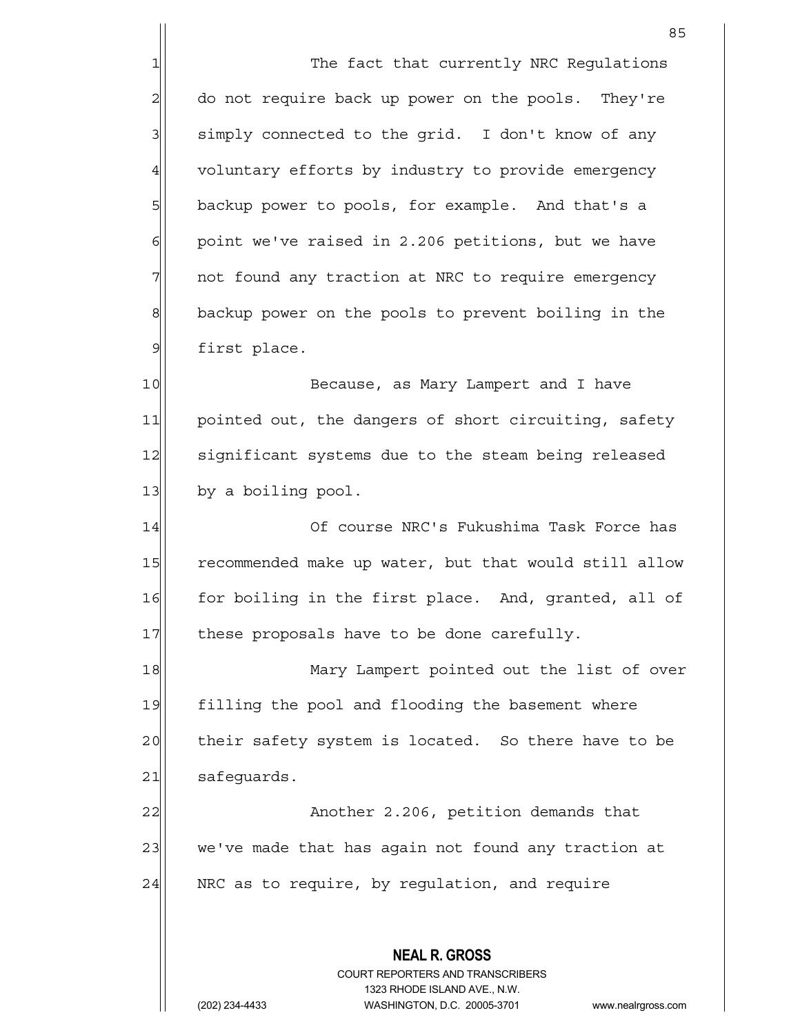The fact that currently NRC Regulations do not require back up power on the pools. They're simply connected to the grid. I don't know of any voluntary efforts by industry to provide emergency backup power to pools, for example. And that's a point we've raised in 2.206 petitions, but we have not found any traction at NRC to require emergency backup power on the pools to prevent boiling in the first place.

Because, as Mary Lampert and I have pointed out, the dangers of short circuiting, safety significant systems due to the steam being released by a boiling pool.

Of course NRC's Fukushima Task Force has recommended make up water, but that would still allow for boiling in the first place. And, granted, all of these proposals have to be done carefully.

Mary Lampert pointed out the list of over filling the pool and flooding the basement where their safety system is located. So there have to be safeguards.

Another 2.206, petition demands that we've made that has again not found any traction at NRC as to require, by regulation, and require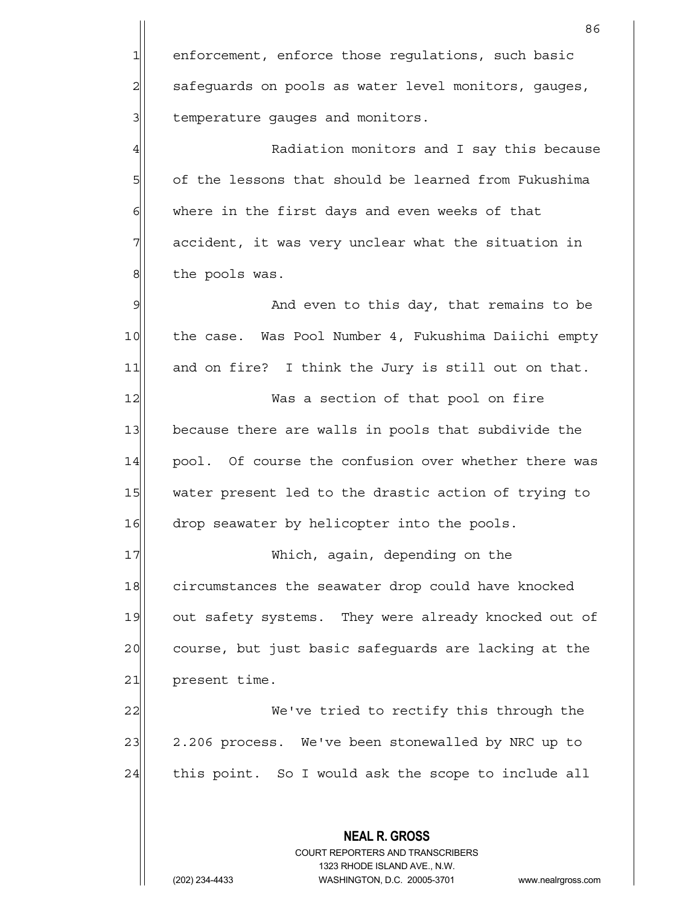enforcement, enforce those regulations, such basic safeguards on pools as water level monitors, gauges, temperature gauges and monitors.

Radiation monitors and I say this because of the lessons that should be learned from Fukushima where in the first days and even weeks of that accident, it was very unclear what the situation in the pools was.

And even to this day, that remains to be the case. Was Pool Number 4, Fukushima Daiichi empty and on fire? I think the Jury is still out on that.

Was a section of that pool on fire because there are walls in pools that subdivide the pool. Of course the confusion over whether there was water present led to the drastic action of trying to drop seawater by helicopter into the pools.

Which, again, depending on the circumstances the seawater drop could have knocked out safety systems. They were already knocked out of course, but just basic safeguards are lacking at the present time.

We've tried to rectify this through the 2.206 process. We've been stonewalled by NRC up to this point. So I would ask the scope to include all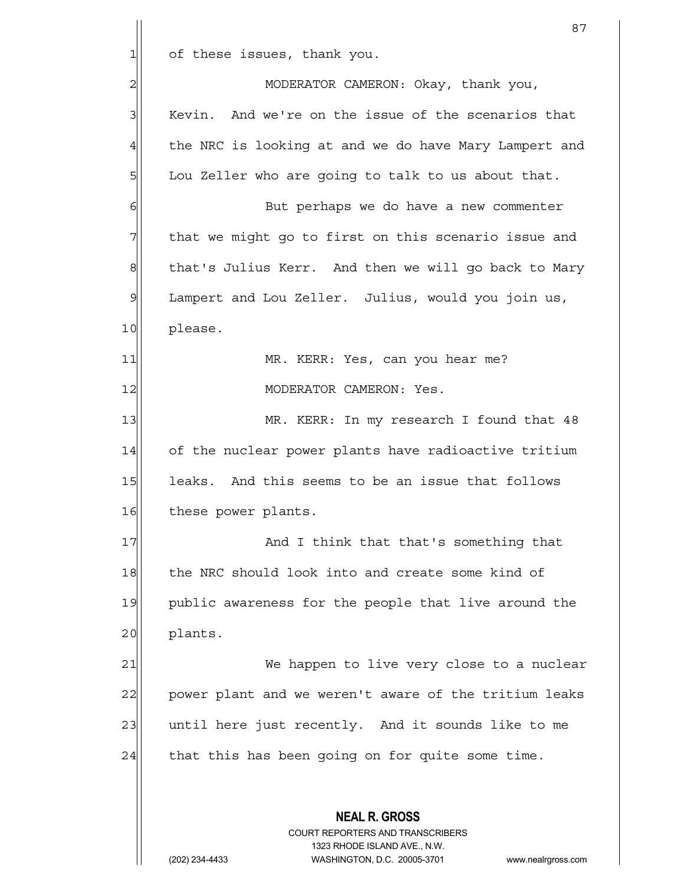of these issues, thank you.

MODERATOR CAMERON: Okay, thank you, Kevin. And we're on the issue of the scenarios that the NRC is looking at and we do have Mary Lampert and Lou Zeller who are going to talk to us about that.

But perhaps we do have a new commenter that we might go to first on this scenario issue and that's Julius Kerr. And then we will go back to Mary Lampert and Lou Zeller. Julius, would you join us, please.

MR. KERR: Yes, can you hear me?

MODERATOR CAMERON: Yes.

MR. KERR: In my research I found that 48 of the nuclear power plants have radioactive tritium leaks. And this seems to be an issue that follows these power plants.

And I think that that's something that the NRC should look into and create some kind of public awareness for the people that live around the plants.

We happen to live very close to a nuclear power plant and we weren't aware of the tritium leaks until here just recently. And it sounds like to me that this has been going on for quite some time.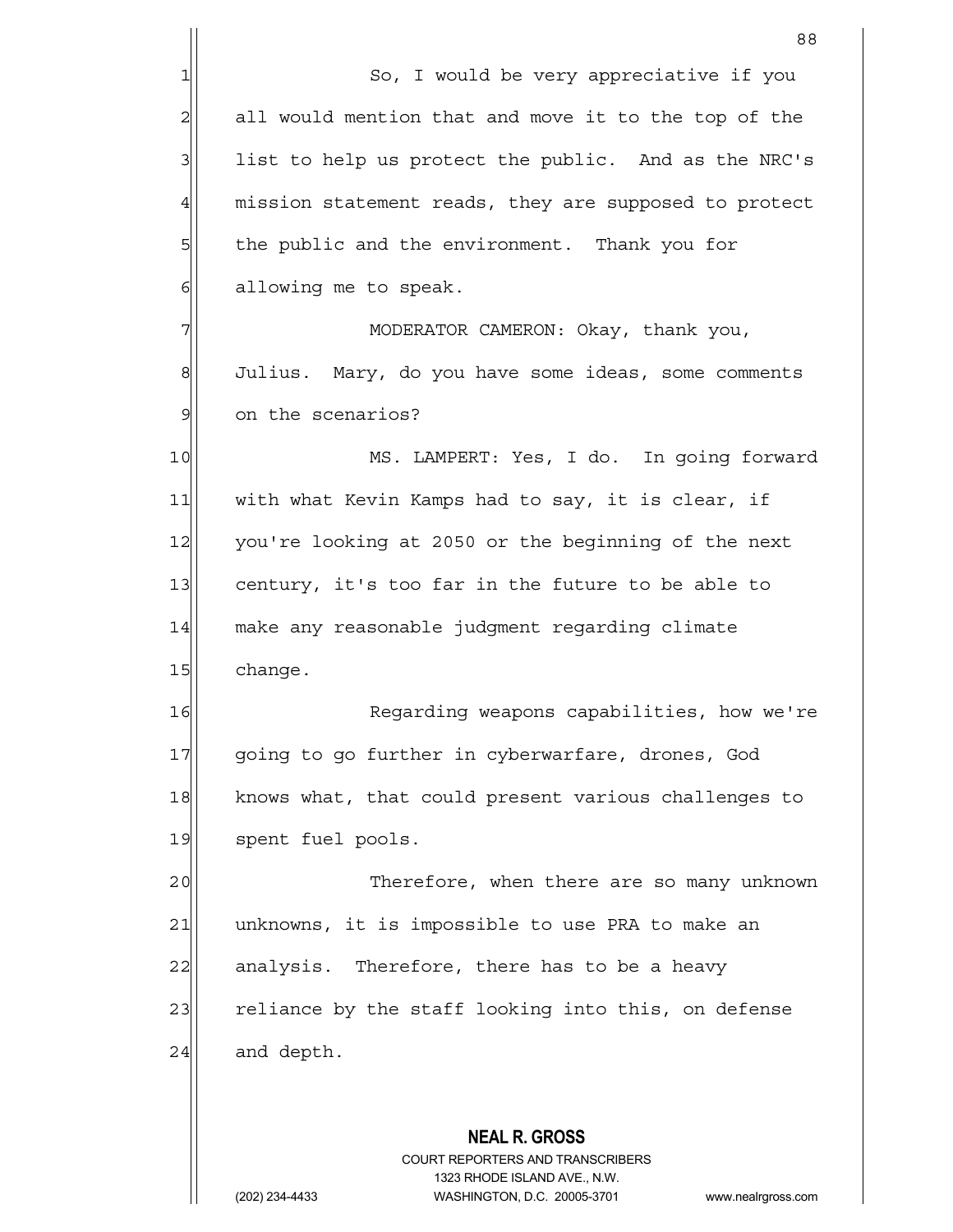So, I would be very appreciative if you all would mention that and move it to the top of the list to help us protect the public. And as the NRC's mission statement reads, they are supposed to protect the public and the environment. Thank you for allowing me to speak.

MODERATOR CAMERON: Okay, thank you, Julius. Mary, do you have some ideas, some comments on the scenarios?

MS. LAMPERT: Yes, I do. In going forward with what Kevin Kamps had to say, it is clear, if you're looking at 2050 or the beginning of the next century, it's too far in the future to be able to make any reasonable judgment regarding climate change.

Regarding weapons capabilities, how we're going to go further in cyberwarfare, drones, God knows what, that could present various challenges to spent fuel pools.

Therefore, when there are so many unknown unknowns, it is impossible to use PRA to make an analysis. Therefore, there has to be a heavy reliance by the staff looking into this, on defense and depth.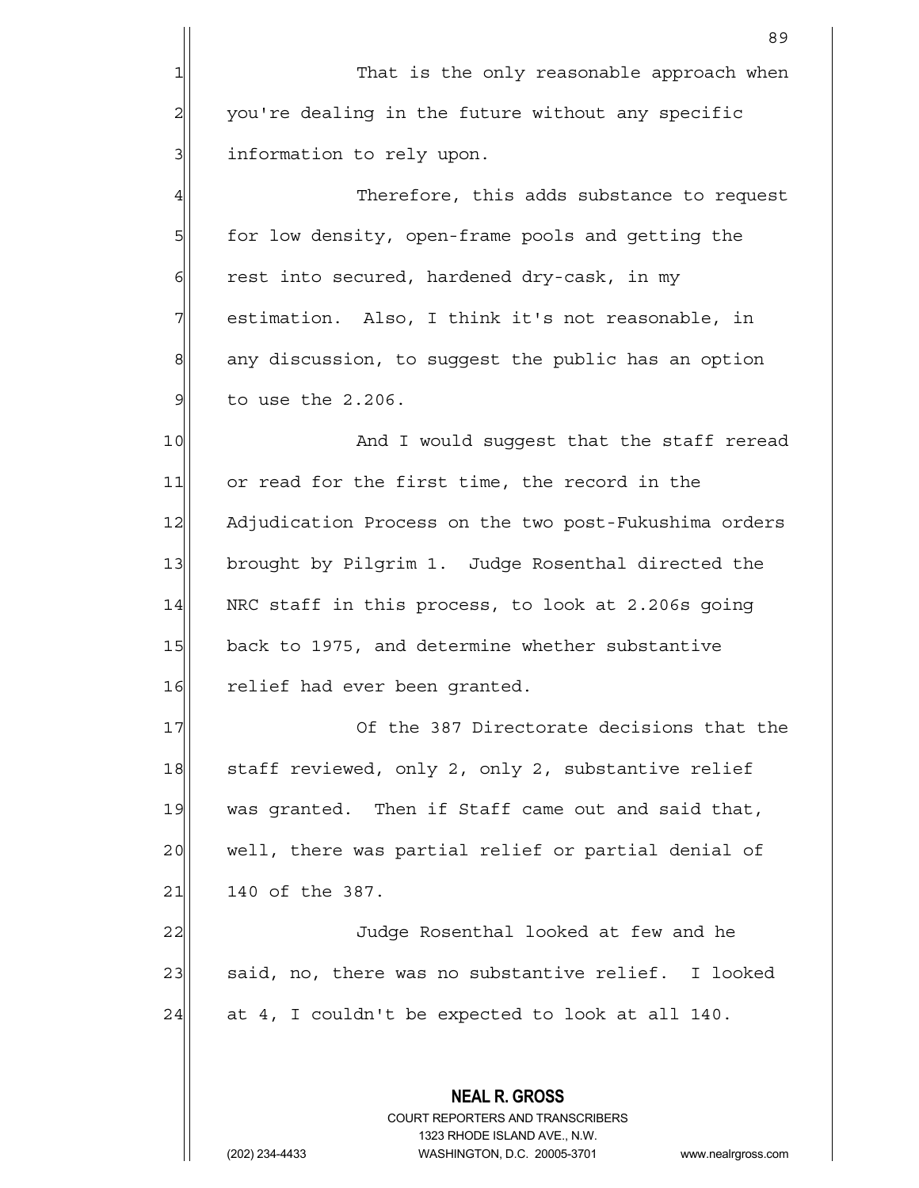That is the only reasonable approach when you're dealing in the future without any specific information to rely upon.

Therefore, this adds substance to request for low density, open-frame pools and getting the rest into secured, hardened dry-cask, in my estimation. Also, I think it's not reasonable, in any discussion, to suggest the public has an option to use the 2.206.

And I would suggest that the staff reread or read for the first time, the record in the Adjudication Process on the two post-Fukushima orders brought by Pilgrim 1. Judge Rosenthal directed the NRC staff in this process, to look at 2.206s going back to 1975, and determine whether substantive relief had ever been granted.

Of the 387 Directorate decisions that the staff reviewed, only 2, only 2, substantive relief was granted. Then if Staff came out and said that, well, there was partial relief or partial denial of 140 of the 387.

Judge Rosenthal looked at few and he said, no, there was no substantive relief. I looked at 4, I couldn't be expected to look at all 140.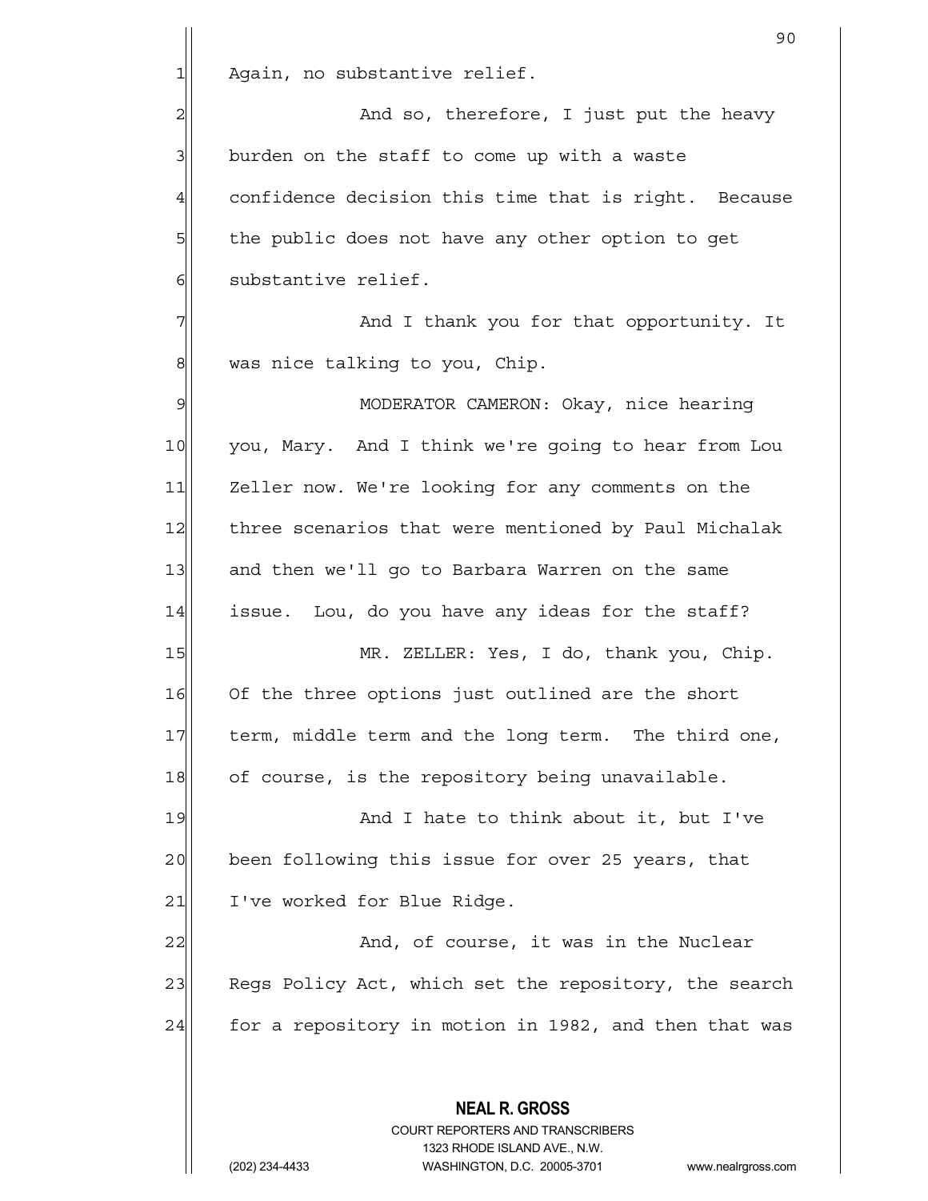Again, no substantive relief.

And so, therefore, I just put the heavy burden on the staff to come up with a waste confidence decision this time that is right. Because the public does not have any other option to get substantive relief.

And I thank you for that opportunity. It was nice talking to you, Chip.

MODERATOR CAMERON: Okay, nice hearing you, Mary. And I think we're going to hear from Lou Zeller now. We're looking for any comments on the three scenarios that were mentioned by Paul Michalak and then we'll go to Barbara Warren on the same issue. Lou, do you have any ideas for the staff?

MR. ZELLER: Yes, I do, thank you, Chip. Of the three options just outlined are the short term, middle term and the long term. The third one, of course, is the repository being unavailable.

And I hate to think about it, but I've been following this issue for over 25 years, that I've worked for Blue Ridge.

And, of course, it was in the Nuclear Regs Policy Act, which set the repository, the search for a repository in motion in 1982, and then that was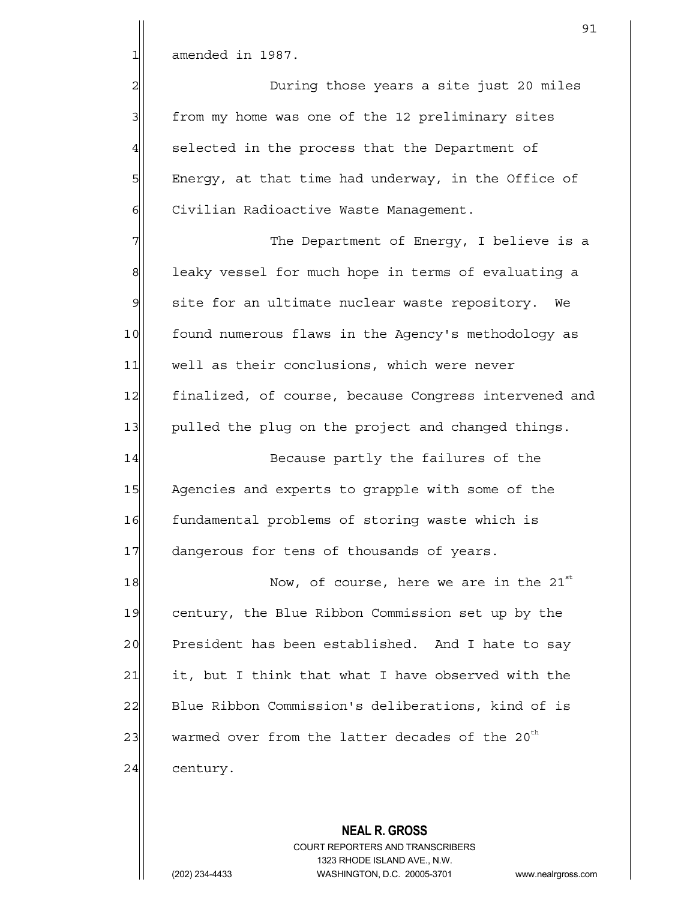amended in 1987.

During those years a site just 20 miles from my home was one of the 12 preliminary sites selected in the process that the Department of Energy, at that time had underway, in the Office of Civilian Radioactive Waste Management.

The Department of Energy, I believe is a leaky vessel for much hope in terms of evaluating a site for an ultimate nuclear waste repository. We found numerous flaws in the Agency's methodology as well as their conclusions, which were never finalized, of course, because Congress intervened and pulled the plug on the project and changed things.

Because partly the failures of the Agencies and experts to grapple with some of the fundamental problems of storing waste which is dangerous for tens of thousands of years.

Now, of course, here we are in the 21st century, the Blue Ribbon Commission set up by the President has been established. And I hate to say it, but I think that what I have observed with the Blue Ribbon Commission's deliberations, kind of is warmed over from the latter decades of the 20th century.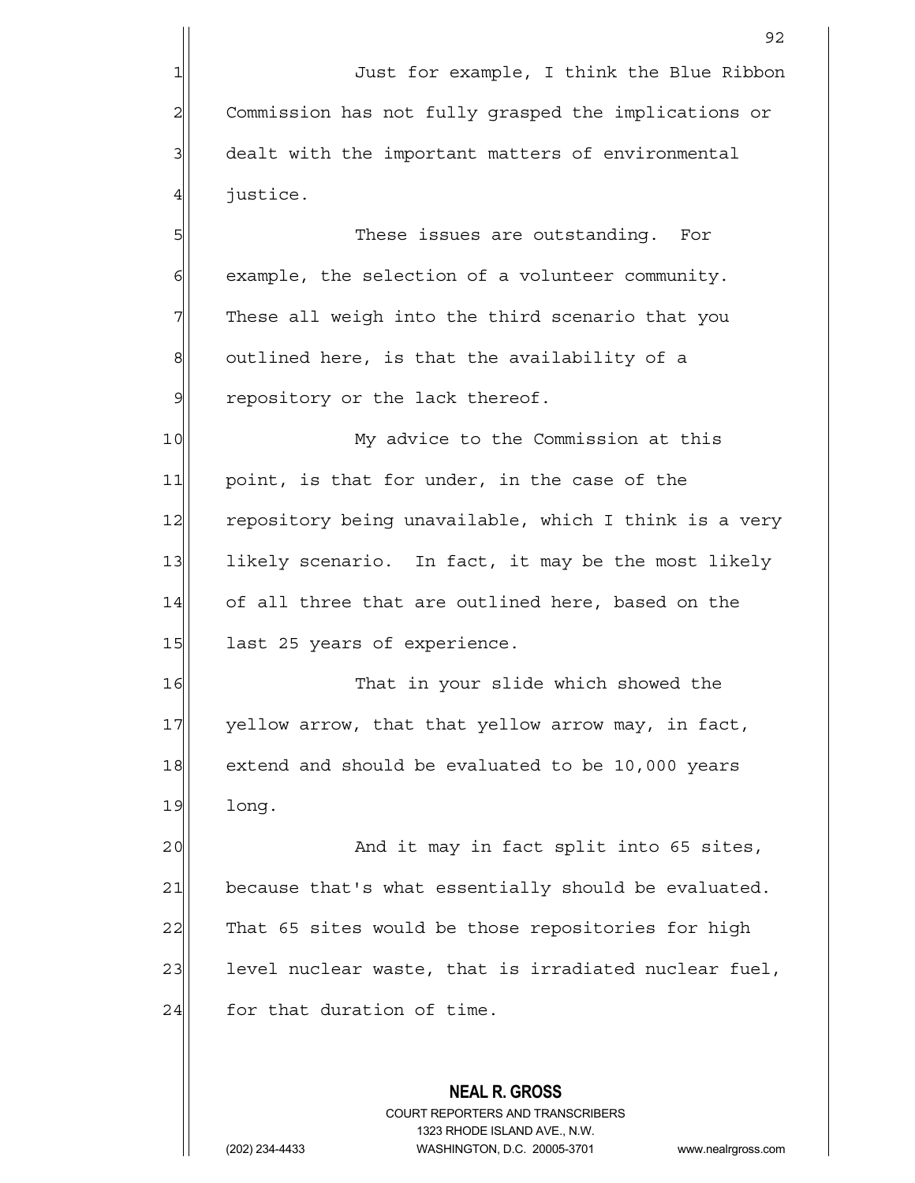Just for example, I think the Blue Ribbon Commission has not fully grasped the implications or dealt with the important matters of environmental justice.

These issues are outstanding. For example, the selection of a volunteer community. These all weigh into the third scenario that you outlined here, is that the availability of a repository or the lack thereof.

My advice to the Commission at this point, is that for under, in the case of the repository being unavailable, which I think is a very likely scenario. In fact, it may be the most likely of all three that are outlined here, based on the last 25 years of experience.

That in your slide which showed the yellow arrow, that that yellow arrow may, in fact, extend and should be evaluated to be 10,000 years long.

And it may in fact split into 65 sites, because that's what essentially should be evaluated. That 65 sites would be those repositories for high level nuclear waste, that is irradiated nuclear fuel, for that duration of time.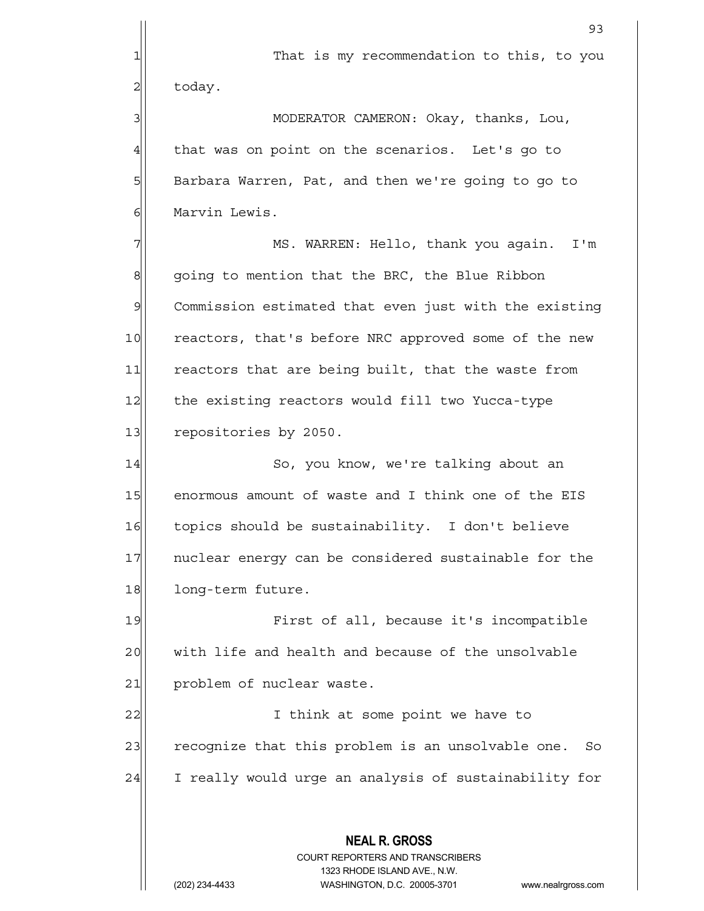That is my recommendation to this, to you today.

MODERATOR CAMERON: Okay, thanks, Lou, that was on point on the scenarios. Let's go to Barbara Warren, Pat, and then we're going to go to Marvin Lewis.

MS. WARREN: Hello, thank you again. I'm going to mention that the BRC, the Blue Ribbon Commission estimated that even just with the existing reactors, that's before NRC approved some of the new reactors that are being built, that the waste from the existing reactors would fill two Yucca-type repositories by 2050.

So, you know, we're talking about an enormous amount of waste and I think one of the EIS topics should be sustainability. I don't believe nuclear energy can be considered sustainable for the long-term future.

First of all, because it's incompatible with life and health and because of the unsolvable problem of nuclear waste.

I think at some point we have to recognize that this problem is an unsolvable one. So I really would urge an analysis of sustainability for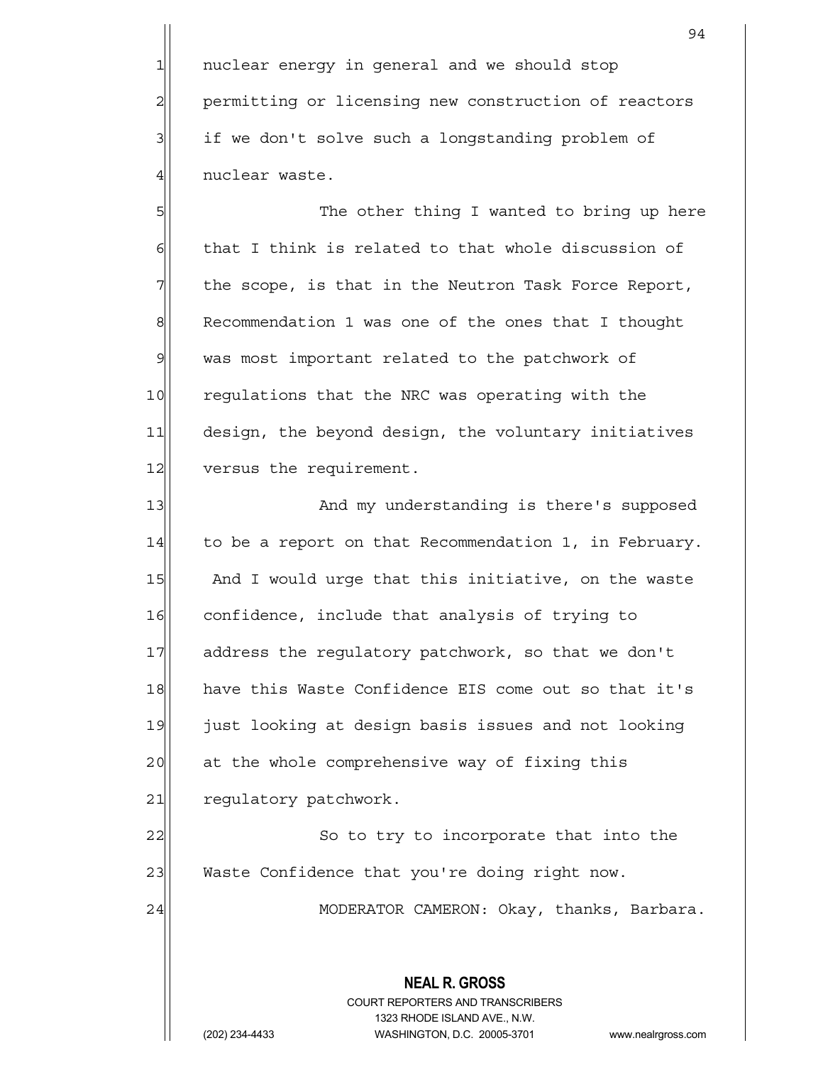nuclear energy in general and we should stop permitting or licensing new construction of reactors if we don't solve such a longstanding problem of nuclear waste.

The other thing I wanted to bring up here that I think is related to that whole discussion of the scope, is that in the Neutron Task Force Report, Recommendation 1 was one of the ones that I thought was most important related to the patchwork of regulations that the NRC was operating with the design, the beyond design, the voluntary initiatives versus the requirement.

And my understanding is there's supposed to be a report on that Recommendation 1, in February. And I would urge that this initiative, on the waste confidence, include that analysis of trying to address the regulatory patchwork, so that we don't have this Waste Confidence EIS come out so that it's just looking at design basis issues and not looking at the whole comprehensive way of fixing this regulatory patchwork.

So to try to incorporate that into the Waste Confidence that you're doing right now.

MODERATOR CAMERON: Okay, thanks, Barbara.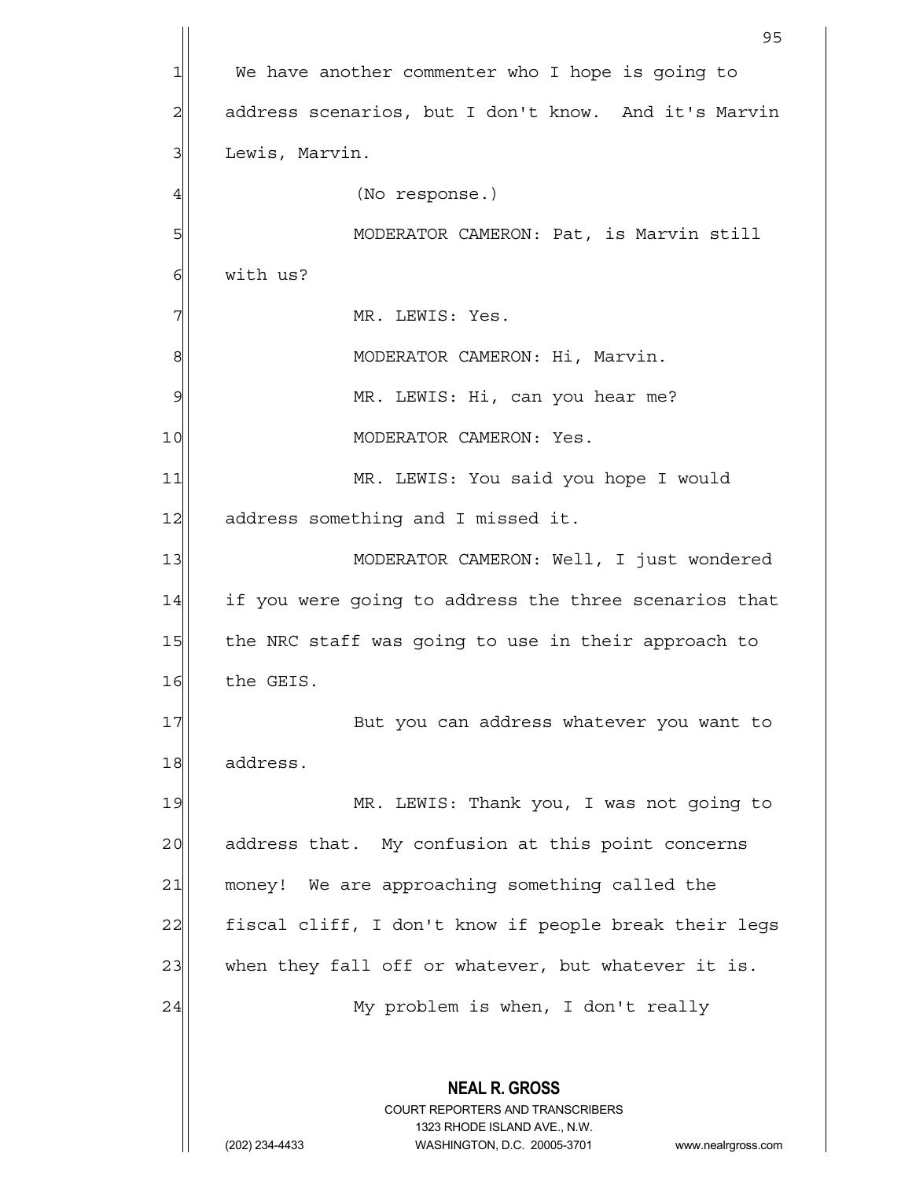We have another commenter who I hope is going to address scenarios, but I don't know. And it's Marvin Lewis, Marvin.

(No response.)

MODERATOR CAMERON: Pat, is Marvin still with us?

MR. LEWIS: Yes.

MODERATOR CAMERON: Hi, Marvin.

MR. LEWIS: Hi, can you hear me?

MODERATOR CAMERON: Yes.

MR. LEWIS: You said you hope I would address something and I missed it.

MODERATOR CAMERON: Well, I just wondered if you were going to address the three scenarios that the NRC staff was going to use in their approach to the GEIS.

But you can address whatever you want to address.

MR. LEWIS: Thank you, I was not going to address that. My confusion at this point concerns money! We are approaching something called the fiscal cliff, I don't know if people break their legs when they fall off or whatever, but whatever it is.

My problem is when, I don't really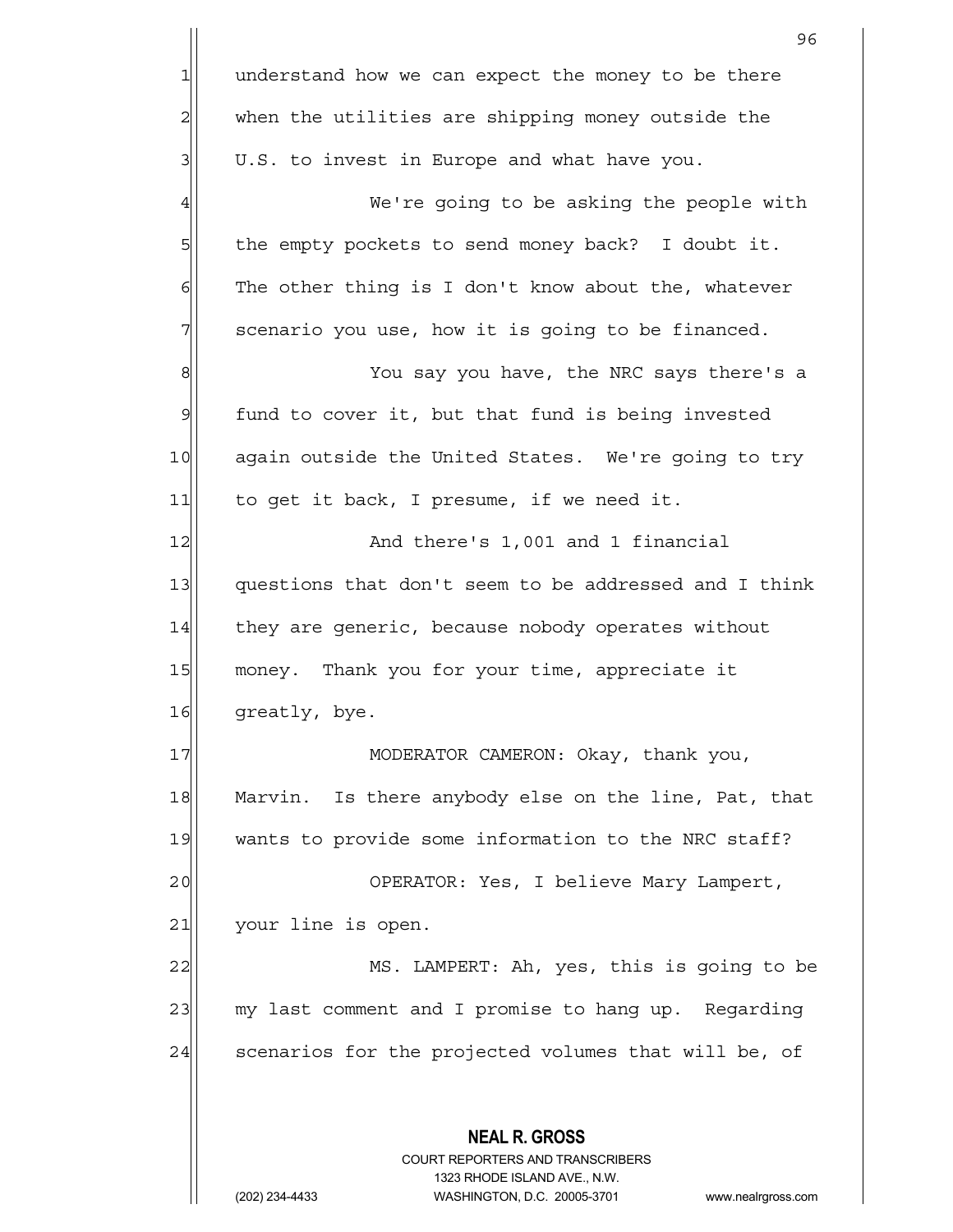understand how we can expect the money to be there when the utilities are shipping money outside the U.S. to invest in Europe and what have you.

We're going to be asking the people with the empty pockets to send money back? I doubt it. The other thing is I don't know about the, whatever scenario you use, how it is going to be financed.

You say you have, the NRC says there's a fund to cover it, but that fund is being invested again outside the United States. We're going to try to get it back, I presume, if we need it.

And there's 1,001 and 1 financial questions that don't seem to be addressed and I think they are generic, because nobody operates without money. Thank you for your time, appreciate it greatly, bye.

MODERATOR CAMERON: Okay, thank you, Marvin. Is there anybody else on the line, Pat, that wants to provide some information to the NRC staff?

OPERATOR: Yes, I believe Mary Lampert, your line is open.

MS. LAMPERT: Ah, yes, this is going to be my last comment and I promise to hang up. Regarding scenarios for the projected volumes that will be, of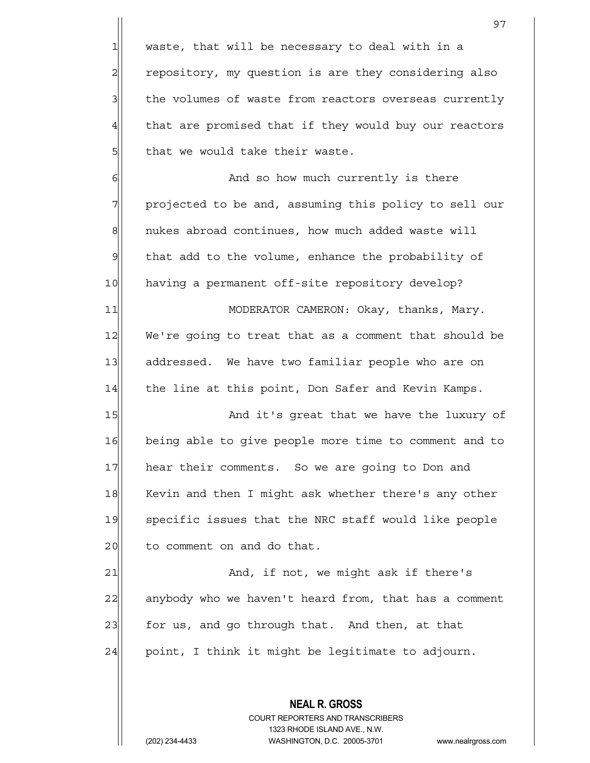waste, that will be necessary to deal with in a repository, my question is are they considering also the volumes of waste from reactors overseas currently that are promised that if they would buy our reactors that we would take their waste.

And so how much currently is there projected to be and, assuming this policy to sell our nukes abroad continues, how much added waste will that add to the volume, enhance the probability of having a permanent off-site repository develop?

MODERATOR CAMERON: Okay, thanks, Mary. We're going to treat that as a comment that should be addressed. We have two familiar people who are on the line at this point, Don Safer and Kevin Kamps.

And it's great that we have the luxury of being able to give people more time to comment and to hear their comments. So we are going to Don and Kevin and then I might ask whether there's any other specific issues that the NRC staff would like people to comment on and do that.

And, if not, we might ask if there's anybody who we haven't heard from, that has a comment for us, and go through that. And then, at that point, I think it might be legitimate to adjourn.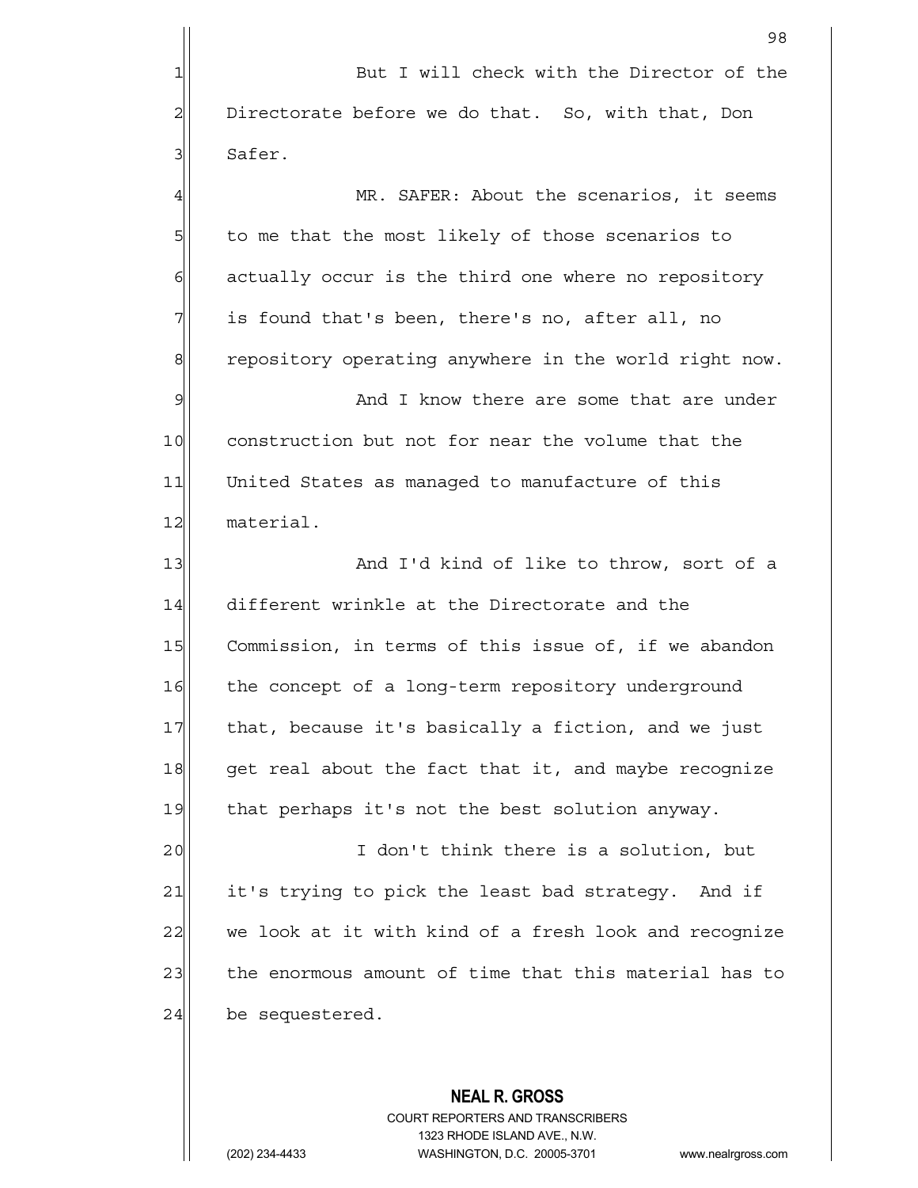But I will check with the Director of the Directorate before we do that. So, with that, Don Safer.

MR. SAFER: About the scenarios, it seems to me that the most likely of those scenarios to actually occur is the third one where no repository is found that's been, there's no, after all, no repository operating anywhere in the world right now.

And I know there are some that are under construction but not for near the volume that the United States as managed to manufacture of this material.

And I'd kind of like to throw, sort of a different wrinkle at the Directorate and the Commission, in terms of this issue of, if we abandon the concept of a long-term repository underground that, because it's basically a fiction, and we just get real about the fact that it, and maybe recognize that perhaps it's not the best solution anyway.

I don't think there is a solution, but it's trying to pick the least bad strategy. And if we look at it with kind of a fresh look and recognize the enormous amount of time that this material has to be sequestered.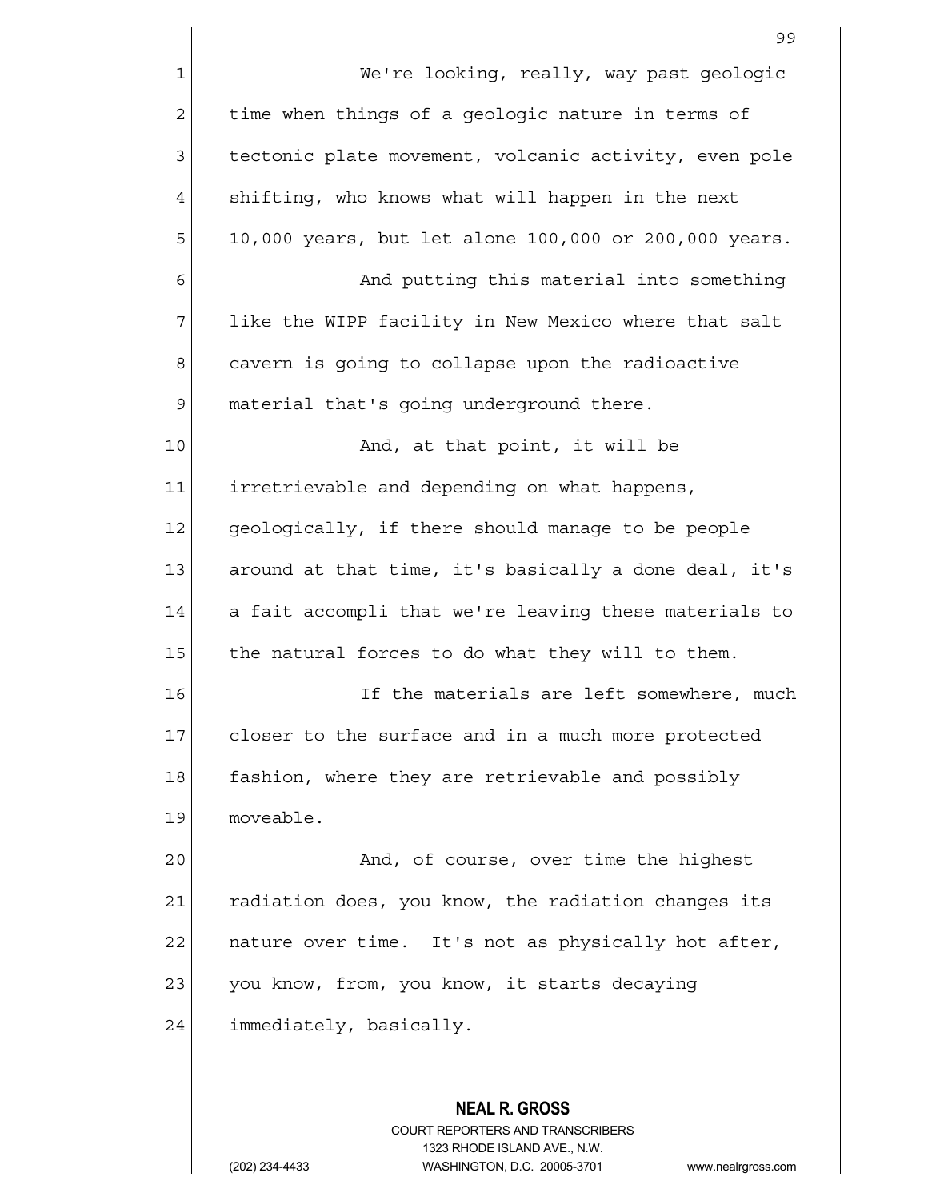We're looking, really, way past geologic time when things of a geologic nature in terms of tectonic plate movement, volcanic activity, even pole shifting, who knows what will happen in the next 10,000 years, but let alone 100,000 or 200,000 years.

And putting this material into something like the WIPP facility in New Mexico where that salt cavern is going to collapse upon the radioactive material that's going underground there.

And, at that point, it will be irretrievable and depending on what happens, geologically, if there should manage to be people around at that time, it's basically a done deal, it's a fait accompli that we're leaving these materials to the natural forces to do what they will to them.

If the materials are left somewhere, much closer to the surface and in a much more protected fashion, where they are retrievable and possibly moveable.

And, of course, over time the highest radiation does, you know, the radiation changes its nature over time. It's not as physically hot after, you know, from, you know, it starts decaying immediately, basically.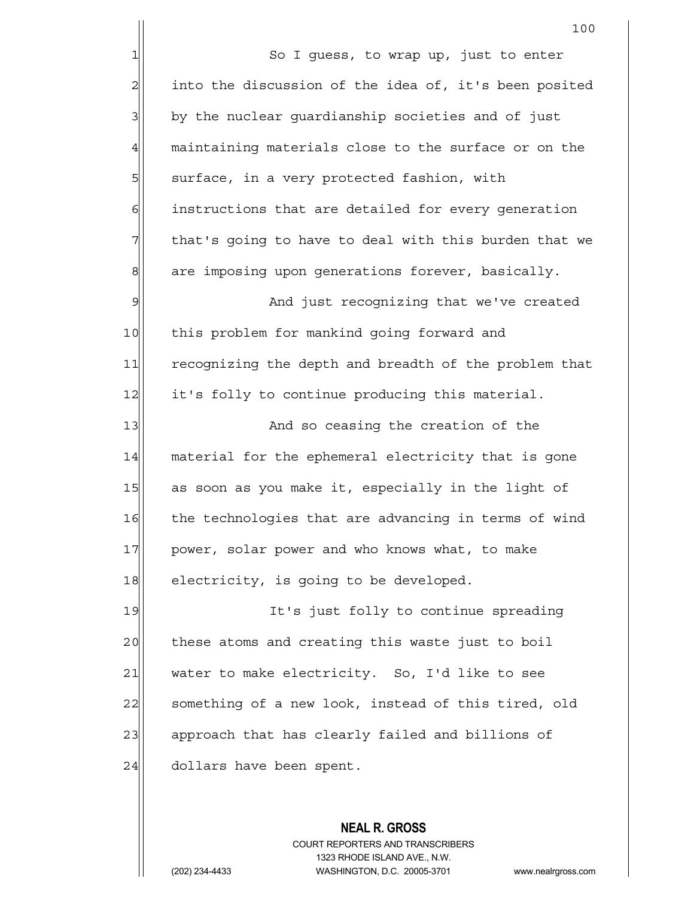So I guess, to wrap up, just to enter into the discussion of the idea of, it's been posited by the nuclear guardianship societies and of just maintaining materials close to the surface or on the surface, in a very protected fashion, with instructions that are detailed for every generation that's going to have to deal with this burden that we are imposing upon generations forever, basically.

And just recognizing that we've created this problem for mankind going forward and recognizing the depth and breadth of the problem that it's folly to continue producing this material.

And so ceasing the creation of the material for the ephemeral electricity that is gone as soon as you make it, especially in the light of the technologies that are advancing in terms of wind power, solar power and who knows what, to make electricity, is going to be developed.

It's just folly to continue spreading these atoms and creating this waste just to boil water to make electricity. So, I'd like to see something of a new look, instead of this tired, old approach that has clearly failed and billions of dollars have been spent.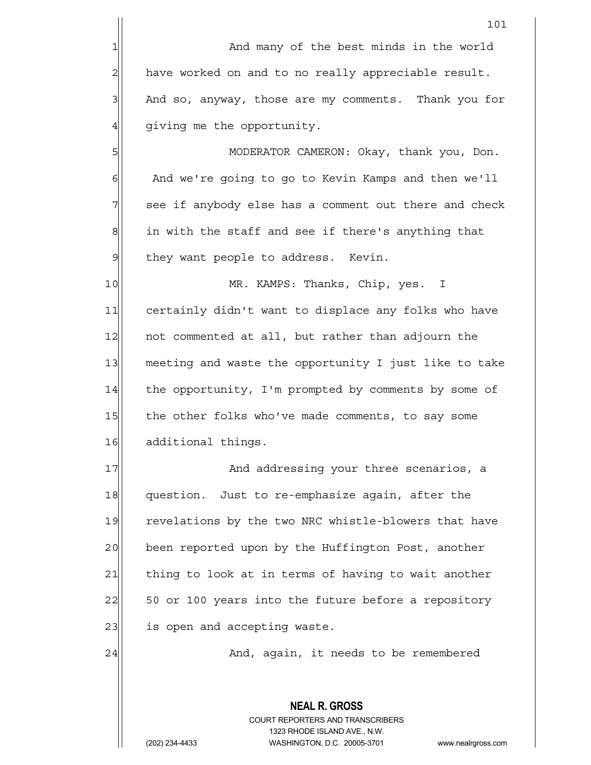And many of the best minds in the world have worked on and to no really appreciable result. And so, anyway, those are my comments. Thank you for giving me the opportunity.

MODERATOR CAMERON: Okay, thank you, Don. And we're going to go to Kevin Kamps and then we'll see if anybody else has a comment out there and check in with the staff and see if there's anything that they want people to address. Kevin.

MR. KAMPS: Thanks, Chip, yes. I certainly didn't want to displace any folks who have not commented at all, but rather than adjourn the meeting and waste the opportunity I just like to take the opportunity, I'm prompted by comments by some of the other folks who've made comments, to say some additional things.

And addressing your three scenarios, a question. Just to re-emphasize again, after the revelations by the two NRC whistle-blowers that have been reported upon by the Huffington Post, another thing to look at in terms of having to wait another 50 or 100 years into the future before a repository is open and accepting waste.

And, again, it needs to be remembered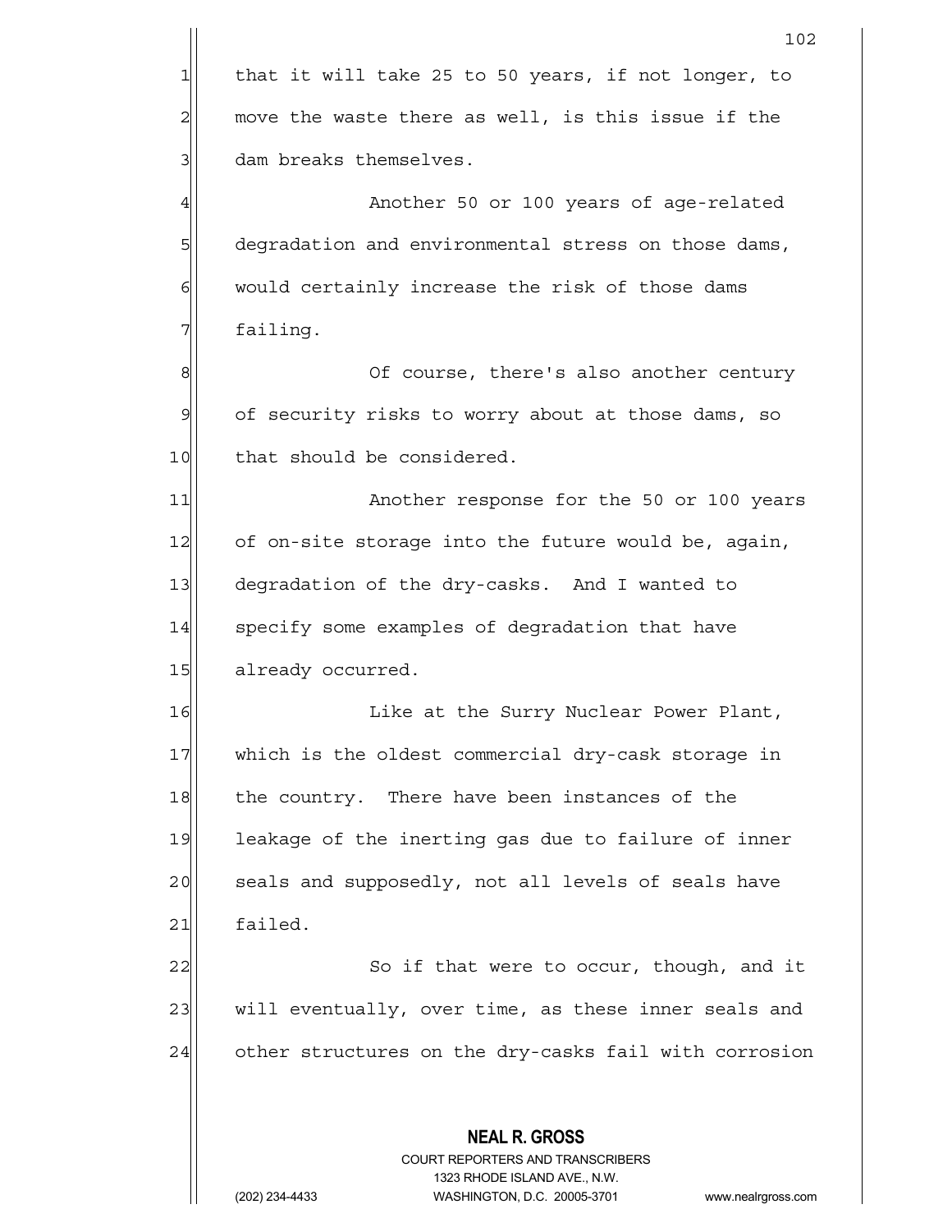that it will take 25 to 50 years, if not longer, to move the waste there as well, is this issue if the dam breaks themselves.

Another 50 or 100 years of age-related degradation and environmental stress on those dams, would certainly increase the risk of those dams failing.

Of course, there's also another century of security risks to worry about at those dams, so that should be considered.

Another response for the 50 or 100 years of on-site storage into the future would be, again, degradation of the dry-casks. And I wanted to specify some examples of degradation that have already occurred.

Like at the Surry Nuclear Power Plant, which is the oldest commercial dry-cask storage in the country. There have been instances of the leakage of the inerting gas due to failure of inner seals and supposedly, not all levels of seals have failed.

So if that were to occur, though, and it will eventually, over time, as these inner seals and other structures on the dry-casks fail with corrosion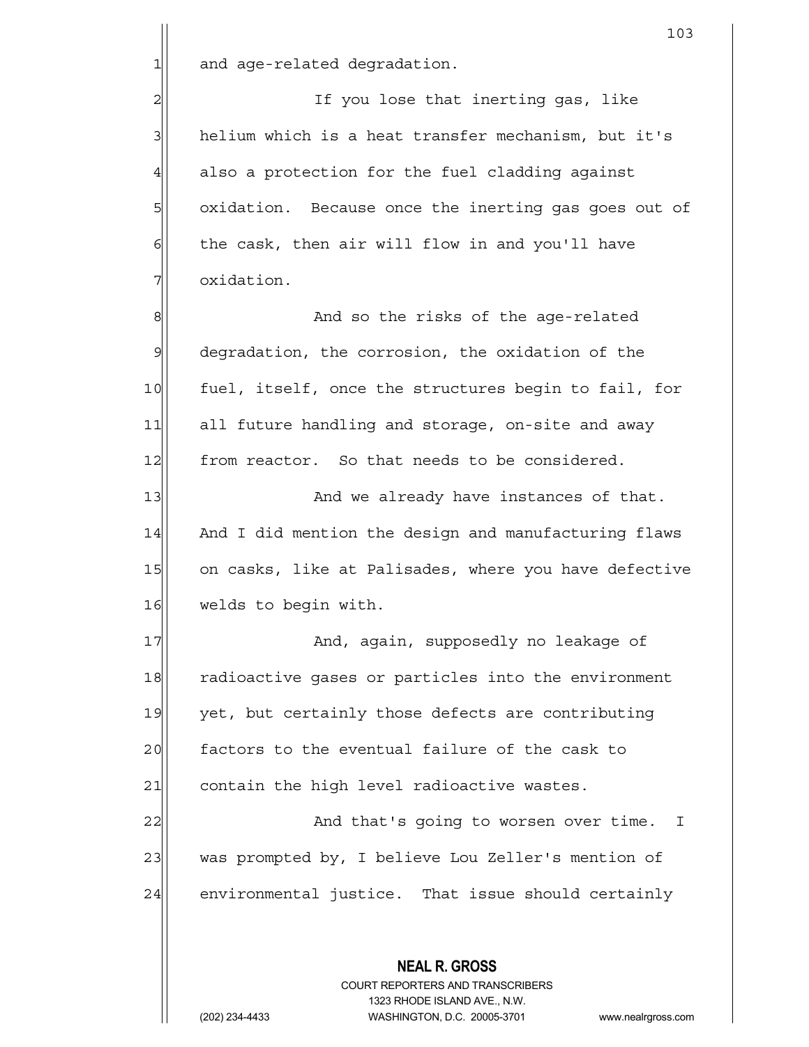and age-related degradation.

If you lose that inerting gas, like helium which is a heat transfer mechanism, but it's also a protection for the fuel cladding against oxidation. Because once the inerting gas goes out of the cask, then air will flow in and you'll have oxidation.

And so the risks of the age-related degradation, the corrosion, the oxidation of the fuel, itself, once the structures begin to fail, for all future handling and storage, on-site and away from reactor. So that needs to be considered.

And we already have instances of that. And I did mention the design and manufacturing flaws on casks, like at Palisades, where you have defective welds to begin with.

And, again, supposedly no leakage of radioactive gases or particles into the environment yet, but certainly those defects are contributing factors to the eventual failure of the cask to contain the high level radioactive wastes.

And that's going to worsen over time. I was prompted by, I believe Lou Zeller's mention of environmental justice. That issue should certainly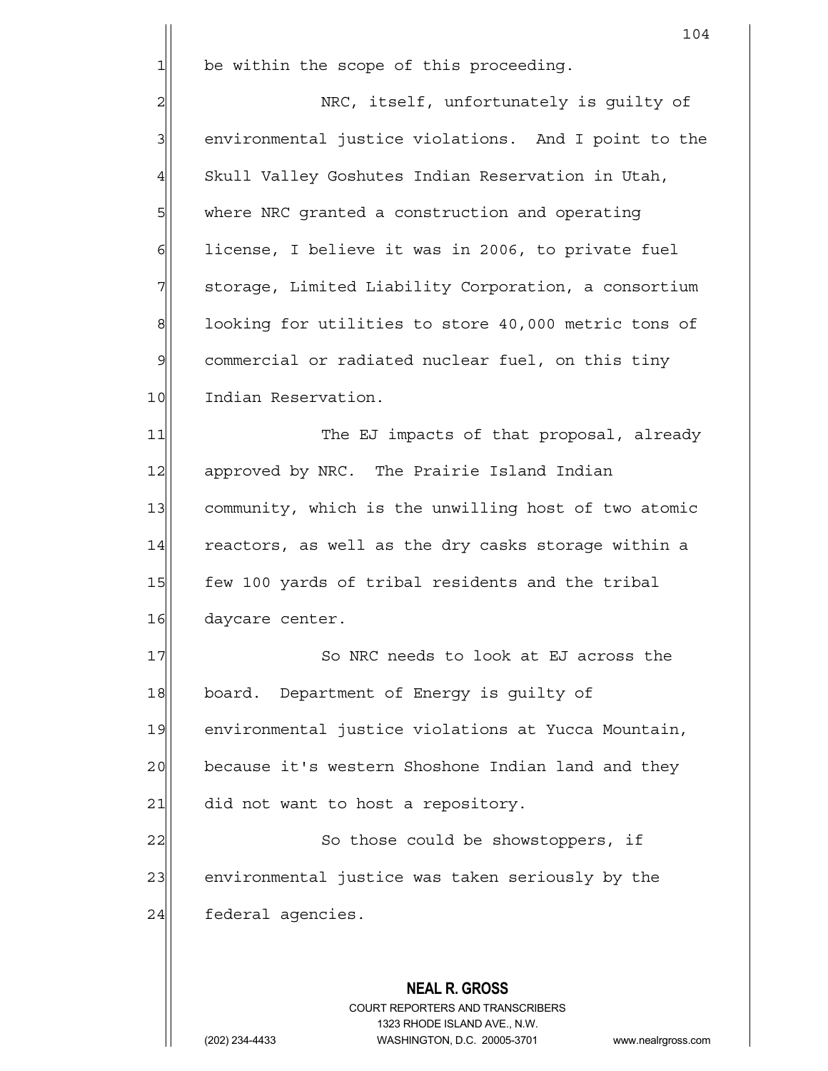be within the scope of this proceeding.

NRC, itself, unfortunately is guilty of environmental justice violations. And I point to the Skull Valley Goshutes Indian Reservation in Utah, where NRC granted a construction and operating license, I believe it was in 2006, to private fuel storage, Limited Liability Corporation, a consortium looking for utilities to store 40,000 metric tons of commercial or radiated nuclear fuel, on this tiny Indian Reservation.

The EJ impacts of that proposal, already approved by NRC. The Prairie Island Indian community, which is the unwilling host of two atomic reactors, as well as the dry casks storage within a few 100 yards of tribal residents and the tribal daycare center.

So NRC needs to look at EJ across the board. Department of Energy is guilty of environmental justice violations at Yucca Mountain, because it's western Shoshone Indian land and they did not want to host a repository.

So those could be showstoppers, if environmental justice was taken seriously by the federal agencies.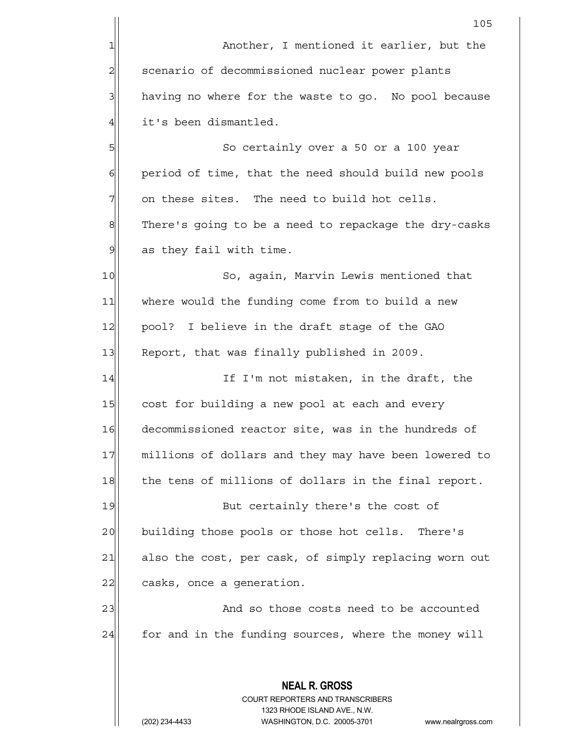Another, I mentioned it earlier, but the scenario of decommissioned nuclear power plants having no where for the waste to go. No pool because it's been dismantled.

So certainly over a 50 or a 100 year period of time, that the need should build new pools on these sites. The need to build hot cells. There's going to be a need to repackage the dry-casks as they fail with time.

So, again, Marvin Lewis mentioned that where would the funding come from to build a new pool? I believe in the draft stage of the GAO Report, that was finally published in 2009.

If I'm not mistaken, in the draft, the cost for building a new pool at each and every decommissioned reactor site, was in the hundreds of millions of dollars and they may have been lowered to the tens of millions of dollars in the final report.

But certainly there's the cost of building those pools or those hot cells. There's also the cost, per cask, of simply replacing worn out casks, once a generation.

And so those costs need to be accounted for and in the funding sources, where the money will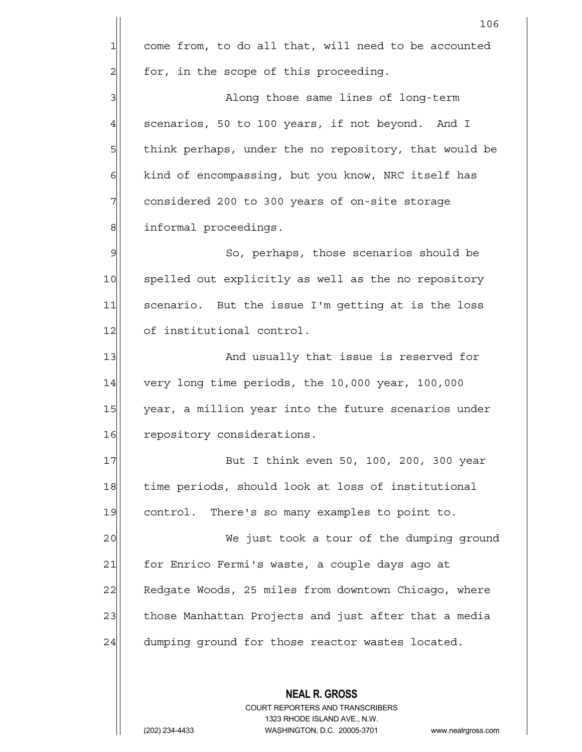come from, to do all that, will need to be accounted for, in the scope of this proceeding.

Along those same lines of long-term scenarios, 50 to 100 years, if not beyond. And I think perhaps, under the no repository, that would be kind of encompassing, but you know, NRC itself has considered 200 to 300 years of on-site storage informal proceedings.

So, perhaps, those scenarios should be spelled out explicitly as well as the no repository scenario. But the issue I'm getting at is the loss of institutional control.

And usually that issue is reserved for very long time periods, the 10,000 year, 100,000 year, a million year into the future scenarios under repository considerations.

But I think even 50, 100, 200, 300 year time periods, should look at loss of institutional control. There's so many examples to point to.

We just took a tour of the dumping ground for Enrico Fermi's waste, a couple days ago at Redgate Woods, 25 miles from downtown Chicago, where those Manhattan Projects and just after that a media dumping ground for those reactor wastes located.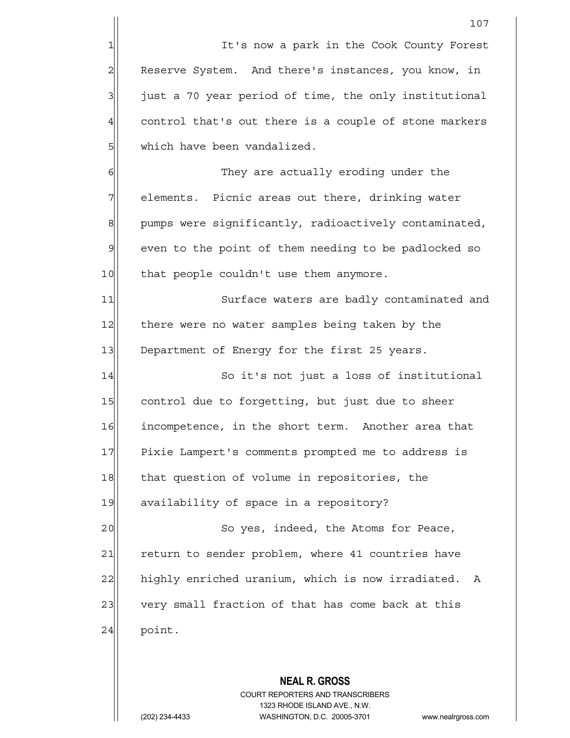It's now a park in the Cook County Forest Reserve System. And there's instances, you know, in just a 70 year period of time, the only institutional control that's out there is a couple of stone markers which have been vandalized.

They are actually eroding under the elements. Picnic areas out there, drinking water pumps were significantly, radioactively contaminated, even to the point of them needing to be padlocked so that people couldn't use them anymore.

Surface waters are badly contaminated and there were no water samples being taken by the Department of Energy for the first 25 years.

So it's not just a loss of institutional control due to forgetting, but just due to sheer incompetence, in the short term. Another area that Pixie Lampert's comments prompted me to address is that question of volume in repositories, the availability of space in a repository?

So yes, indeed, the Atoms for Peace, return to sender problem, where 41 countries have highly enriched uranium, which is now irradiated. A very small fraction of that has come back at this point.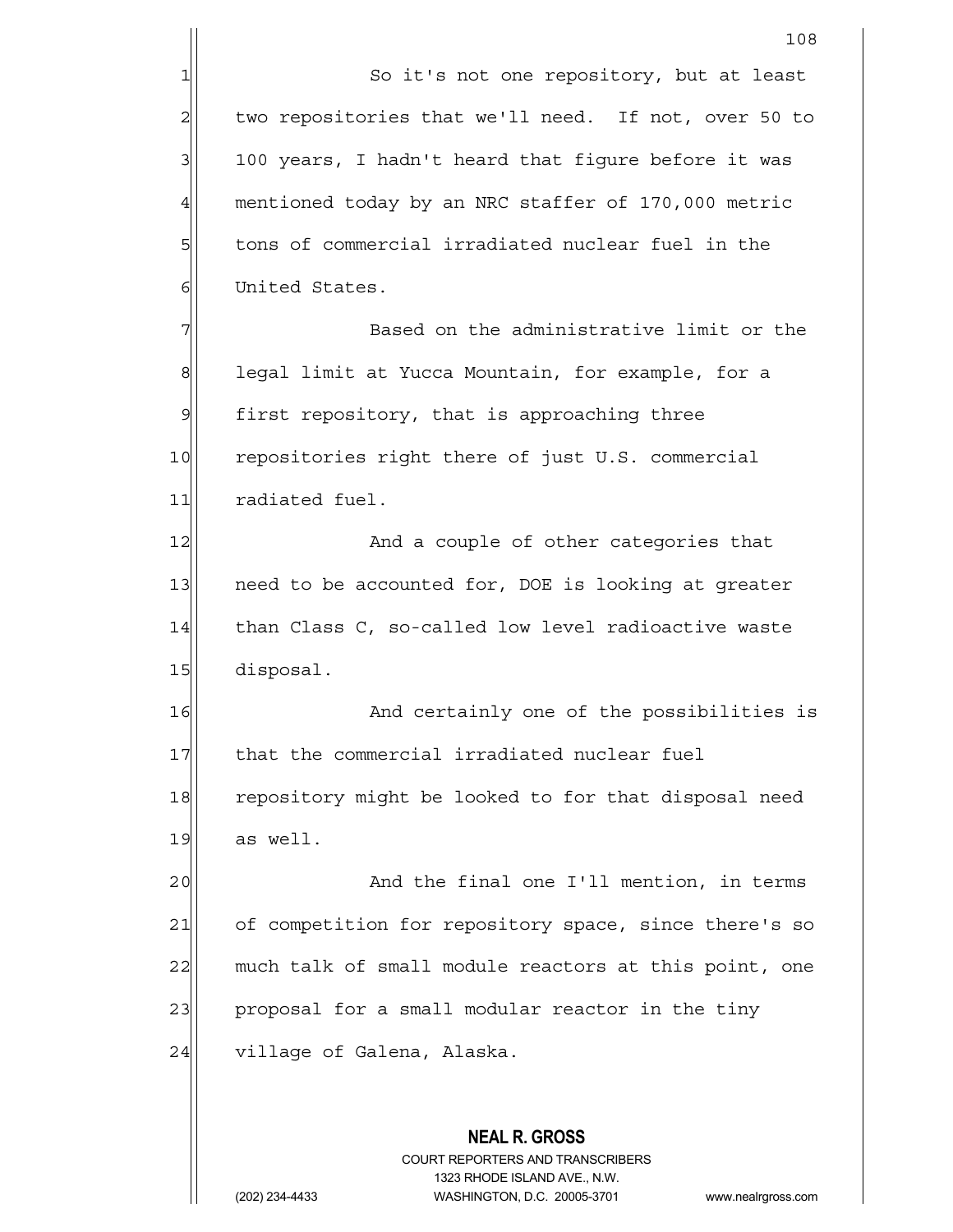So it's not one repository, but at least two repositories that we'll need. If not, over 50 to 100 years, I hadn't heard that figure before it was mentioned today by an NRC staffer of 170,000 metric tons of commercial irradiated nuclear fuel in the United States.

Based on the administrative limit or the legal limit at Yucca Mountain, for example, for a first repository, that is approaching three repositories right there of just U.S. commercial radiated fuel.

And a couple of other categories that need to be accounted for, DOE is looking at greater than Class C, so-called low level radioactive waste disposal.

And certainly one of the possibilities is that the commercial irradiated nuclear fuel repository might be looked to for that disposal need as well.

And the final one I'll mention, in terms of competition for repository space, since there's so much talk of small module reactors at this point, one proposal for a small modular reactor in the tiny village of Galena, Alaska.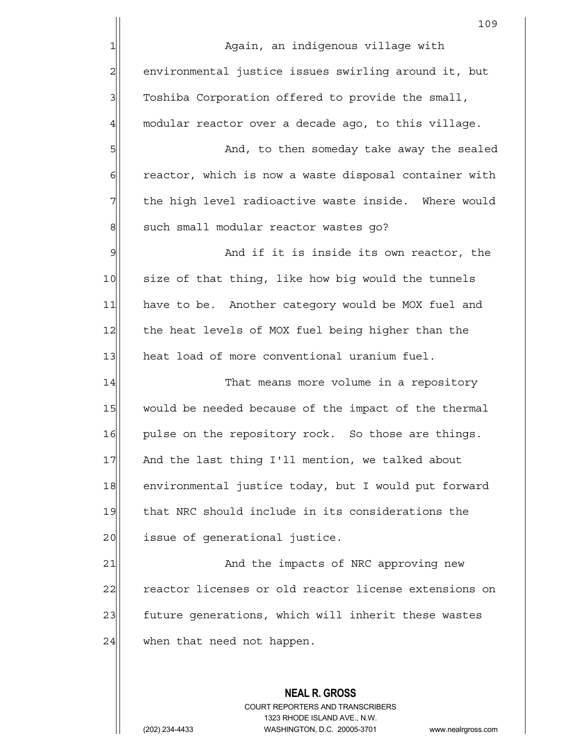Again, an indigenous village with environmental justice issues swirling around it, but Toshiba Corporation offered to provide the small, modular reactor over a decade ago, to this village.

And, to then someday take away the sealed reactor, which is now a waste disposal container with the high level radioactive waste inside. Where would such small modular reactor wastes go?

And if it is inside its own reactor, the size of that thing, like how big would the tunnels have to be. Another category would be MOX fuel and the heat levels of MOX fuel being higher than the heat load of more conventional uranium fuel.

That means more volume in a repository would be needed because of the impact of the thermal pulse on the repository rock. So those are things. And the last thing I'll mention, we talked about environmental justice today, but I would put forward that NRC should include in its considerations the issue of generational justice.

And the impacts of NRC approving new reactor licenses or old reactor license extensions on future generations, which will inherit these wastes when that need not happen.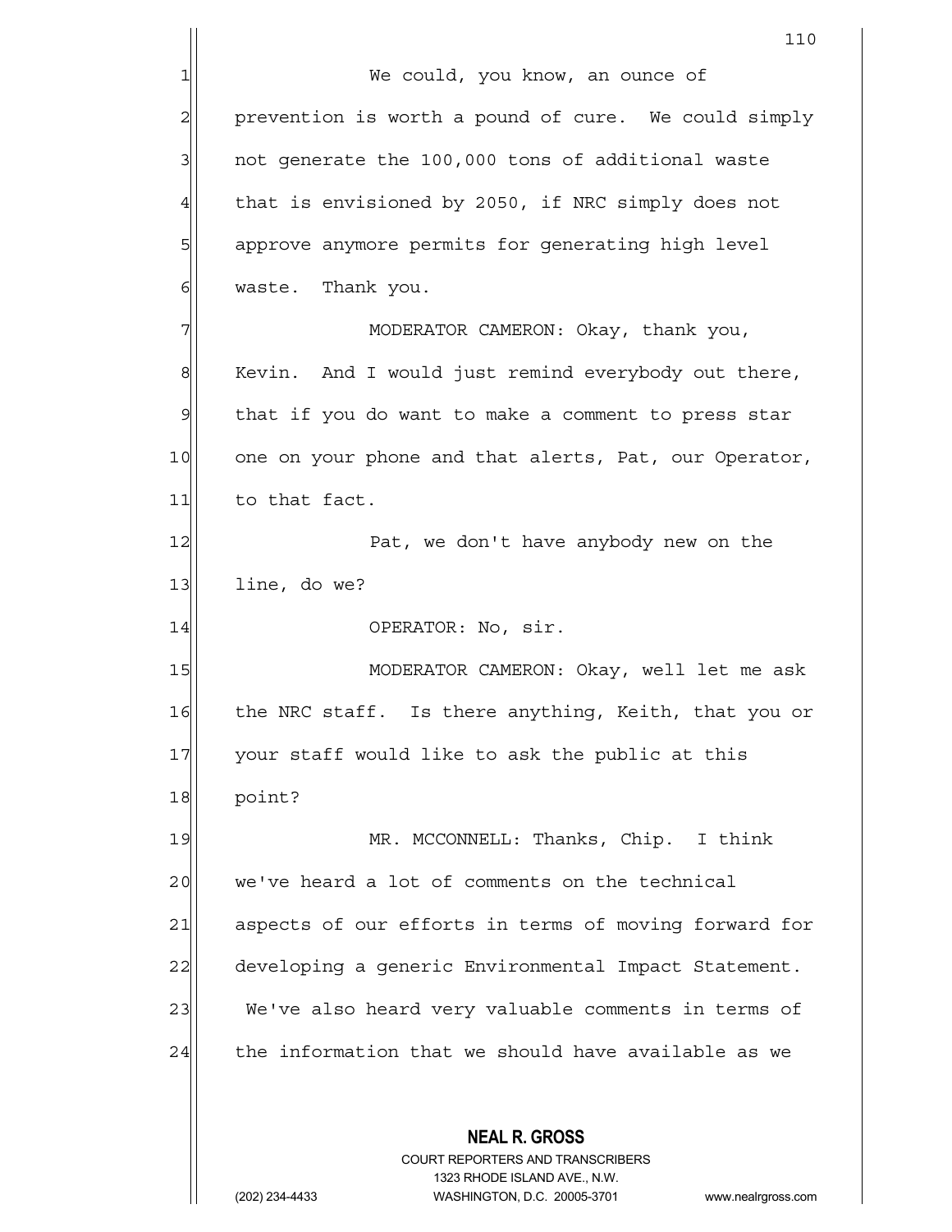We could, you know, an ounce of prevention is worth a pound of cure. We could simply not generate the 100,000 tons of additional waste that is envisioned by 2050, if NRC simply does not approve anymore permits for generating high level waste. Thank you.

MODERATOR CAMERON: Okay, thank you, Kevin. And I would just remind everybody out there, that if you do want to make a comment to press star one on your phone and that alerts, Pat, our Operator, to that fact.

Pat, we don't have anybody new on the line, do we?

OPERATOR: No, sir.

MODERATOR CAMERON: Okay, well let me ask the NRC staff. Is there anything, Keith, that you or your staff would like to ask the public at this point?

MR. MCCONNELL: Thanks, Chip. I think we've heard a lot of comments on the technical aspects of our efforts in terms of moving forward for developing a generic Environmental Impact Statement. We've also heard very valuable comments in terms of the information that we should have available as we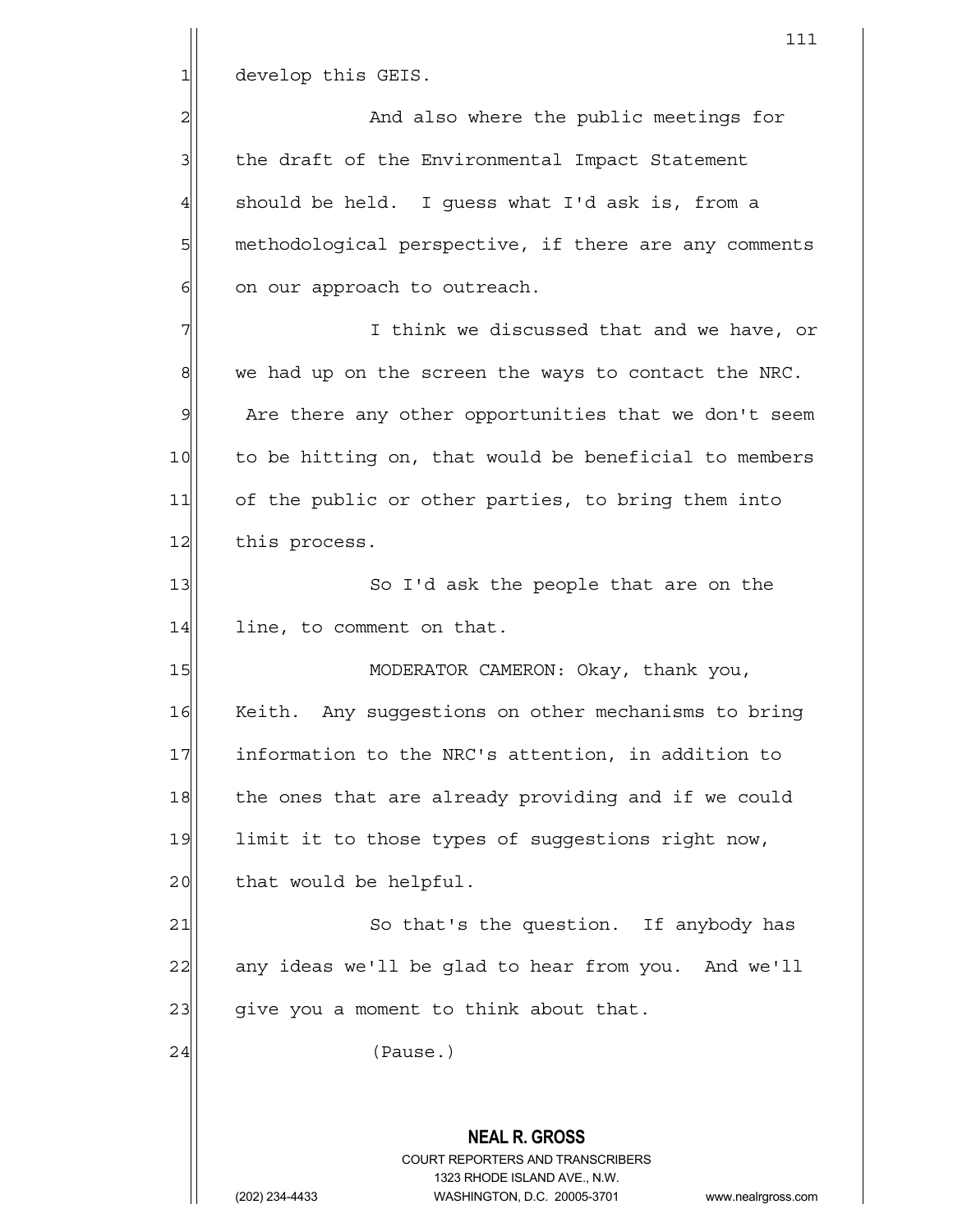develop this GEIS.

And also where the public meetings for the draft of the Environmental Impact Statement should be held. I guess what I'd ask is, from a methodological perspective, if there are any comments on our approach to outreach.

I think we discussed that and we have, or we had up on the screen the ways to contact the NRC. Are there any other opportunities that we don't seem to be hitting on, that would be beneficial to members of the public or other parties, to bring them into this process.

So I'd ask the people that are on the line, to comment on that.

MODERATOR CAMERON: Okay, thank you, Keith. Any suggestions on other mechanisms to bring information to the NRC's attention, in addition to the ones that are already providing and if we could limit it to those types of suggestions right now, that would be helpful.

So that's the question. If anybody has any ideas we'll be glad to hear from you. And we'll give you a moment to think about that.

(Pause.)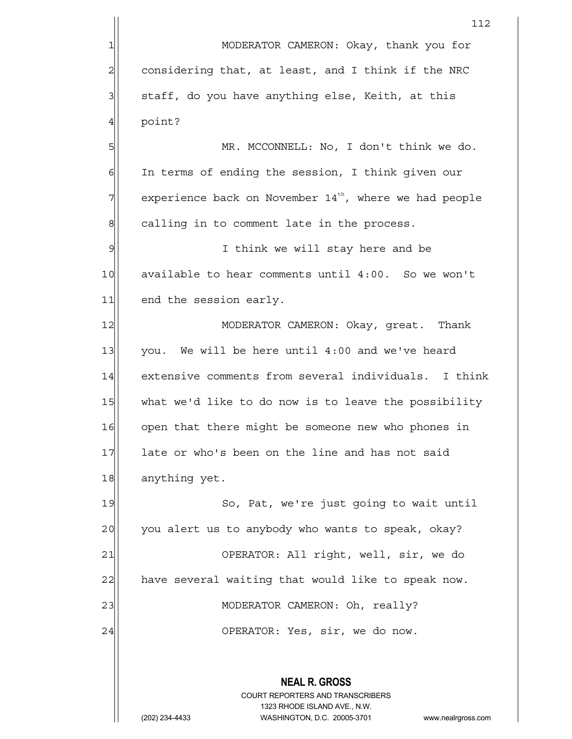MODERATOR CAMERON: Okay, thank you for considering that, at least, and I think if the NRC staff, do you have anything else, Keith, at this point?

MR. MCCONNELL: No, I don't think we do. In terms of ending the session, I think given our experience back on November 14th, where we had people calling in to comment late in the process.

I think we will stay here and be available to hear comments until 4:00. So we won't end the session early.

MODERATOR CAMERON: Okay, great. Thank you. We will be here until 4:00 and we've heard extensive comments from several individuals. I think what we'd like to do now is to leave the possibility open that there might be someone new who phones in late or who's been on the line and has not said anything yet.

So, Pat, we're just going to wait until you alert us to anybody who wants to speak, okay?

OPERATOR: All right, well, sir, we do have several waiting that would like to speak now.

MODERATOR CAMERON: Oh, really?

OPERATOR: Yes, sir, we do now.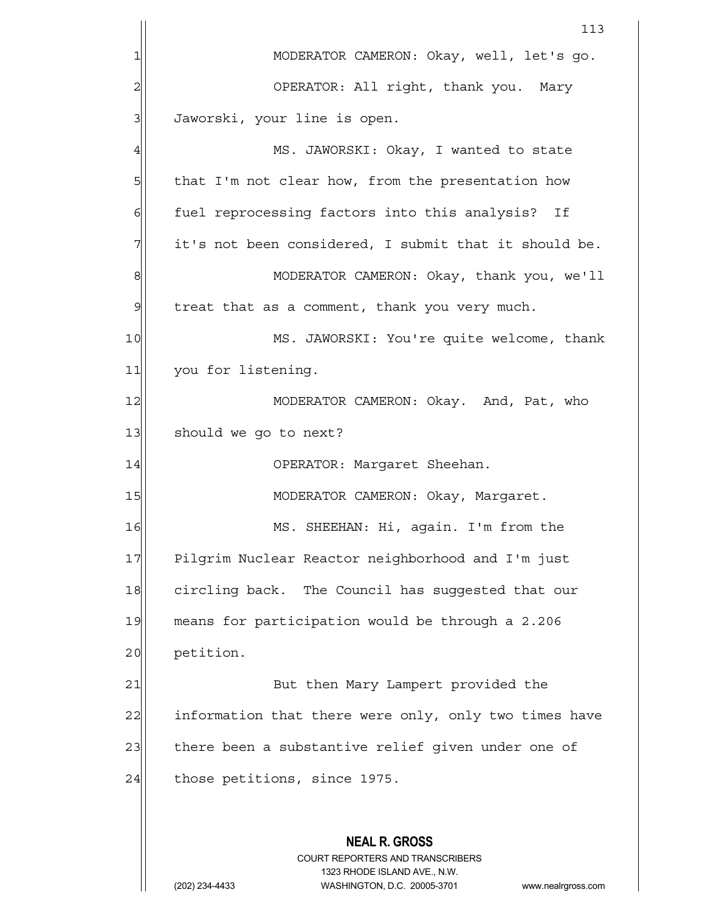MODERATOR CAMERON: Okay, well, let's go.

OPERATOR: All right, thank you. Mary Jaworski, your line is open.

MS. JAWORSKI: Okay, I wanted to state that I'm not clear how, from the presentation how fuel reprocessing factors into this analysis? If it's not been considered, I submit that it should be.

MODERATOR CAMERON: Okay, thank you, we'll treat that as a comment, thank you very much.

MS. JAWORSKI: You're quite welcome, thank you for listening.

MODERATOR CAMERON: Okay. And, Pat, who should we go to next?

OPERATOR: Margaret Sheehan.

MODERATOR CAMERON: Okay, Margaret.

MS. SHEEHAN: Hi, again. I'm from the Pilgrim Nuclear Reactor neighborhood and I'm just circling back. The Council has suggested that our means for participation would be through a 2.206 petition.

But then Mary Lampert provided the information that there were only, only two times have there been a substantive relief given under one of those petitions, since 1975.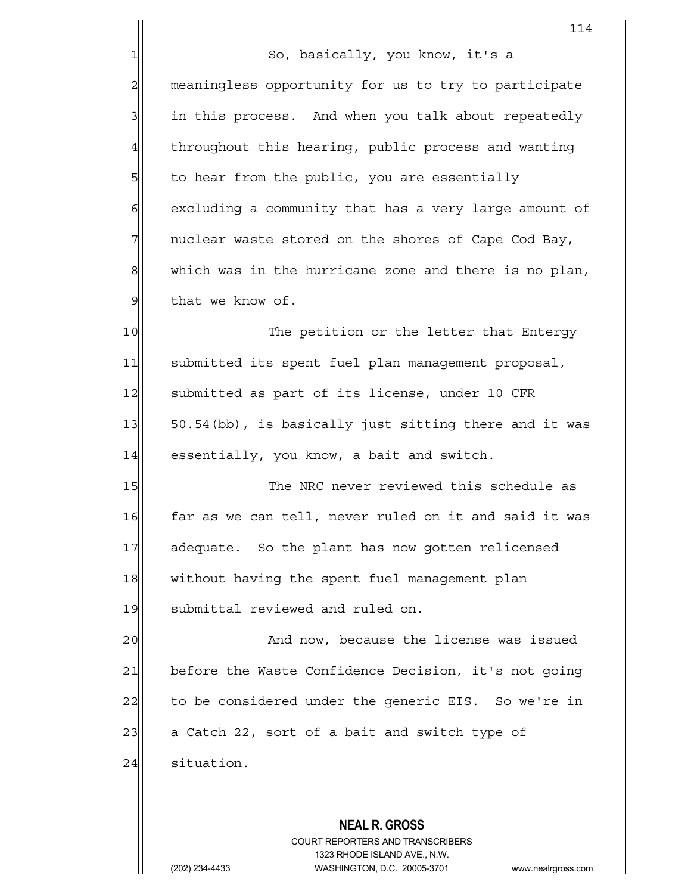So, basically, you know, it's a meaningless opportunity for us to try to participate in this process. And when you talk about repeatedly throughout this hearing, public process and wanting to hear from the public, you are essentially excluding a community that has a very large amount of nuclear waste stored on the shores of Cape Cod Bay, which was in the hurricane zone and there is no plan, that we know of.

The petition or the letter that Entergy submitted its spent fuel plan management proposal, submitted as part of its license, under 10 CFR 50.54(bb), is basically just sitting there and it was essentially, you know, a bait and switch.

The NRC never reviewed this schedule as far as we can tell, never ruled on it and said it was adequate. So the plant has now gotten relicensed without having the spent fuel management plan submittal reviewed and ruled on.

And now, because the license was issued before the Waste Confidence Decision, it's not going to be considered under the generic EIS. So we're in a Catch 22, sort of a bait and switch type of situation.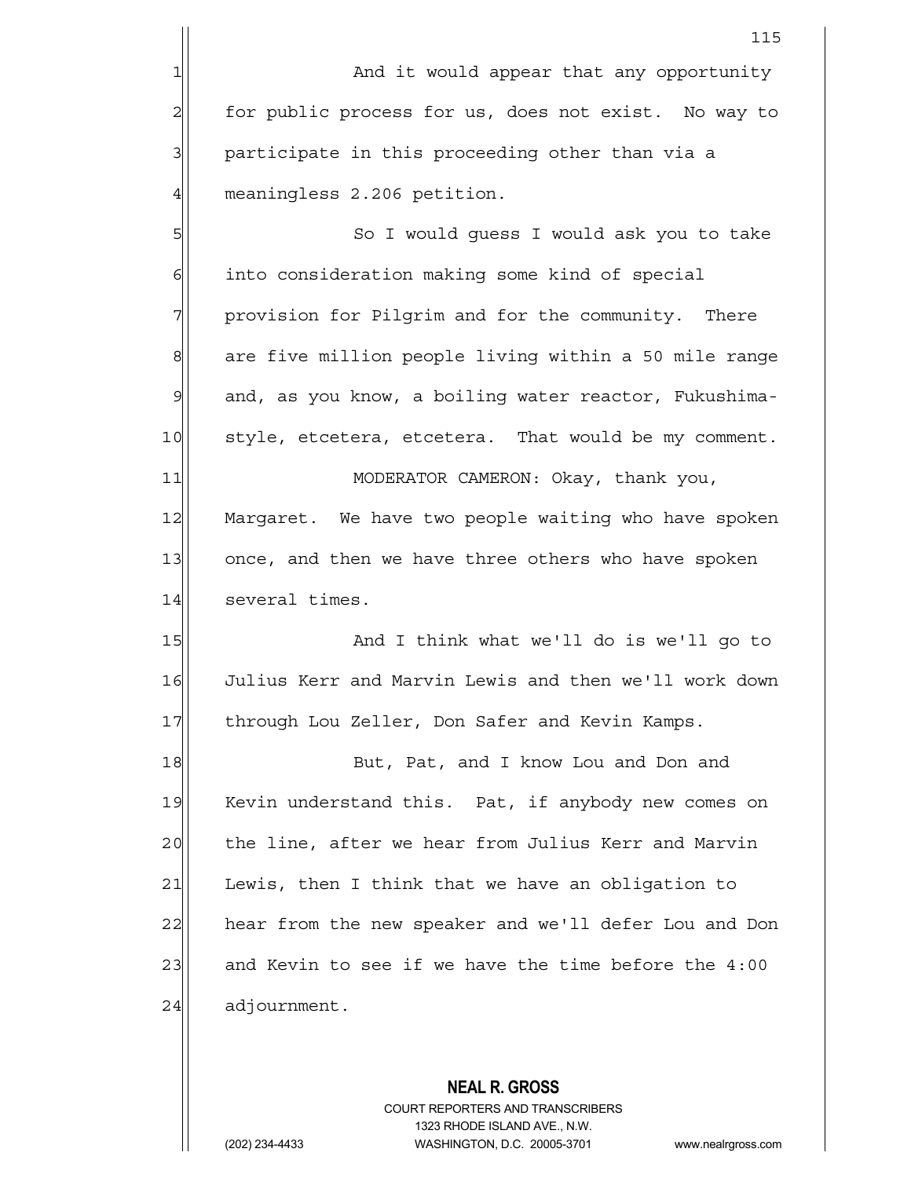And it would appear that any opportunity for public process for us, does not exist. No way to participate in this proceeding other than via a meaningless 2.206 petition.

So I would guess I would ask you to take into consideration making some kind of special provision for Pilgrim and for the community. There are five million people living within a 50 mile range and, as you know, a boiling water reactor, Fukushima-style, etcetera, etcetera. That would be my comment.

MODERATOR CAMERON: Okay, thank you, Margaret. We have two people waiting who have spoken once, and then we have three others who have spoken several times.

And I think what we'll do is we'll go to Julius Kerr and Marvin Lewis and then we'll work down through Lou Zeller, Don Safer and Kevin Kamps.

But, Pat, and I know Lou and Don and Kevin understand this. Pat, if anybody new comes on the line, after we hear from Julius Kerr and Marvin Lewis, then I think that we have an obligation to hear from the new speaker and we'll defer Lou and Don and Kevin to see if we have the time before the 4:00 adjournment.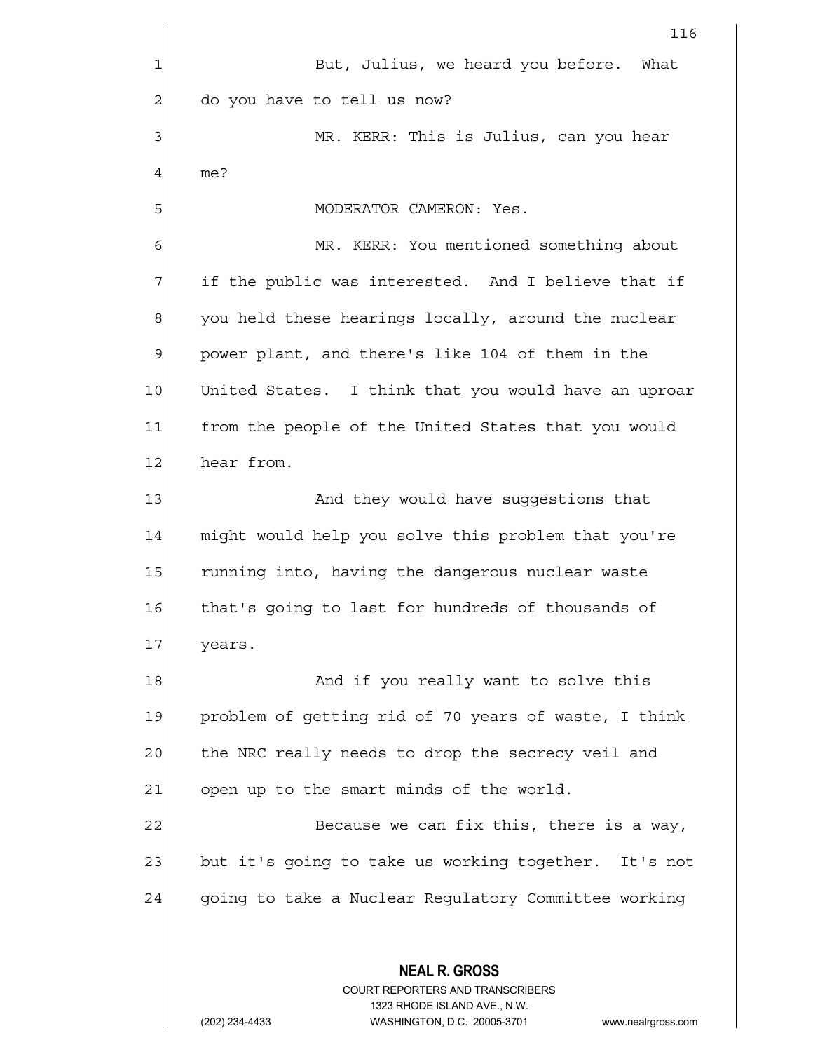But, Julius, we heard you before. What do you have to tell us now?

MR. KERR: This is Julius, can you hear me?

MODERATOR CAMERON: Yes.

MR. KERR: You mentioned something about if the public was interested. And I believe that if you held these hearings locally, around the nuclear power plant, and there's like 104 of them in the United States. I think that you would have an uproar from the people of the United States that you would hear from.

And they would have suggestions that might would help you solve this problem that you're running into, having the dangerous nuclear waste that's going to last for hundreds of thousands of years.

And if you really want to solve this problem of getting rid of 70 years of waste, I think the NRC really needs to drop the secrecy veil and open up to the smart minds of the world.

Because we can fix this, there is a way, but it's going to take us working together. It's not going to take a Nuclear Regulatory Committee working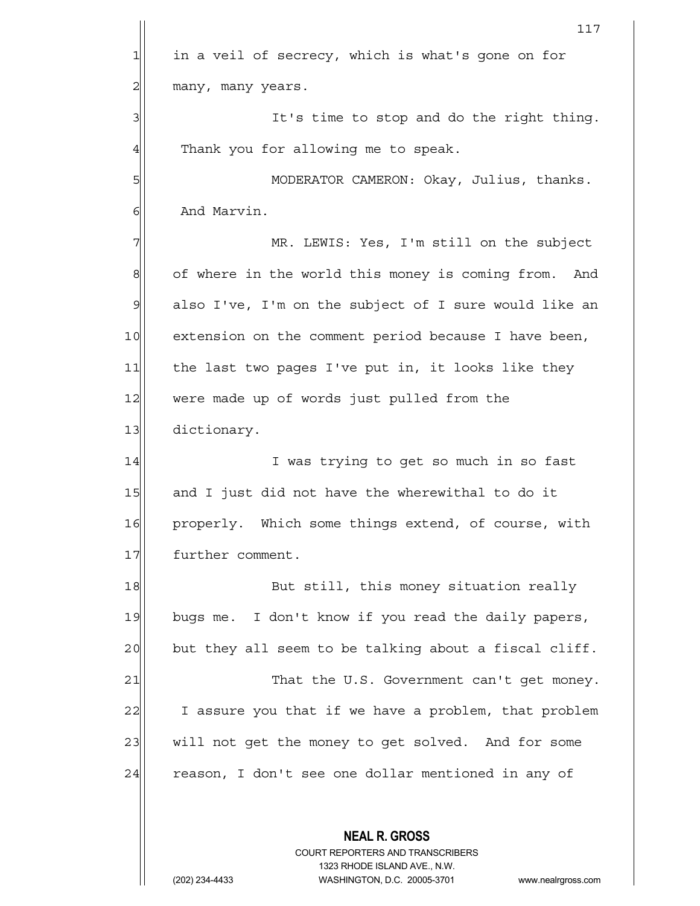in a veil of secrecy, which is what's gone on for many, many years.

It's time to stop and do the right thing. Thank you for allowing me to speak.

MODERATOR CAMERON: Okay, Julius, thanks. And Marvin.

MR. LEWIS: Yes, I'm still on the subject of where in the world this money is coming from. And also I've, I'm on the subject of I sure would like an extension on the comment period because I have been, the last two pages I've put in, it looks like they were made up of words just pulled from the dictionary.

I was trying to get so much in so fast and I just did not have the wherewithal to do it properly. Which some things extend, of course, with further comment.

But still, this money situation really bugs me. I don't know if you read the daily papers, but they all seem to be talking about a fiscal cliff.

That the U.S. Government can't get money. I assure you that if we have a problem, that problem will not get the money to get solved. And for some reason, I don't see one dollar mentioned in any of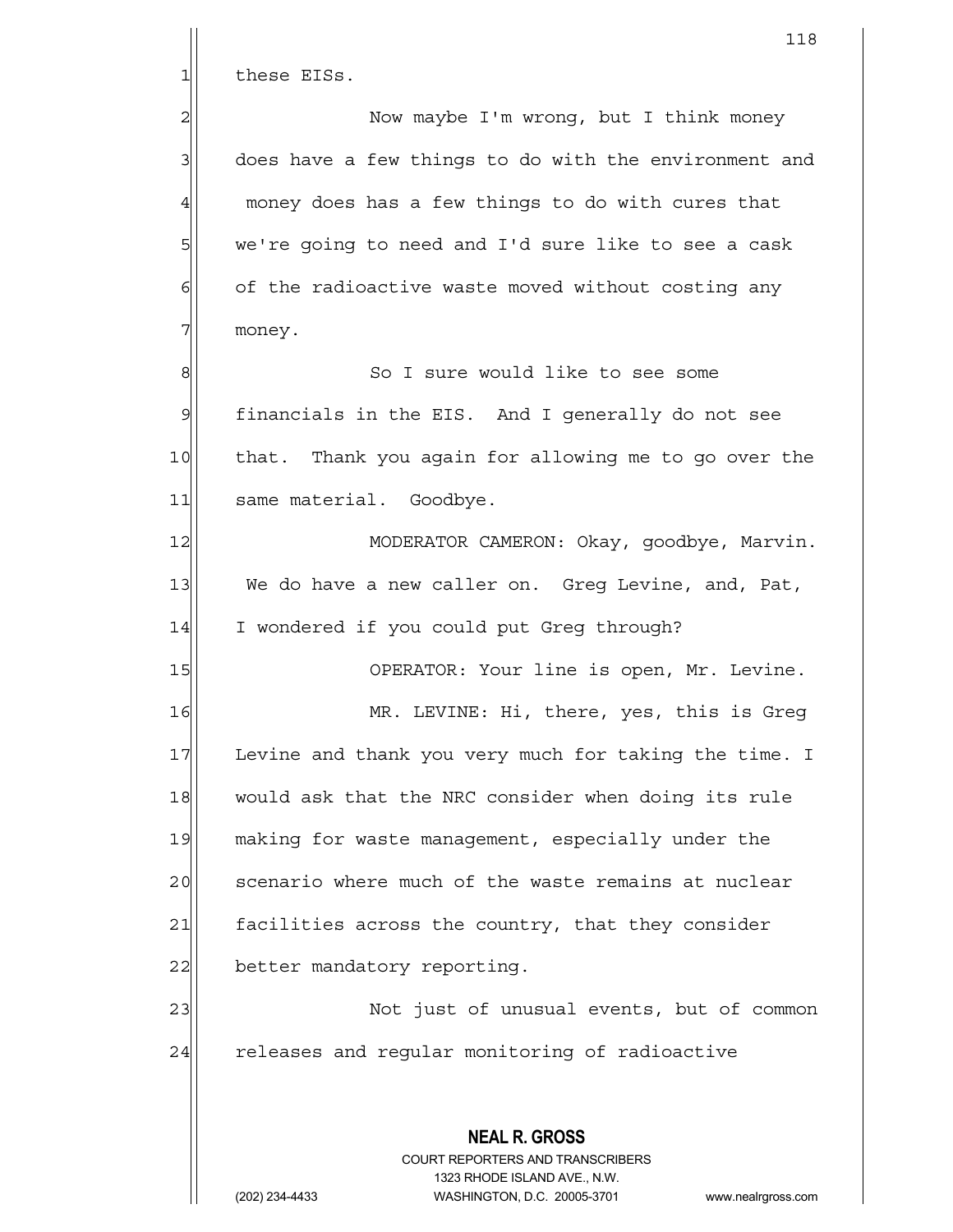these EISs.

Now maybe I'm wrong, but I think money does have a few things to do with the environment and money does has a few things to do with cures that we're going to need and I'd sure like to see a cask of the radioactive waste moved without costing any money.

So I sure would like to see some financials in the EIS. And I generally do not see that. Thank you again for allowing me to go over the same material. Goodbye.

MODERATOR CAMERON: Okay, goodbye, Marvin. We do have a new caller on. Greg Levine, and, Pat, I wondered if you could put Greg through?

OPERATOR: Your line is open, Mr. Levine.

MR. LEVINE: Hi, there, yes, this is Greg Levine and thank you very much for taking the time. I would ask that the NRC consider when doing its rule making for waste management, especially under the scenario where much of the waste remains at nuclear facilities across the country, that they consider better mandatory reporting.

Not just of unusual events, but of common releases and regular monitoring of radioactive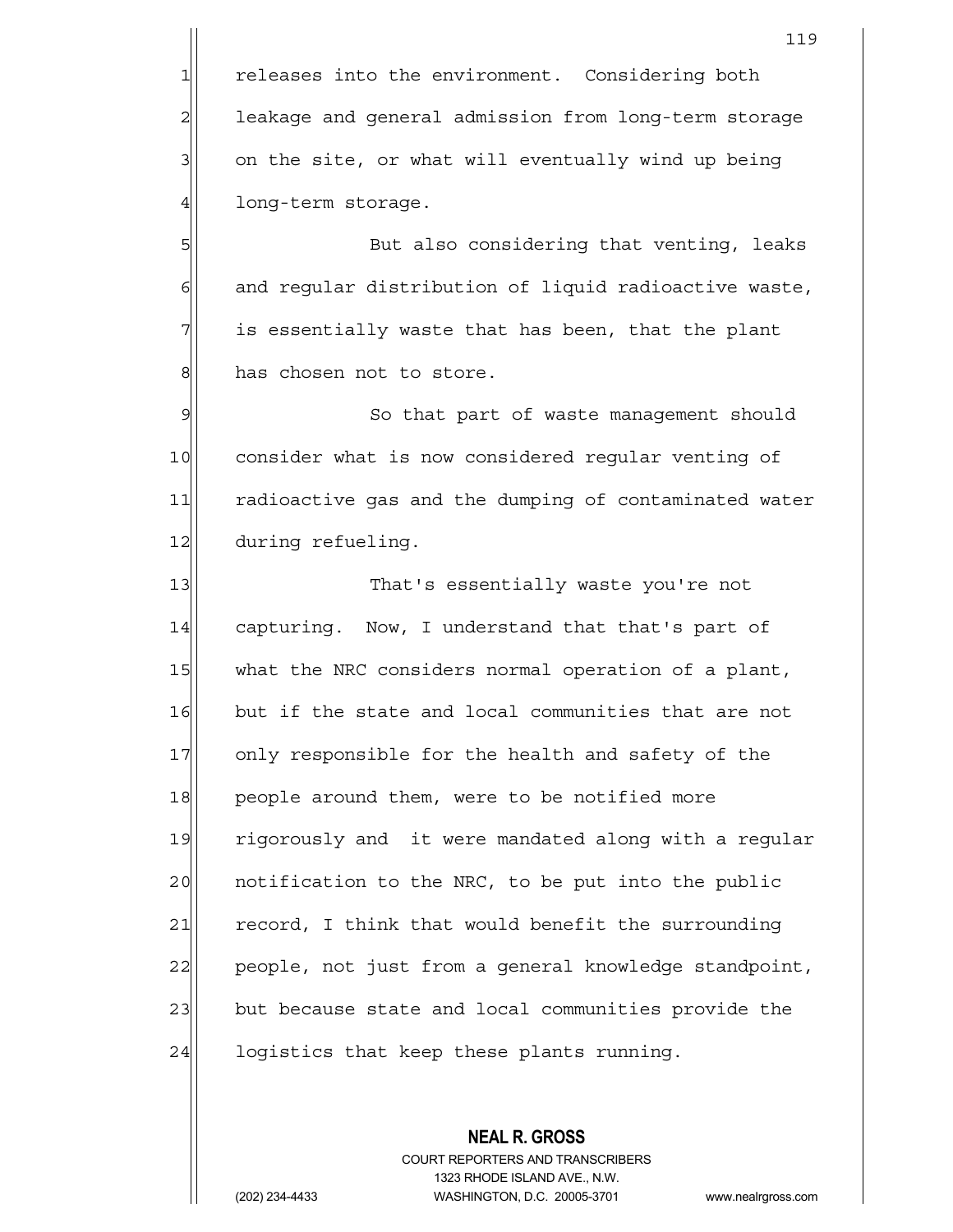releases into the environment. Considering both leakage and general admission from long-term storage on the site, or what will eventually wind up being long-term storage.

But also considering that venting, leaks and regular distribution of liquid radioactive waste, is essentially waste that has been, that the plant has chosen not to store.

So that part of waste management should consider what is now considered regular venting of radioactive gas and the dumping of contaminated water during refueling.

That's essentially waste you're not capturing. Now, I understand that that's part of what the NRC considers normal operation of a plant, but if the state and local communities that are not only responsible for the health and safety of the people around them, were to be notified more rigorously and it were mandated along with a regular notification to the NRC, to be put into the public record, I think that would benefit the surrounding people, not just from a general knowledge standpoint, but because state and local communities provide the logistics that keep these plants running.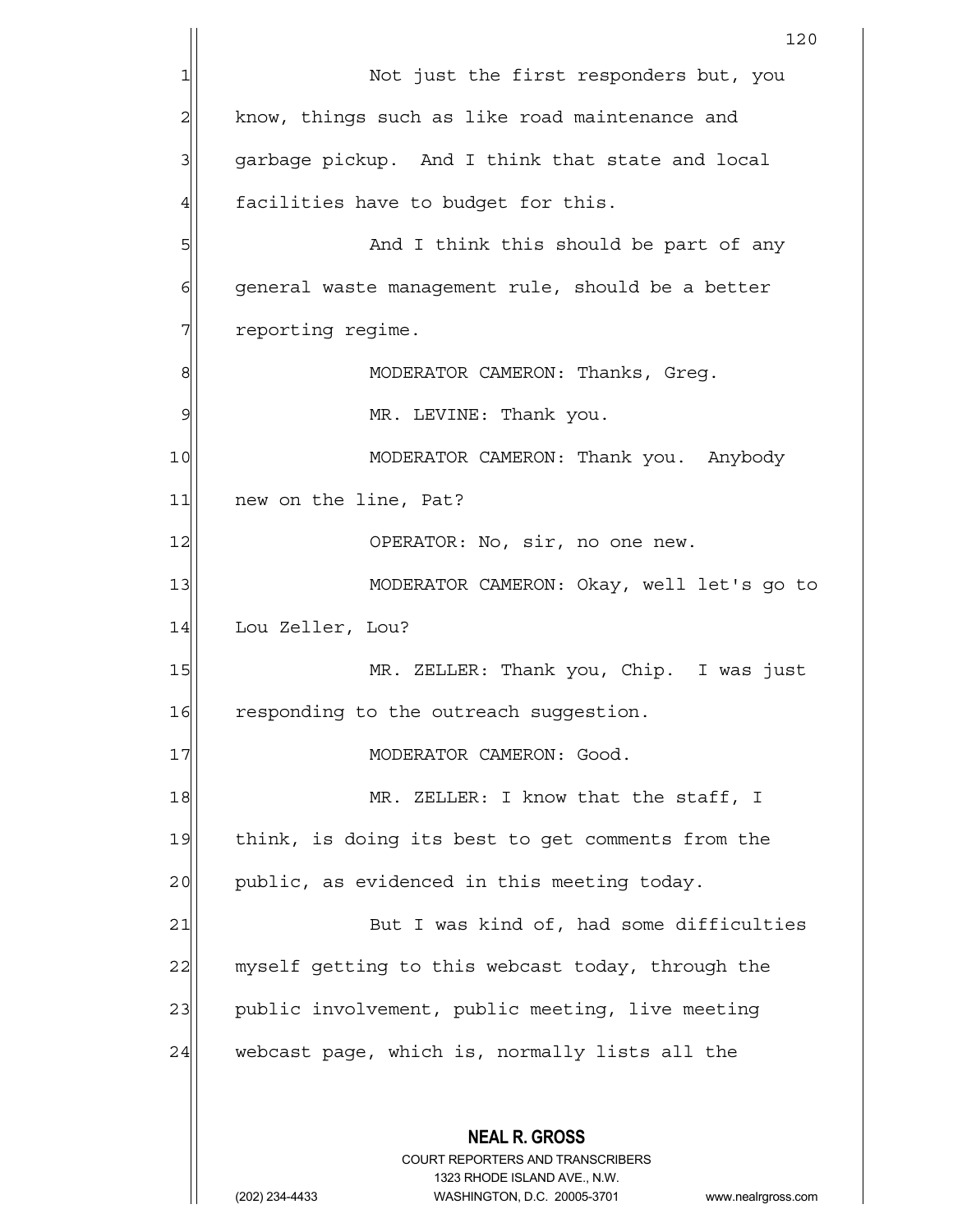Not just the first responders but, you know, things such as like road maintenance and garbage pickup. And I think that state and local facilities have to budget for this.

And I think this should be part of any general waste management rule, should be a better reporting regime.

MODERATOR CAMERON: Thanks, Greg.

MR. LEVINE: Thank you.

MODERATOR CAMERON: Thank you. Anybody new on the line, Pat?

OPERATOR: No, sir, no one new.

MODERATOR CAMERON: Okay, well let's go to Lou Zeller, Lou?

MR. ZELLER: Thank you, Chip. I was just responding to the outreach suggestion.

MODERATOR CAMERON: Good.

MR. ZELLER: I know that the staff, I think, is doing its best to get comments from the public, as evidenced in this meeting today.

But I was kind of, had some difficulties myself getting to this webcast today, through the public involvement, public meeting, live meeting webcast page, which is, normally lists all the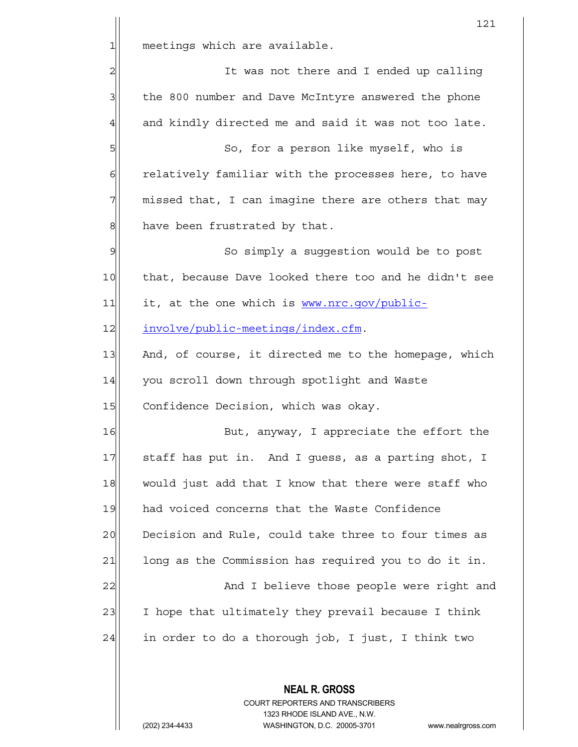meetings which are available.

It was not there and I ended up calling the 800 number and Dave McIntyre answered the phone and kindly directed me and said it was not too late.

So, for a person like myself, who is relatively familiar with the processes here, to have missed that, I can imagine there are others that may have been frustrated by that.

So simply a suggestion would be to post that, because Dave looked there too and he didn't see it, at the one which is www.nrc.gov/public-involve/public-meetings/index.cfm. And, of course, it directed me to the homepage, which you scroll down through spotlight and Waste Confidence Decision, which was okay.

But, anyway, I appreciate the effort the staff has put in. And I guess, as a parting shot, I would just add that I know that there were staff who had voiced concerns that the Waste Confidence Decision and Rule, could take three to four times as long as the Commission has required you to do it in.

And I believe those people were right and I hope that ultimately they prevail because I think in order to do a thorough job, I just, I think two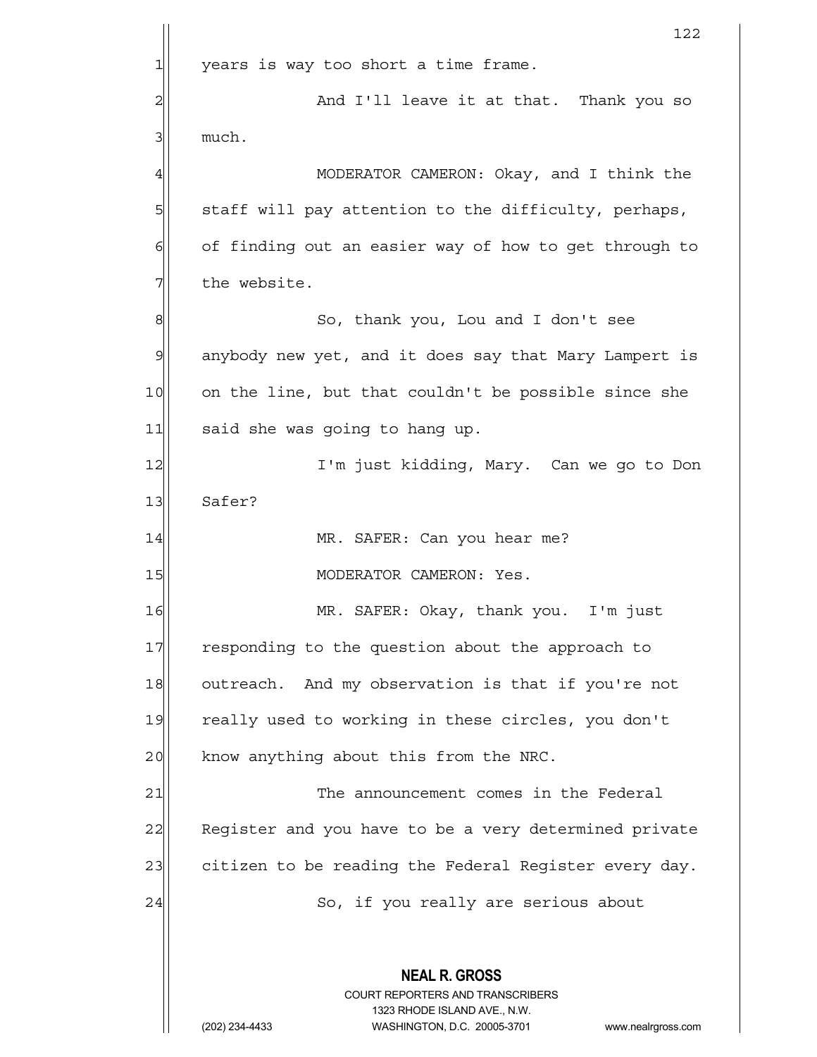years is way too short a time frame.

And I'll leave it at that. Thank you so much.

MODERATOR CAMERON: Okay, and I think the staff will pay attention to the difficulty, perhaps, of finding out an easier way of how to get through to the website.

So, thank you, Lou and I don't see anybody new yet, and it does say that Mary Lampert is on the line, but that couldn't be possible since she said she was going to hang up.

I'm just kidding, Mary. Can we go to Don Safer?

MR. SAFER: Can you hear me?

MODERATOR CAMERON: Yes.

MR. SAFER: Okay, thank you. I'm just responding to the question about the approach to outreach. And my observation is that if you're not really used to working in these circles, you don't know anything about this from the NRC.

The announcement comes in the Federal Register and you have to be a very determined private citizen to be reading the Federal Register every day.

So, if you really are serious about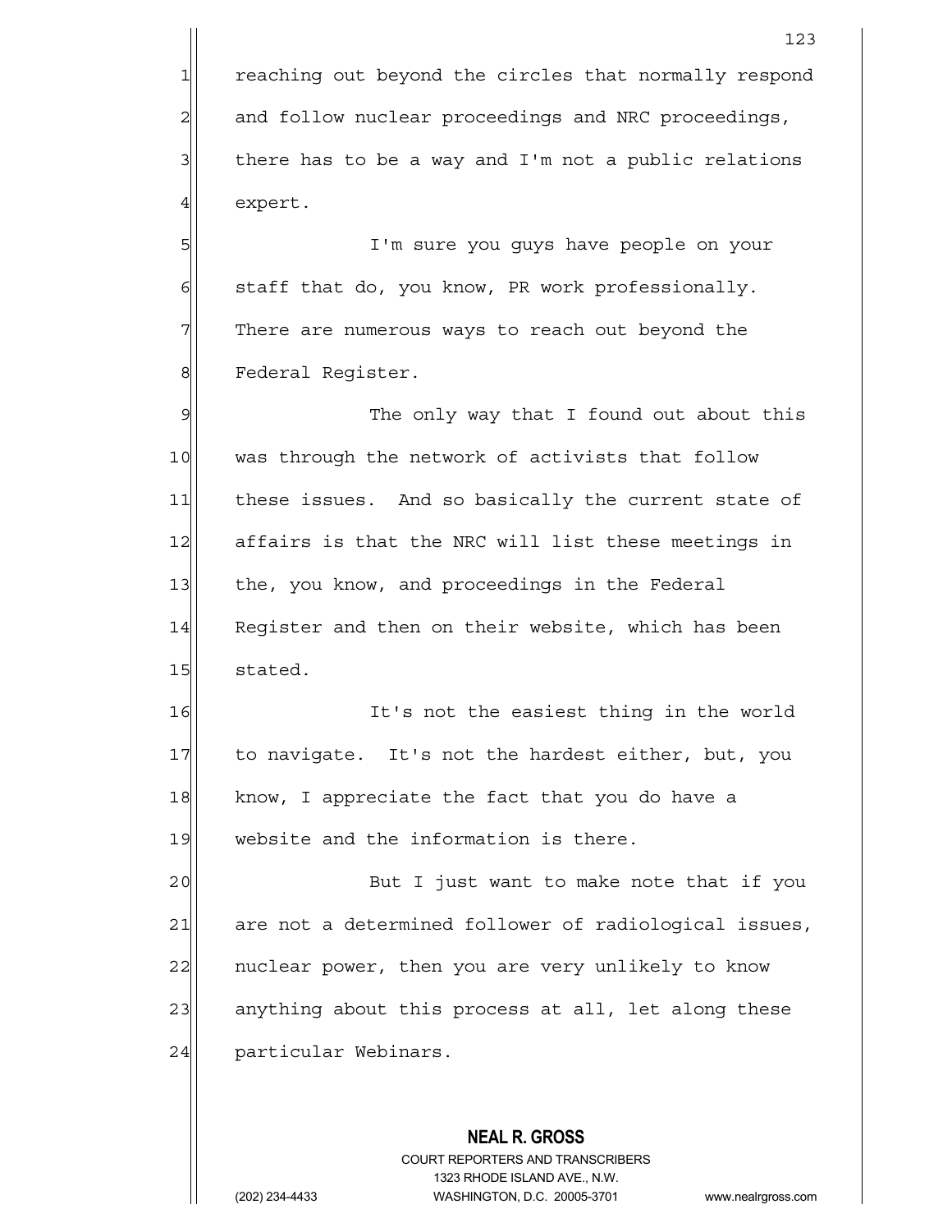reaching out beyond the circles that normally respond and follow nuclear proceedings and NRC proceedings, there has to be a way and I'm not a public relations expert.

I'm sure you guys have people on your staff that do, you know, PR work professionally. There are numerous ways to reach out beyond the Federal Register.

The only way that I found out about this was through the network of activists that follow these issues. And so basically the current state of affairs is that the NRC will list these meetings in the, you know, and proceedings in the Federal Register and then on their website, which has been stated.

It's not the easiest thing in the world to navigate. It's not the hardest either, but, you know, I appreciate the fact that you do have a website and the information is there.

But I just want to make note that if you are not a determined follower of radiological issues, nuclear power, then you are very unlikely to know anything about this process at all, let along these particular Webinars.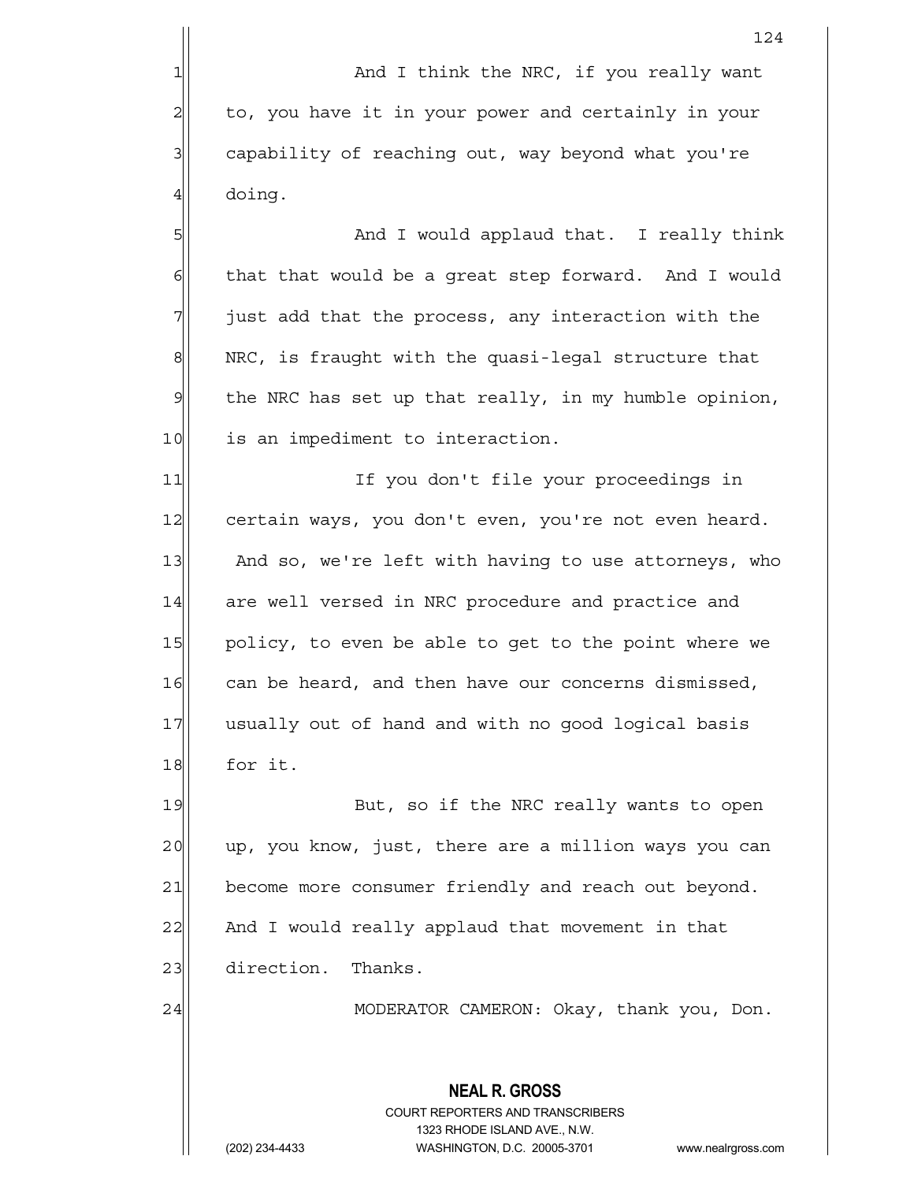And I think the NRC, if you really want to, you have it in your power and certainly in your capability of reaching out, way beyond what you're doing.

And I would applaud that. I really think that that would be a great step forward. And I would just add that the process, any interaction with the NRC, is fraught with the quasi-legal structure that the NRC has set up that really, in my humble opinion, is an impediment to interaction.

If you don't file your proceedings in certain ways, you don't even, you're not even heard. And so, we're left with having to use attorneys, who are well versed in NRC procedure and practice and policy, to even be able to get to the point where we can be heard, and then have our concerns dismissed, usually out of hand and with no good logical basis for it.

But, so if the NRC really wants to open up, you know, just, there are a million ways you can become more consumer friendly and reach out beyond. And I would really applaud that movement in that direction. Thanks.

MODERATOR CAMERON: Okay, thank you, Don.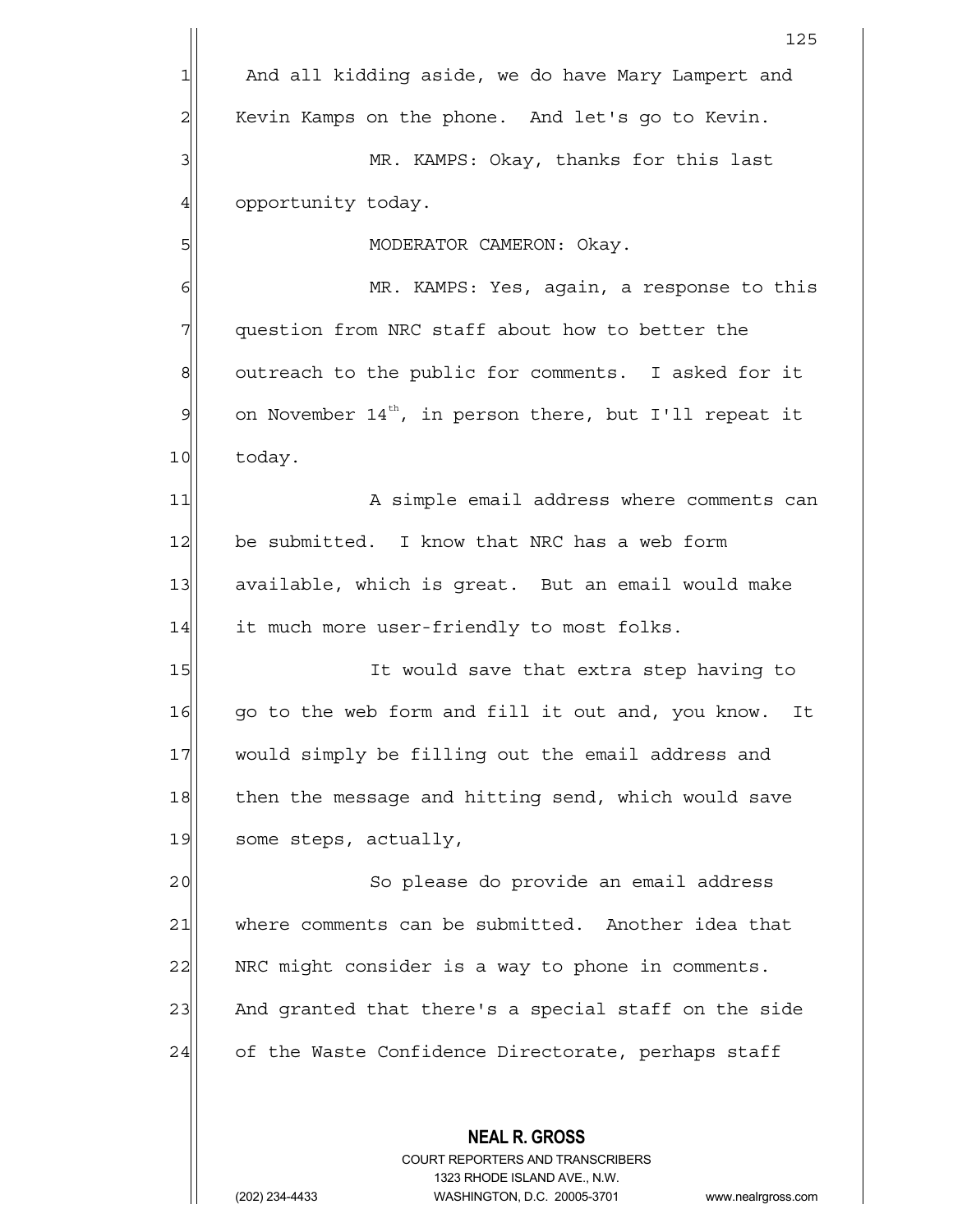And all kidding aside, we do have Mary Lampert and Kevin Kamps on the phone. And let's go to Kevin.

MR. KAMPS: Okay, thanks for this last opportunity today.

MODERATOR CAMERON: Okay.

MR. KAMPS: Yes, again, a response to this question from NRC staff about how to better the outreach to the public for comments. I asked for it on November 14th, in person there, but I'll repeat it today.

A simple email address where comments can be submitted. I know that NRC has a web form available, which is great. But an email would make it much more user-friendly to most folks.

It would save that extra step having to go to the web form and fill it out and, you know. It would simply be filling out the email address and then the message and hitting send, which would save some steps, actually,

So please do provide an email address where comments can be submitted. Another idea that NRC might consider is a way to phone in comments. And granted that there's a special staff on the side of the Waste Confidence Directorate, perhaps staff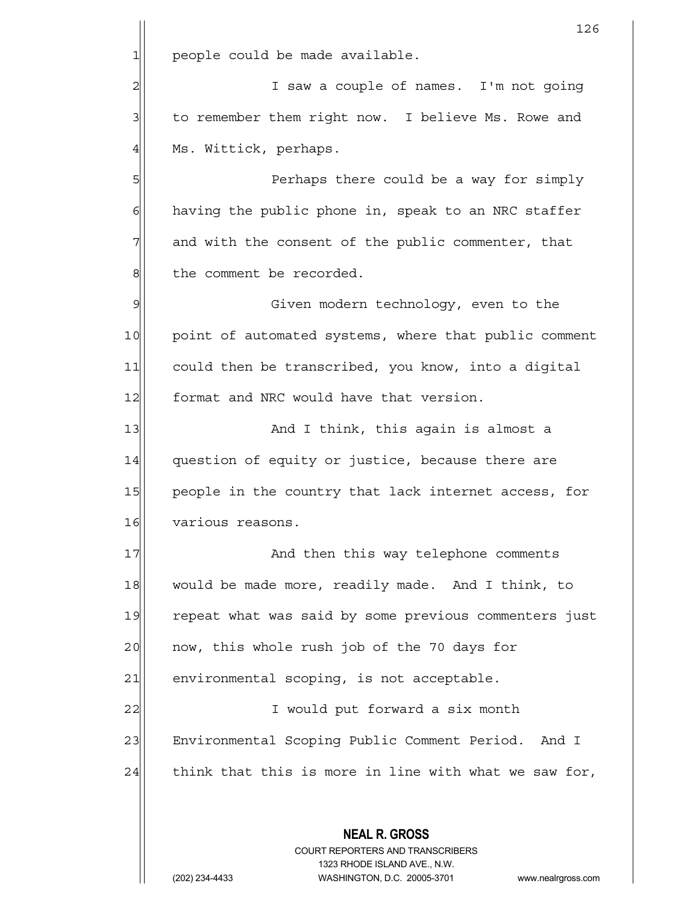people could be made available.

I saw a couple of names. I'm not going to remember them right now. I believe Ms. Rowe and Ms. Wittick, perhaps.

Perhaps there could be a way for simply having the public phone in, speak to an NRC staffer and with the consent of the public commenter, that the comment be recorded.

Given modern technology, even to the point of automated systems, where that public comment could then be transcribed, you know, into a digital format and NRC would have that version.

And I think, this again is almost a question of equity or justice, because there are people in the country that lack internet access, for various reasons.

And then this way telephone comments would be made more, readily made. And I think, to repeat what was said by some previous commenters just now, this whole rush job of the 70 days for environmental scoping, is not acceptable.

I would put forward a six month Environmental Scoping Public Comment Period. And I think that this is more in line with what we saw for,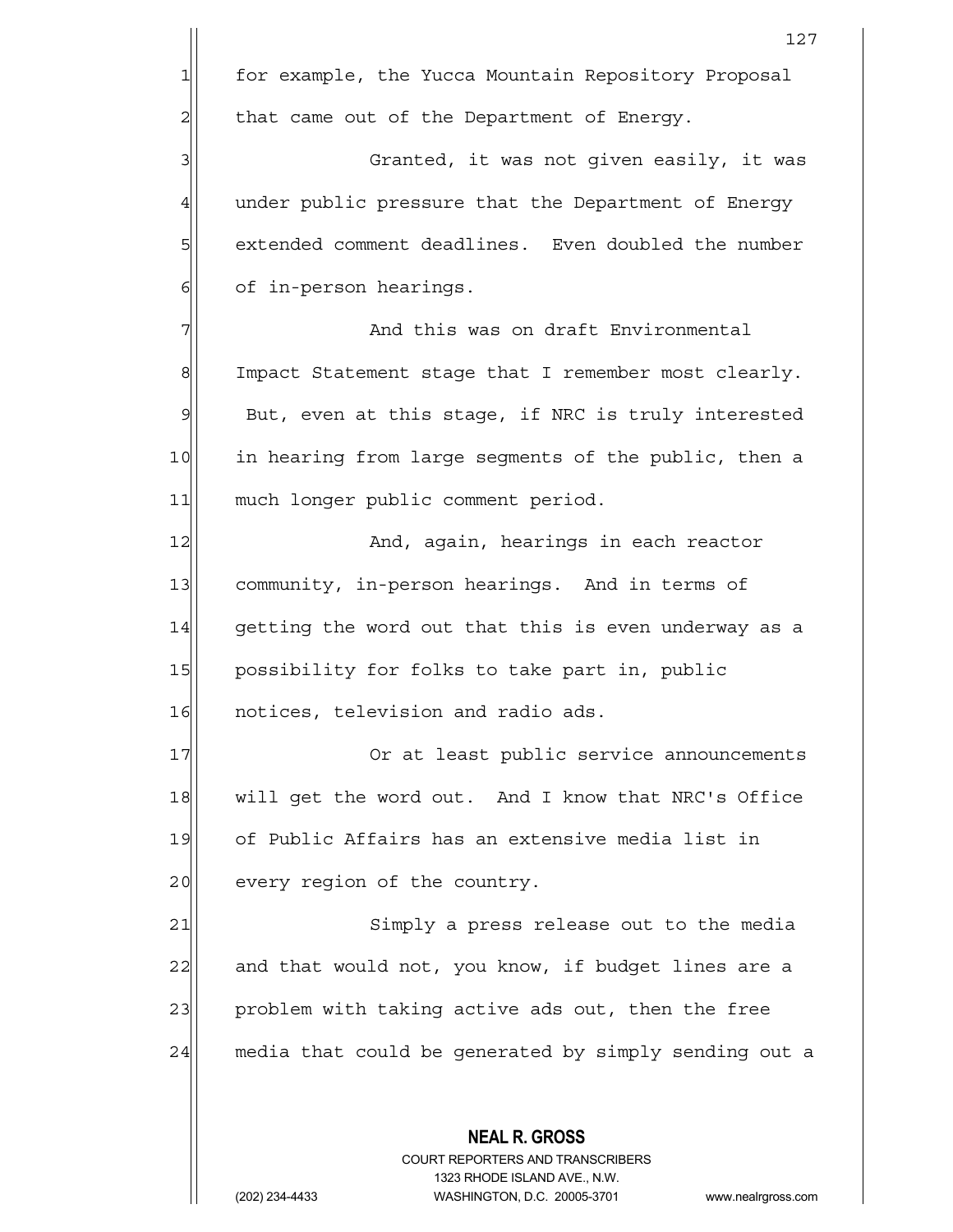for example, the Yucca Mountain Repository Proposal that came out of the Department of Energy.

Granted, it was not given easily, it was under public pressure that the Department of Energy extended comment deadlines. Even doubled the number of in-person hearings.

And this was on draft Environmental Impact Statement stage that I remember most clearly. But, even at this stage, if NRC is truly interested in hearing from large segments of the public, then a much longer public comment period.

And, again, hearings in each reactor community, in-person hearings. And in terms of getting the word out that this is even underway as a possibility for folks to take part in, public notices, television and radio ads.

Or at least public service announcements will get the word out. And I know that NRC's Office of Public Affairs has an extensive media list in every region of the country.

Simply a press release out to the media and that would not, you know, if budget lines are a problem with taking active ads out, then the free media that could be generated by simply sending out a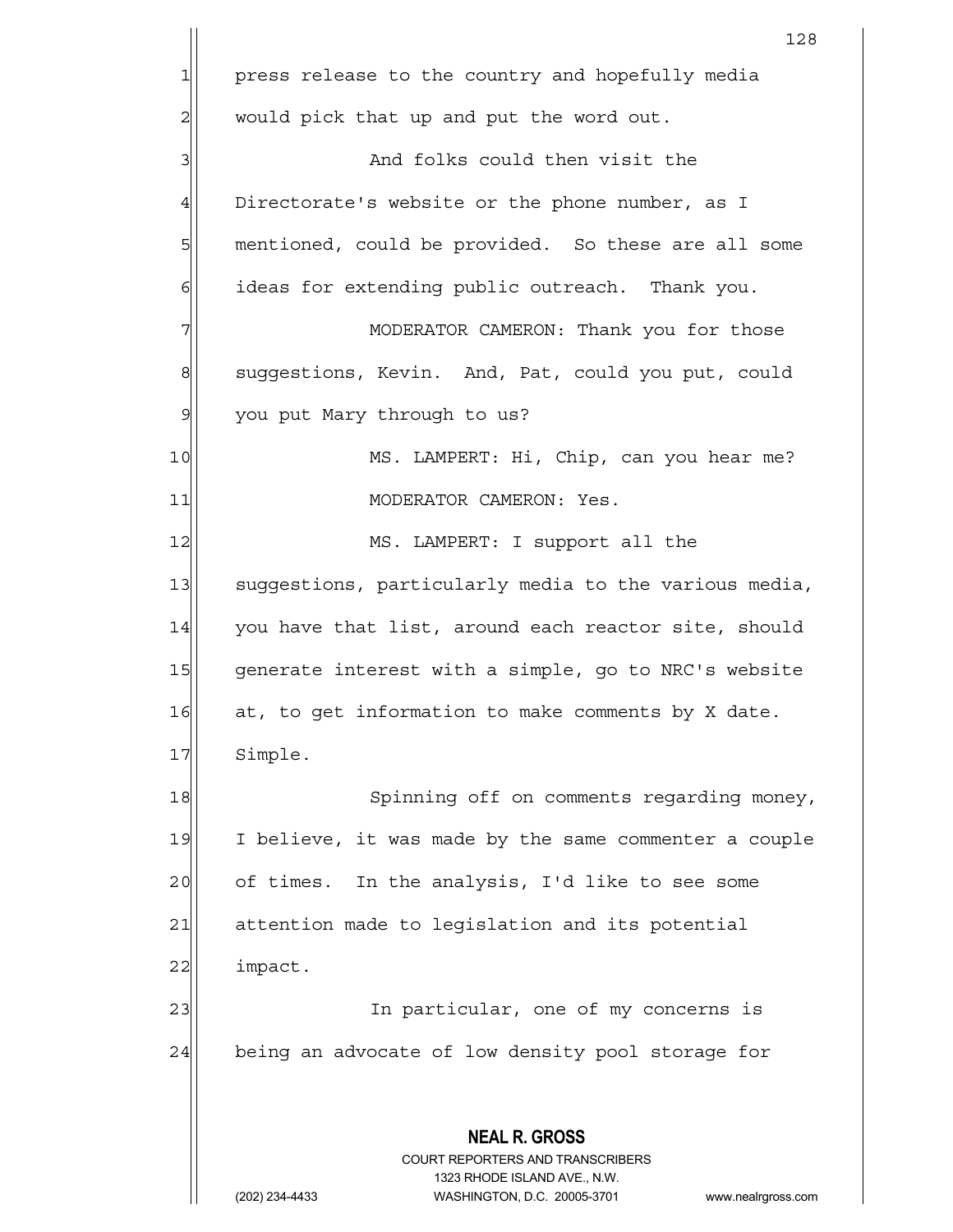press release to the country and hopefully media would pick that up and put the word out.

And folks could then visit the Directorate's website or the phone number, as I mentioned, could be provided. So these are all some ideas for extending public outreach. Thank you.

MODERATOR CAMERON: Thank you for those suggestions, Kevin. And, Pat, could you put, could you put Mary through to us?

MS. LAMPERT: Hi, Chip, can you hear me?

MODERATOR CAMERON: Yes.

MS. LAMPERT: I support all the suggestions, particularly media to the various media, you have that list, around each reactor site, should generate interest with a simple, go to NRC's website at, to get information to make comments by X date. Simple.

Spinning off on comments regarding money, I believe, it was made by the same commenter a couple of times. In the analysis, I'd like to see some attention made to legislation and its potential impact.

In particular, one of my concerns is being an advocate of low density pool storage for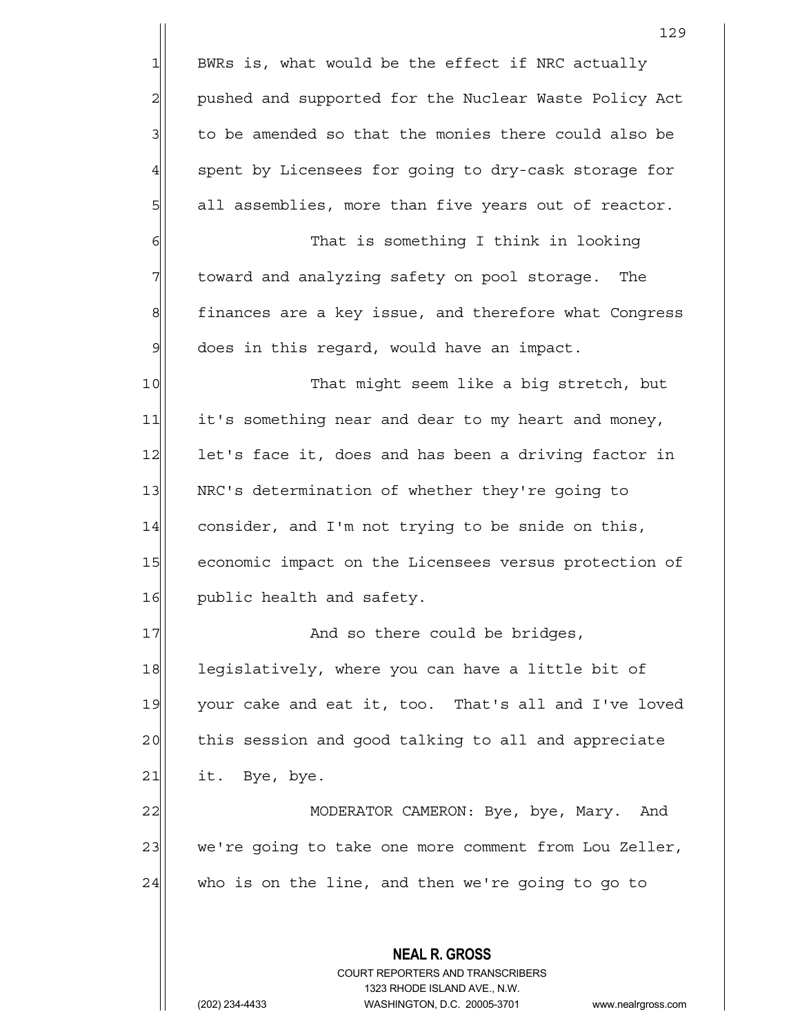BWRs is, what would be the effect if NRC actually pushed and supported for the Nuclear Waste Policy Act to be amended so that the monies there could also be spent by Licensees for going to dry-cask storage for all assemblies, more than five years out of reactor.

That is something I think in looking toward and analyzing safety on pool storage. The finances are a key issue, and therefore what Congress does in this regard, would have an impact.

That might seem like a big stretch, but it's something near and dear to my heart and money, let's face it, does and has been a driving factor in NRC's determination of whether they're going to consider, and I'm not trying to be snide on this, economic impact on the Licensees versus protection of public health and safety.

And so there could be bridges, legislatively, where you can have a little bit of your cake and eat it, too. That's all and I've loved this session and good talking to all and appreciate it. Bye, bye.

MODERATOR CAMERON: Bye, bye, Mary. And we're going to take one more comment from Lou Zeller, who is on the line, and then we're going to go to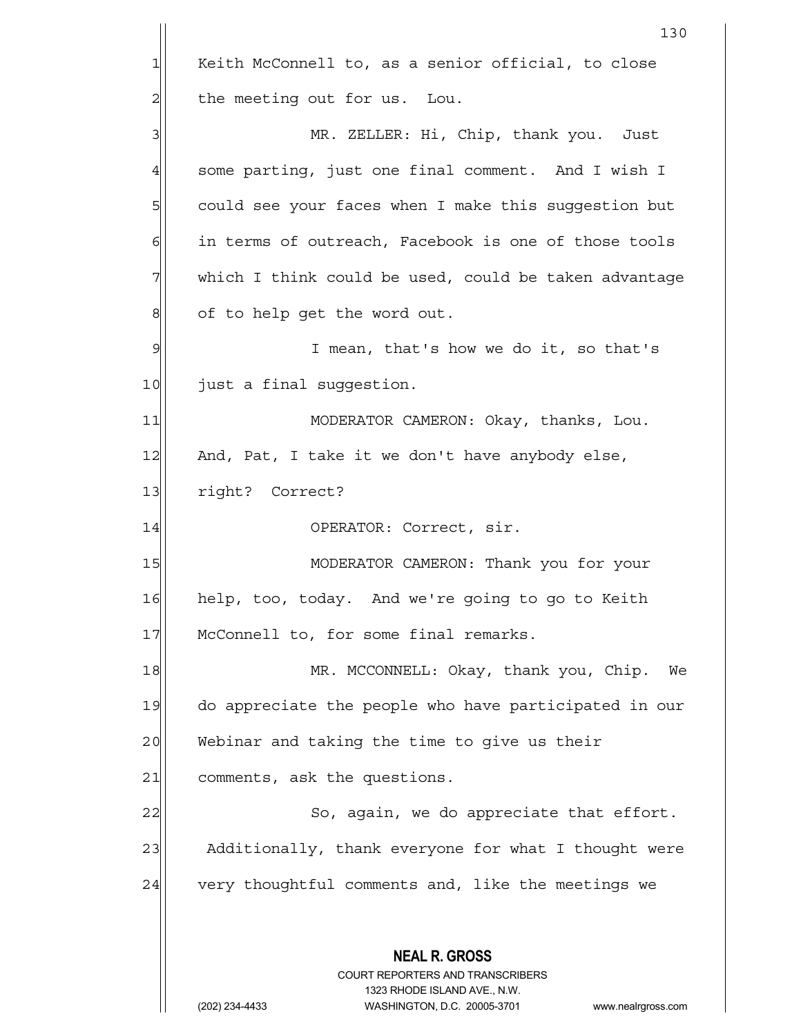Keith McConnell to, as a senior official, to close the meeting out for us. Lou.

MR. ZELLER: Hi, Chip, thank you. Just some parting, just one final comment. And I wish I could see your faces when I make this suggestion but in terms of outreach, Facebook is one of those tools which I think could be used, could be taken advantage of to help get the word out.

I mean, that's how we do it, so that's just a final suggestion.

MODERATOR CAMERON: Okay, thanks, Lou. And, Pat, I take it we don't have anybody else, right? Correct?

OPERATOR: Correct, sir.

MODERATOR CAMERON: Thank you for your help, too, today. And we're going to go to Keith McConnell to, for some final remarks.

MR. MCCONNELL: Okay, thank you, Chip. We do appreciate the people who have participated in our Webinar and taking the time to give us their comments, ask the questions.

So, again, we do appreciate that effort. Additionally, thank everyone for what I thought were very thoughtful comments and, like the meetings we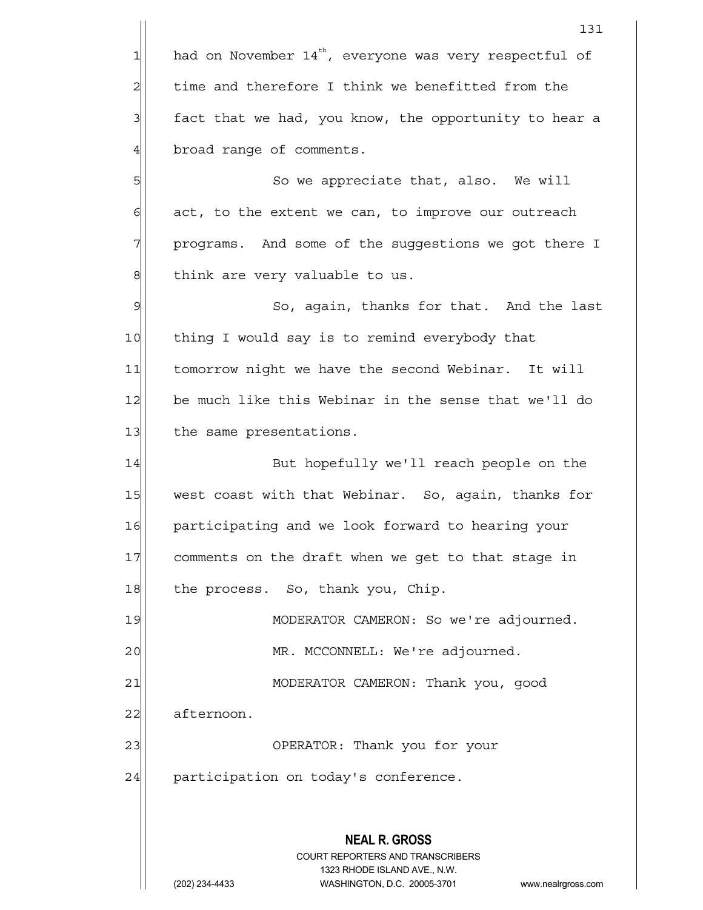had on November 14th, everyone was very respectful of time and therefore I think we benefitted from the fact that we had, you know, the opportunity to hear a broad range of comments.

So we appreciate that, also. We will act, to the extent we can, to improve our outreach programs. And some of the suggestions we got there I think are very valuable to us.

So, again, thanks for that. And the last thing I would say is to remind everybody that tomorrow night we have the second Webinar. It will be much like this Webinar in the sense that we'll do the same presentations.

But hopefully we'll reach people on the west coast with that Webinar. So, again, thanks for participating and we look forward to hearing your comments on the draft when we get to that stage in the process. So, thank you, Chip.

MODERATOR CAMERON: So we're adjourned.

MR. MCCONNELL: We're adjourned.

MODERATOR CAMERON: Thank you, good afternoon.

OPERATOR: Thank you for your participation on today's conference.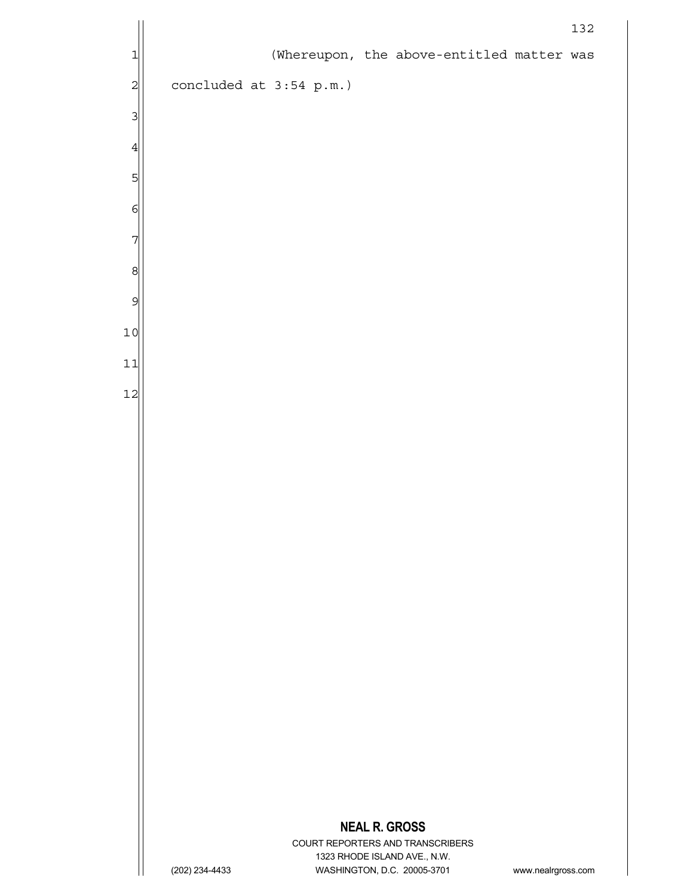(Whereupon, the above-entitled matter was concluded at 3:54 p.m.)